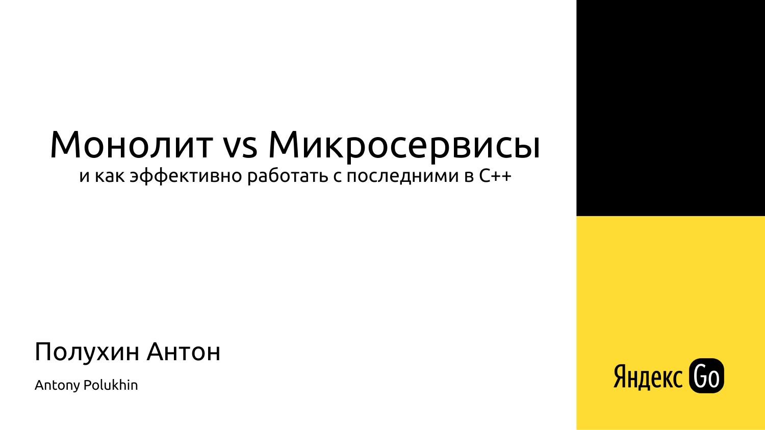# Монолит vs Микросервисы

## и как эффективно работать с последними в C++

Полухин Антон

Antony Polukhin

Яндекс Go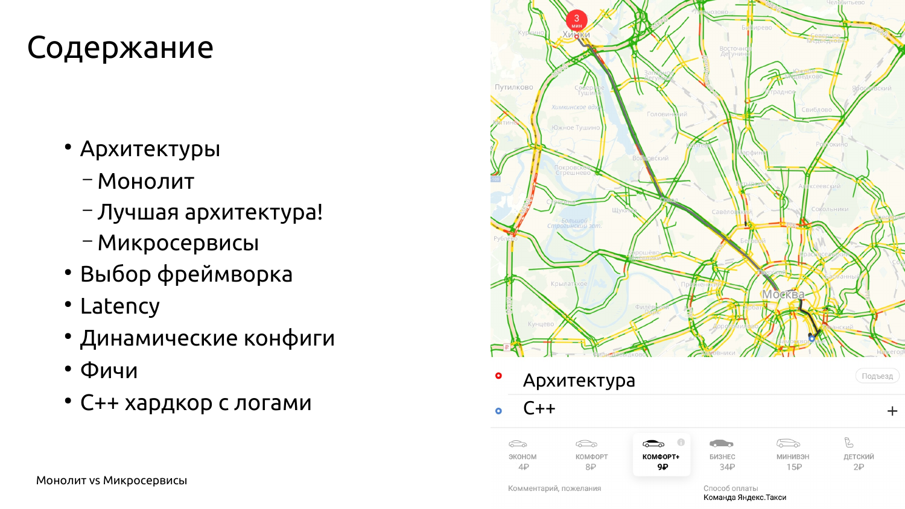# Содержание

- Архитектуры
  - Монолит
  - Лучшая архитектура!
  - Микросервисы
- Выбор фреймворка
- Latency
- Динамические конфиги
- Фичи
- C++ хардкор с логами

Архитектура

C++

Монолит vs Микросервисы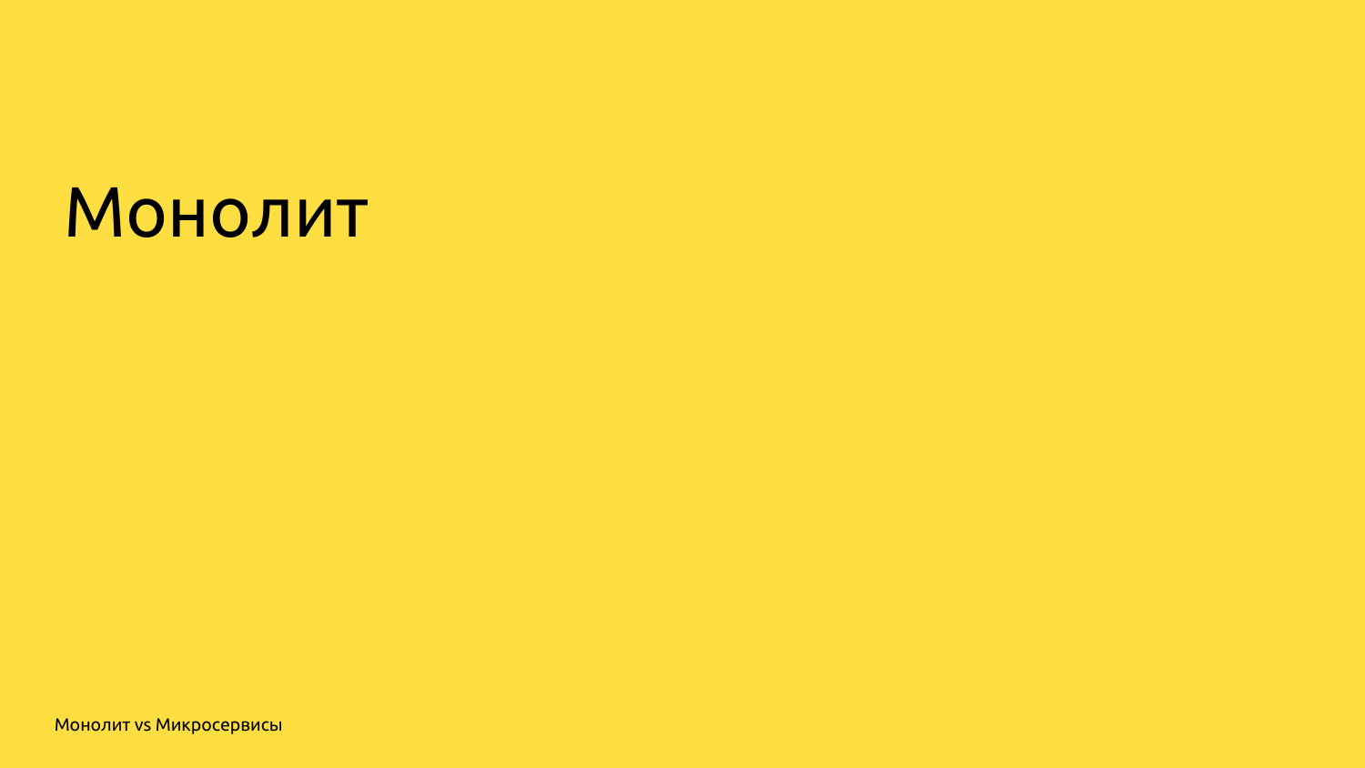# Монолит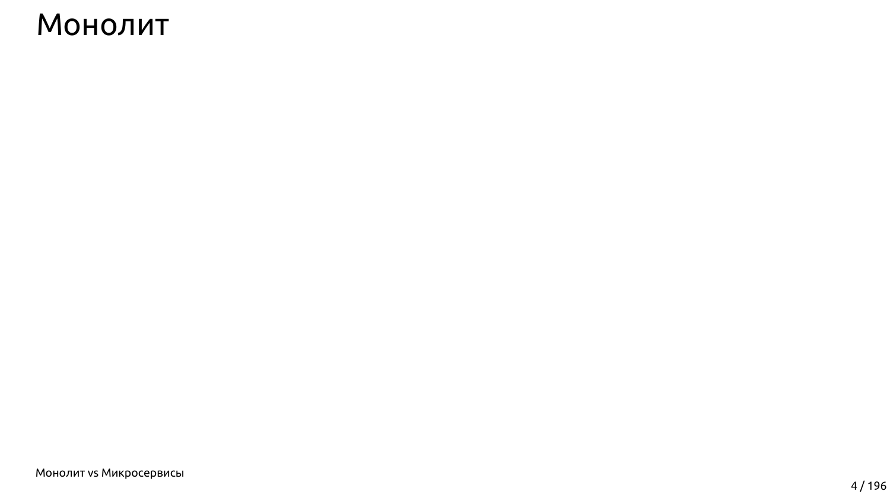# Монолит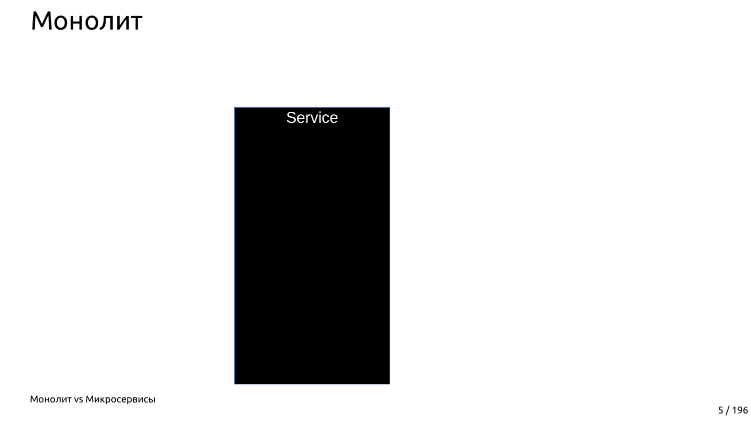# Монолит

Service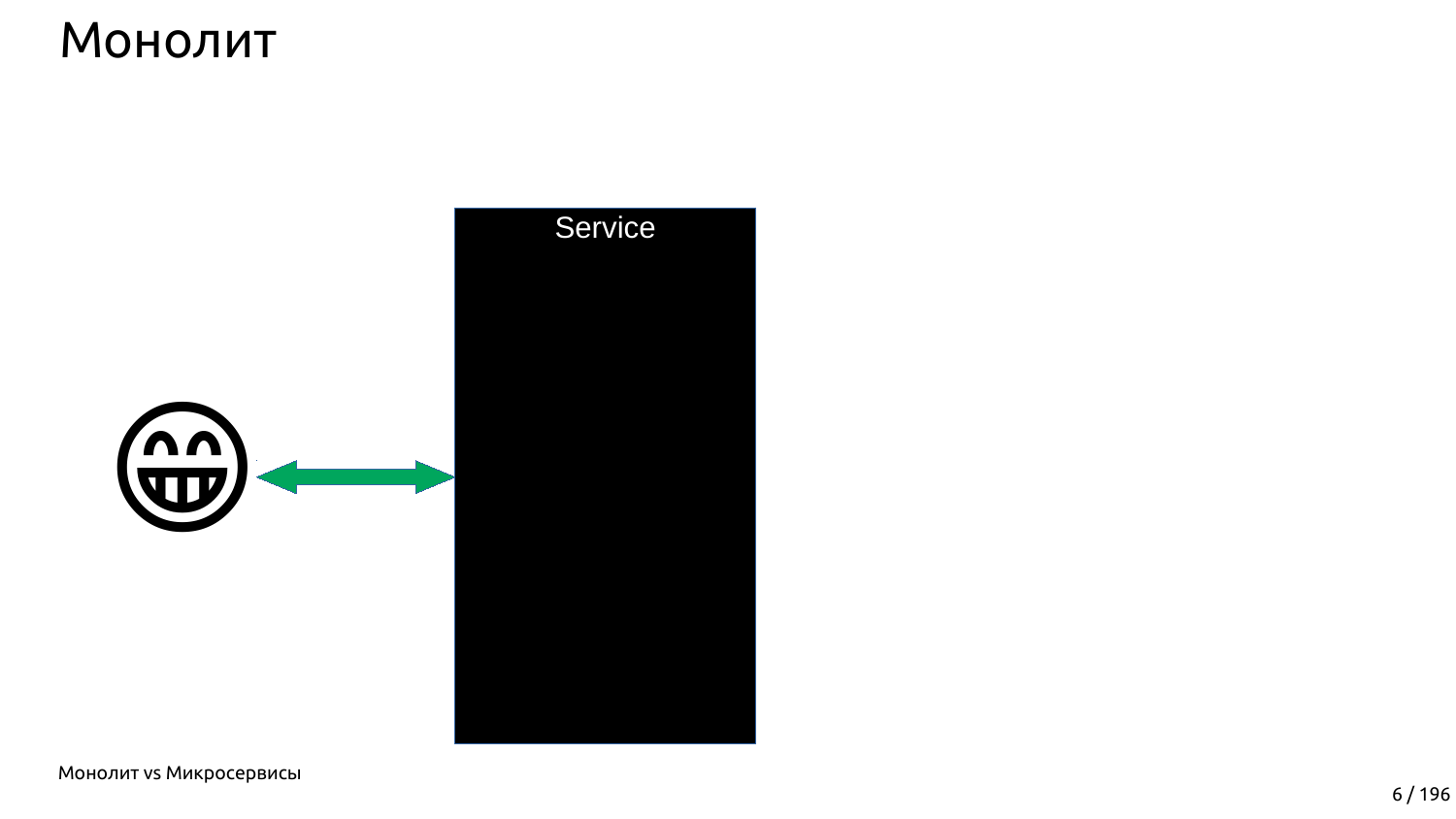# Монолит

Service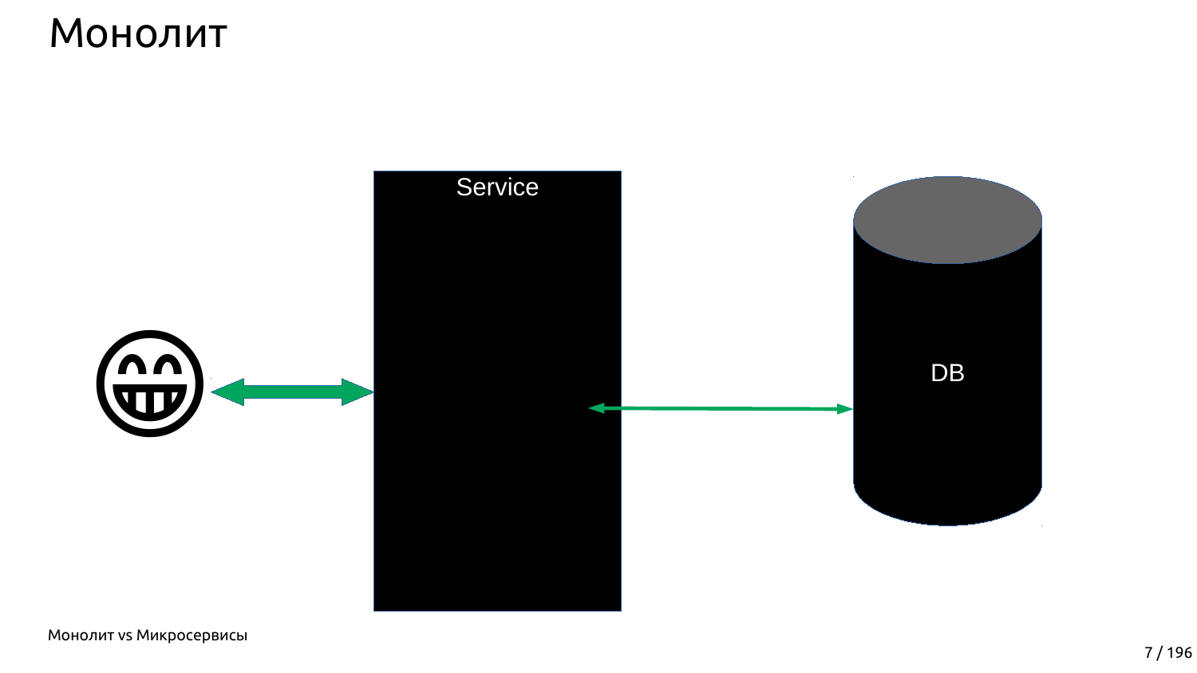# Монолит

Service

DB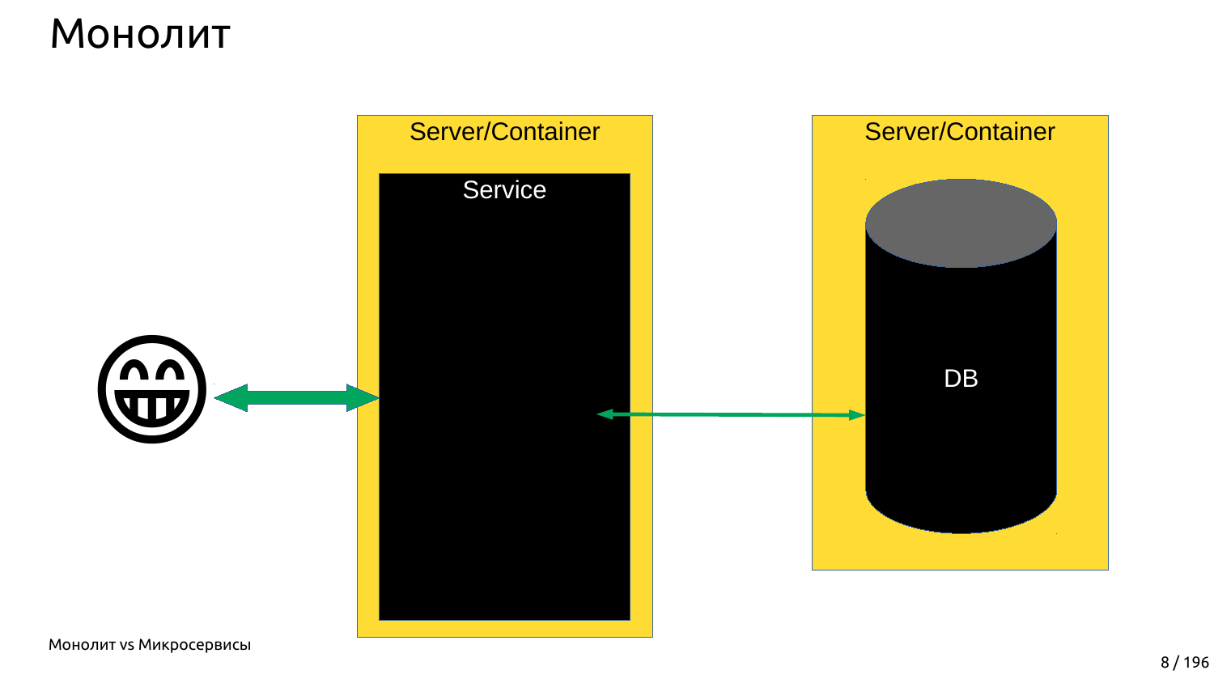# Монолит

Server/Container

Service

Server/Container

DB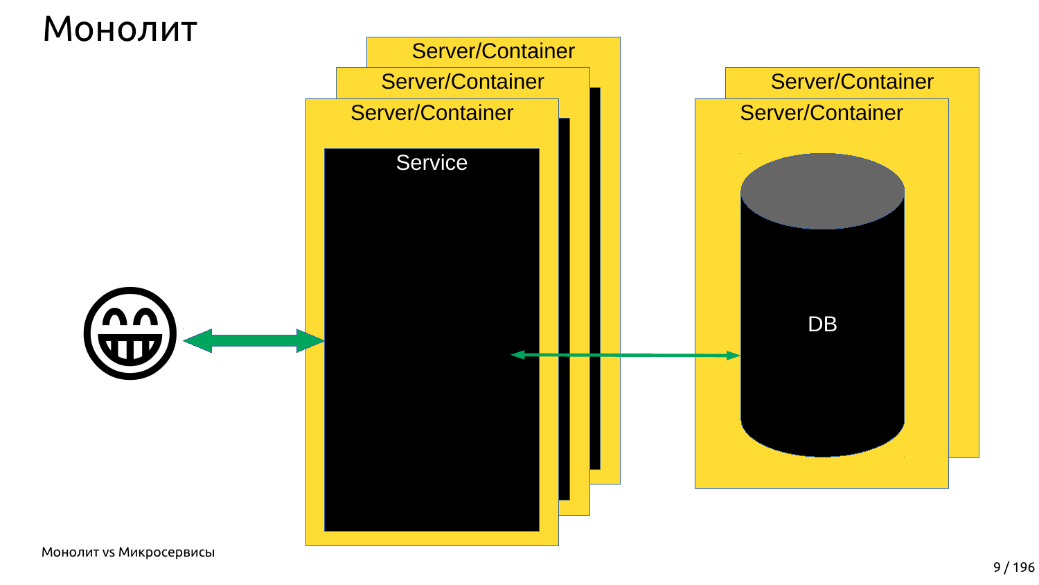# Монолит

Server/Container

Server/Container

Server/Container

Service

Server/Container

Server/Container

DB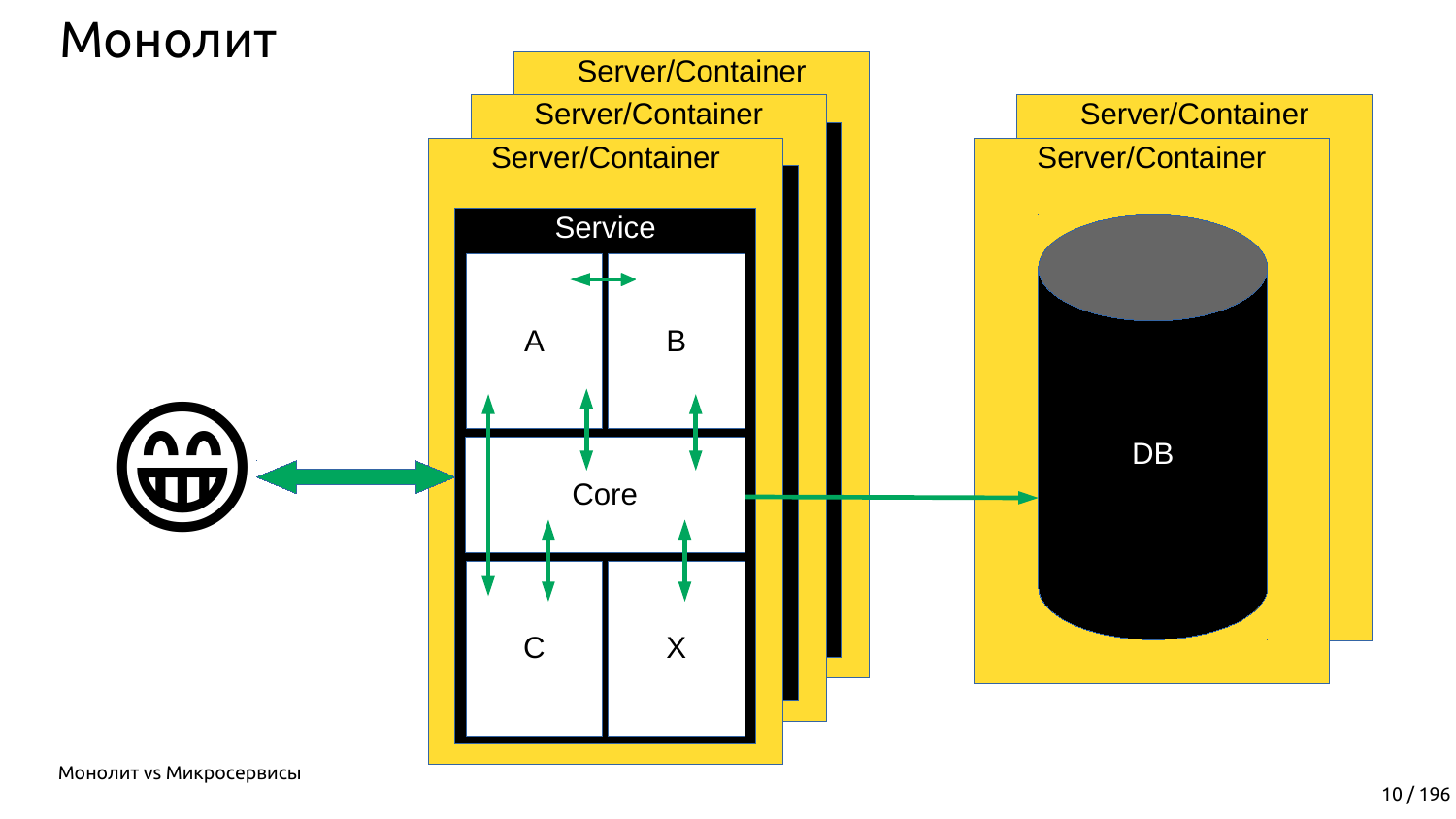# Монолит

Server/Container

Server/Container

Server/Container

Service

A

B

Core

C

X

Server/Container

Server/Container

DB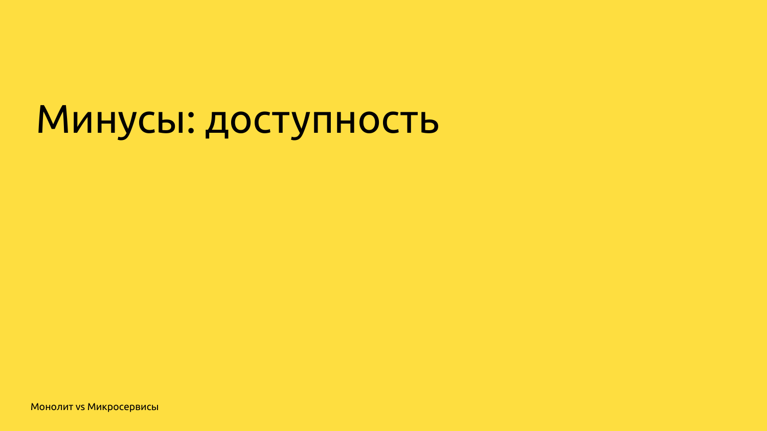# Минусы: доступность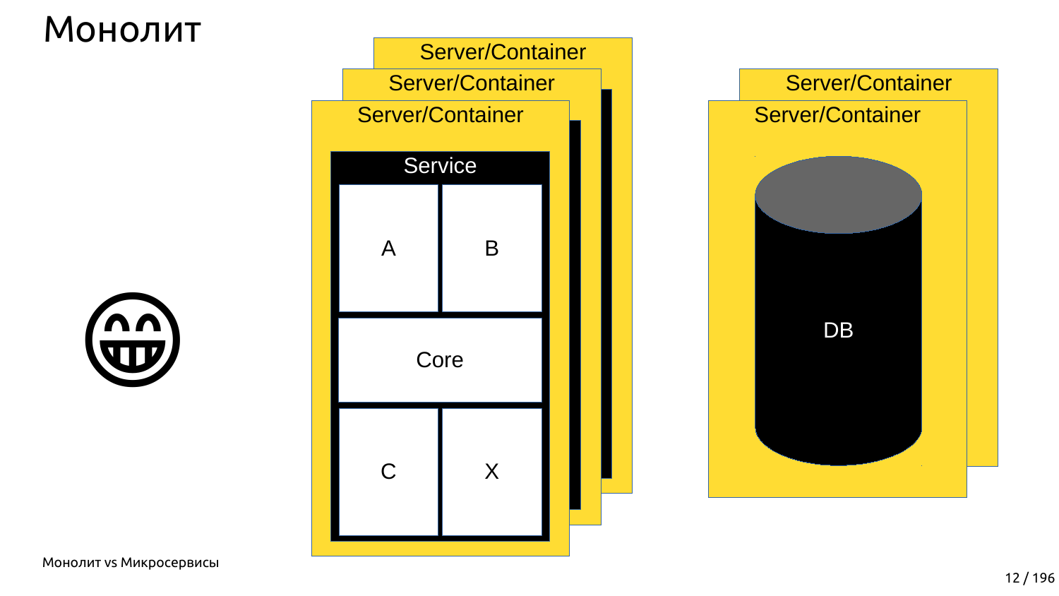# Монолит

Server/Container
Server/Container
Server/Container

Service

| A | B |
| --- | --- |
| Core | |
| C | X |

Server/Container
Server/Container

DB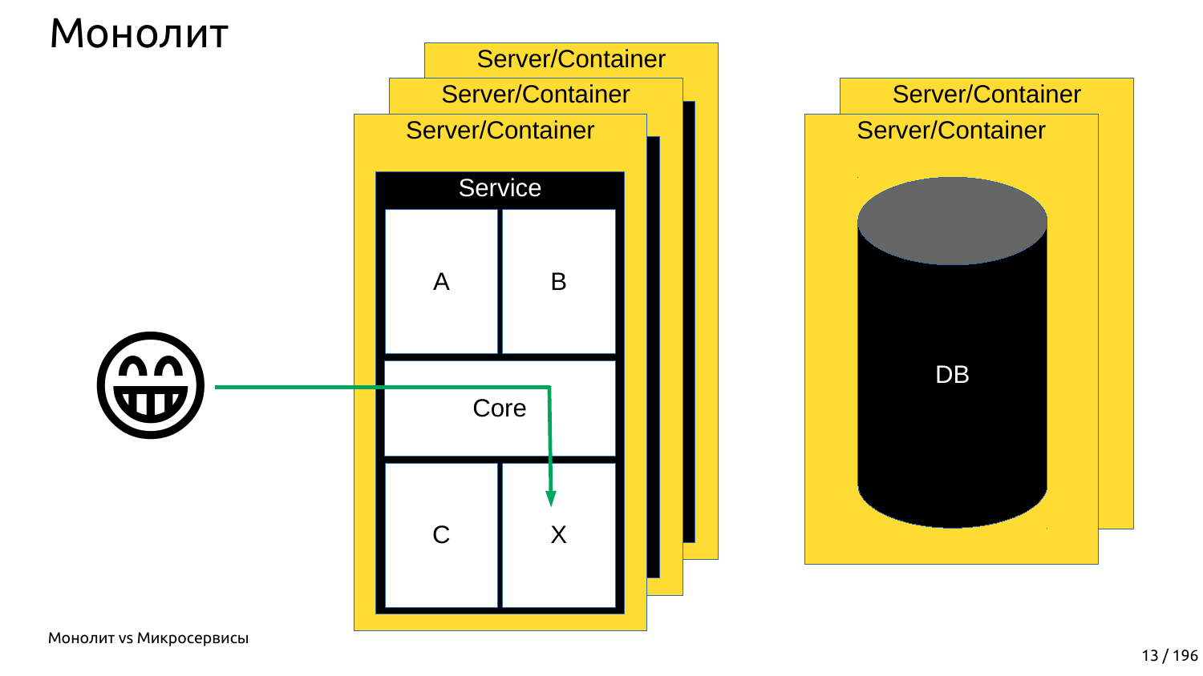# Монолит

Server/Container

Server/Container

Server/Container

Service

A

B

Core

C

X

Server/Container

Server/Container

DB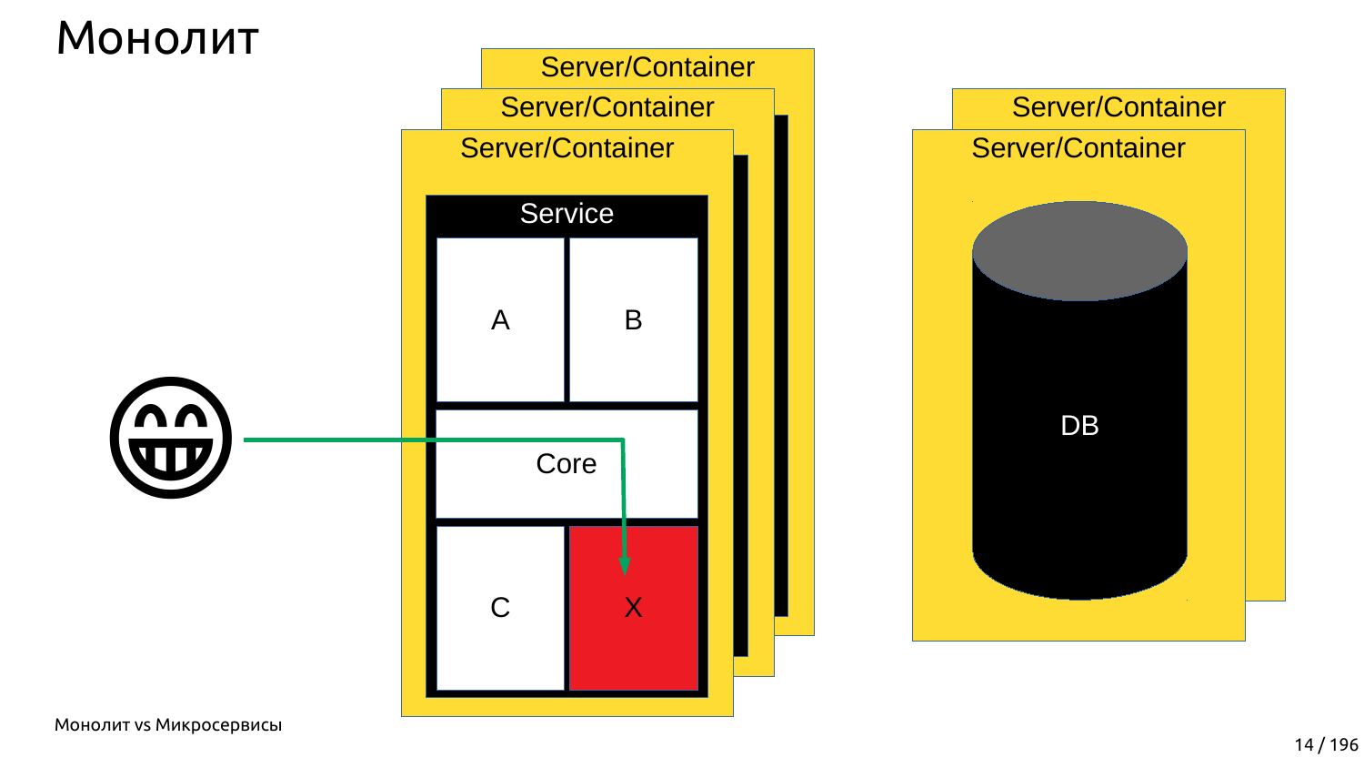# Монолит

Server/Container

Server/Container

Server/Container

Service

A

B

Core

C

X

Server/Container

Server/Container

DB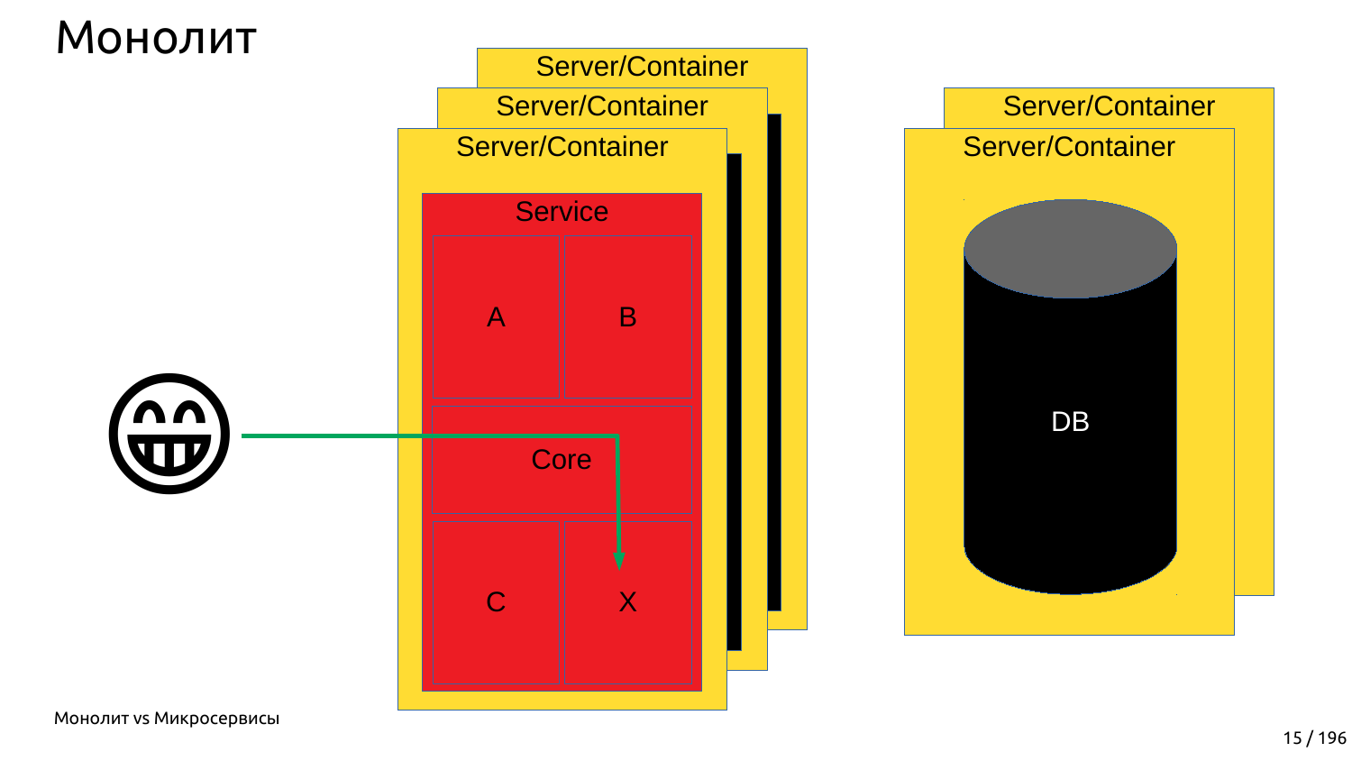# Монолит

Server/Container

Server/Container

Server/Container

Service

A

B

Core

C

X

Server/Container

Server/Container

DB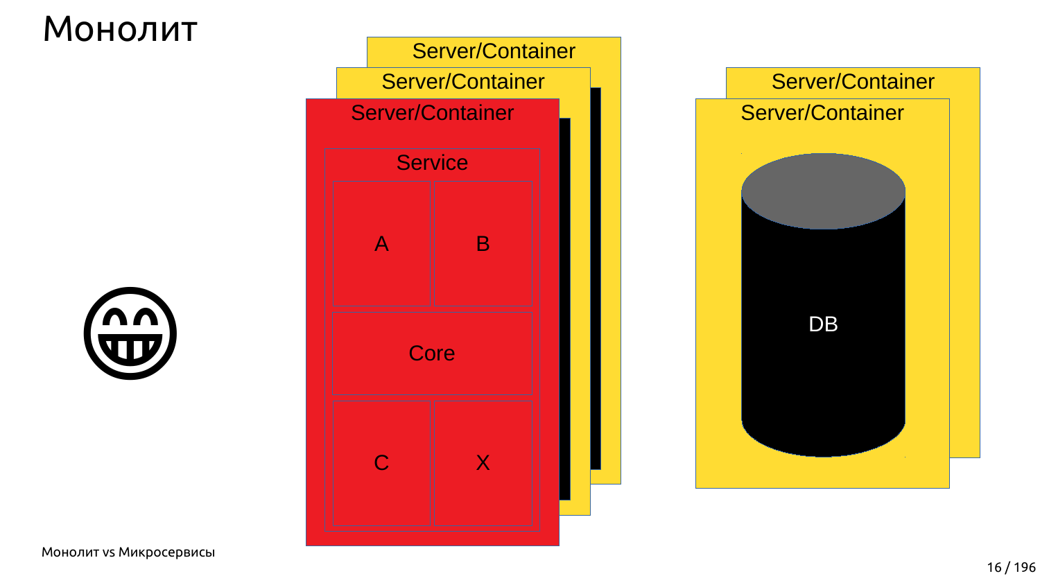# Монолит

Server/Container

Server/Container

Server/Container

Service

A

B

Core

C

X

Server/Container

Server/Container

DB

😁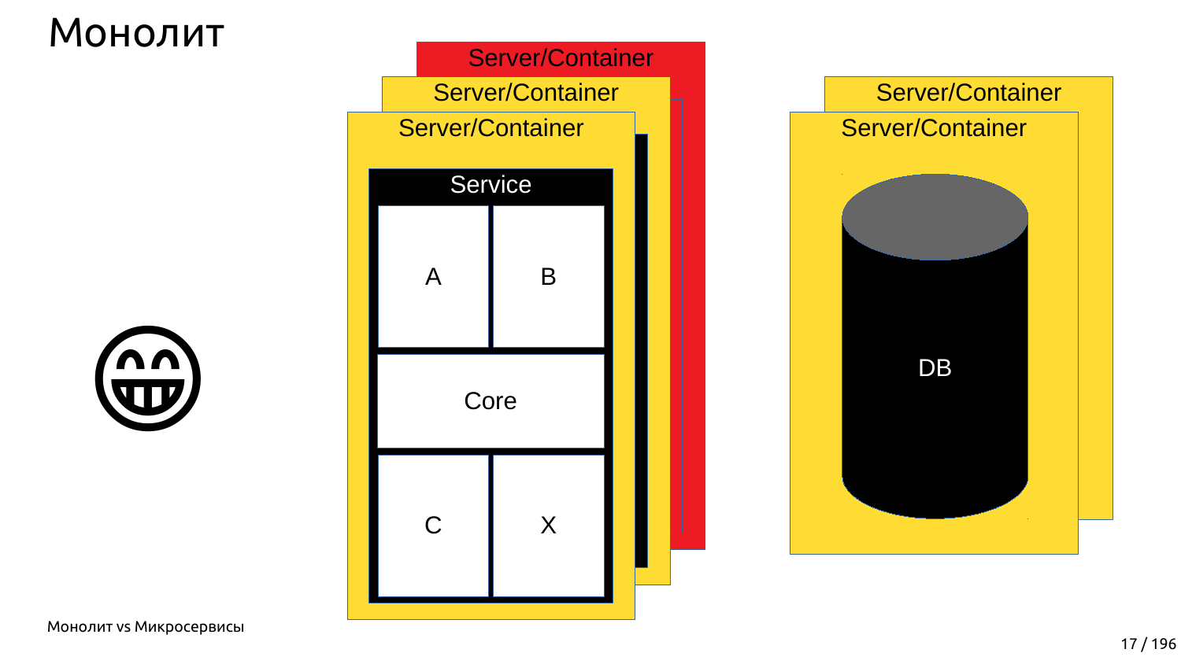# Монолит

Server/Container

Server/Container

Server/Container

Service

A

B

Core

C

X

Server/Container

Server/Container

DB

😁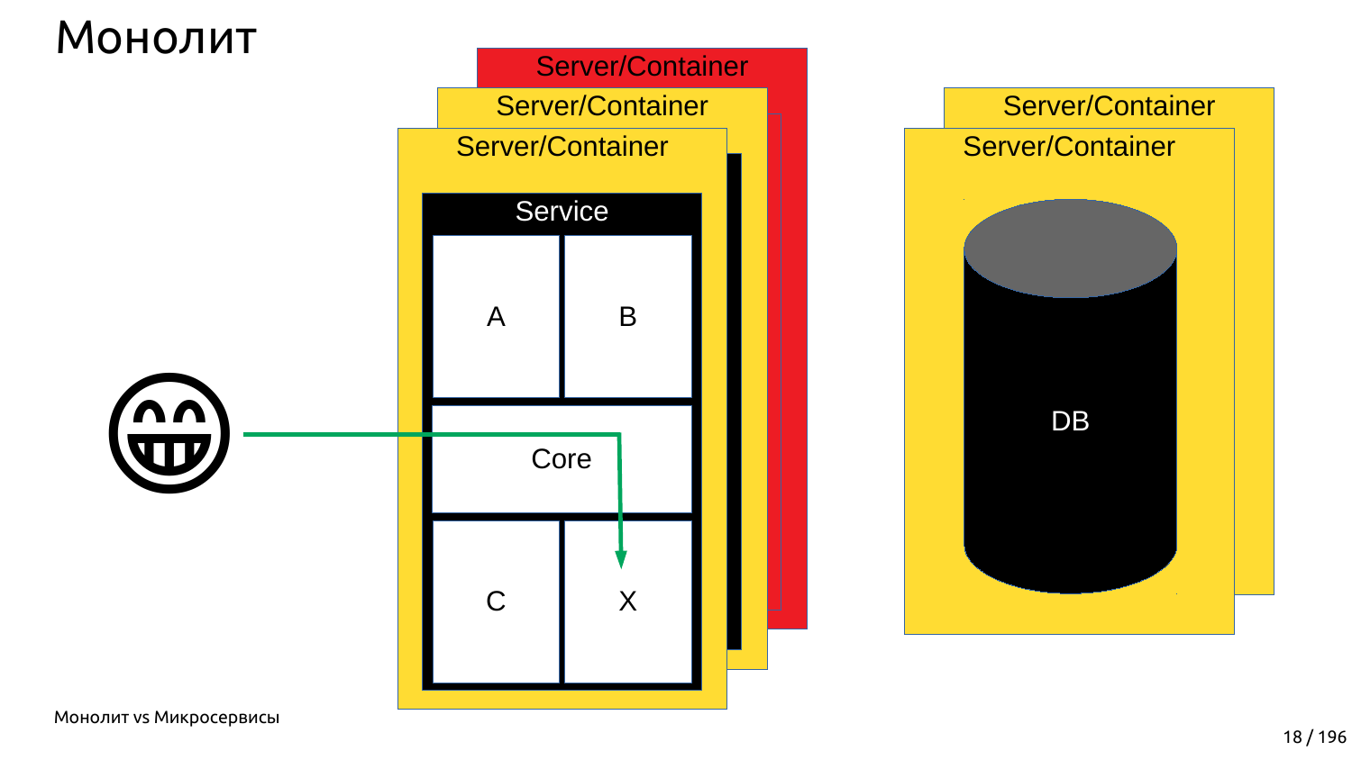# Монолит

Server/Container

Server/Container

Server/Container

Service

A

B

Core

C

X

Server/Container

Server/Container

DB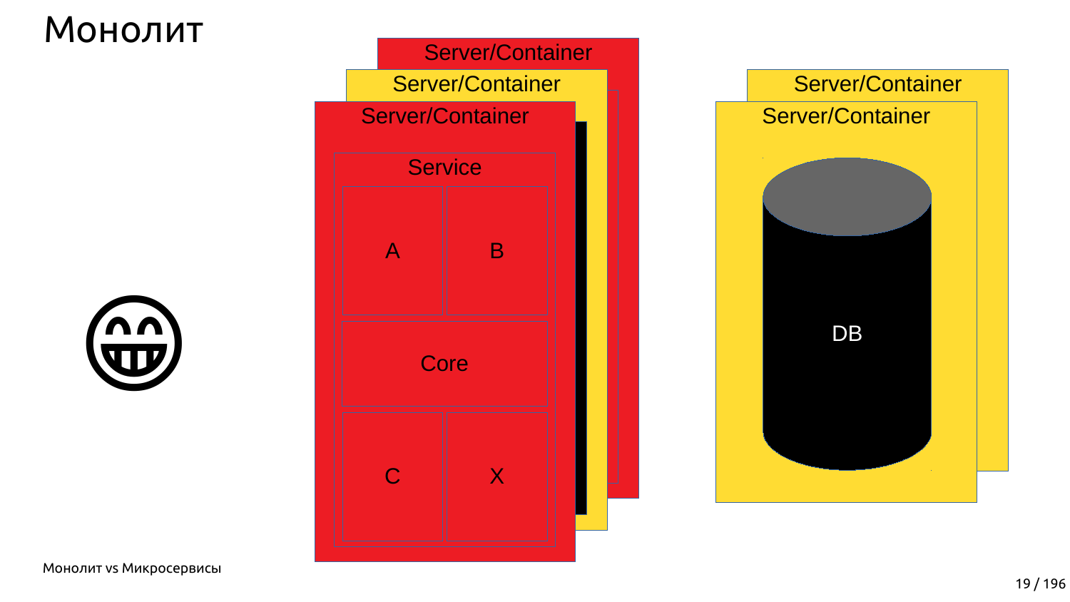# Монолит

Server/Container

Server/Container

Server/Container

Service

A

B

Core

C

X

Server/Container

Server/Container

DB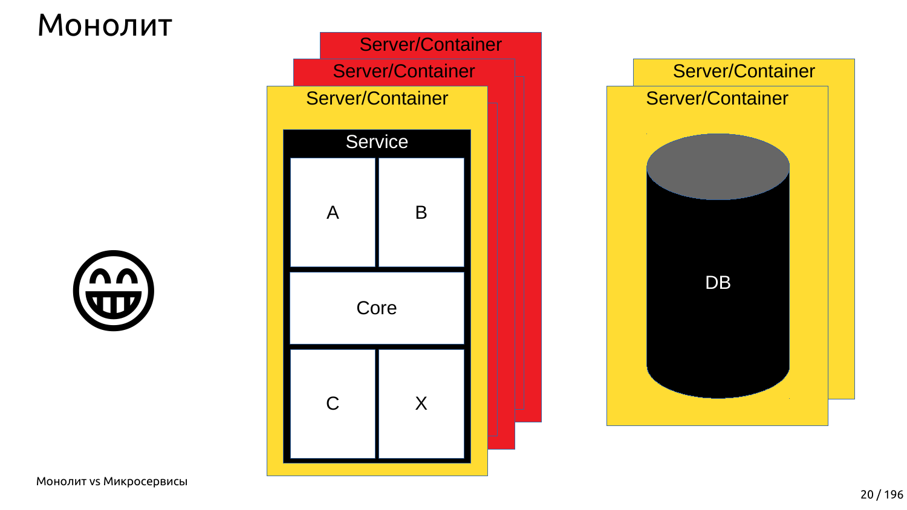# Монолит

Server/Container

Server/Container

Server/Container

Service

A

B

Core

C

X

Server/Container

Server/Container

DB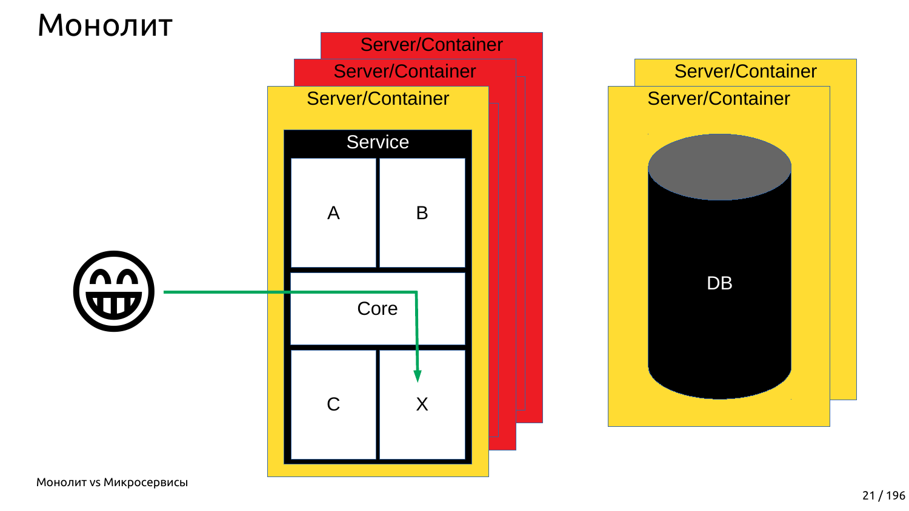# Монолит

Server/Container

Server/Container

Server/Container

Service

A

B

Core

C

X

Server/Container

Server/Container

DB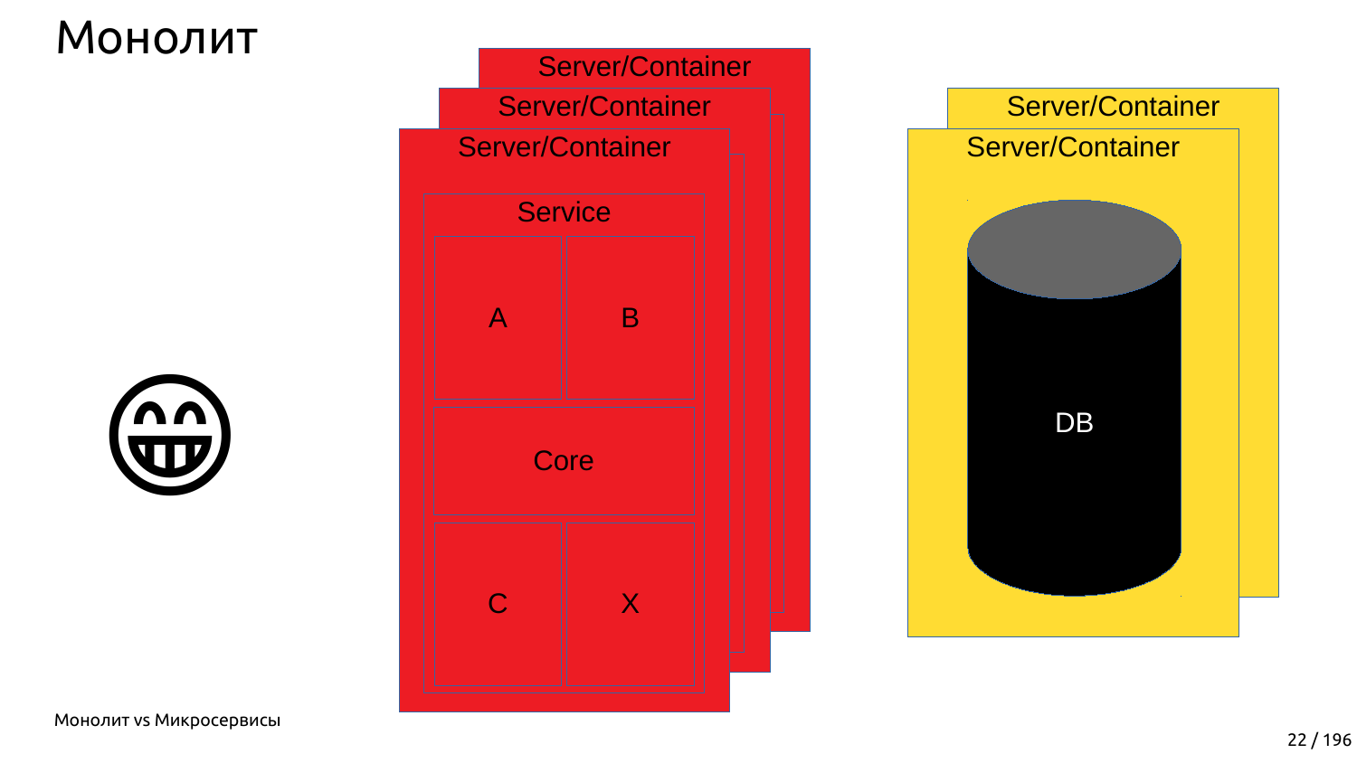# Монолит

Server/Container

Server/Container

Server/Container

Service

A

B

Core

C

X

Server/Container

Server/Container

DB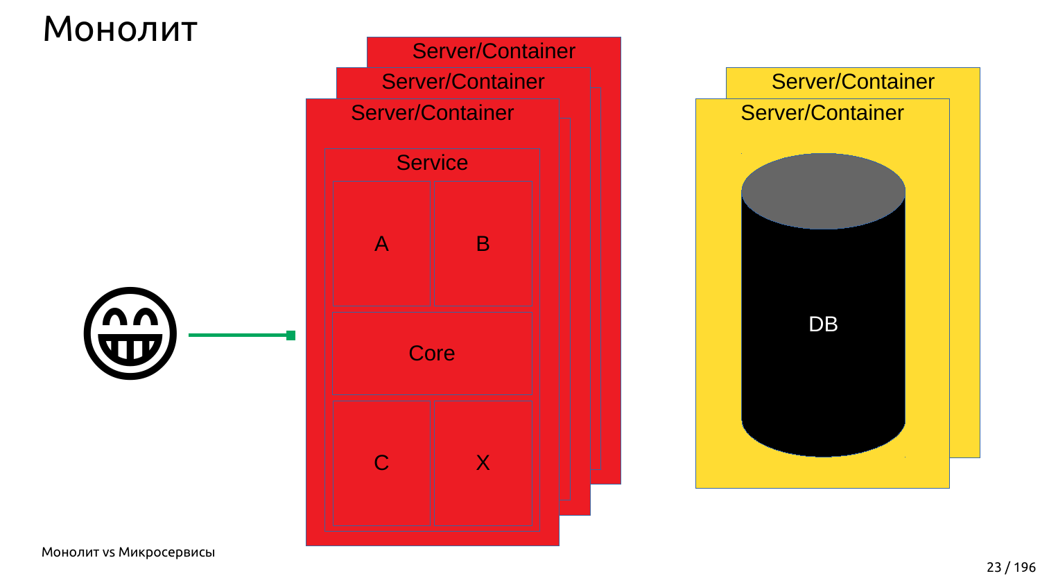# Монолит

Server/Container

Server/Container

Server/Container

Service

A

B

Core

C

X

Server/Container

Server/Container

DB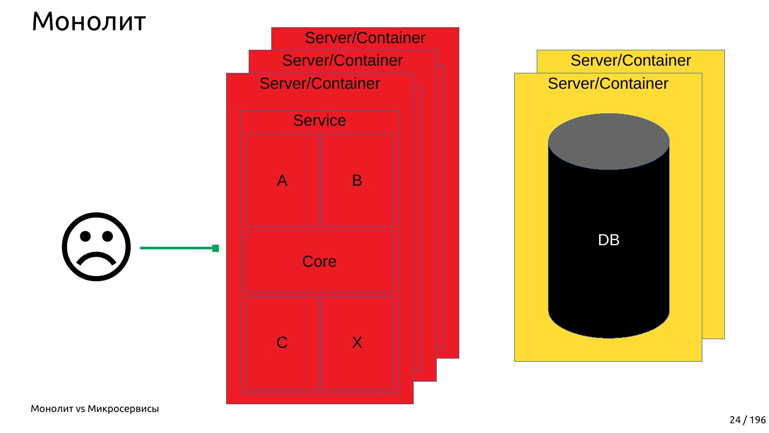# Монолит

Server/Container

Server/Container

Server/Container

Service

A

B

Core

C

X

Server/Container

Server/Container

DB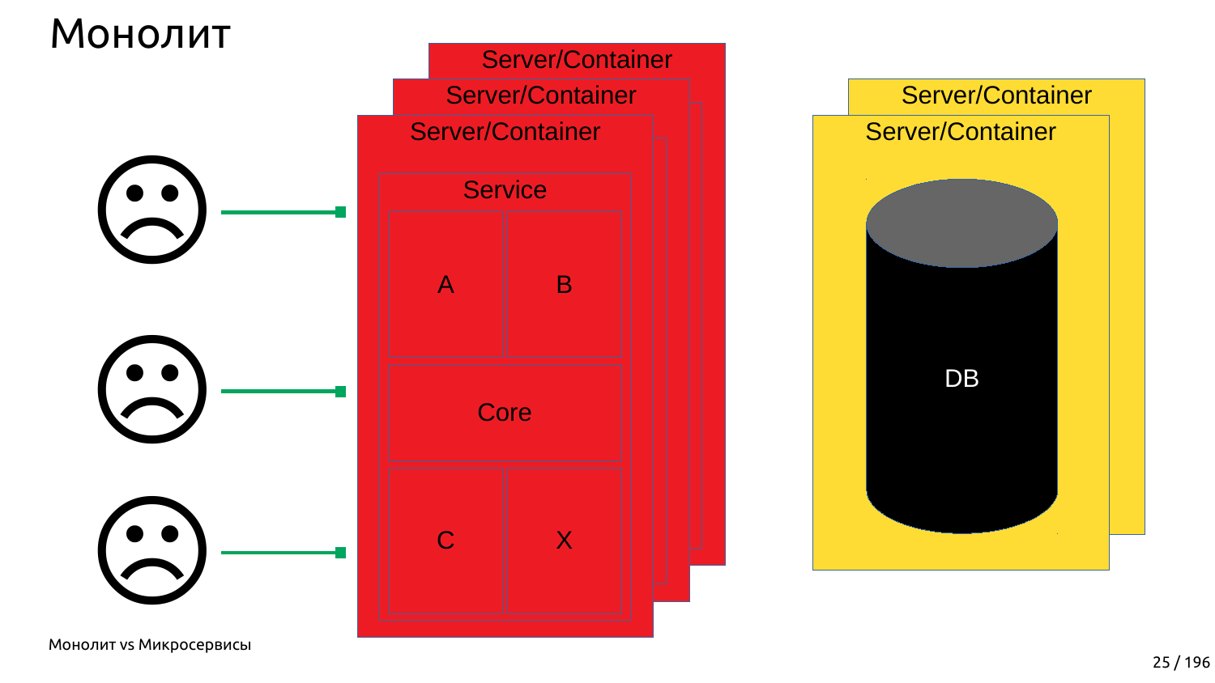# Монолит

Server/Container

Server/Container

Server/Container

Service

A

B

Core

C

X

Server/Container

Server/Container

DB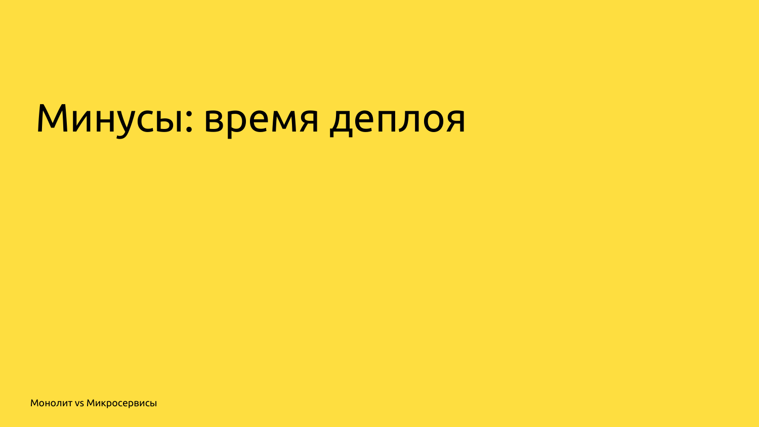# Минусы: время деплоя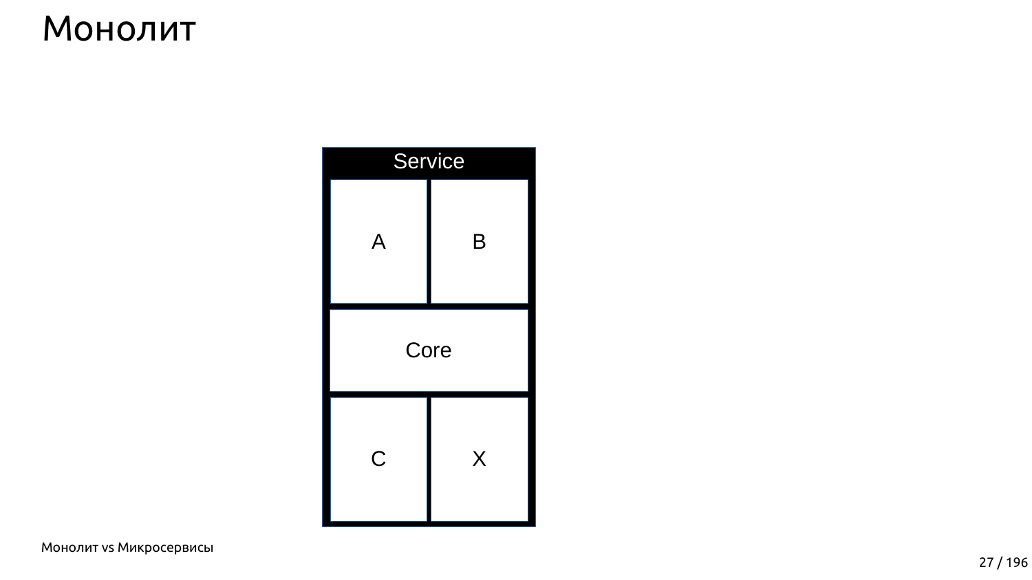# Монолит

Service

| A | B |
|---|---|
| Core | |
| C | X |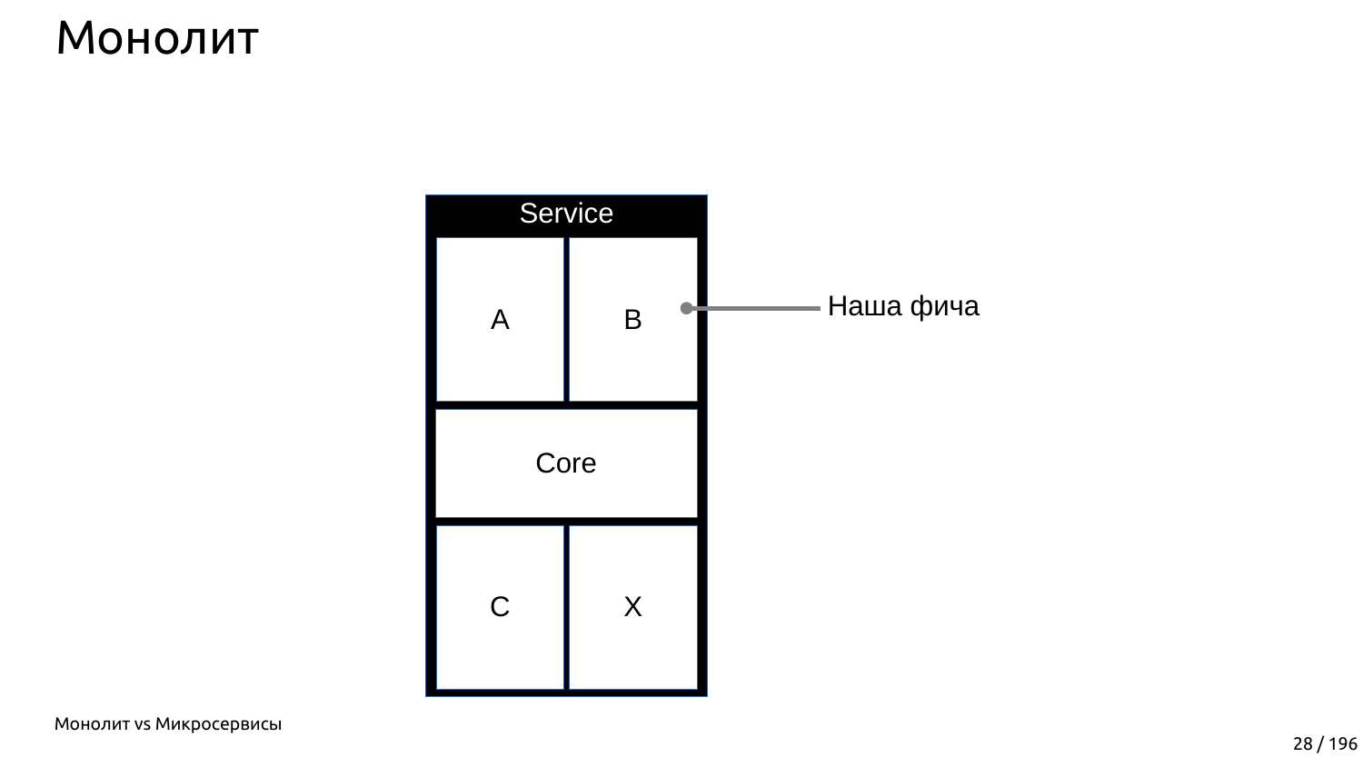# Монолит

Service

| A | B |
|---|---|
| Core | |
| C | X |

Наша фича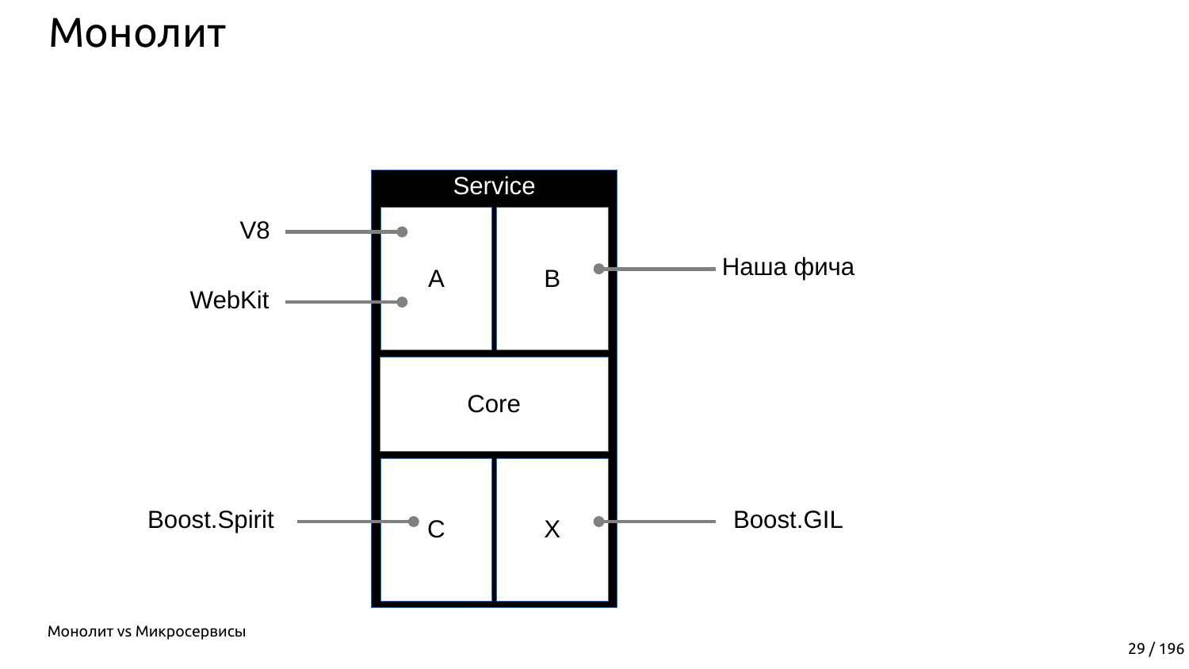# Монолит

Service

| A | B |
|---|---|
| Core | |
| C | X |

V8

WebKit

Наша фича

Boost.Spirit

Boost.GIL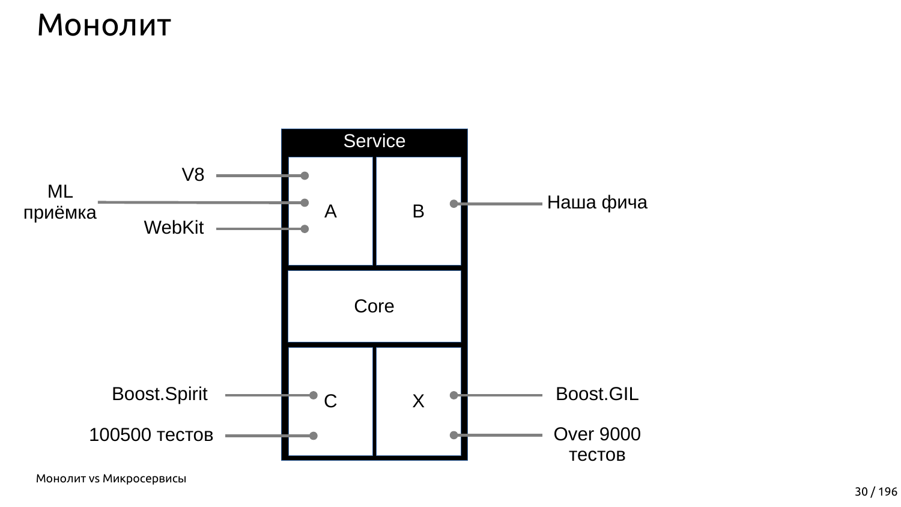# Монолит

Service

V8

ML приёмка

WebKit

A

B

Наша фича

Core

Boost.Spirit

100500 тестов

C

X

Boost.GIL

Over 9000 тестов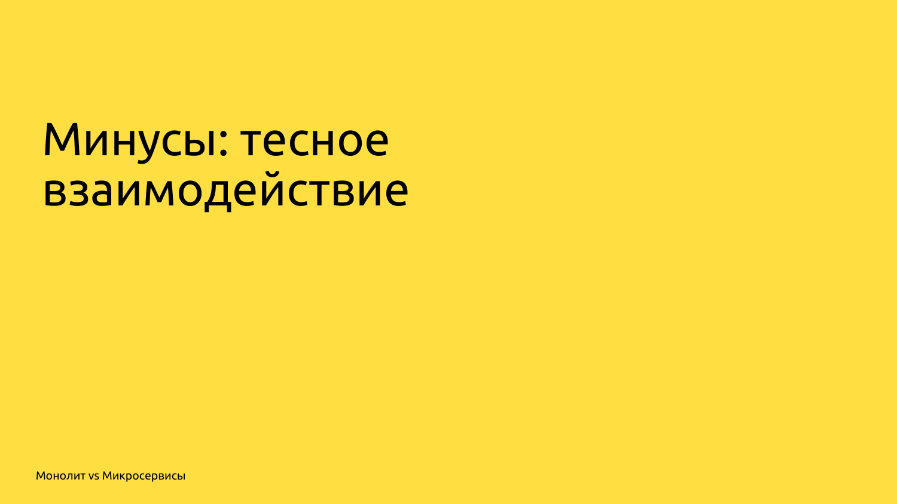# Минусы: тесное взаимодействие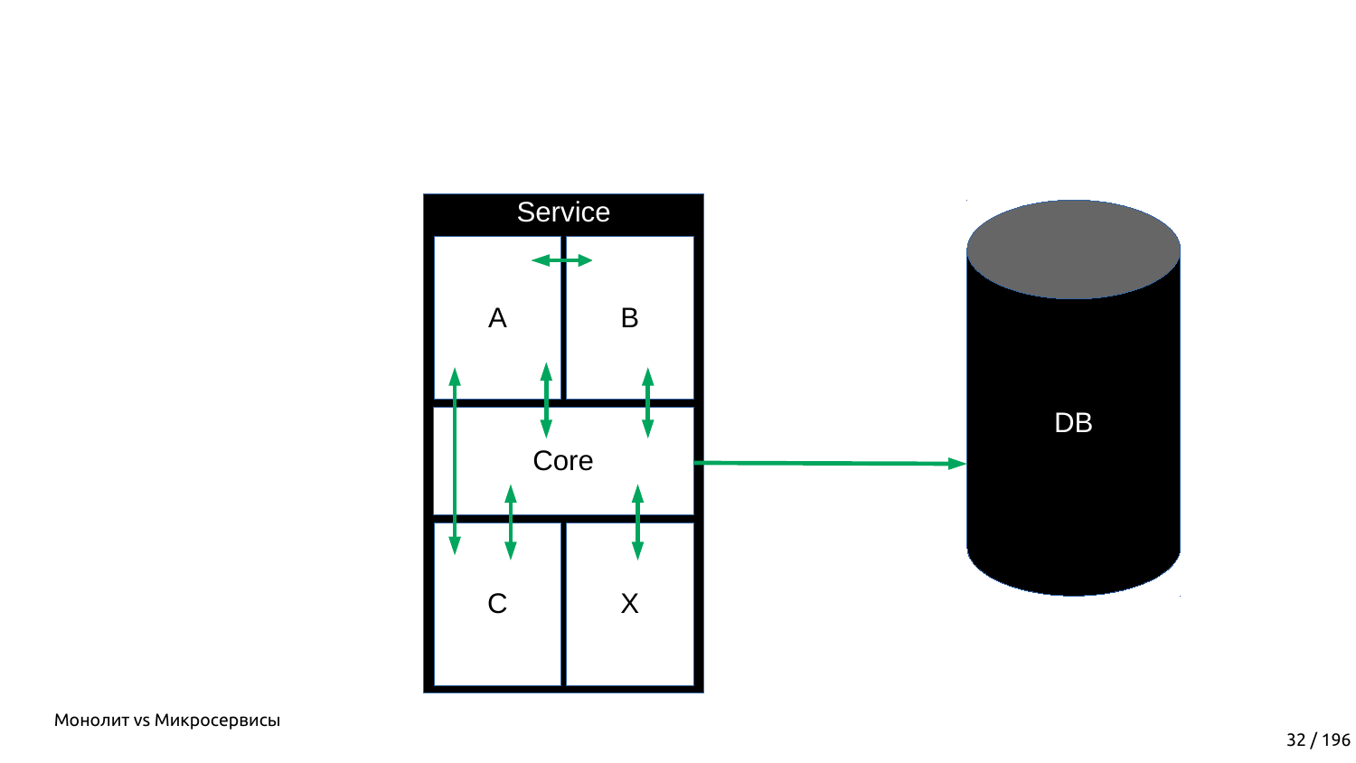Service

A

B

Core

C

X

DB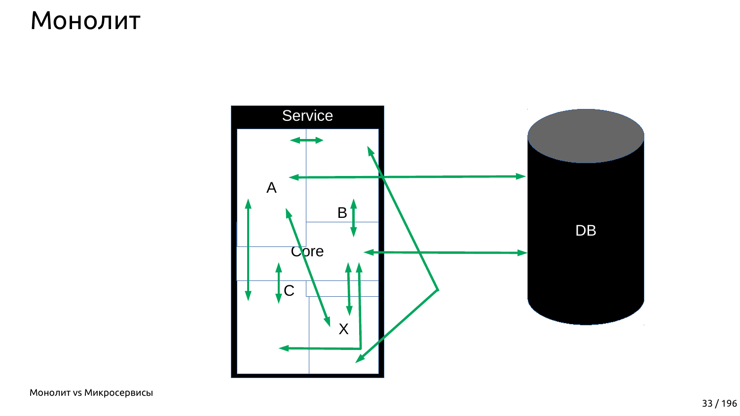# Монолит

Service

A

B

Core

C

X

DB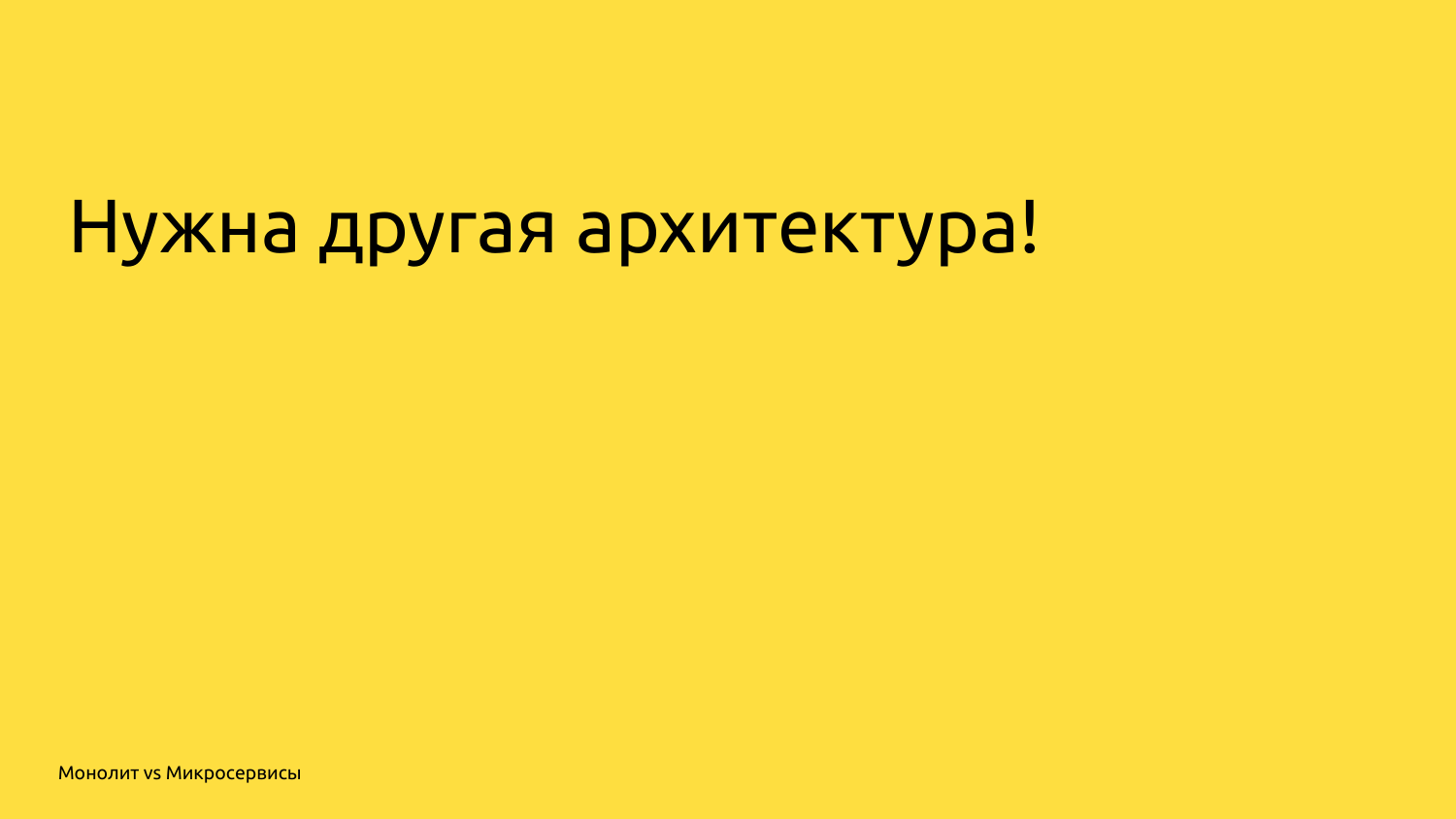# Нужна другая архитектура!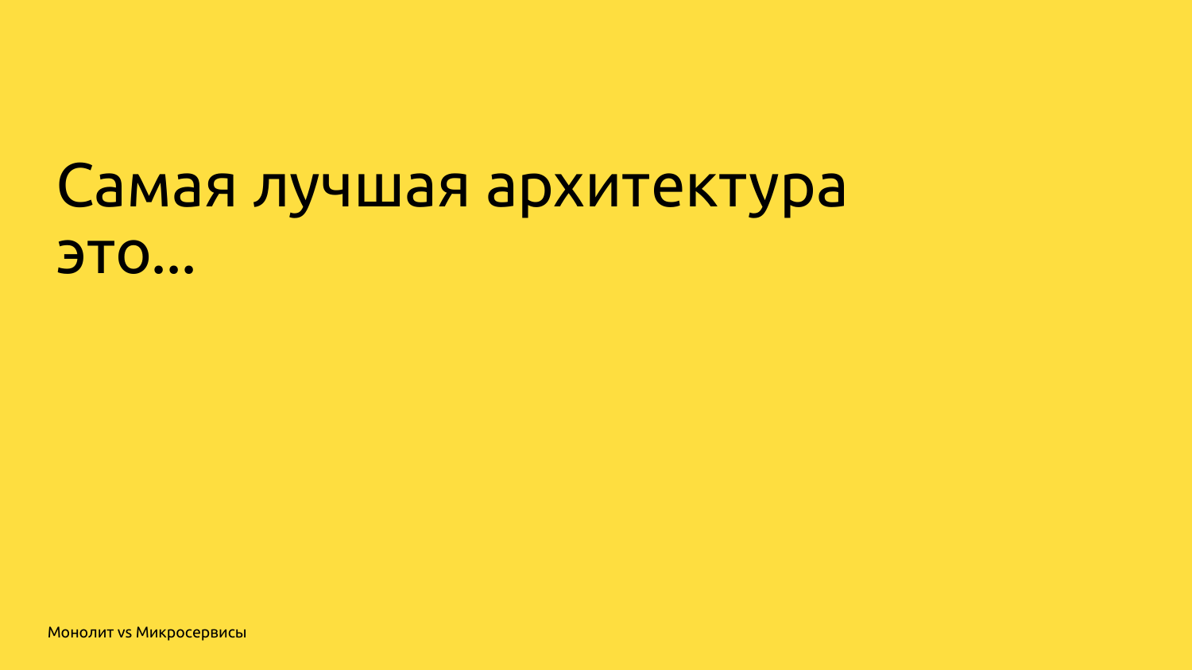# Самая лучшая архитектура это...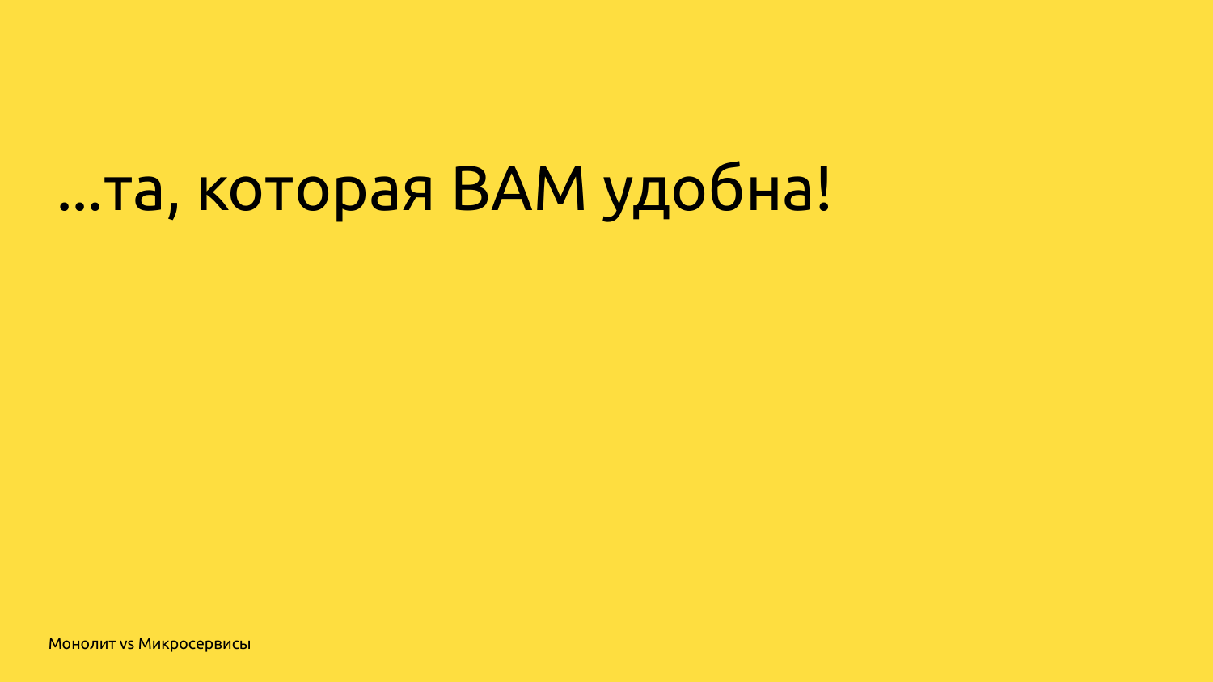# ...та, которая ВАМ удобна!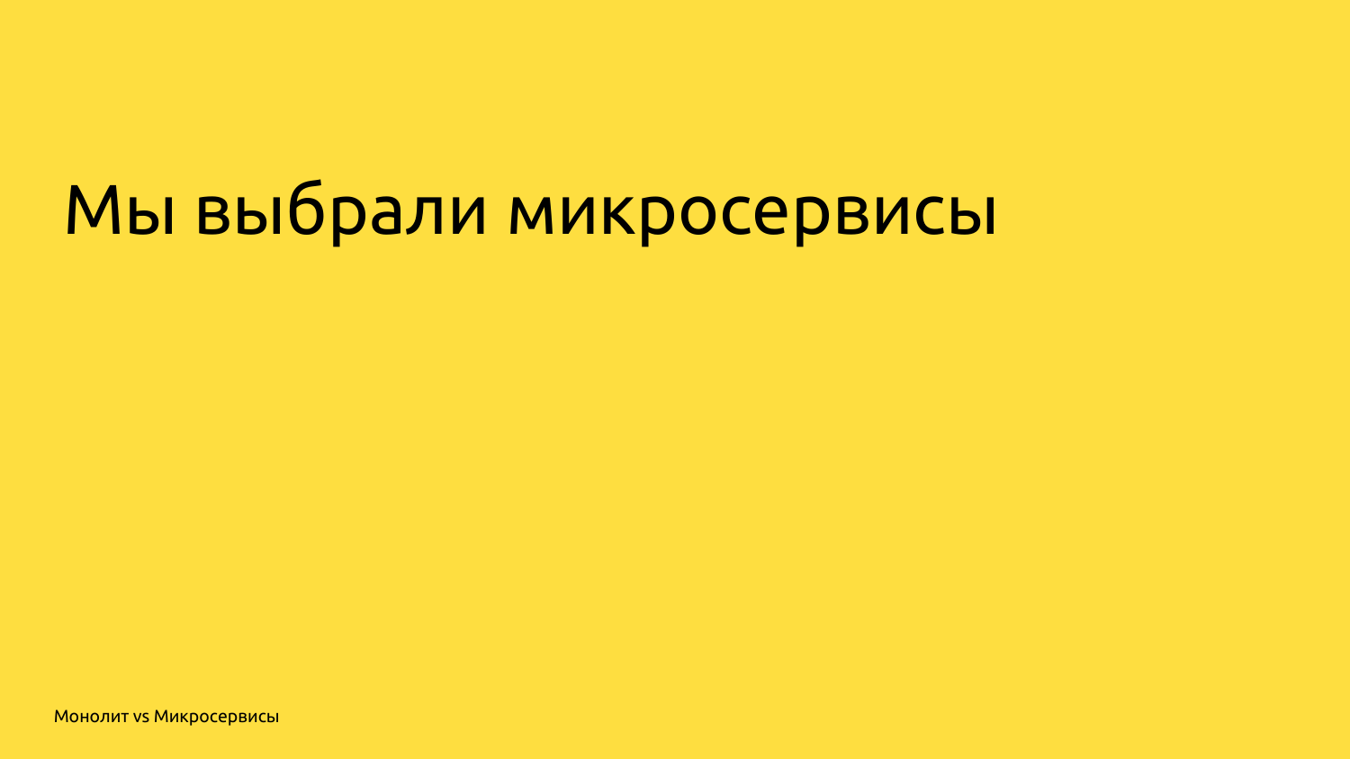# Мы выбрали микросервисы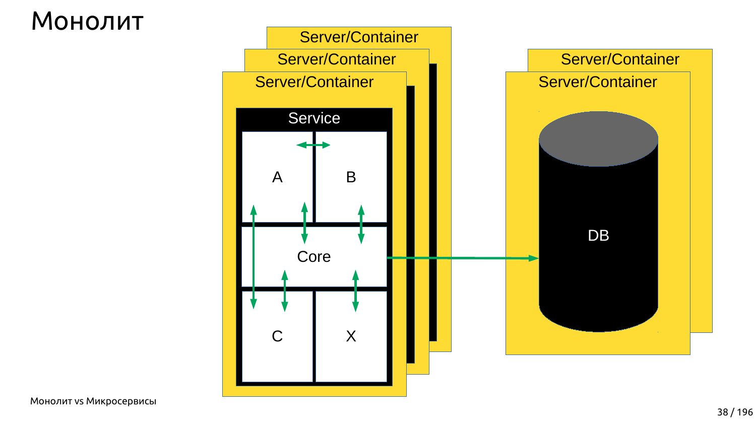# Монолит

Server/Container

Server/Container

Server/Container

Service

A

B

Core

C

X

Server/Container

Server/Container

DB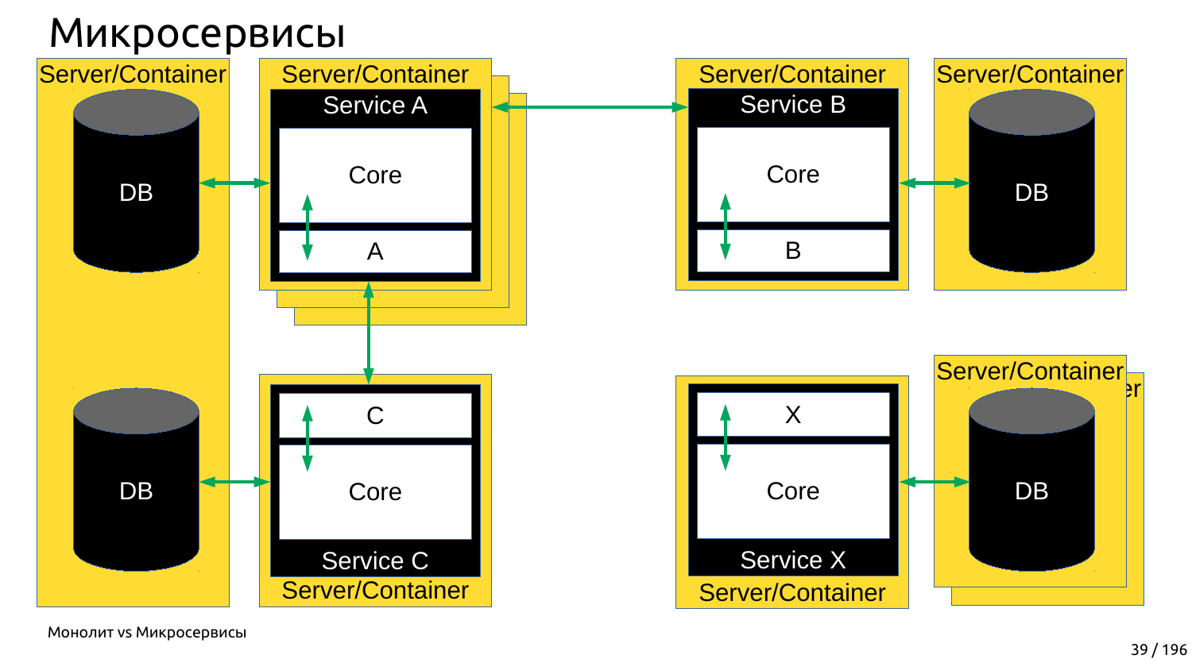# Микросервисы

Server/Container

DB

DB

Server/Container

Service A

Core

A

Server/Container

Service B

Core

B

Server/Container

DB

C

Core

Service C

Server/Container

X

Core

Service X

Server/Container

Server/Container

DB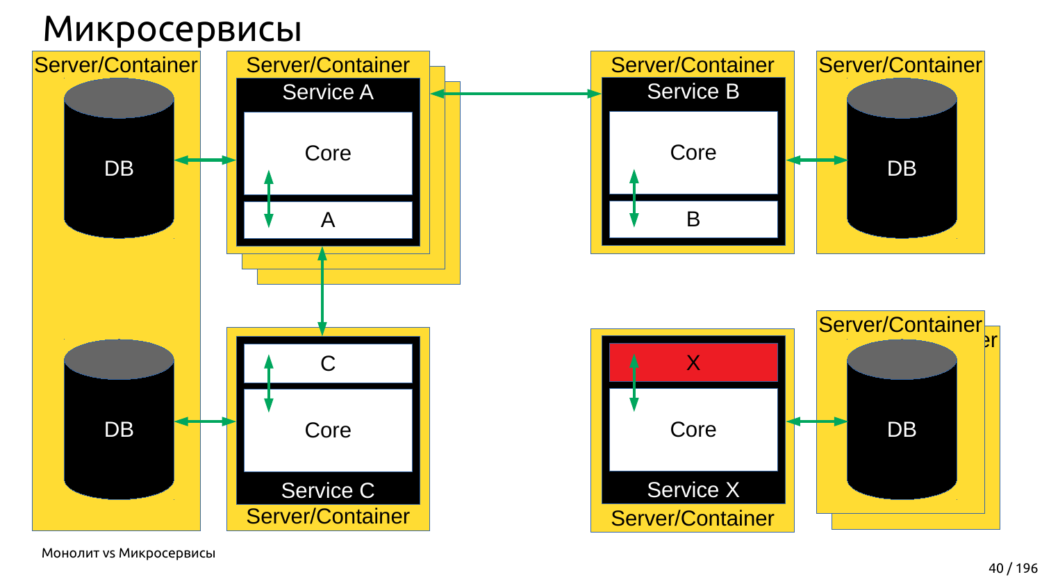# Микросервисы

Server/Container

DB

DB

Server/Container

Service A

Core

A

Server/Container

Service B

Core

B

Server/Container

DB

C

Core

Service C

Server/Container

X

Core

Service X

Server/Container

Server/Container

DB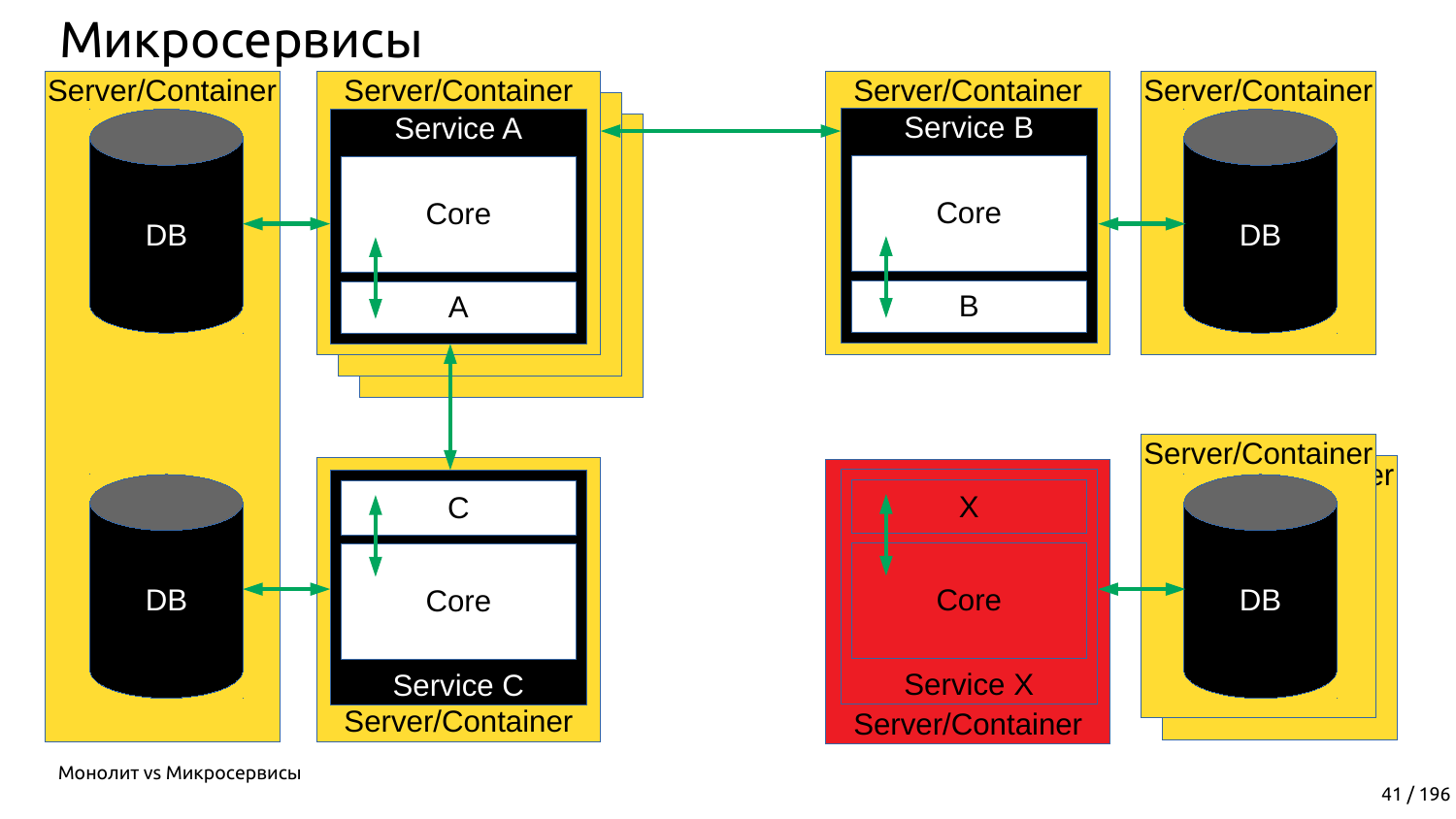# Микросервисы

Server/Container

DB

DB

Server/Container

Service A

Core

A

Server/Container

Service B

Core

B

Server/Container

DB

C

Core

Service C

Server/Container

X

Core

Service X

Server/Container

Server/Container

DB

Монолит vs Микросервисы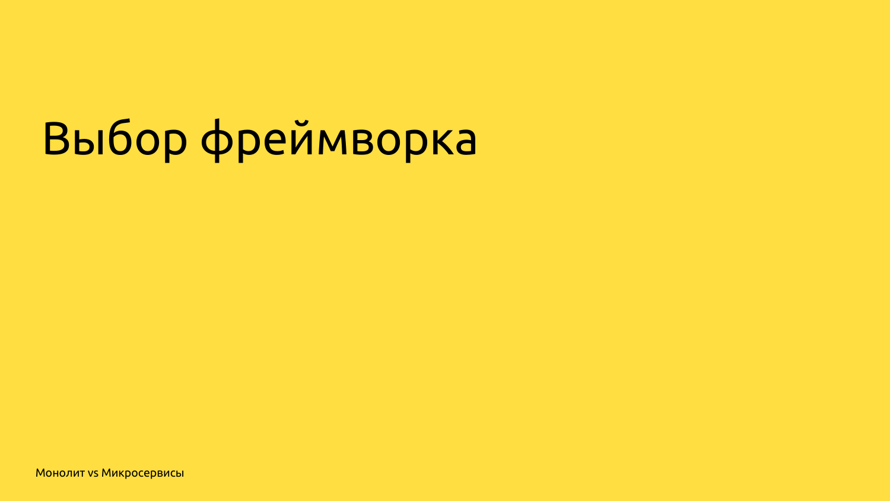# Выбор фреймворка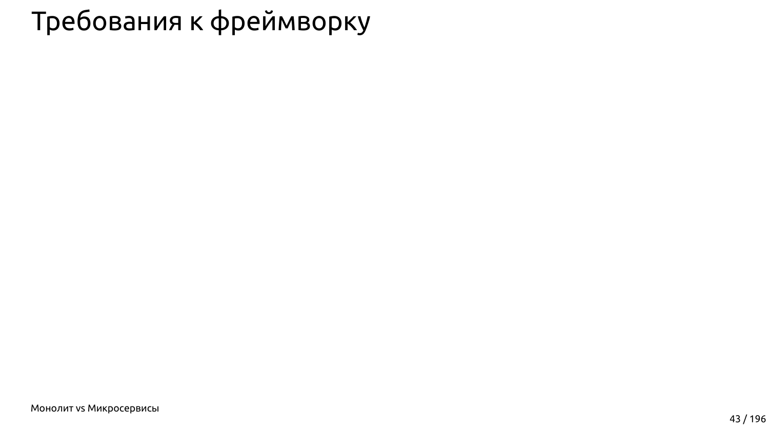# Требования к фреймворку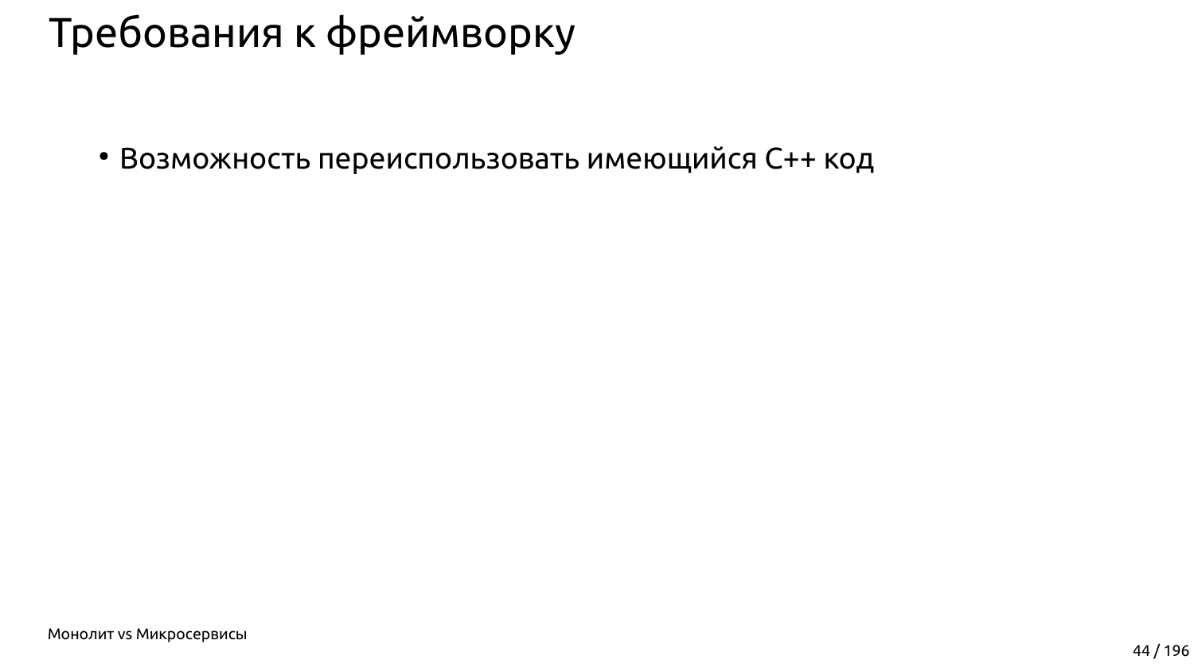# Требования к фреймворку

- Возможность переиспользовать имеющийся C++ код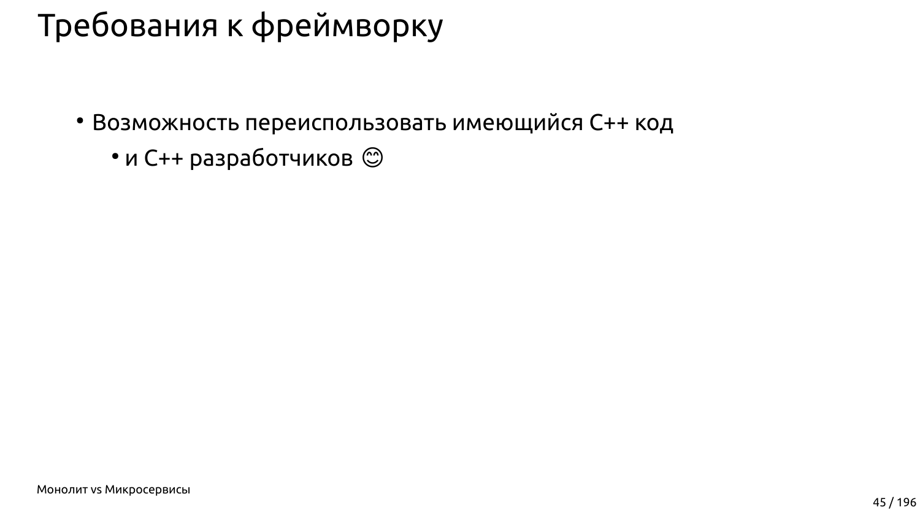# Требования к фреймворку

- Возможность переиспользовать имеющийся C++ код
  - и C++ разработчиков 😊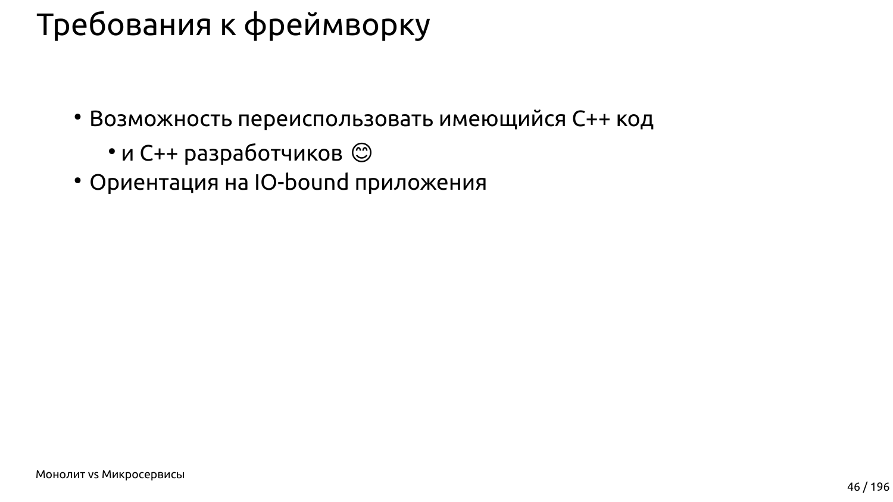# Требования к фреймворку

- Возможность переиспользовать имеющийся C++ код
  - и C++ разработчиков 😊
- Ориентация на IO-bound приложения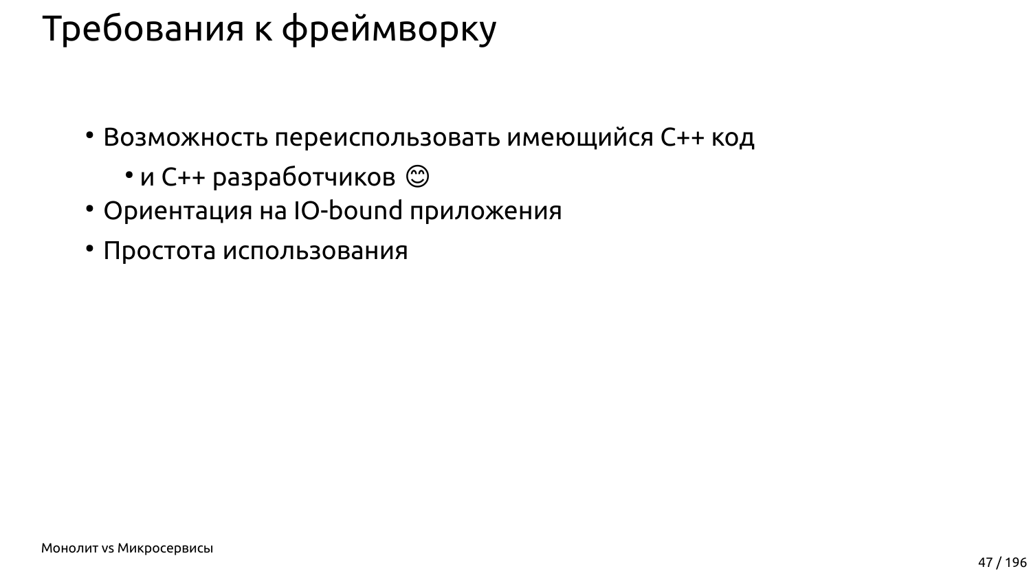# Требования к фреймворку

- Возможность переиспользовать имеющийся C++ код
  - и C++ разработчиков 😊
- Ориентация на IO-bound приложения
- Простота использования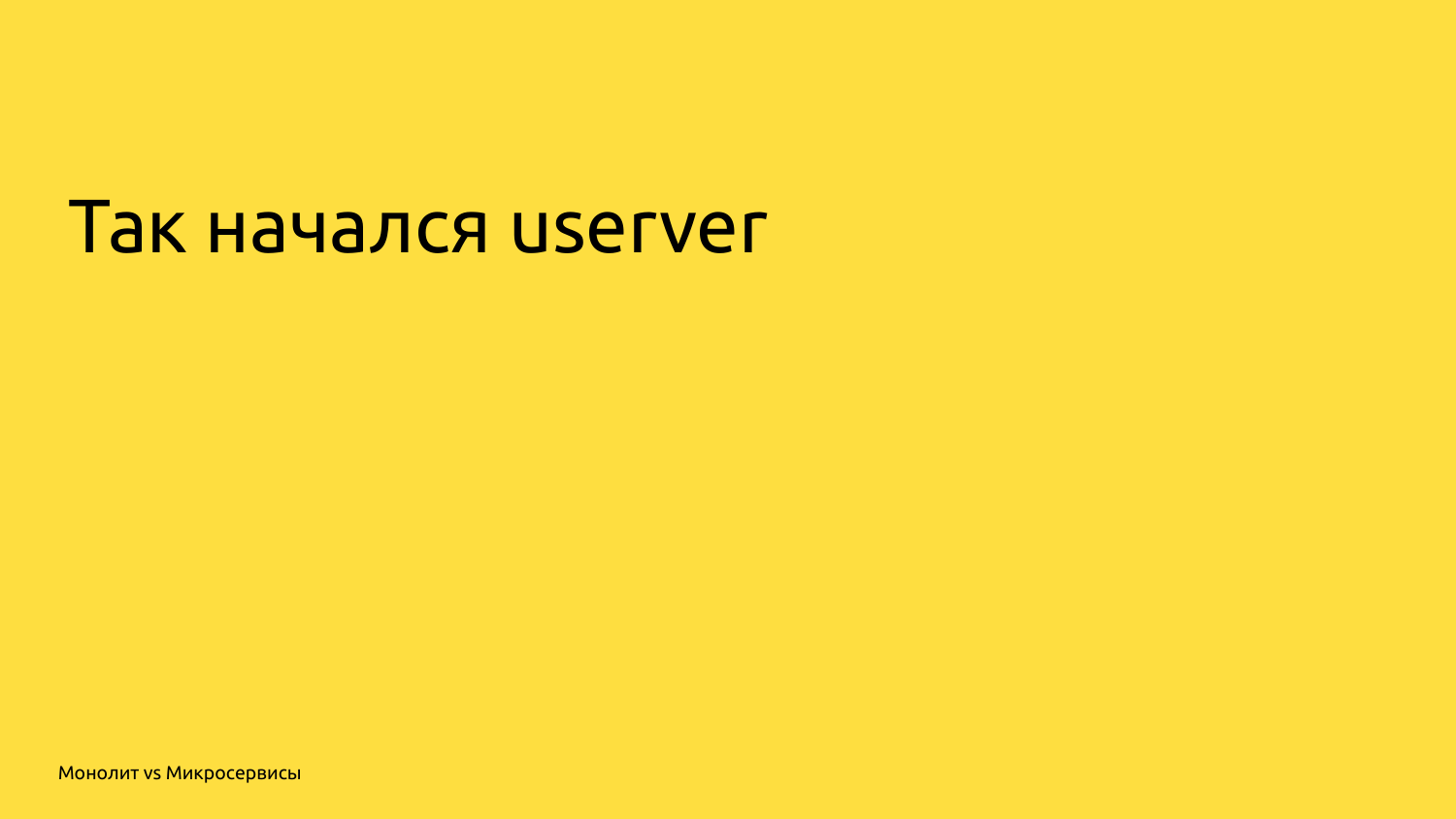# Так начался userver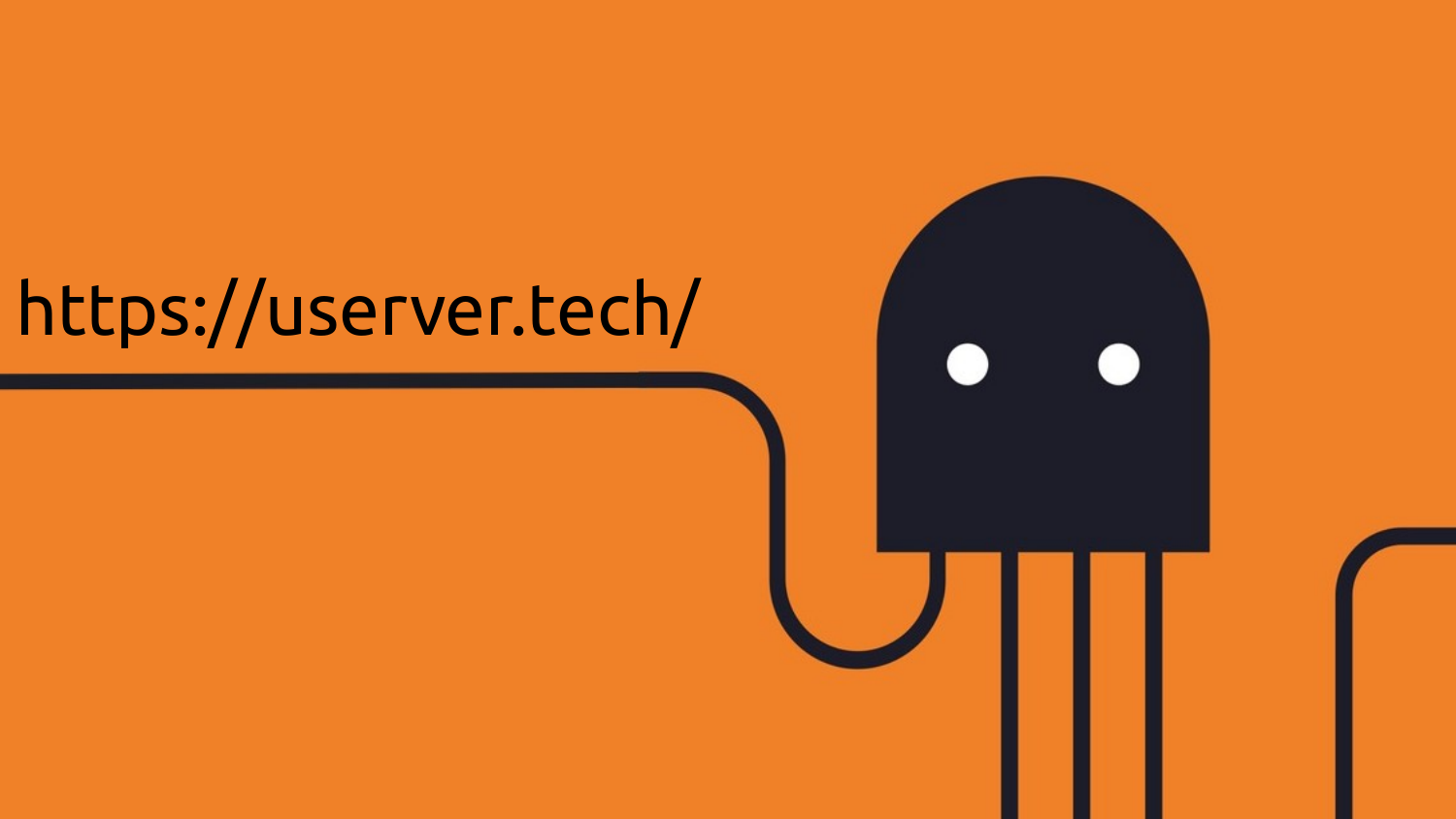https://userver.tech/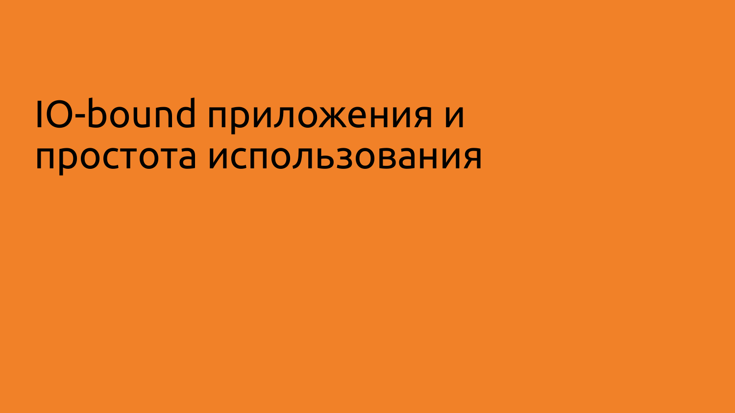# IO-bound приложения и простота использования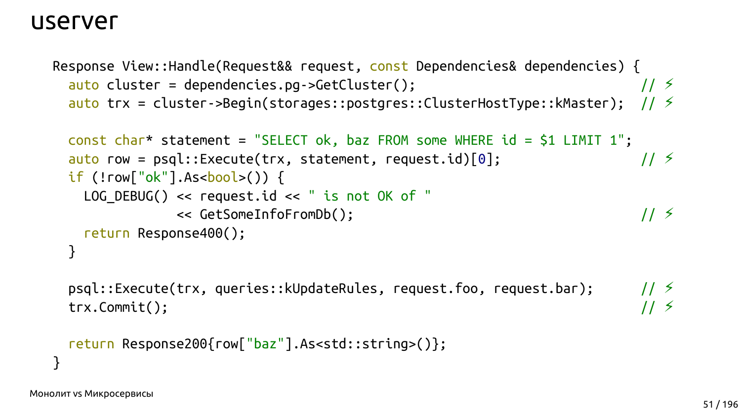# userver

```
Response View::Handle(Request&& request, const Dependencies& dependencies) {
  auto cluster = dependencies.pg->GetCluster();                            // ⚡
  auto trx = cluster->Begin(storages::postgres::ClusterHostType::kMaster);  // ⚡

  const char* statement = "SELECT ok, baz FROM some WHERE id = $1 LIMIT 1";
  auto row = psql::Execute(trx, statement, request.id)[0];                  // ⚡
  if (!row["ok"].As<bool>()) {
    LOG_DEBUG() << request.id << " is not OK of "
                << GetSomeInfoFromDb();                                     // ⚡
    return Response400();
  }

  psql::Execute(trx, queries::kUpdateRules, request.foo, request.bar);      // ⚡
  trx.Commit();                                                             // ⚡

  return Response200{row["baz"].As<std::string>()};
}
```

Монолит vs Микросервисы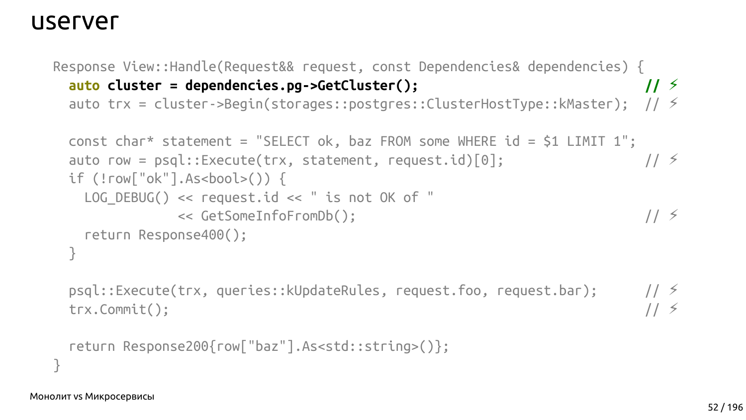# userver

```
Response View::Handle(Request&& request, const Dependencies& dependencies) {
  auto cluster = dependencies.pg->GetCluster();                              // ⚡
  auto trx = cluster->Begin(storages::postgres::ClusterHostType::kMaster);  // ⚡

  const char* statement = "SELECT ok, baz FROM some WHERE id = $1 LIMIT 1";
  auto row = psql::Execute(trx, statement, request.id)[0];                  // ⚡
  if (!row["ok"].As<bool>()) {
    LOG_DEBUG() << request.id << " is not OK of "
                << GetSomeInfoFromDb();                                      // ⚡
    return Response400();
  }

  psql::Execute(trx, queries::kUpdateRules, request.foo, request.bar);      // ⚡
  trx.Commit();                                                              // ⚡

  return Response200{row["baz"].As<std::string>()};
}
```

Монолит vs Микросервисы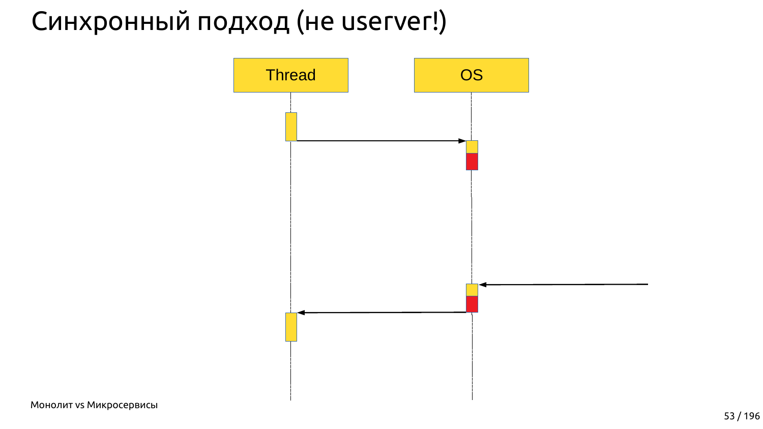# Синхронный подход (не userver!)

Thread

OS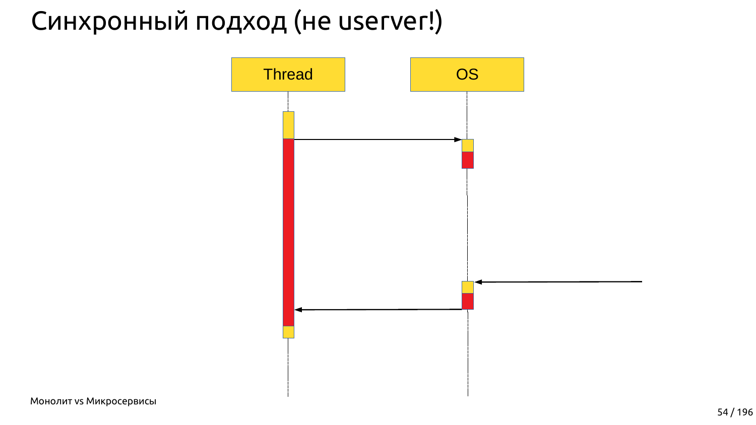# Синхронный подход (не userver!)

Thread

OS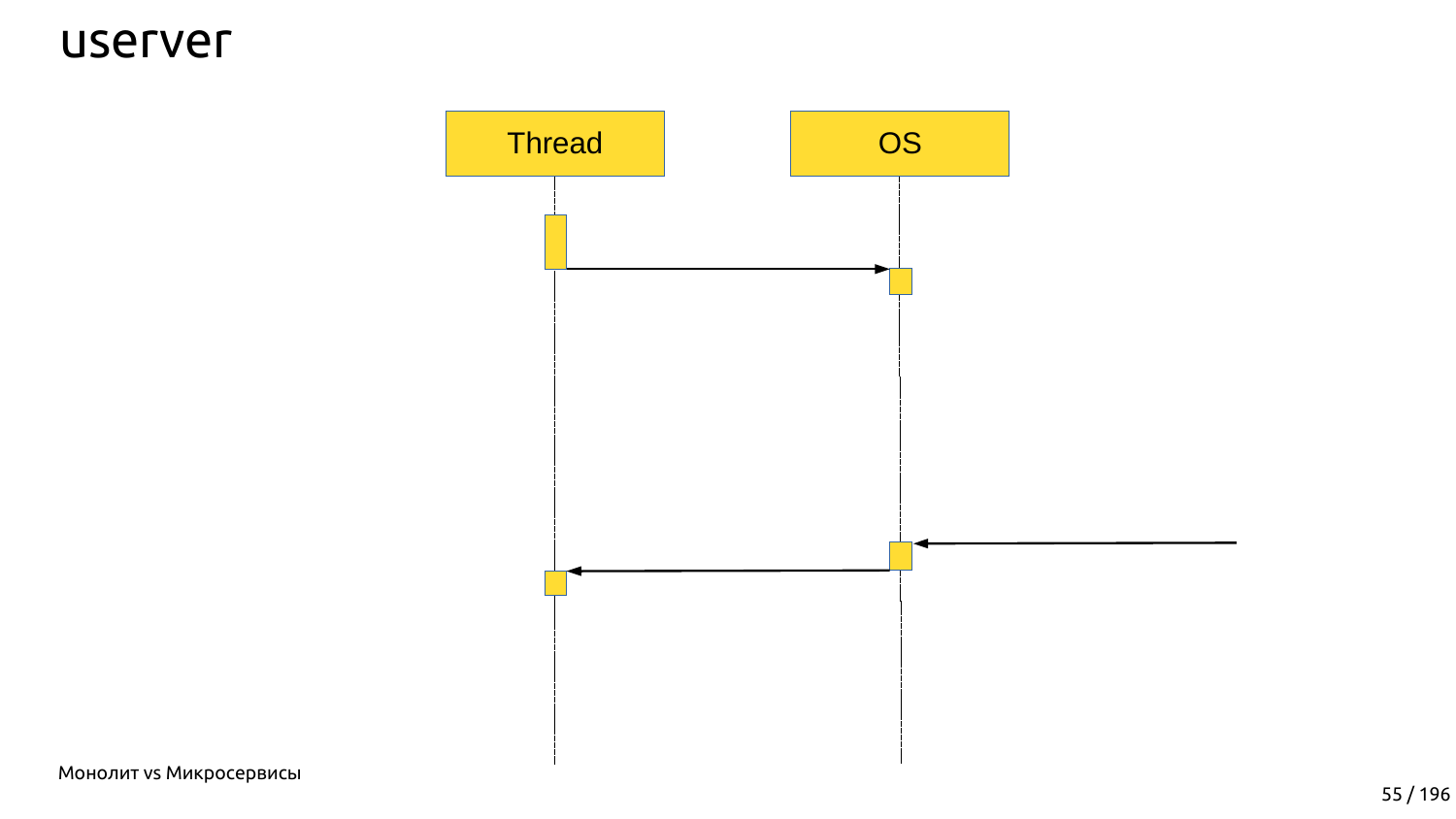# userver

Thread

OS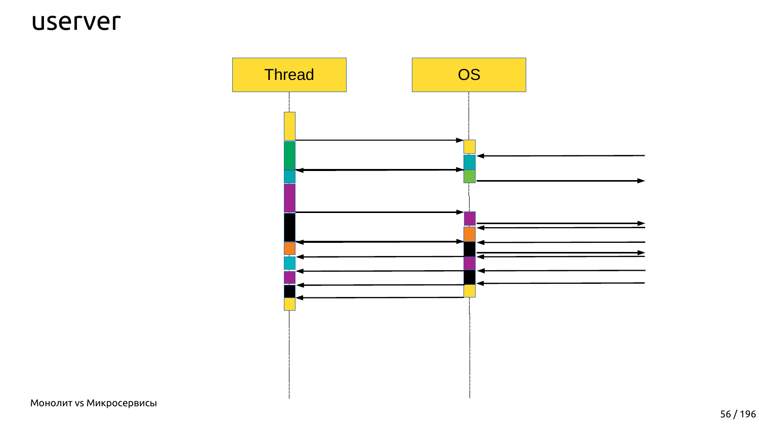# userver

Thread

OS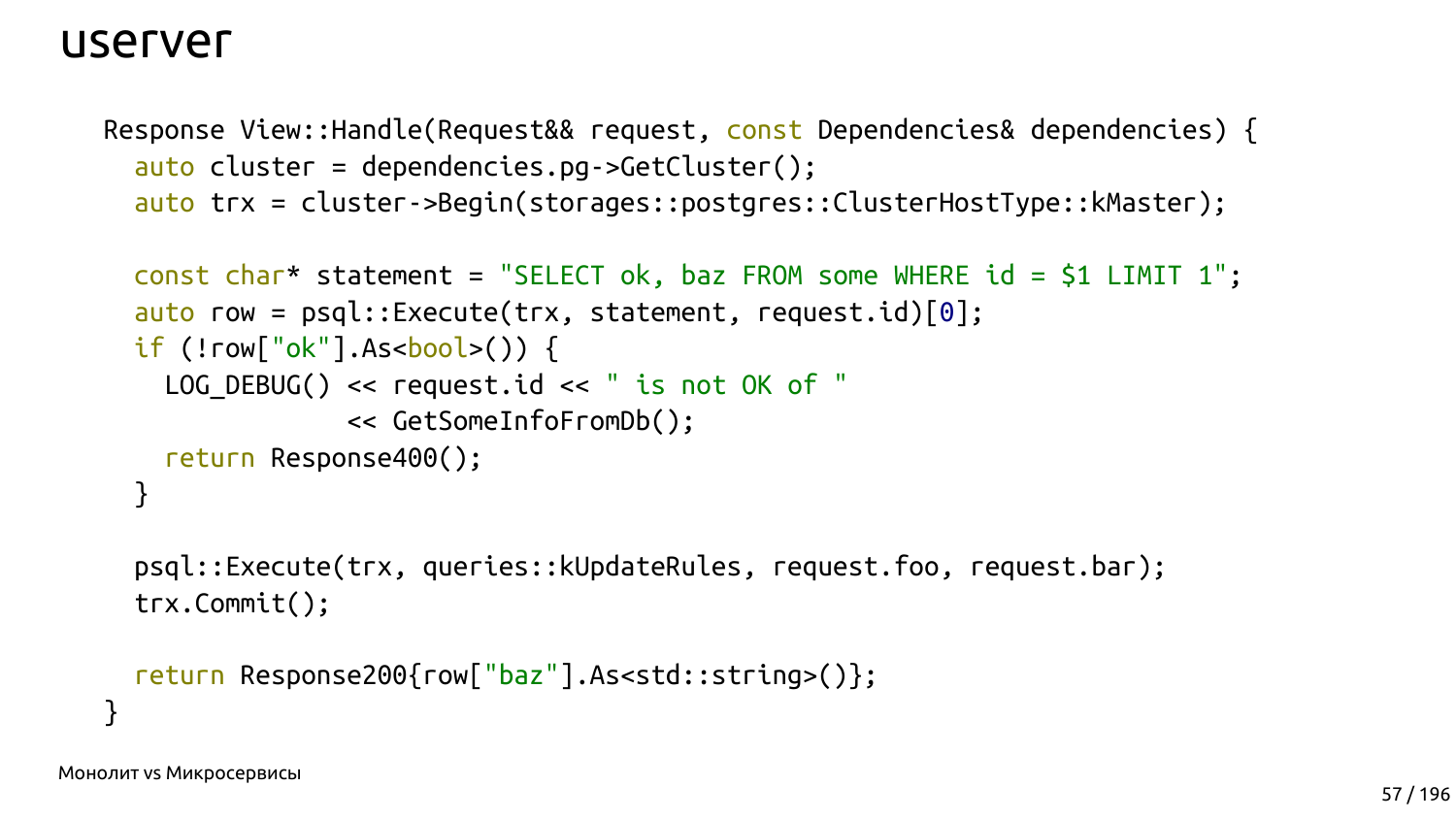# userver

```cpp
Response View::Handle(Request&& request, const Dependencies& dependencies) {
  auto cluster = dependencies.pg->GetCluster();
  auto trx = cluster->Begin(storages::postgres::ClusterHostType::kMaster);

  const char* statement = "SELECT ok, baz FROM some WHERE id = $1 LIMIT 1";
  auto row = psql::Execute(trx, statement, request.id)[0];
  if (!row["ok"].As<bool>()) {
    LOG_DEBUG() << request.id << " is not OK of "
                << GetSomeInfoFromDb();
    return Response400();
  }

  psql::Execute(trx, queries::kUpdateRules, request.foo, request.bar);
  trx.Commit();

  return Response200{row["baz"].As<std::string>()};
}
```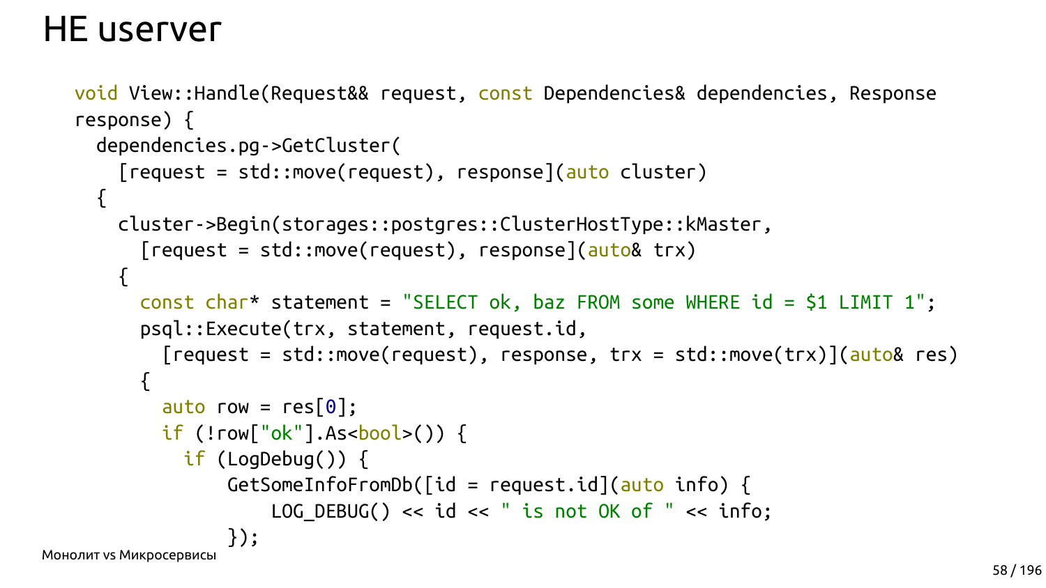# НЕ userver

```
void View::Handle(Request&& request, const Dependencies& dependencies, Response
response) {
  dependencies.pg->GetCluster(
    [request = std::move(request), response](auto cluster)
  {
    cluster->Begin(storages::postgres::ClusterHostType::kMaster,
      [request = std::move(request), response](auto& trx)
    {
      const char* statement = "SELECT ok, baz FROM some WHERE id = $1 LIMIT 1";
      psql::Execute(trx, statement, request.id,
        [request = std::move(request), response, trx = std::move(trx)](auto& res)
      {
        auto row = res[0];
        if (!row["ok"].As<bool>()) {
          if (LogDebug()) {
              GetSomeInfoFromDb([id = request.id](auto info) {
                  LOG_DEBUG() << id << " is not OK of " << info;
              });
```

Монолит vs Микросервисы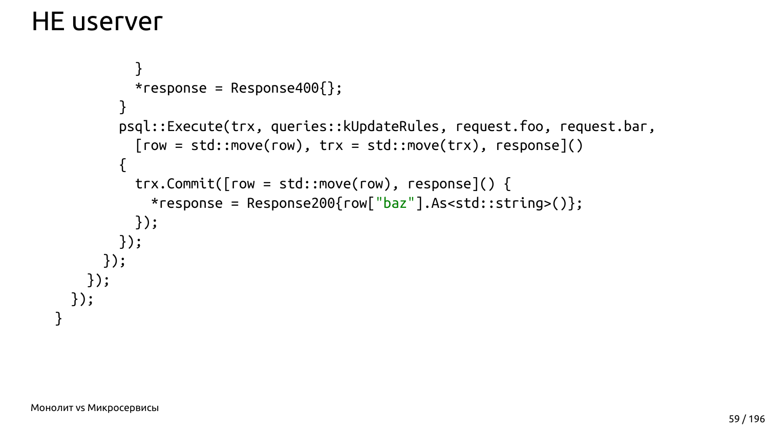# НЕ userver

```
          }
          *response = Response400{};
        }
        psql::Execute(trx, queries::kUpdateRules, request.foo, request.bar,
          [row = std::move(row), trx = std::move(trx), response]()
        {
          trx.Commit([row = std::move(row), response]() {
            *response = Response200{row["baz"].As<std::string>()};
          });
        });
      });
    });
  });
}
```

Монолит vs Микросервисы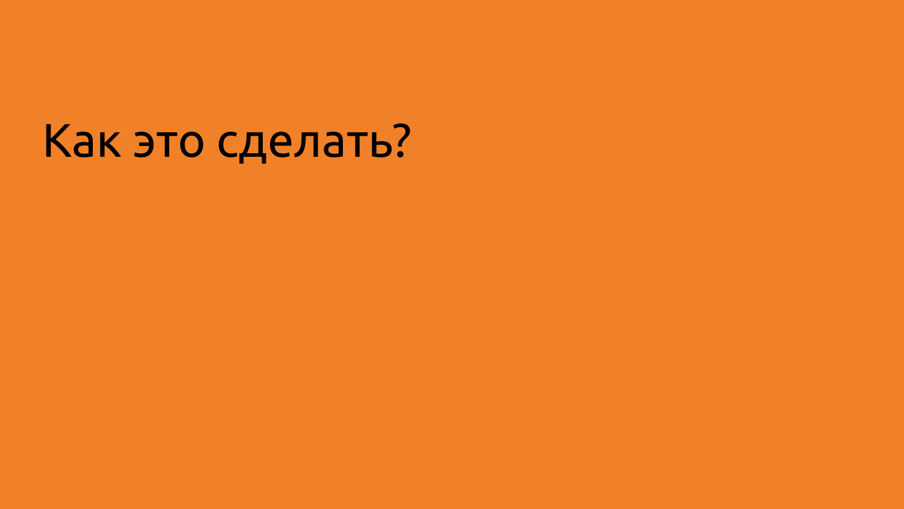# Как это сделать?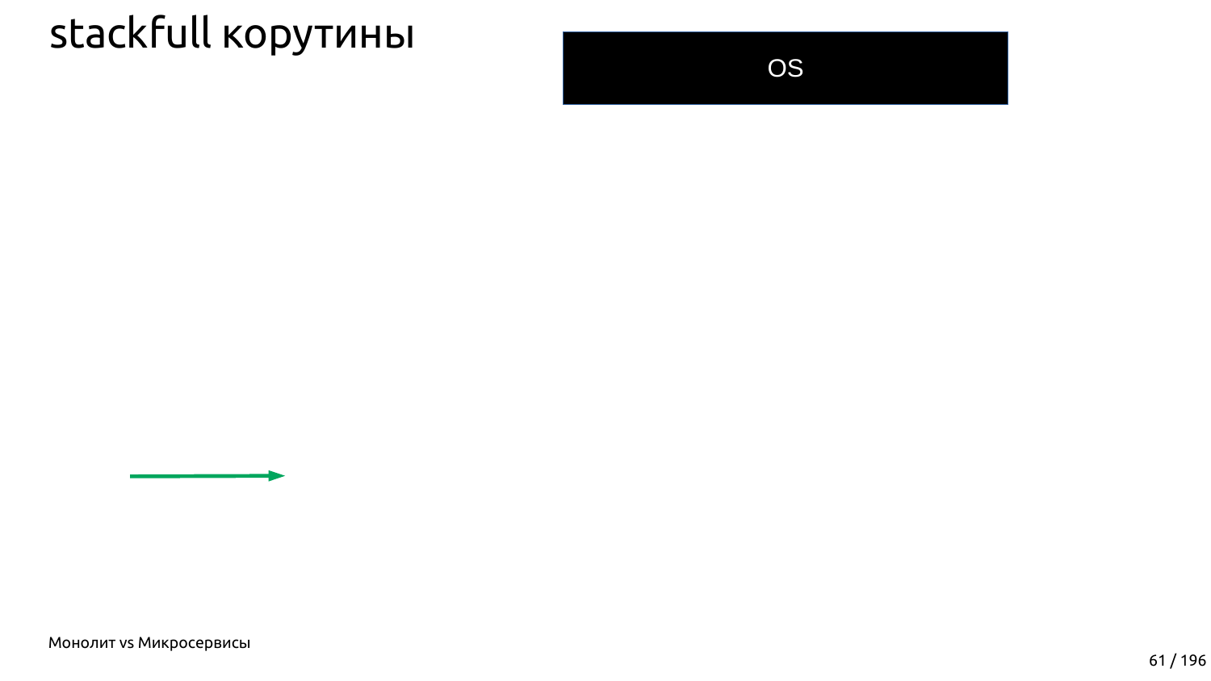# stackfull корутины

OS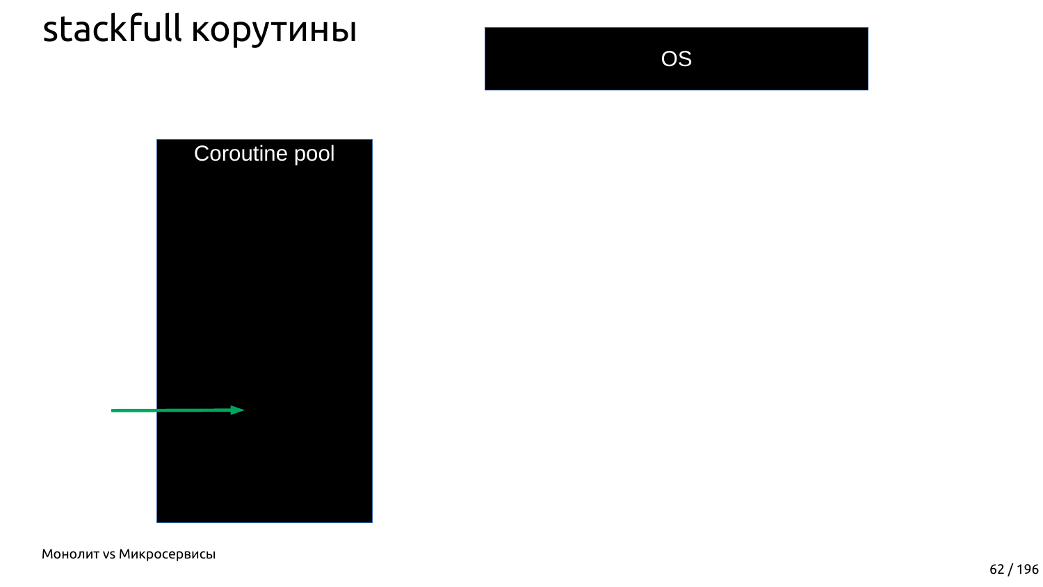# stackfull корутины

OS

Coroutine pool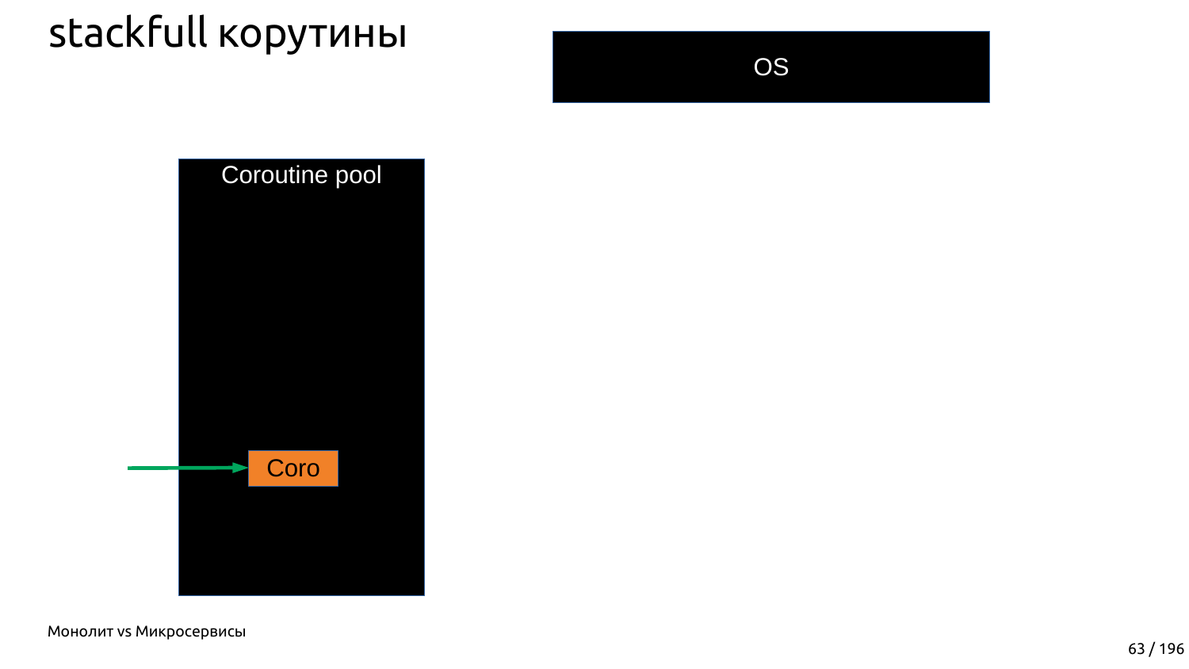# stackfull корутины

OS

Coroutine pool

Coro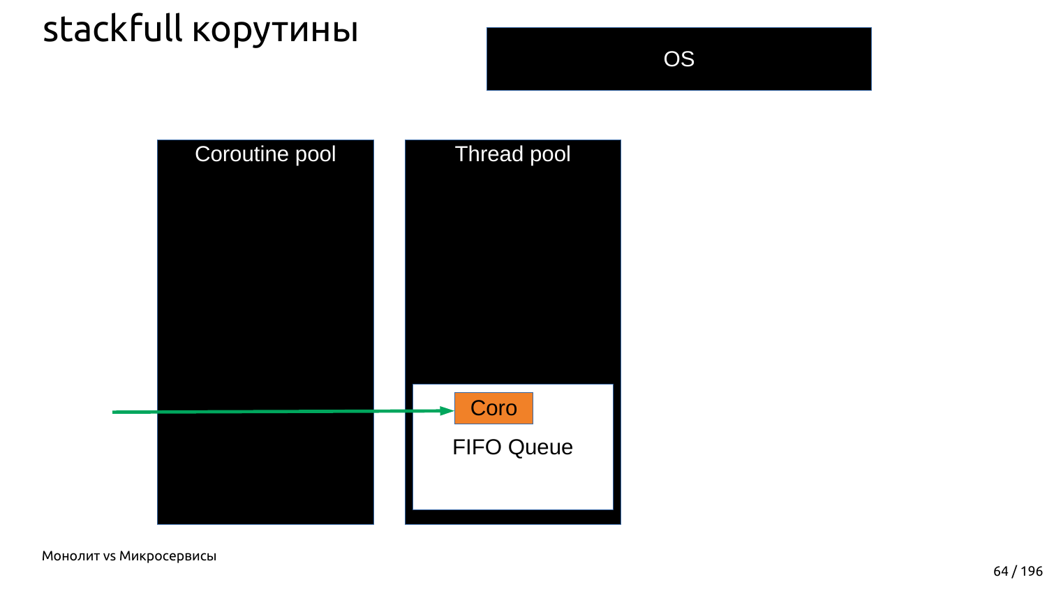# stackfull корутины

OS

Coroutine pool

Thread pool

Coro

FIFO Queue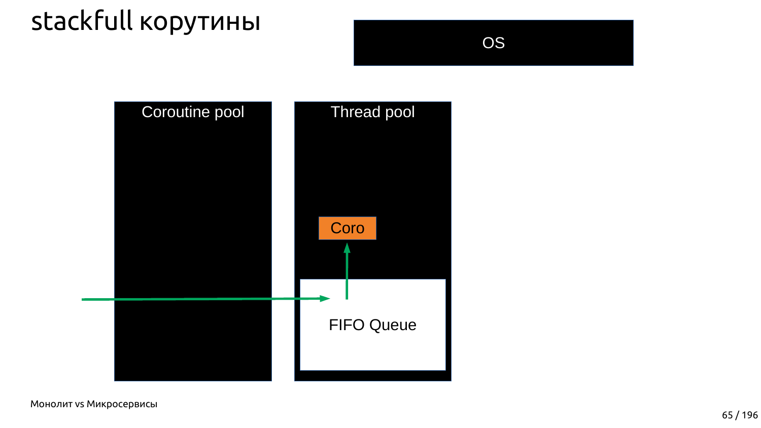# stackfull корутины

OS

Coroutine pool

Thread pool

Coro

FIFO Queue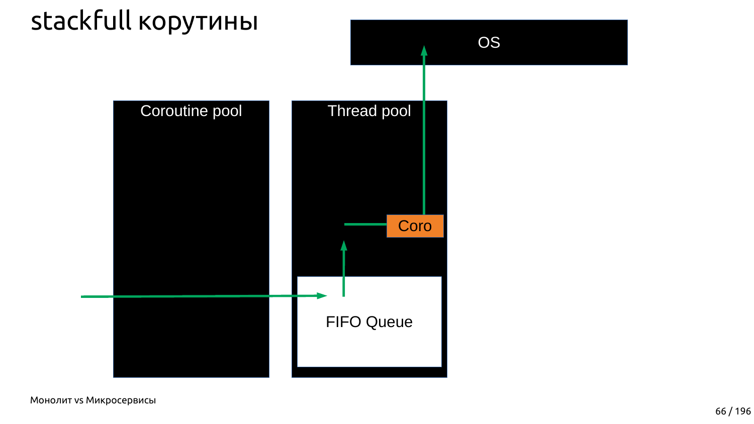# stackfull корутины

OS

Coroutine pool

Thread pool

Coro

FIFO Queue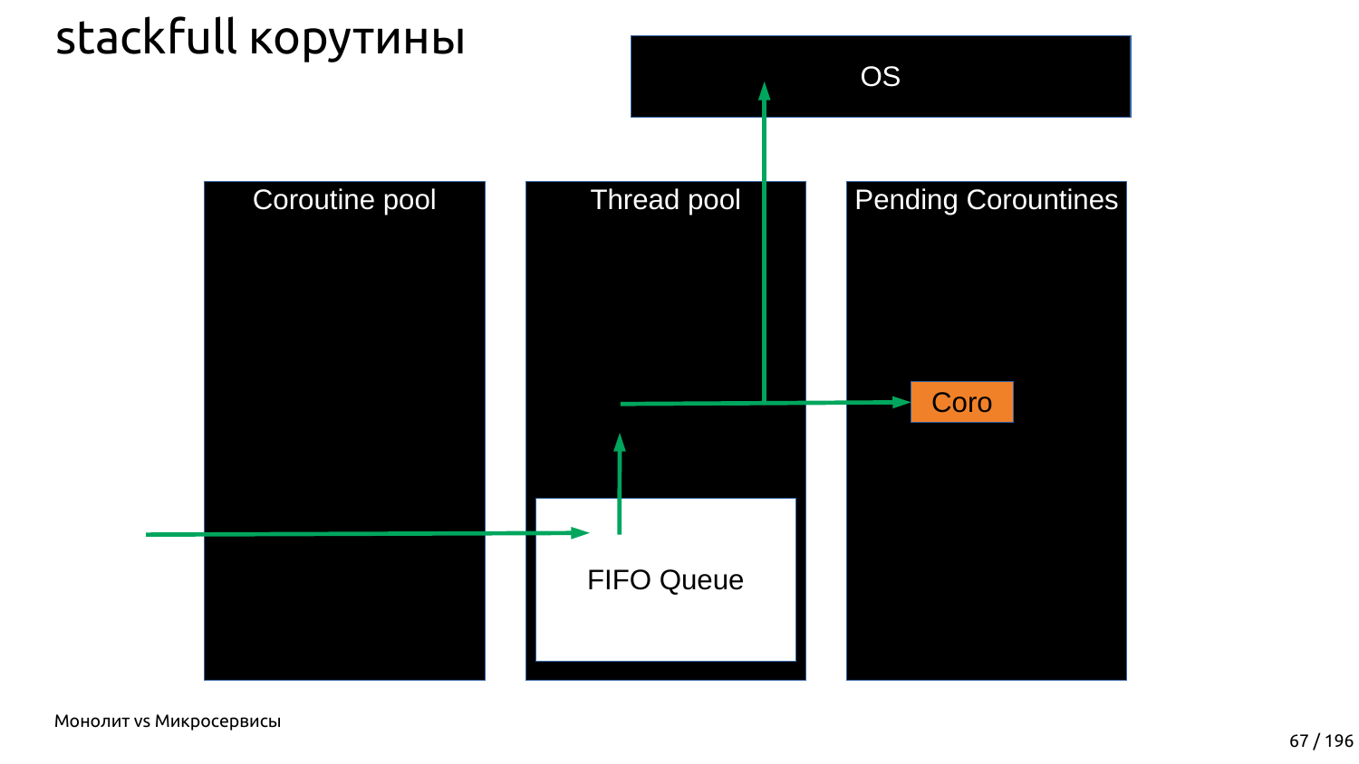# stackfull корутины

OS

Coroutine pool

Thread pool

Pending Corountines

Coro

FIFO Queue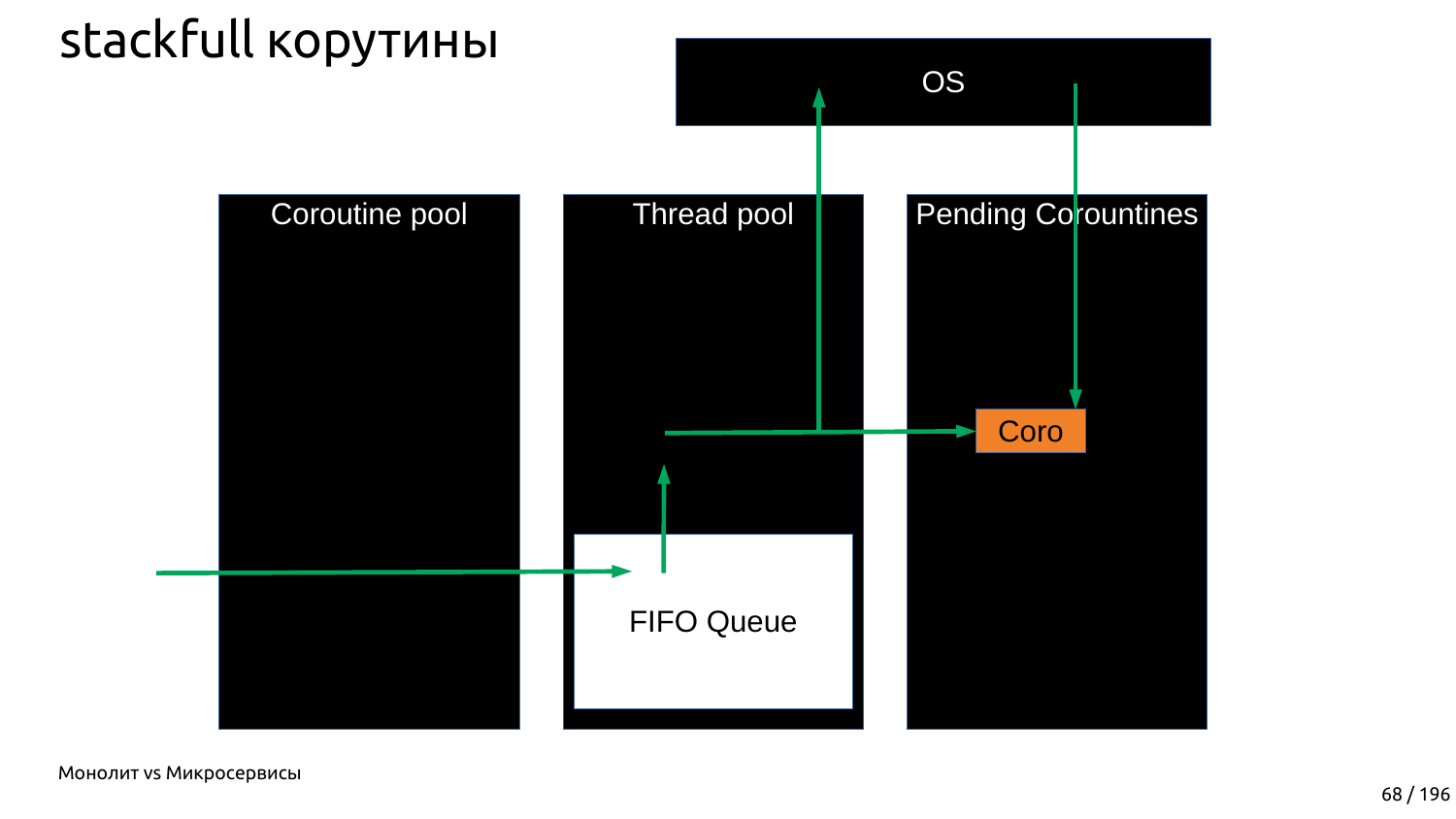# stackfull корутины

OS

Coroutine pool

Thread pool

Pending Corountines

Coro

FIFO Queue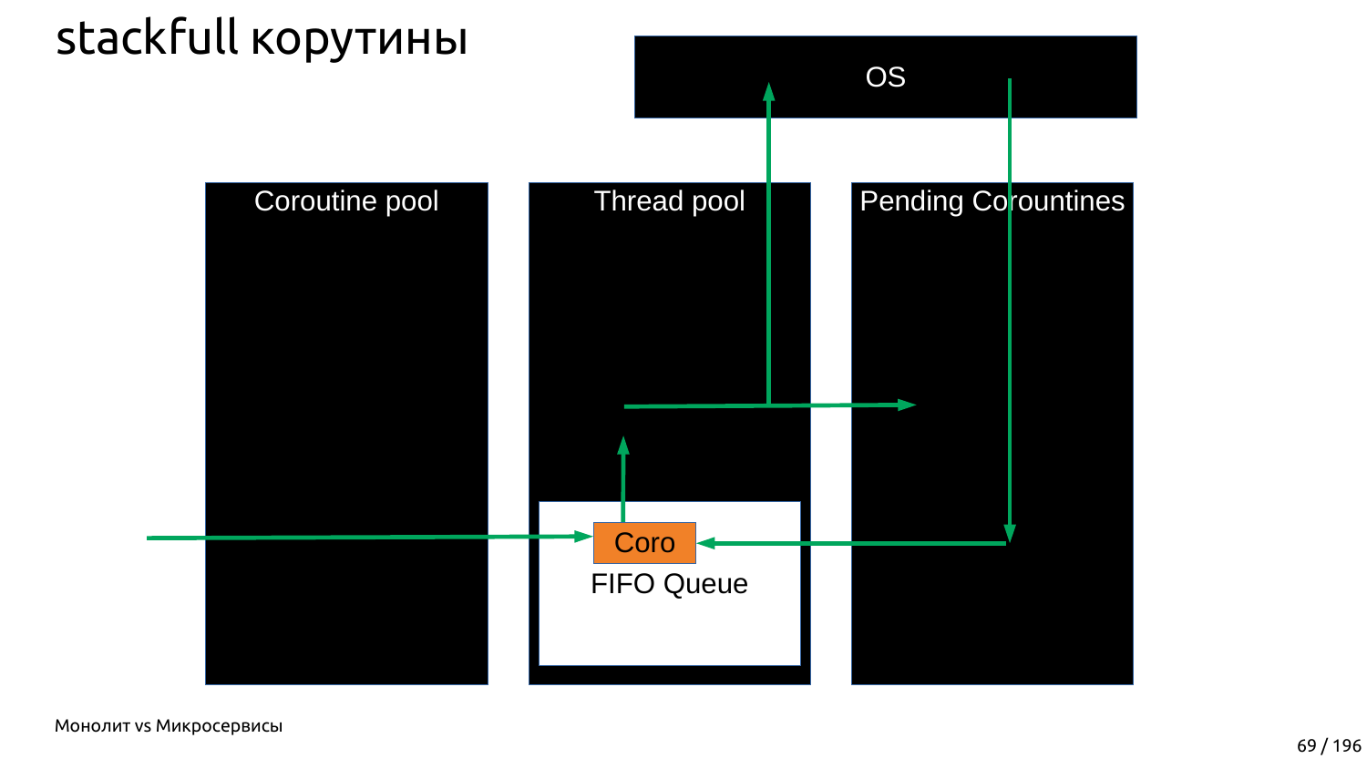# stackfull корутины

OS

Coroutine pool

Thread pool

Pending Corountines

Coro

FIFO Queue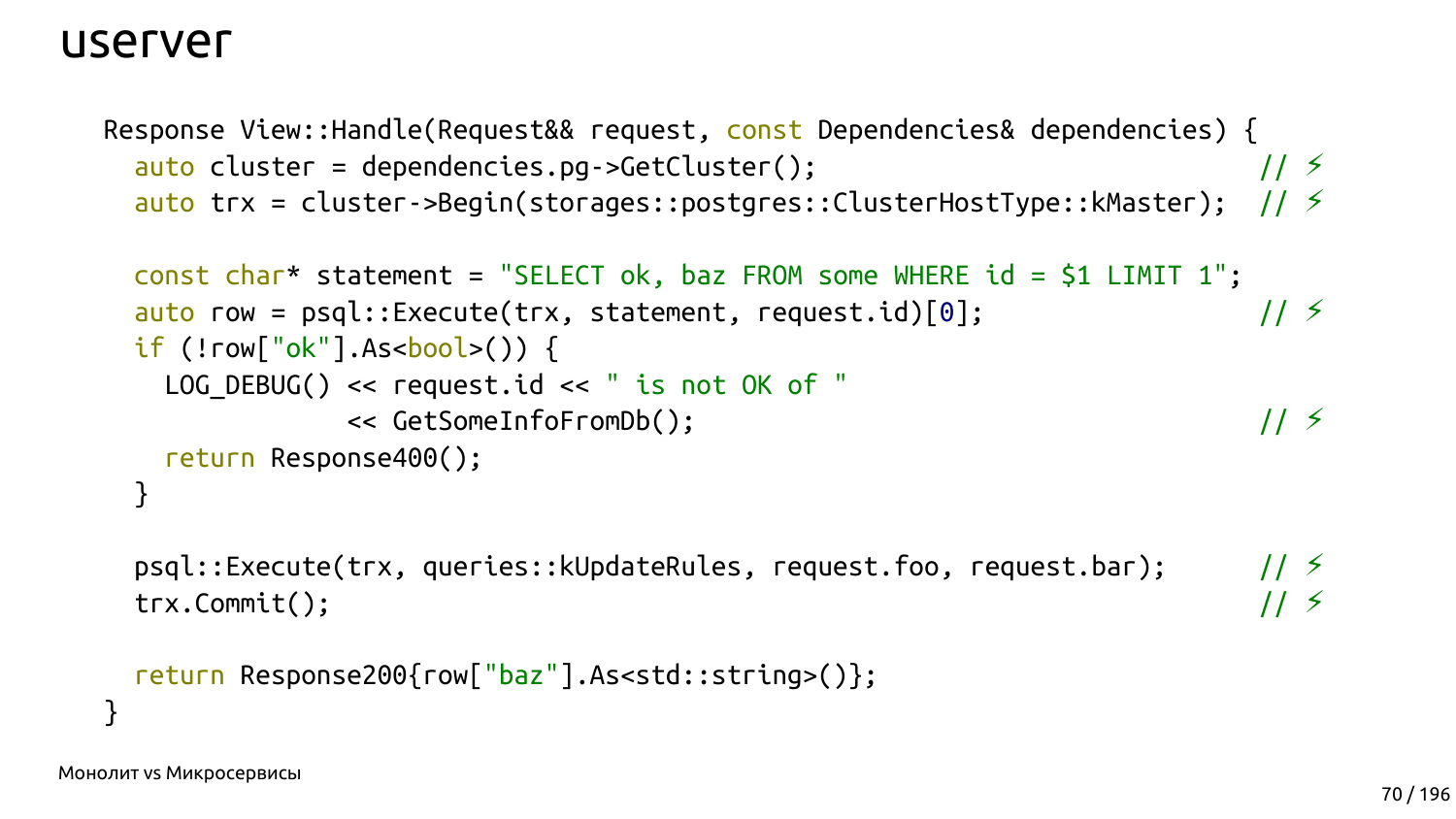# userver

```
Response View::Handle(Request&& request, const Dependencies& dependencies) {
  auto cluster = dependencies.pg->GetCluster();                              // ⚡
  auto trx = cluster->Begin(storages::postgres::ClusterHostType::kMaster);  // ⚡

  const char* statement = "SELECT ok, baz FROM some WHERE id = $1 LIMIT 1";
  auto row = psql::Execute(trx, statement, request.id)[0];                   // ⚡
  if (!row["ok"].As<bool>()) {
    LOG_DEBUG() << request.id << " is not OK of "
                << GetSomeInfoFromDb();                                      // ⚡
    return Response400();
  }

  psql::Execute(trx, queries::kUpdateRules, request.foo, request.bar);      // ⚡
  trx.Commit();                                                              // ⚡

  return Response200{row["baz"].As<std::string>()};
}
```

Монолит vs Микросервисы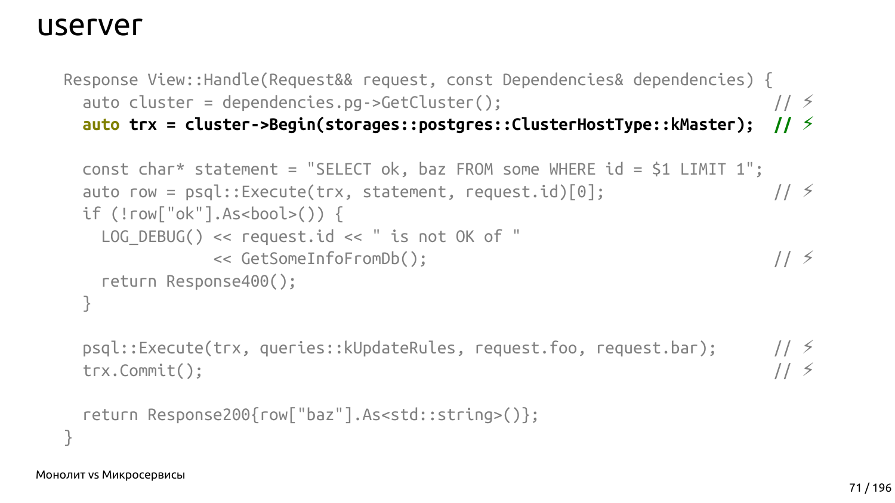# userver

```
Response View::Handle(Request&& request, const Dependencies& dependencies) {
  auto cluster = dependencies.pg->GetCluster();                          // ⚡
  auto trx = cluster->Begin(storages::postgres::ClusterHostType::kMaster);  // ⚡

  const char* statement = "SELECT ok, baz FROM some WHERE id = $1 LIMIT 1";
  auto row = psql::Execute(trx, statement, request.id)[0];               // ⚡
  if (!row["ok"].As<bool>()) {
    LOG_DEBUG() << request.id << " is not OK of "
                << GetSomeInfoFromDb();                                  // ⚡
    return Response400();
  }

  psql::Execute(trx, queries::kUpdateRules, request.foo, request.bar);   // ⚡
  trx.Commit();                                                          // ⚡

  return Response200{row["baz"].As<std::string>()};
}
```

Монолит vs Микросервисы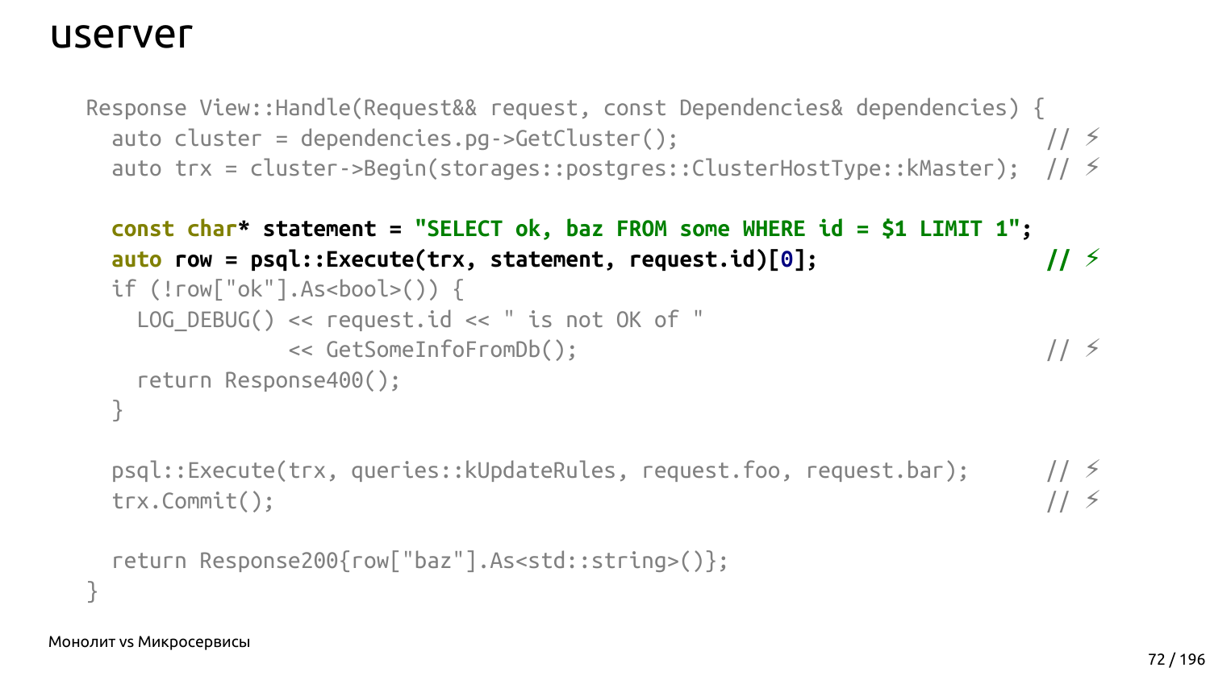# userver

```cpp
Response View::Handle(Request&& request, const Dependencies& dependencies) {
  auto cluster = dependencies.pg->GetCluster();                            // ⚡
  auto trx = cluster->Begin(storages::postgres::ClusterHostType::kMaster);  // ⚡

  const char* statement = "SELECT ok, baz FROM some WHERE id = $1 LIMIT 1";
  auto row = psql::Execute(trx, statement, request.id)[0];                 // ⚡
  if (!row["ok"].As<bool>()) {
    LOG_DEBUG() << request.id << " is not OK of "
                << GetSomeInfoFromDb();                                     // ⚡
    return Response400();
  }

  psql::Execute(trx, queries::kUpdateRules, request.foo, request.bar);      // ⚡
  trx.Commit();                                                             // ⚡

  return Response200{row["baz"].As<std::string>()};
}
```

Монолит vs Микросервисы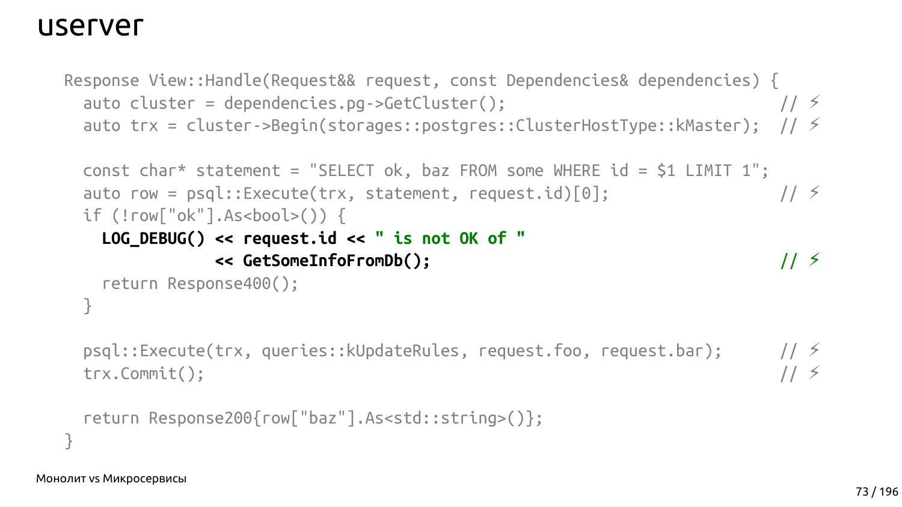# userver

```
Response View::Handle(Request&& request, const Dependencies& dependencies) {
  auto cluster = dependencies.pg->GetCluster();                            // ⚡
  auto trx = cluster->Begin(storages::postgres::ClusterHostType::kMaster);  // ⚡

  const char* statement = "SELECT ok, baz FROM some WHERE id = $1 LIMIT 1";
  auto row = psql::Execute(trx, statement, request.id)[0];                  // ⚡
  if (!row["ok"].As<bool>()) {
    LOG_DEBUG() << request.id << " is not OK of "
                << GetSomeInfoFromDb();                                    // ⚡
    return Response400();
  }

  psql::Execute(trx, queries::kUpdateRules, request.foo, request.bar);      // ⚡
  trx.Commit();                                                            // ⚡

  return Response200{row["baz"].As<std::string>()};
}
```

Монолит vs Микросервисы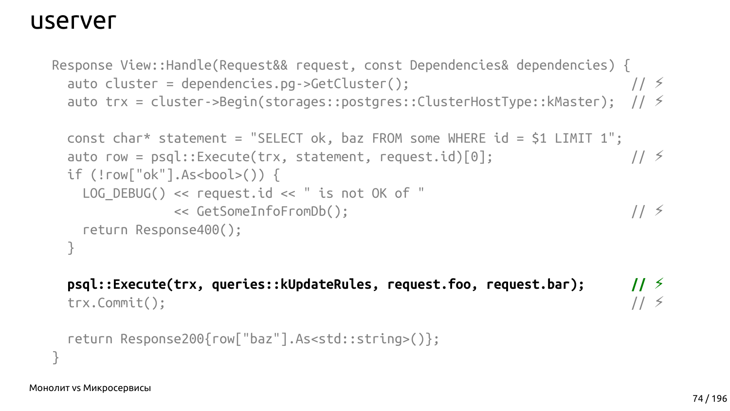# userver

```
Response View::Handle(Request&& request, const Dependencies& dependencies) {
  auto cluster = dependencies.pg->GetCluster();                        // ⚡
  auto trx = cluster->Begin(storages::postgres::ClusterHostType::kMaster);  // ⚡

  const char* statement = "SELECT ok, baz FROM some WHERE id = $1 LIMIT 1";
  auto row = psql::Execute(trx, statement, request.id)[0];             // ⚡
  if (!row["ok"].As<bool>()) {
    LOG_DEBUG() << request.id << " is not OK of "
                << GetSomeInfoFromDb();                                // ⚡
    return Response400();
  }

  psql::Execute(trx, queries::kUpdateRules, request.foo, request.bar);      // ⚡
  trx.Commit();                                                        // ⚡

  return Response200{row["baz"].As<std::string>()};
}
```

Монолит vs Микросервисы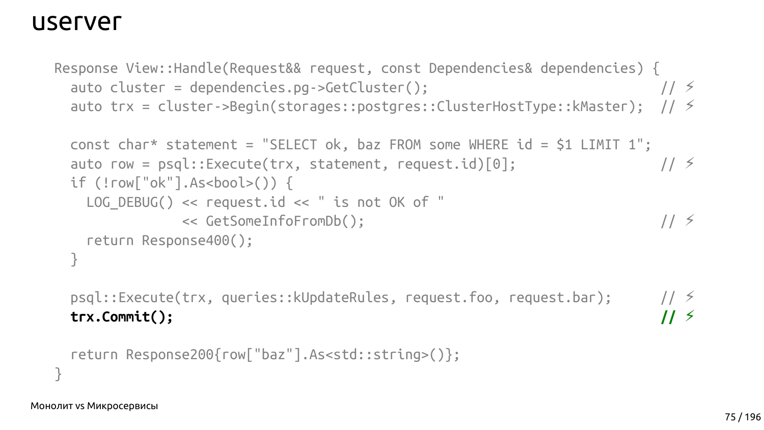# userver

```
Response View::Handle(Request&& request, const Dependencies& dependencies) {
  auto cluster = dependencies.pg->GetCluster();                          // ⚡
  auto trx = cluster->Begin(storages::postgres::ClusterHostType::kMaster);  // ⚡

  const char* statement = "SELECT ok, baz FROM some WHERE id = $1 LIMIT 1";
  auto row = psql::Execute(trx, statement, request.id)[0];               // ⚡
  if (!row["ok"].As<bool>()) {
    LOG_DEBUG() << request.id << " is not OK of "
                << GetSomeInfoFromDb();                                  // ⚡
    return Response400();
  }

  psql::Execute(trx, queries::kUpdateRules, request.foo, request.bar);   // ⚡
  trx.Commit();                                                          // ⚡

  return Response200{row["baz"].As<std::string>()};
}
```

Монолит vs Микросервисы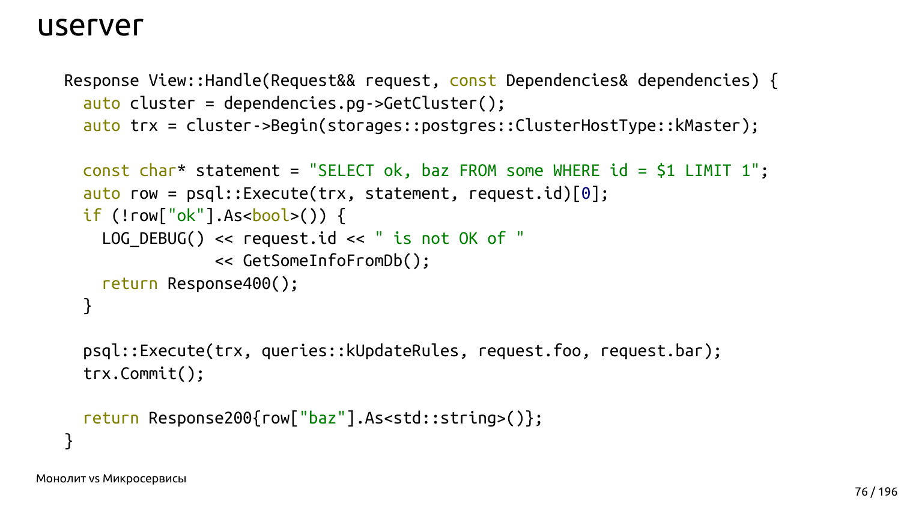# userver

```
Response View::Handle(Request&& request, const Dependencies& dependencies) {
  auto cluster = dependencies.pg->GetCluster();
  auto trx = cluster->Begin(storages::postgres::ClusterHostType::kMaster);

  const char* statement = "SELECT ok, baz FROM some WHERE id = $1 LIMIT 1";
  auto row = psql::Execute(trx, statement, request.id)[0];
  if (!row["ok"].As<bool>()) {
    LOG_DEBUG() << request.id << " is not OK of "
                << GetSomeInfoFromDb();
    return Response400();
  }

  psql::Execute(trx, queries::kUpdateRules, request.foo, request.bar);
  trx.Commit();

  return Response200{row["baz"].As<std::string>()};
}
```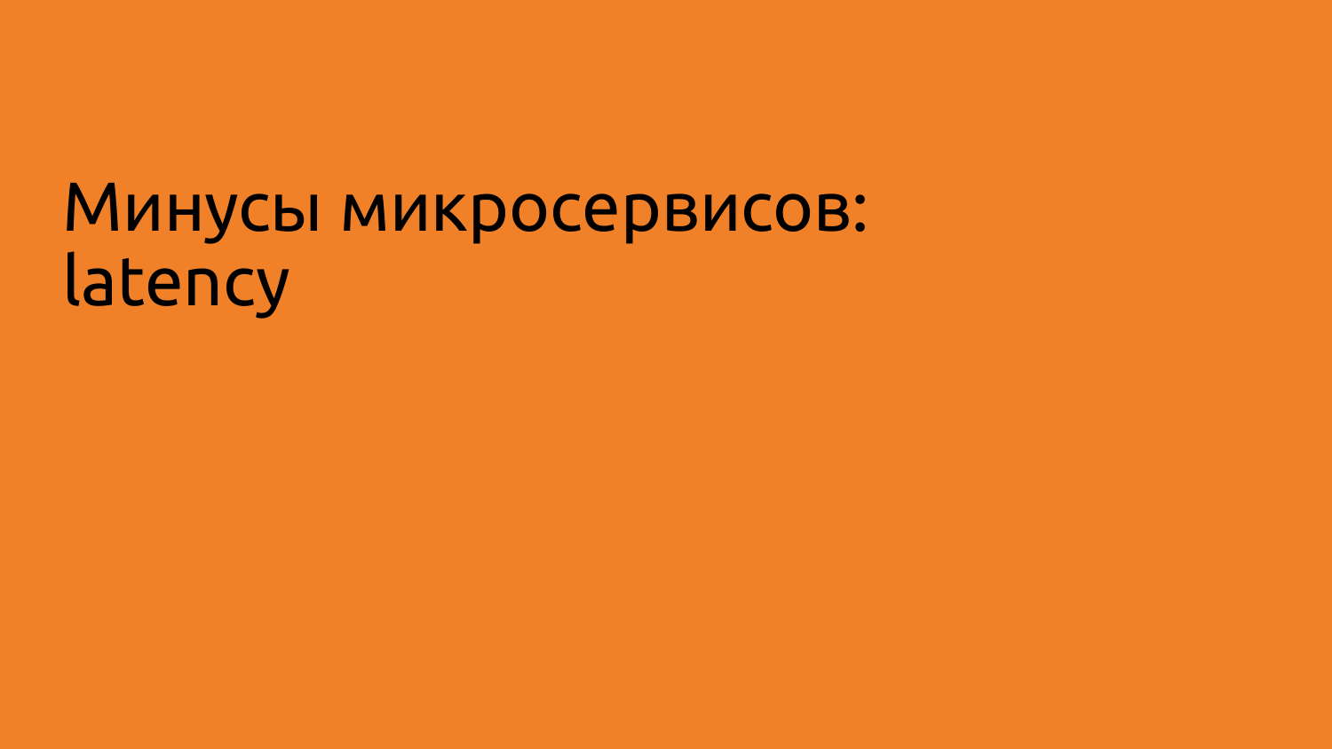# Минусы микросервисов: latency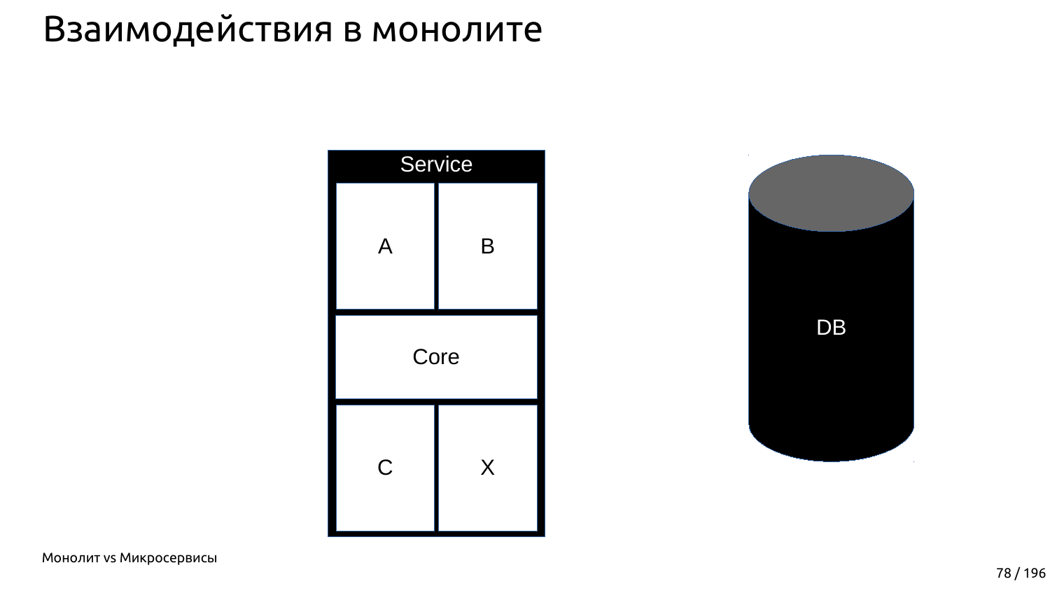# Взаимодействия в монолите

Service

| A | B |
|---|---|
| Core | |
| C | X |

DB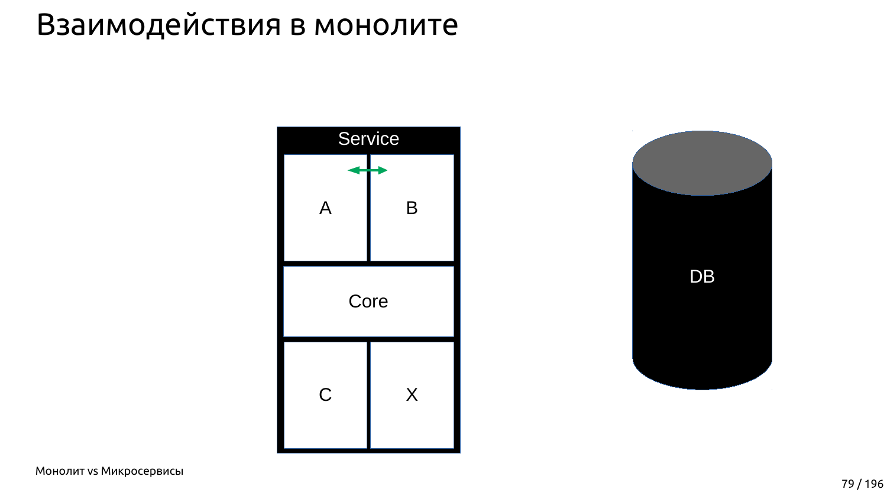# Взаимодействия в монолите

Service

A

B

Core

C

X

DB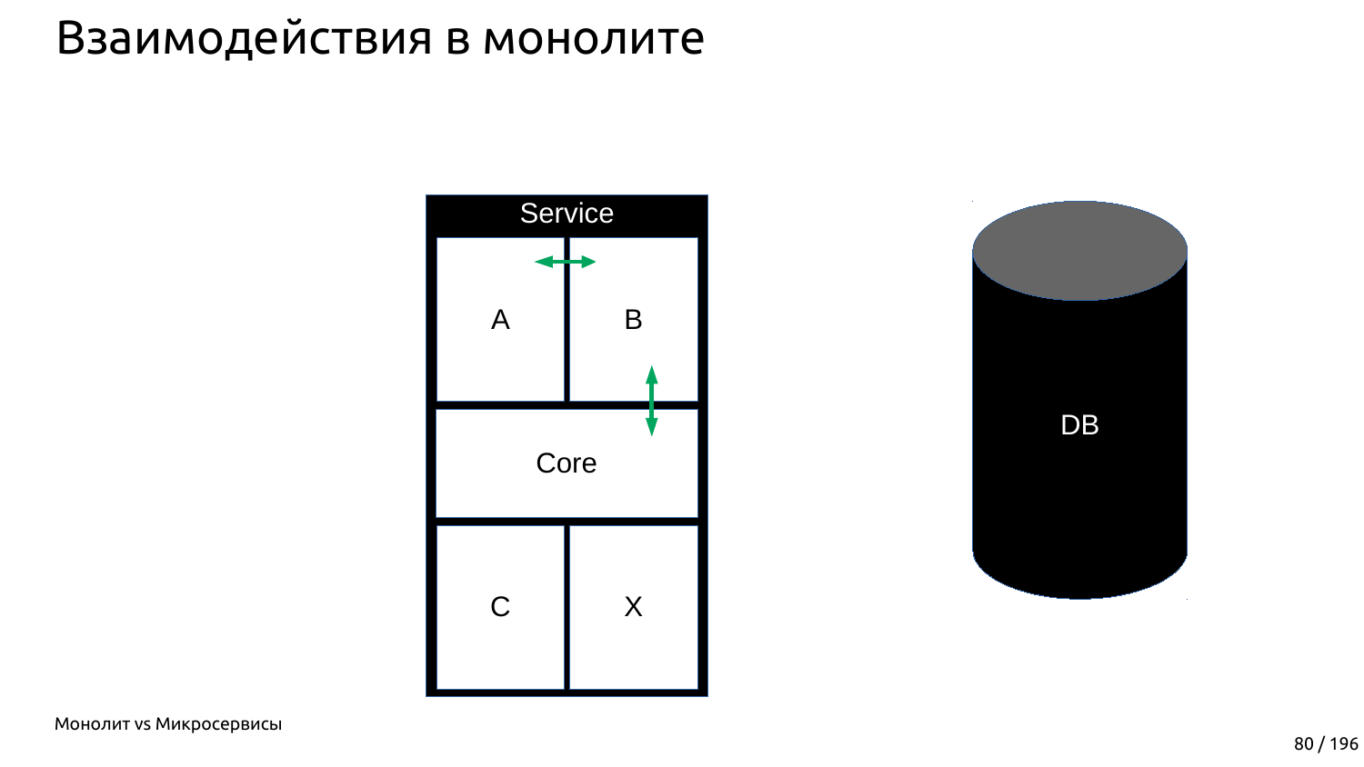# Взаимодействия в монолите

Service

A

B

Core

C

X

DB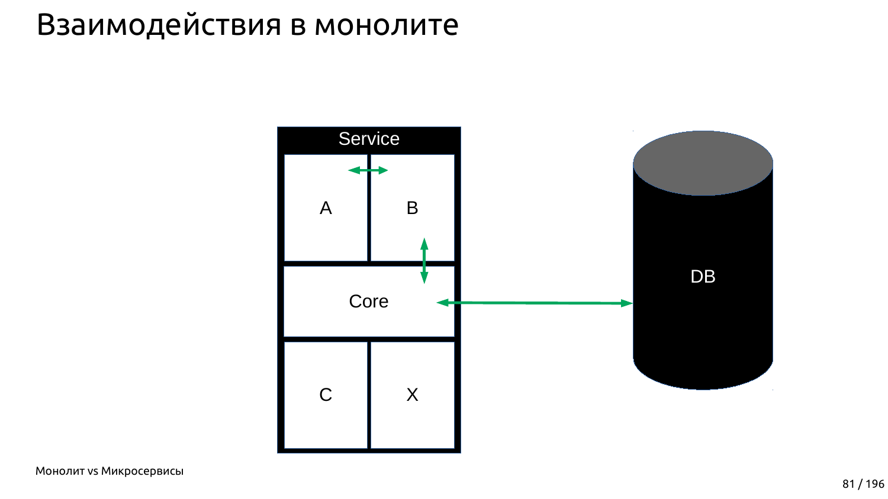# Взаимодействия в монолите

Service

A

B

Core

C

X

DB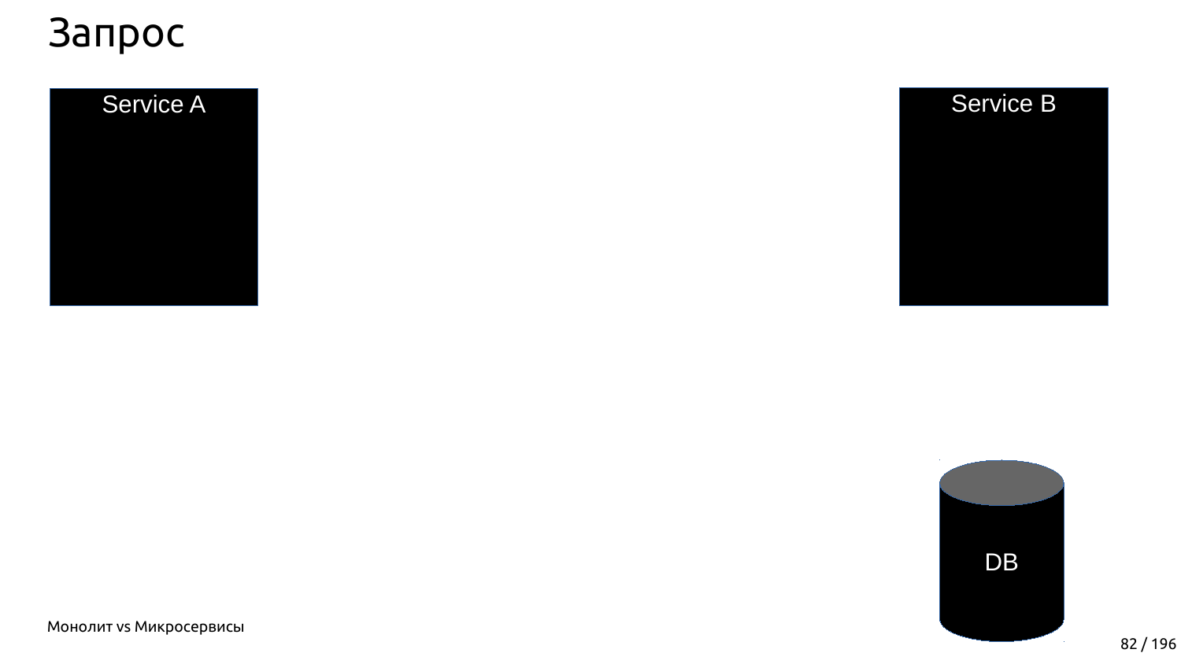# Запрос

Service A

Service B

DB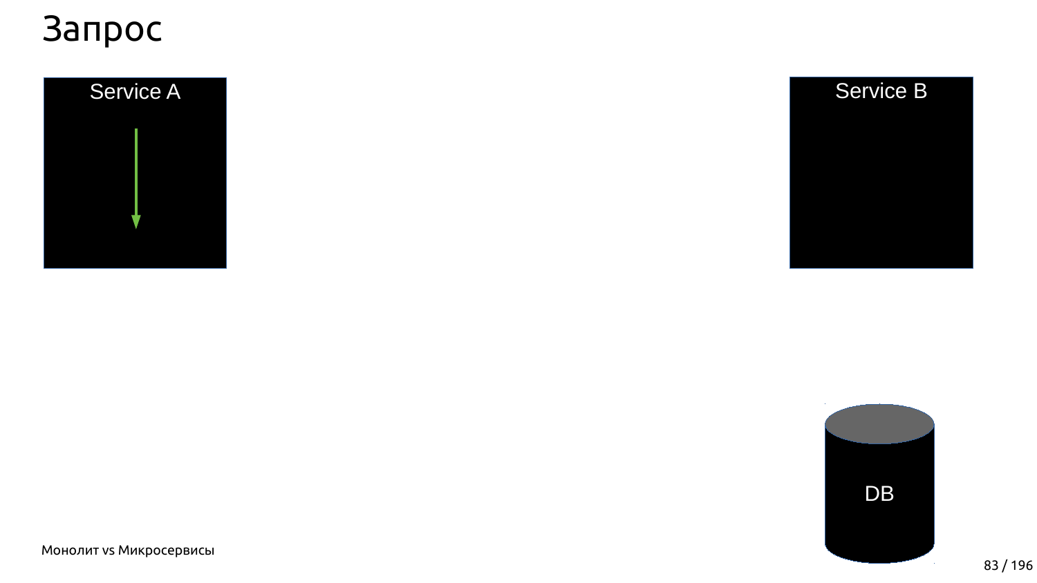# Запрос

Service A

Service B

DB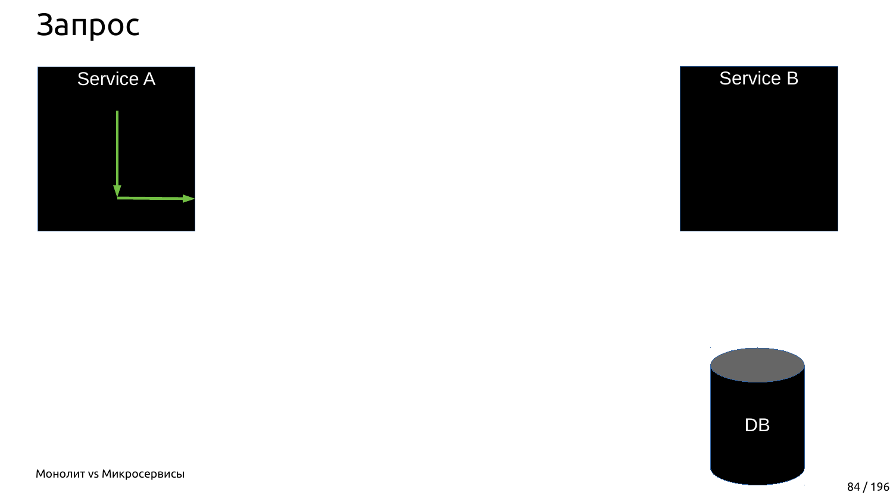# Запрос

Service A

Service B

DB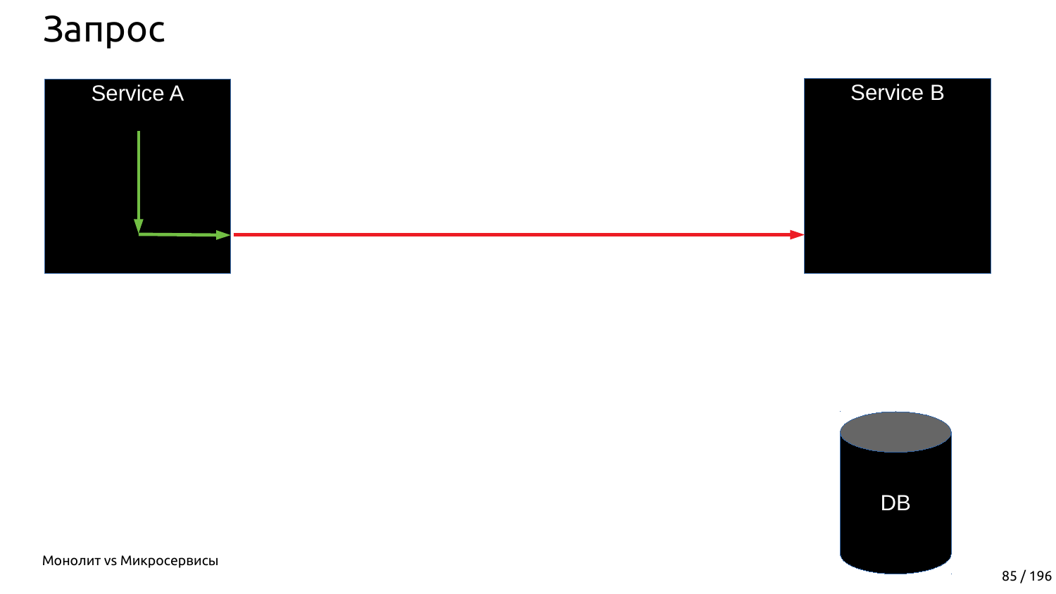# Запрос

Service A

Service B

DB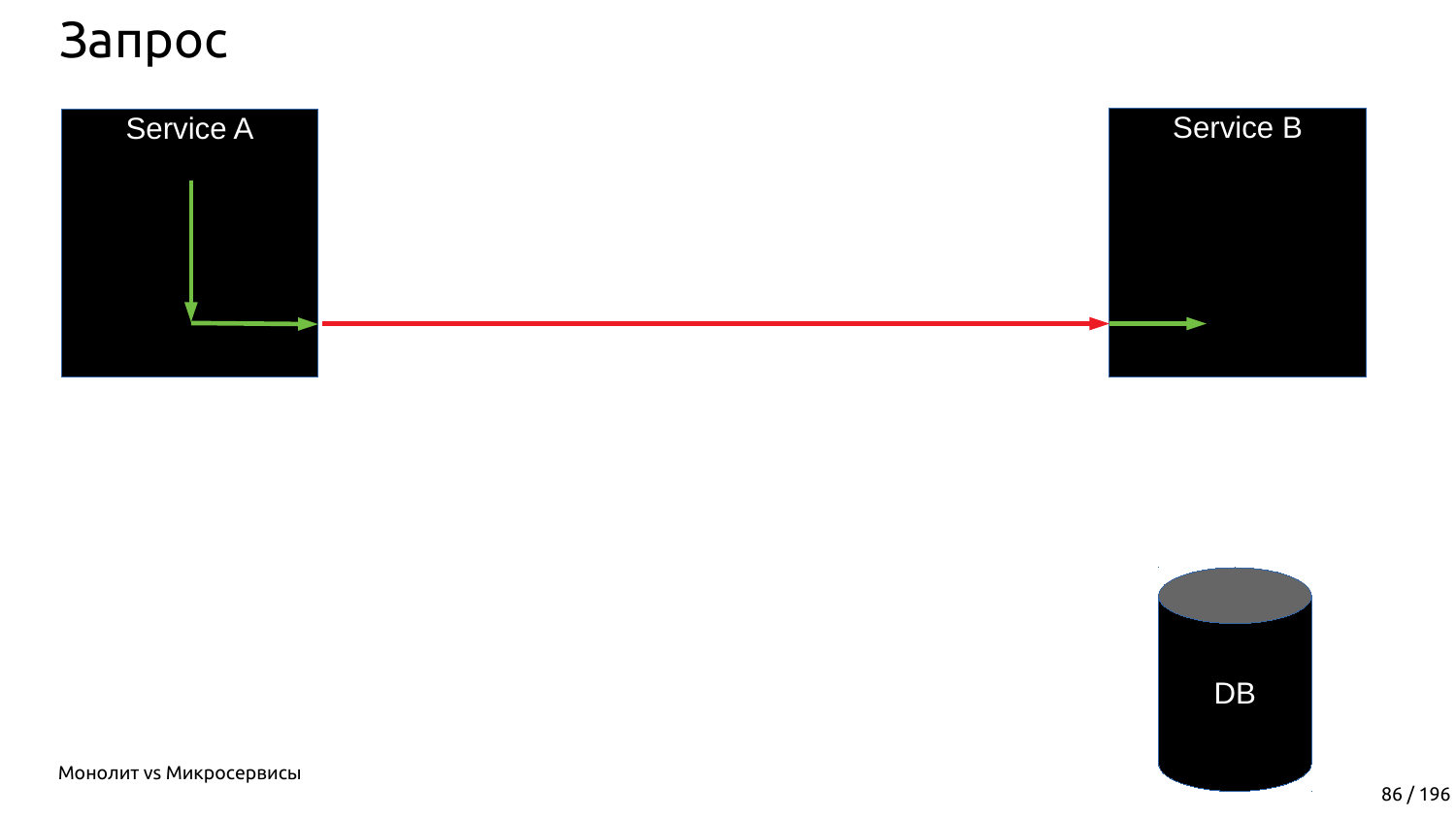# Запрос

Service A

Service B

DB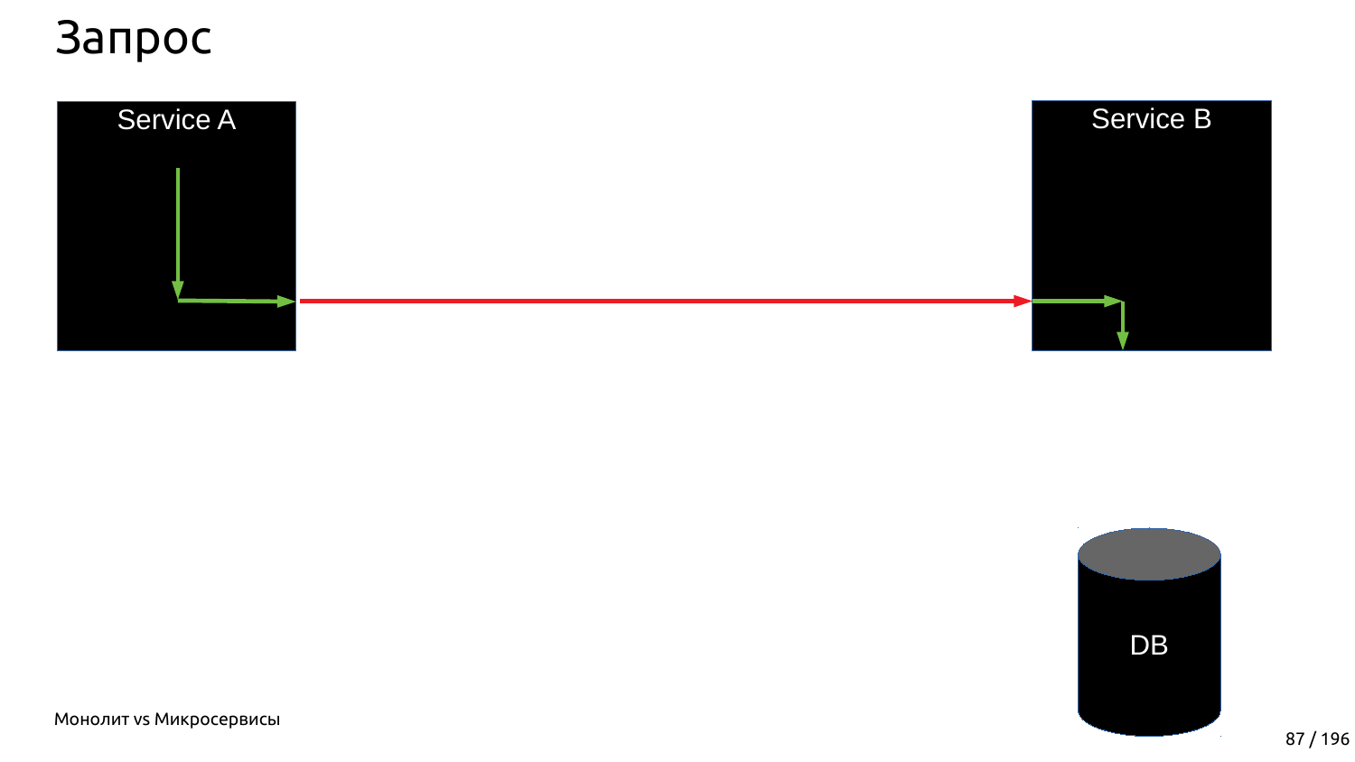# Запрос

Service A

Service B

DB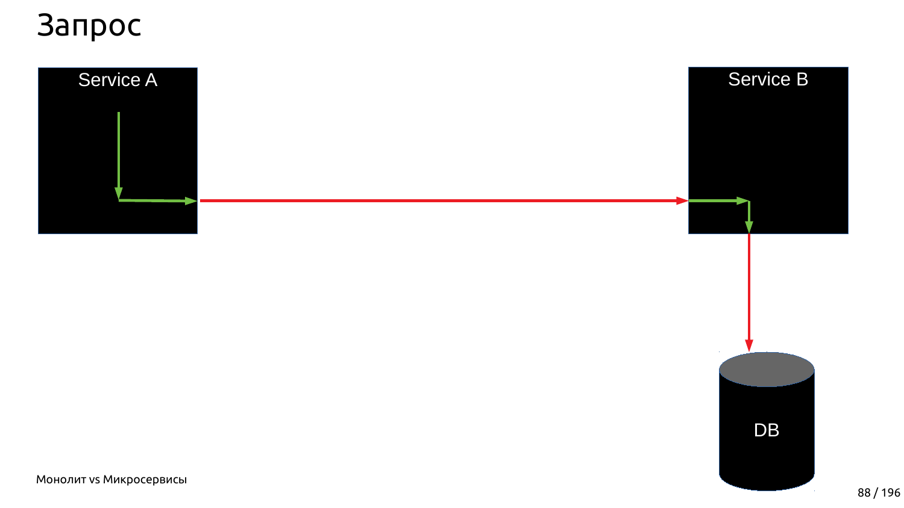# Запрос

Service A

Service B

DB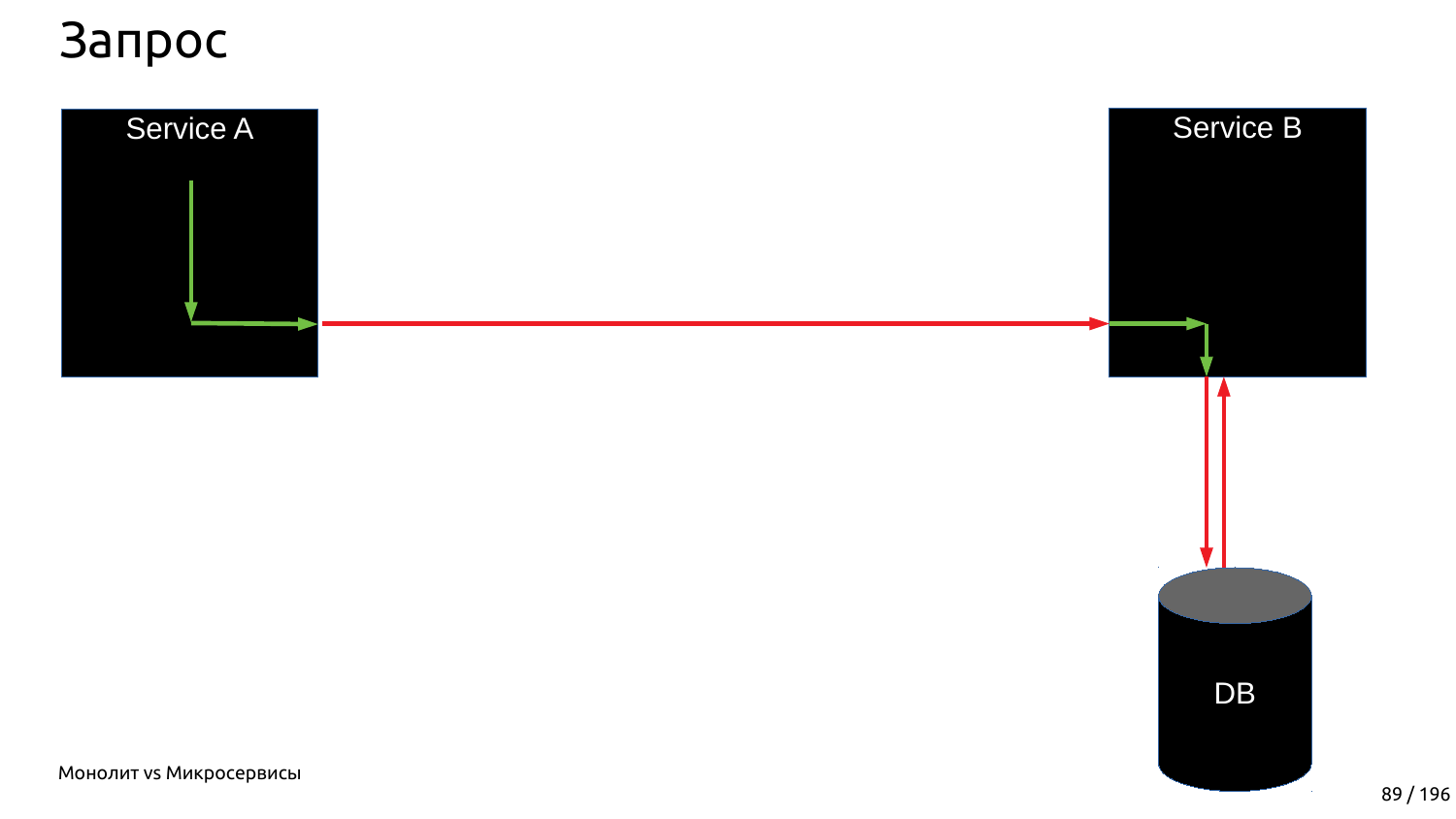# Запрос

Service A

Service B

DB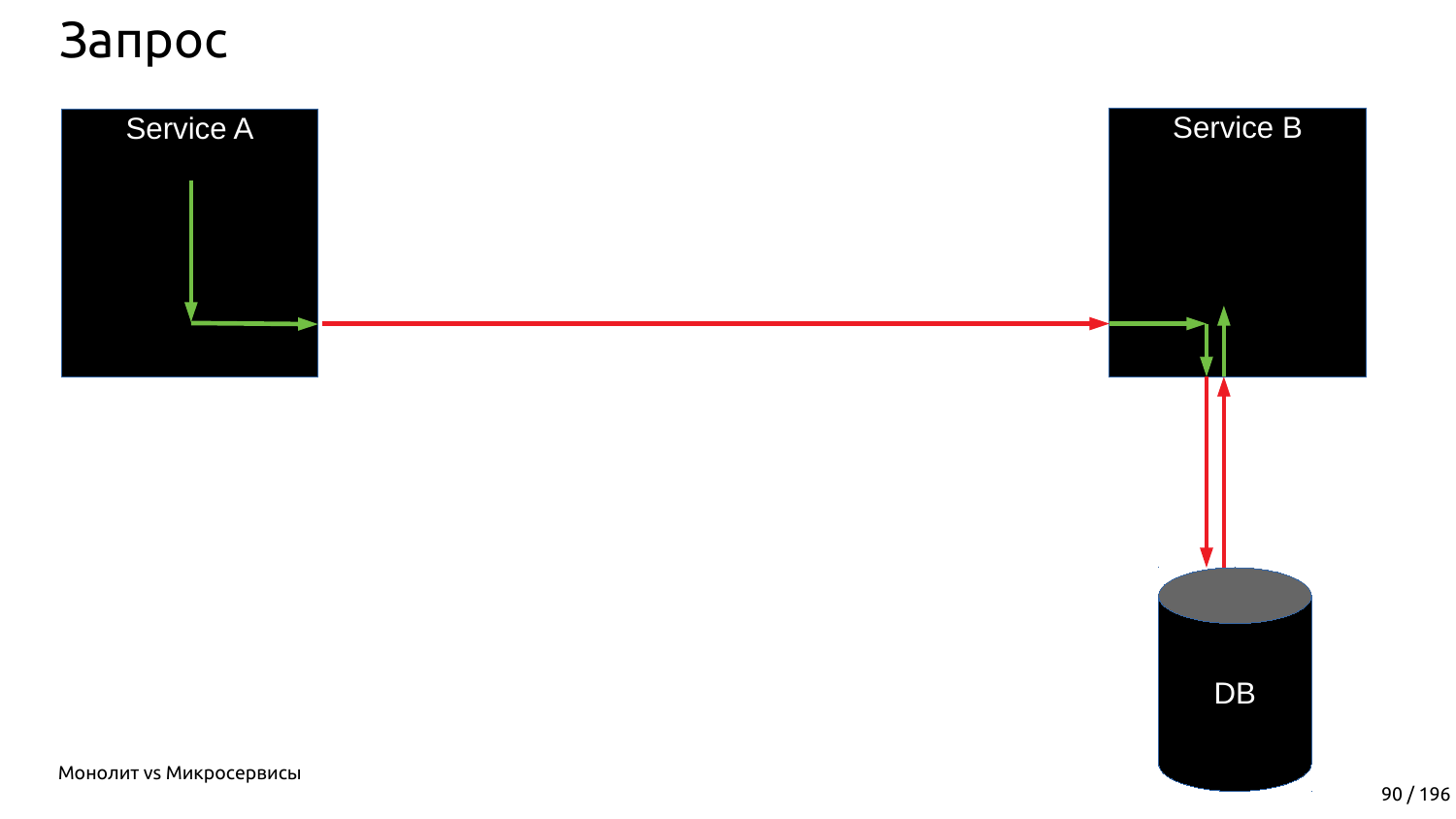# Запрос

Service A

Service B

DB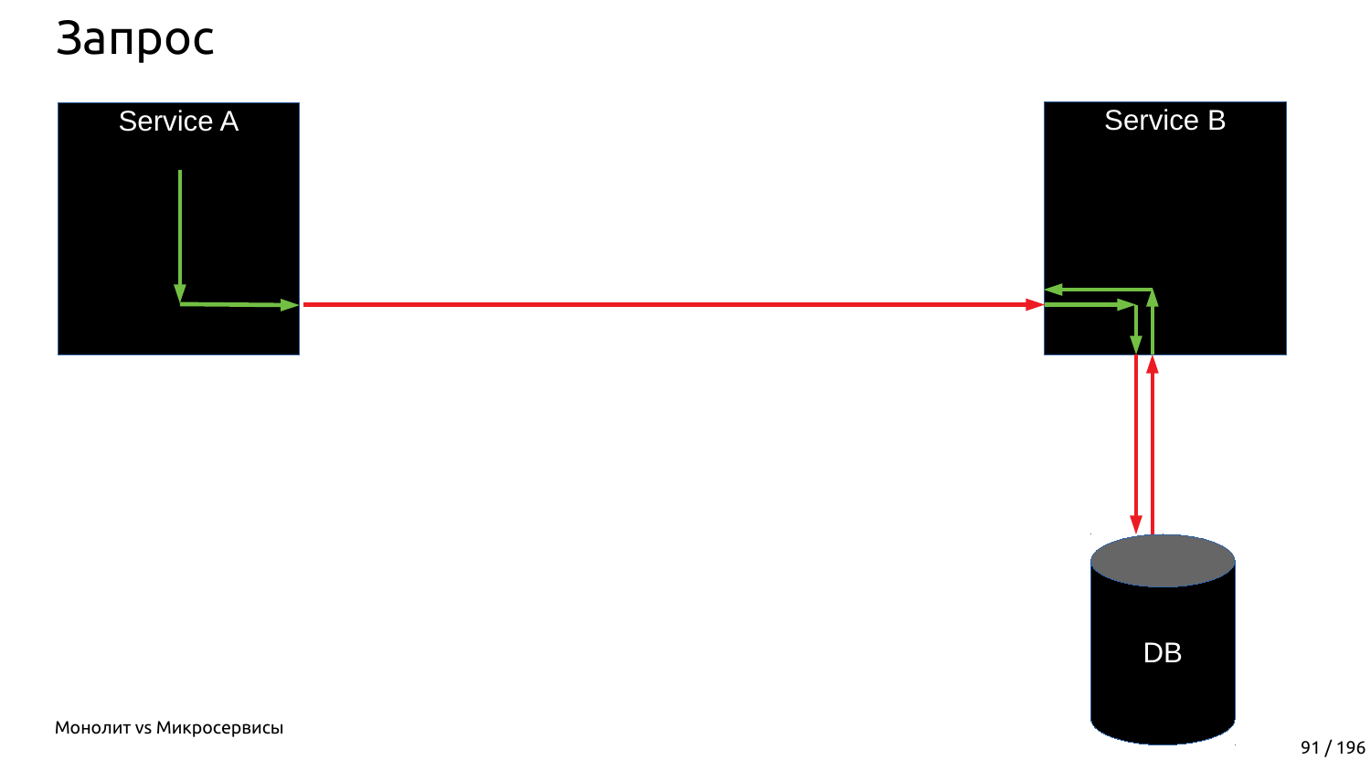# Запрос

Service A

Service B

DB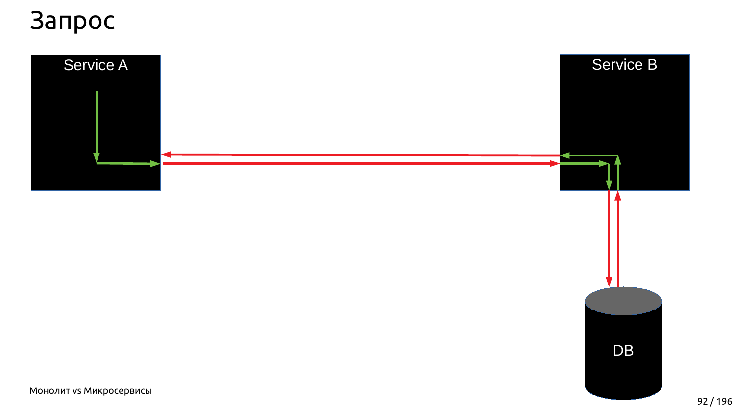# Запрос

Service A

Service B

DB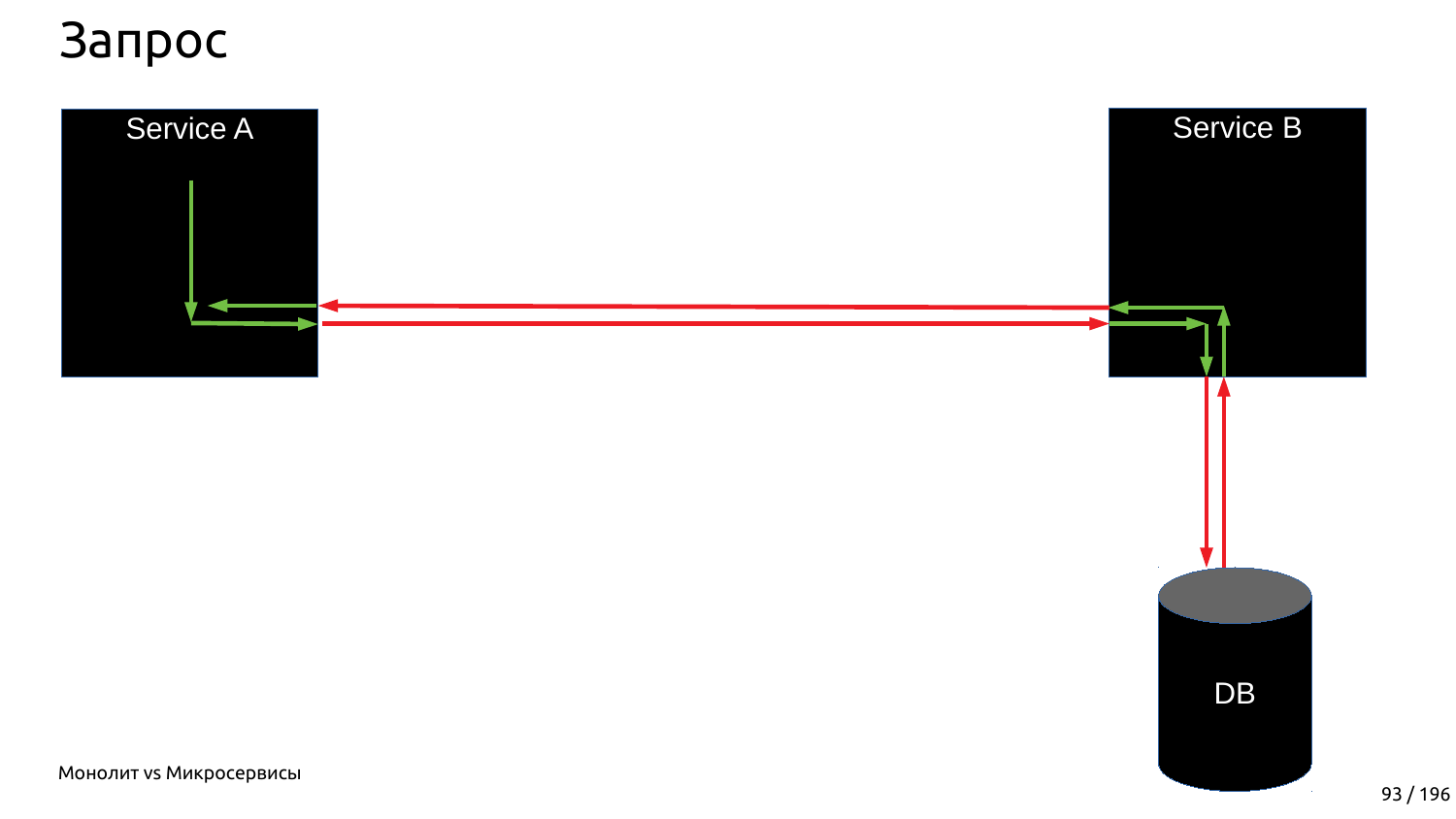# Запрос

Service A

Service B

DB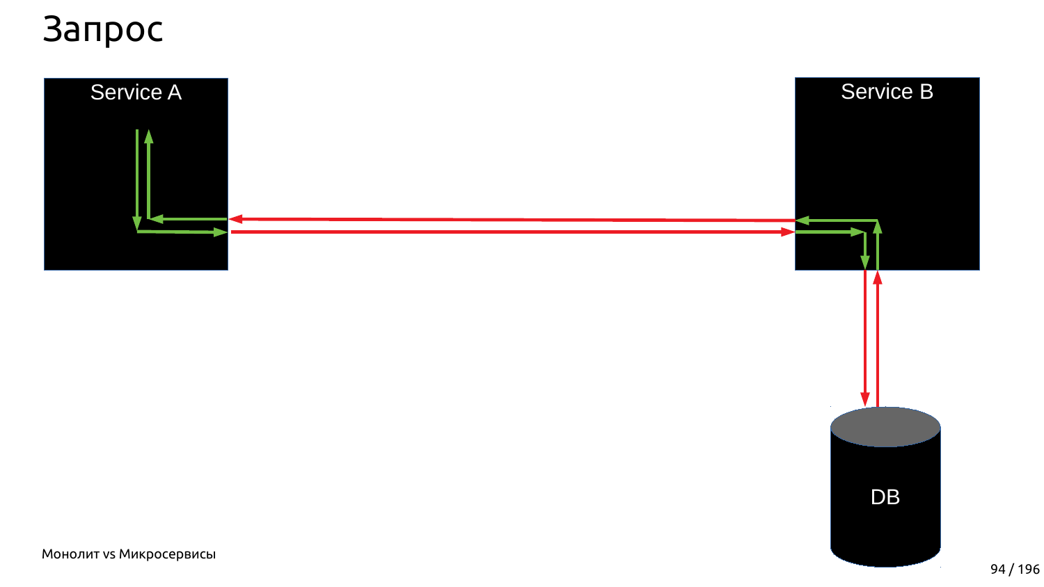# Запрос

Service A

Service B

DB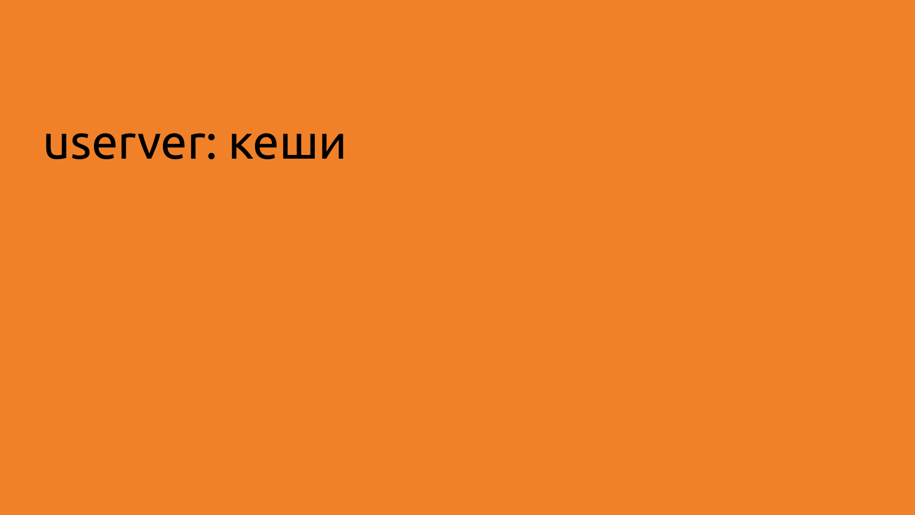# userver: кеши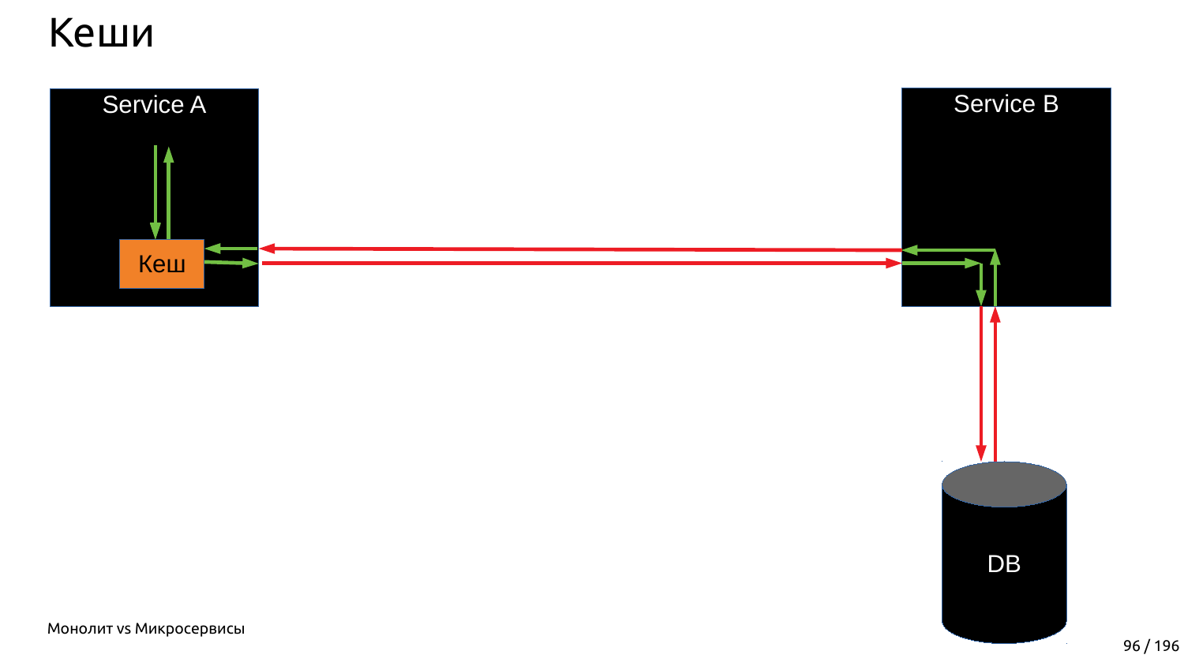# Кеши

Service A

Кеш

Service B

DB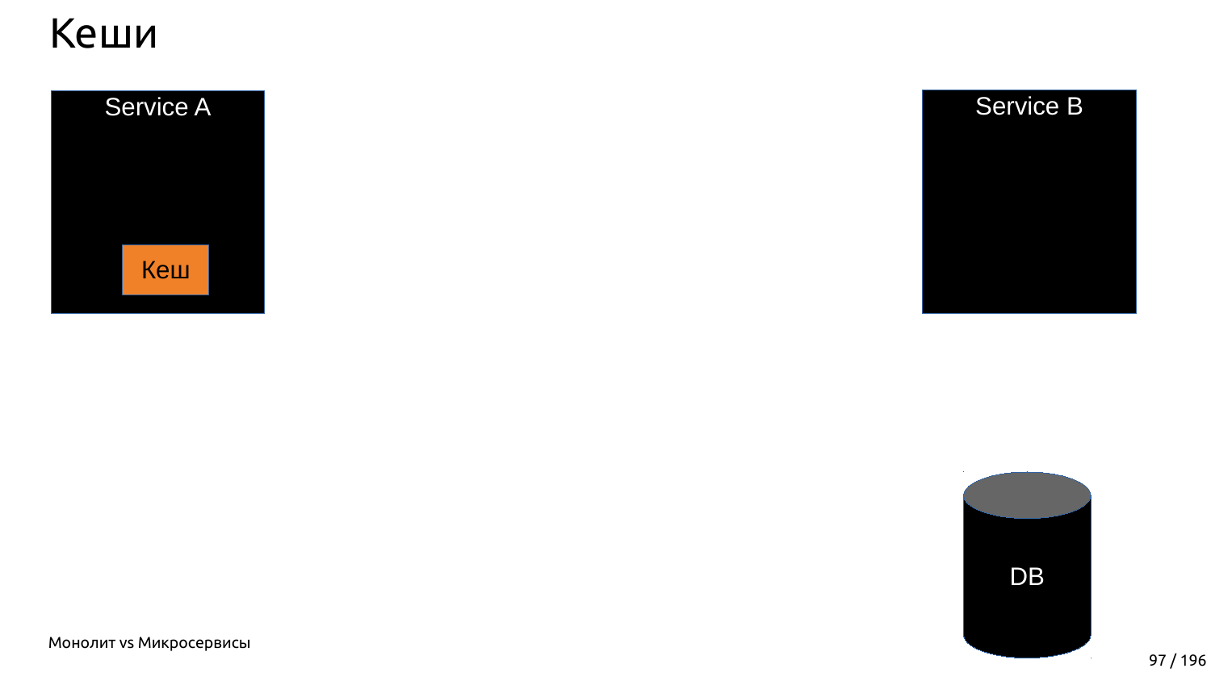# Кеши

Service A

Кеш

Service B

DB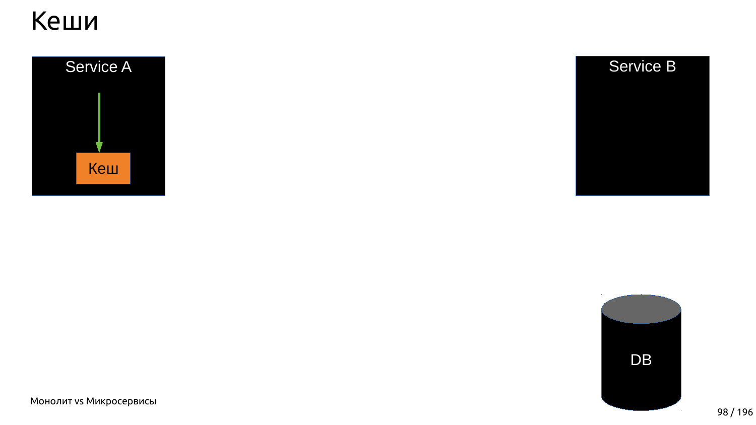# Кеши

Service A

Кеш

Service B

DB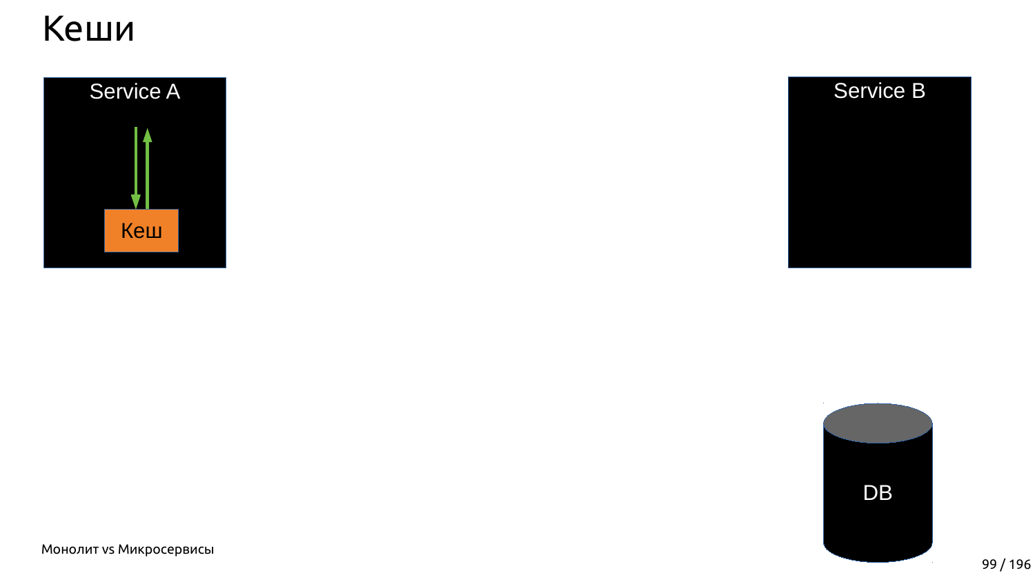# Кеши

Service A

Кеш

Service B

DB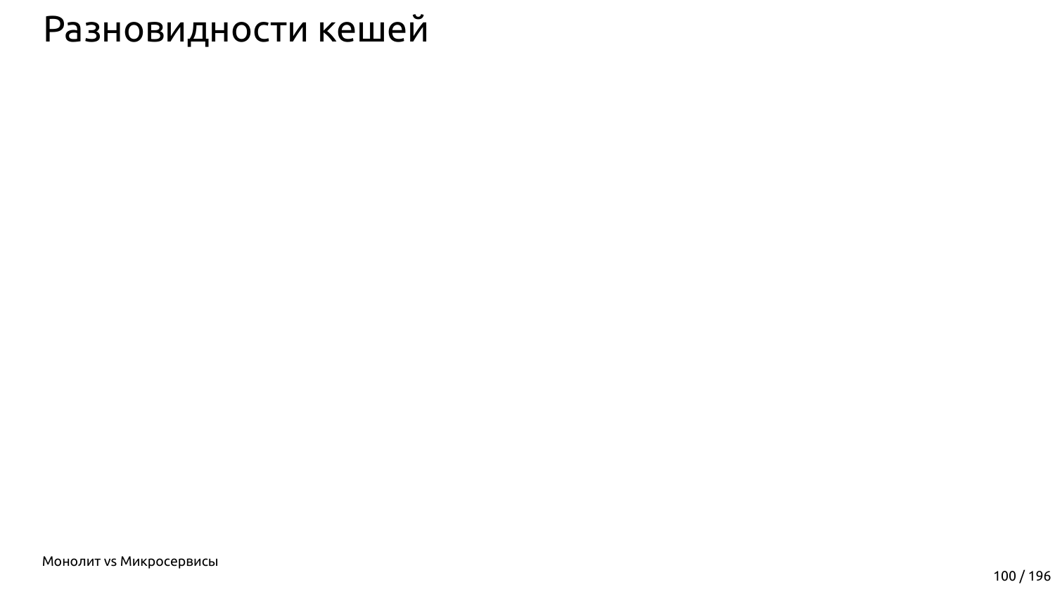# Разновидности кешей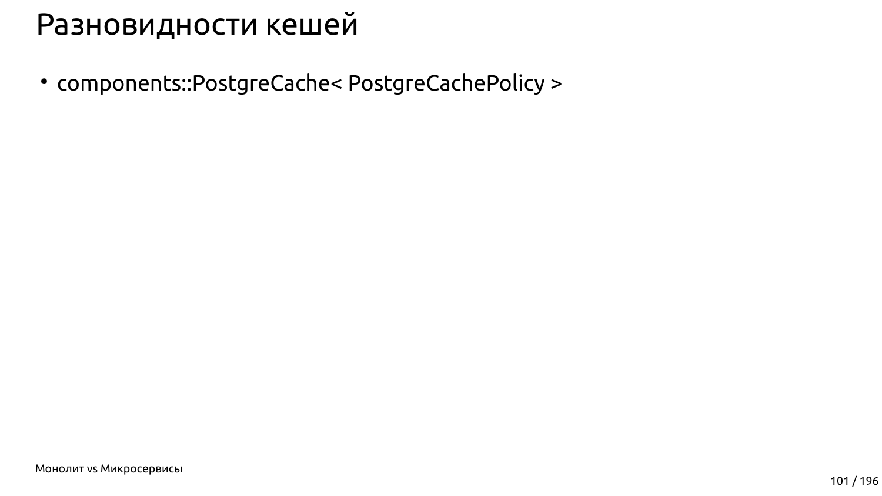# Разновидности кешей

- components::PostgreCache< PostgreCachePolicy >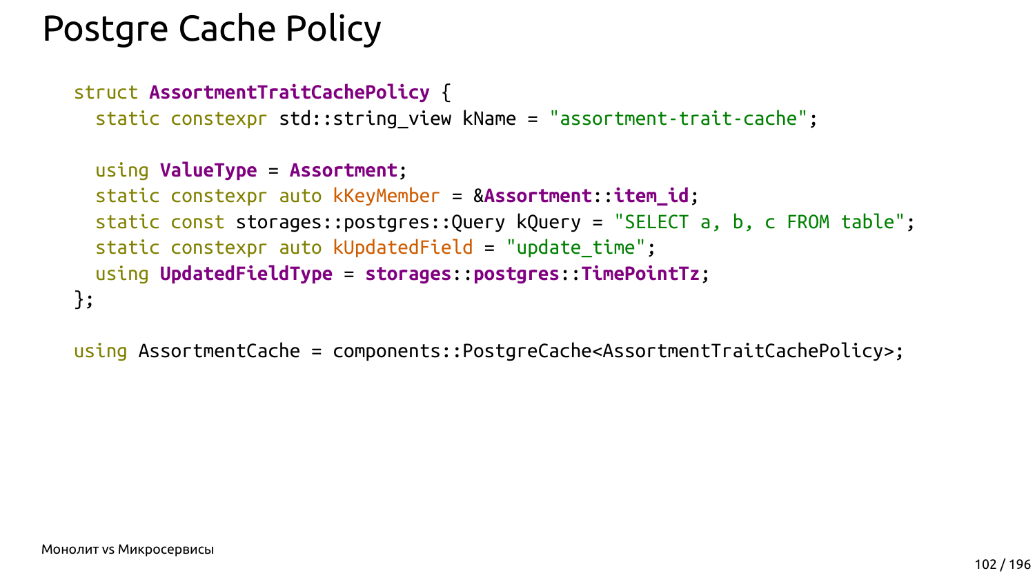# Postgre Cache Policy

```cpp
struct AssortmentTraitCachePolicy {
  static constexpr std::string_view kName = "assortment-trait-cache";

  using ValueType = Assortment;
  static constexpr auto kKeyMember = &Assortment::item_id;
  static const storages::postgres::Query kQuery = "SELECT a, b, c FROM table";
  static constexpr auto kUpdatedField = "update_time";
  using UpdatedFieldType = storages::postgres::TimePointTz;
};

using AssortmentCache = components::PostgreCache<AssortmentTraitCachePolicy>;
```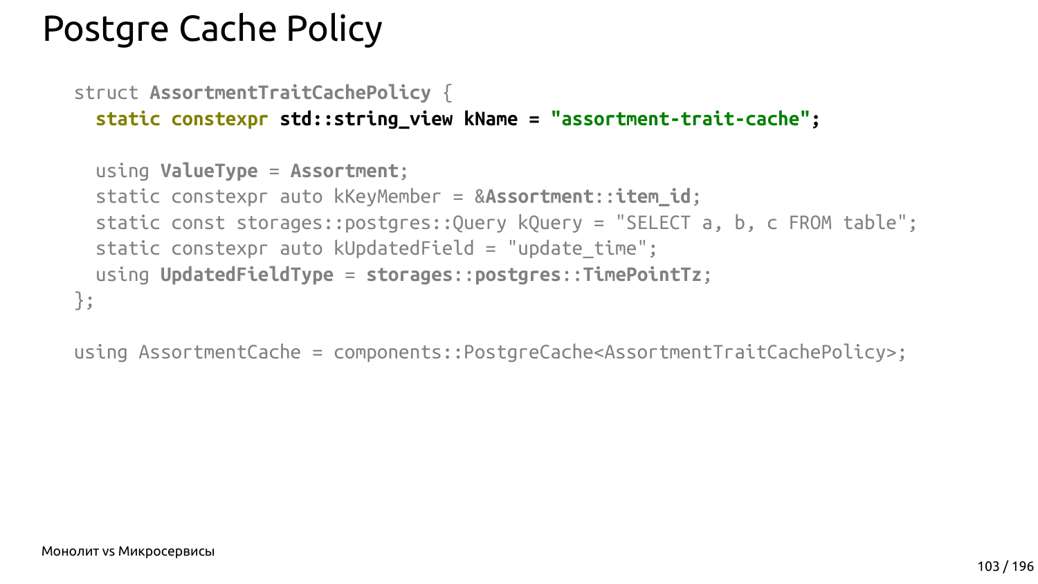# Postgre Cache Policy

```
struct AssortmentTraitCachePolicy {
  static constexpr std::string_view kName = "assortment-trait-cache";

  using ValueType = Assortment;
  static constexpr auto kKeyMember = &Assortment::item_id;
  static const storages::postgres::Query kQuery = "SELECT a, b, c FROM table";
  static constexpr auto kUpdatedField = "update_time";
  using UpdatedFieldType = storages::postgres::TimePointTz;
};

using AssortmentCache = components::PostgreCache<AssortmentTraitCachePolicy>;
```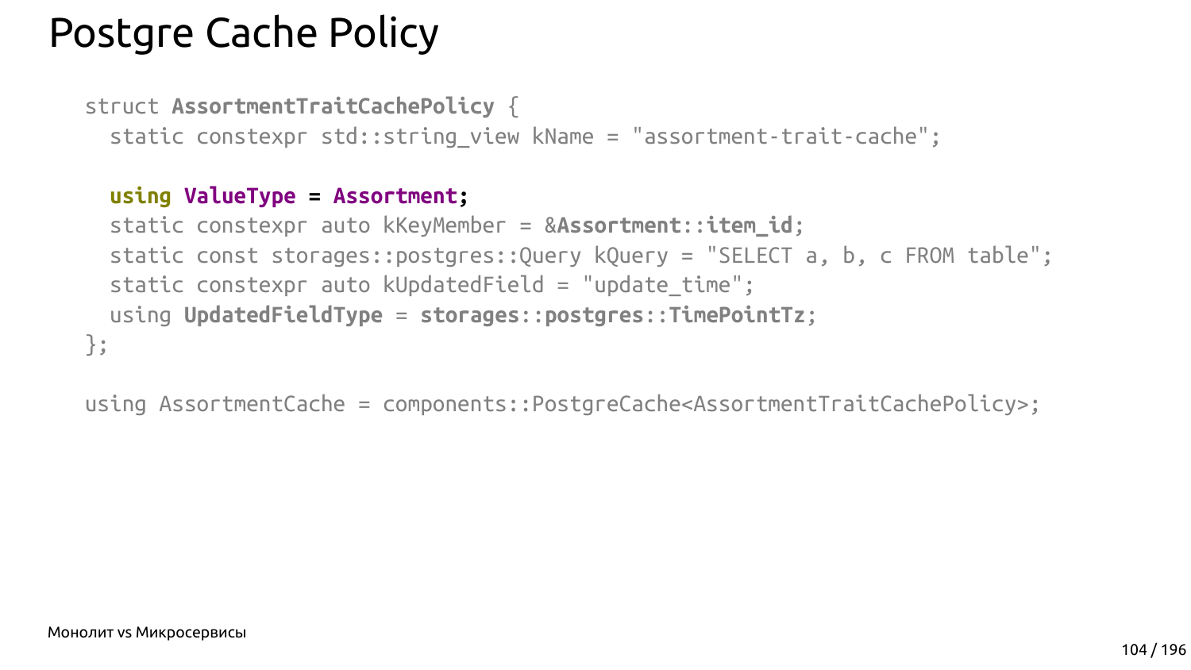# Postgre Cache Policy

```
struct AssortmentTraitCachePolicy {
  static constexpr std::string_view kName = "assortment-trait-cache";

  using ValueType = Assortment;
  static constexpr auto kKeyMember = &Assortment::item_id;
  static const storages::postgres::Query kQuery = "SELECT a, b, c FROM table";
  static constexpr auto kUpdatedField = "update_time";
  using UpdatedFieldType = storages::postgres::TimePointTz;
};

using AssortmentCache = components::PostgreCache<AssortmentTraitCachePolicy>;
```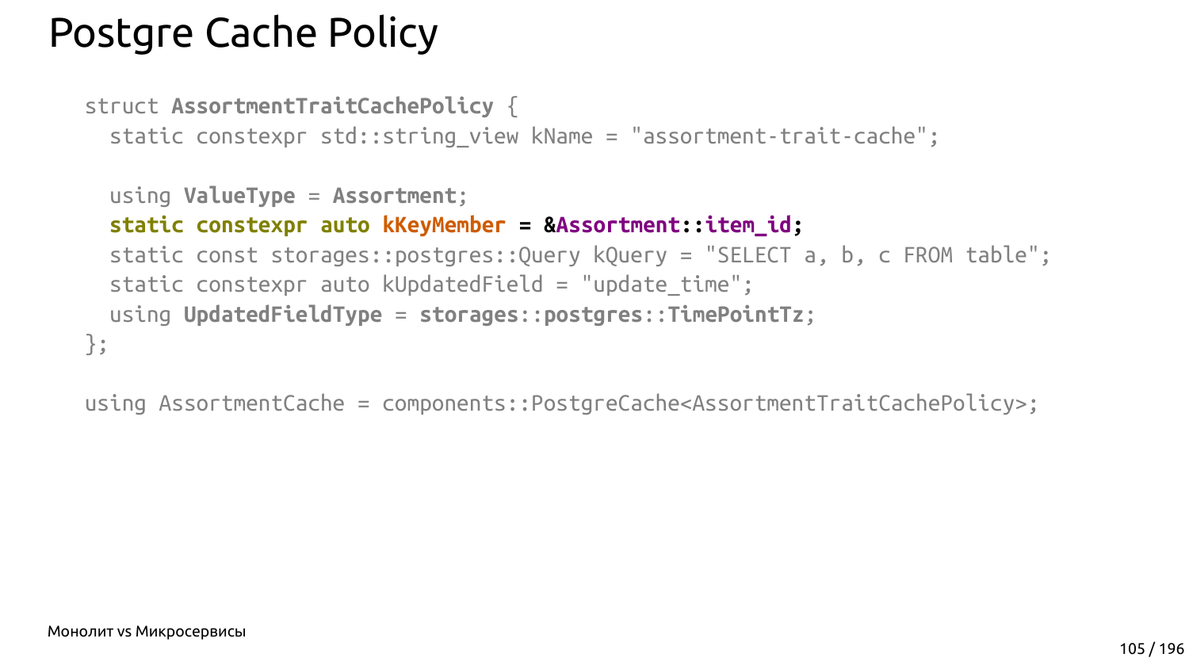# Postgre Cache Policy

```
struct AssortmentTraitCachePolicy {
  static constexpr std::string_view kName = "assortment-trait-cache";

  using ValueType = Assortment;
  static constexpr auto kKeyMember = &Assortment::item_id;
  static const storages::postgres::Query kQuery = "SELECT a, b, c FROM table";
  static constexpr auto kUpdatedField = "update_time";
  using UpdatedFieldType = storages::postgres::TimePointTz;
};

using AssortmentCache = components::PostgreCache<AssortmentTraitCachePolicy>;
```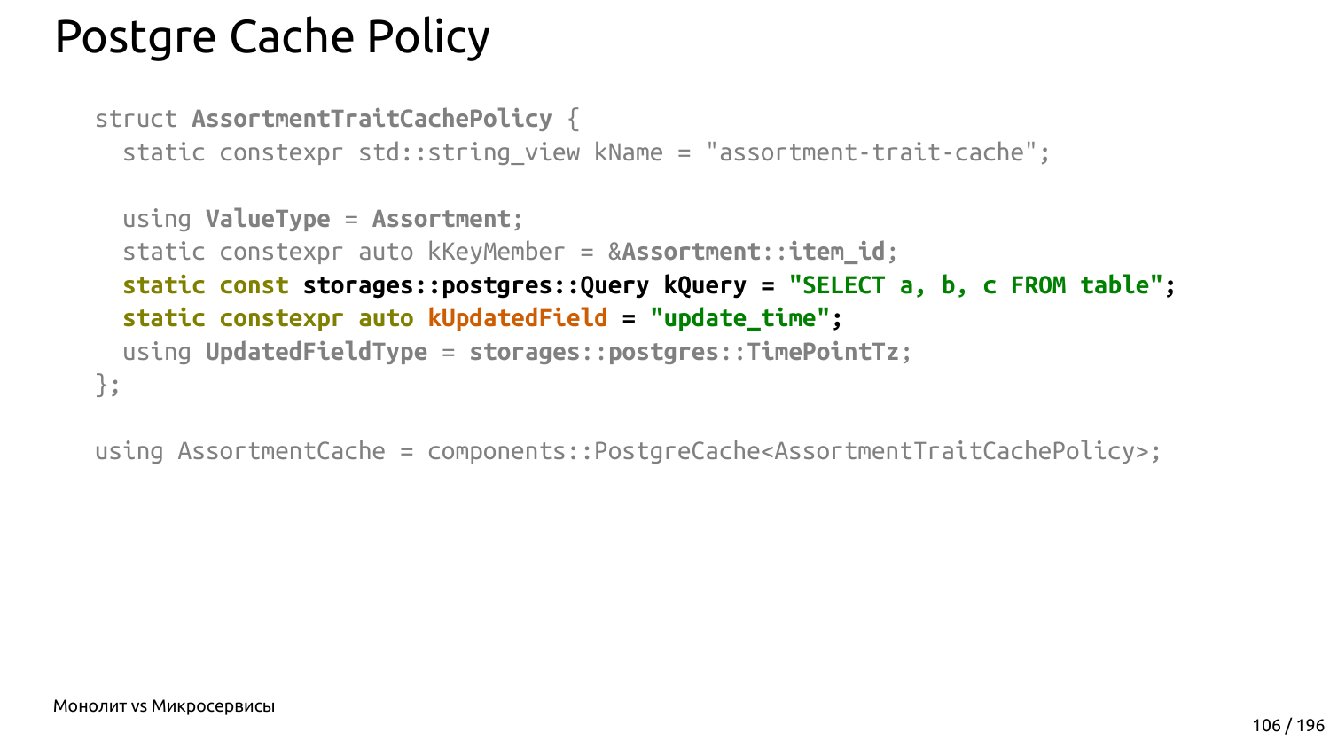# Postgre Cache Policy

```
struct AssortmentTraitCachePolicy {
  static constexpr std::string_view kName = "assortment-trait-cache";

  using ValueType = Assortment;
  static constexpr auto kKeyMember = &Assortment::item_id;
  static const storages::postgres::Query kQuery = "SELECT a, b, c FROM table";
  static constexpr auto kUpdatedField = "update_time";
  using UpdatedFieldType = storages::postgres::TimePointTz;
};

using AssortmentCache = components::PostgreCache<AssortmentTraitCachePolicy>;
```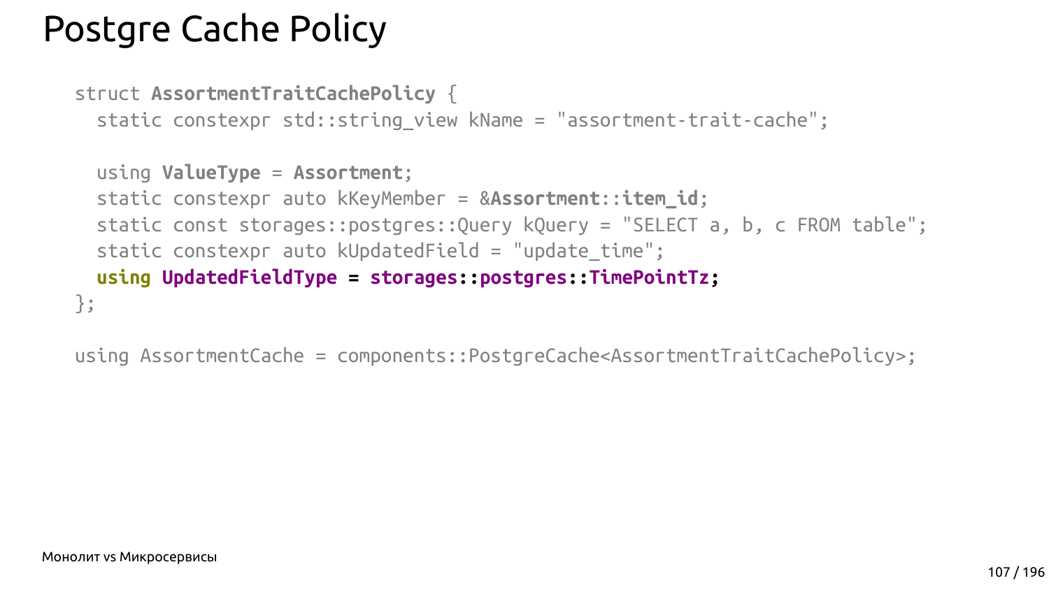# Postgre Cache Policy

```
struct AssortmentTraitCachePolicy {
  static constexpr std::string_view kName = "assortment-trait-cache";

  using ValueType = Assortment;
  static constexpr auto kKeyMember = &Assortment::item_id;
  static const storages::postgres::Query kQuery = "SELECT a, b, c FROM table";
  static constexpr auto kUpdatedField = "update_time";
  using UpdatedFieldType = storages::postgres::TimePointTz;
};

using AssortmentCache = components::PostgreCache<AssortmentTraitCachePolicy>;
```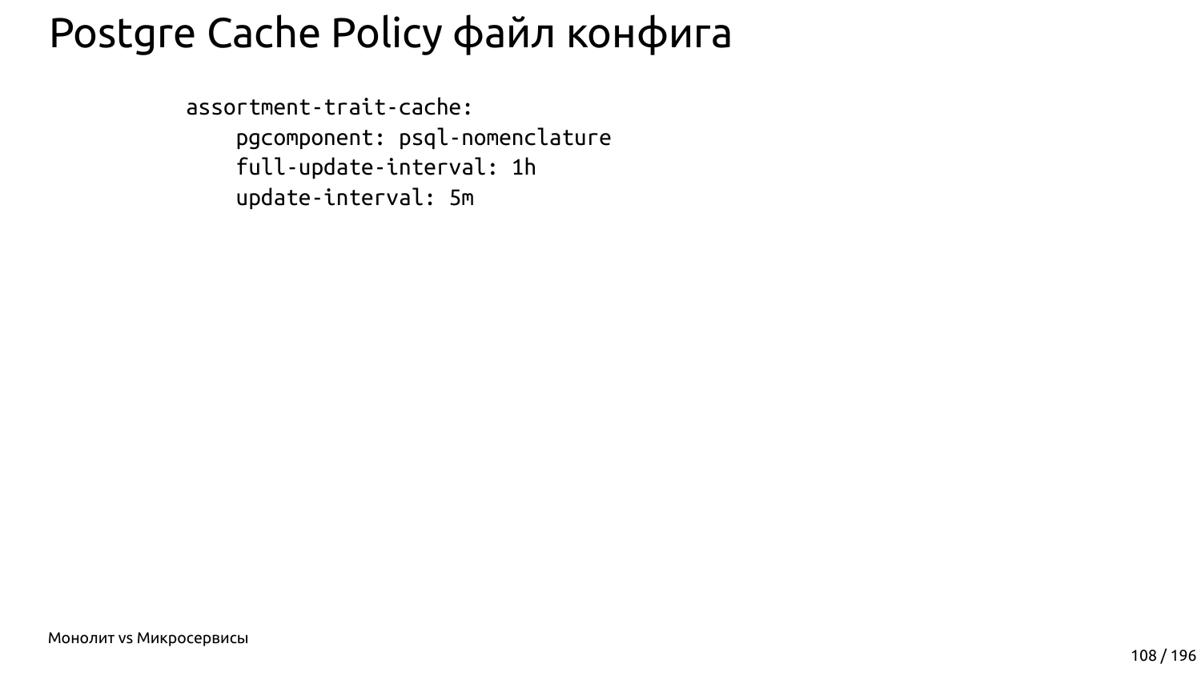# Postgre Cache Policy файл конфига

```
assortment-trait-cache:
    pgcomponent: psql-nomenclature
    full-update-interval: 1h
    update-interval: 5m
```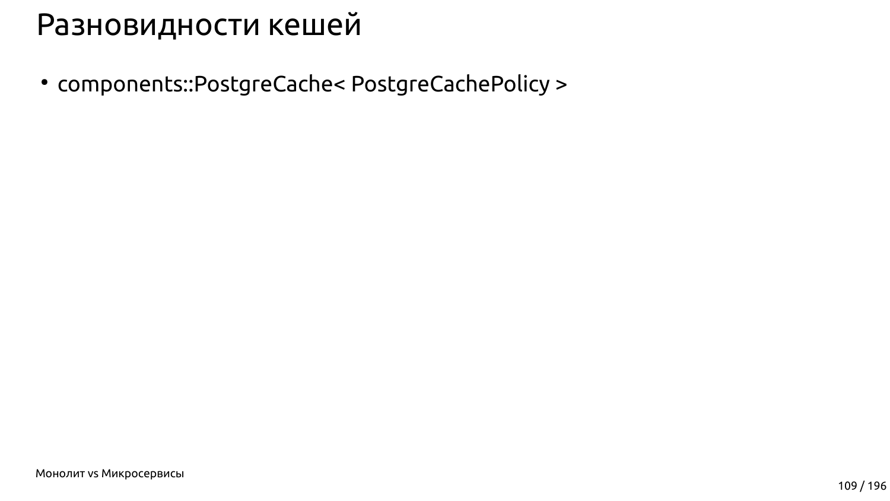# Разновидности кешей

- components::PostgreCache< PostgreCachePolicy >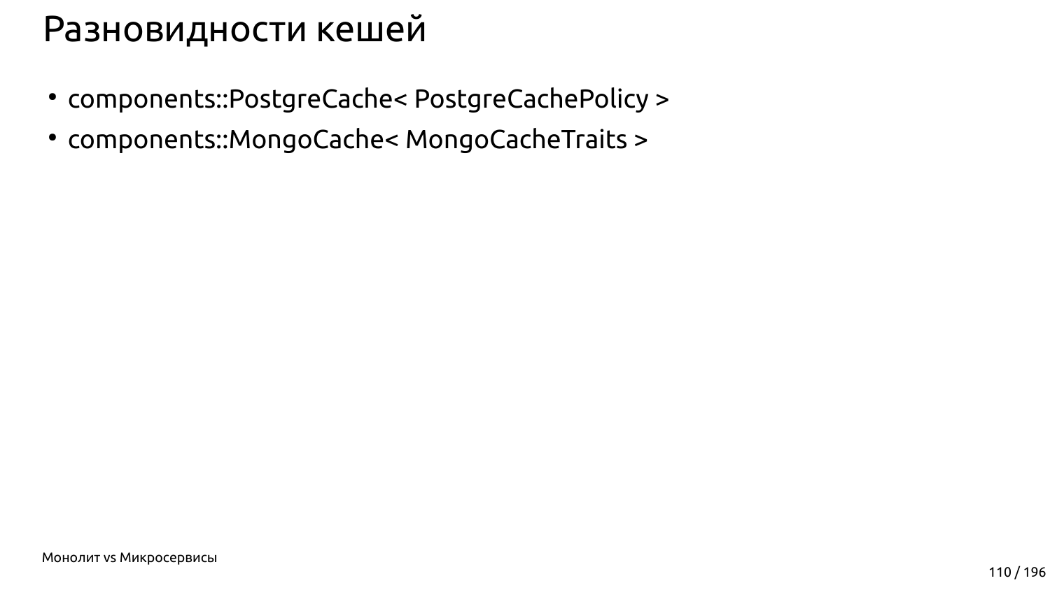# Разновидности кешей

- components::PostgreCache< PostgreCachePolicy >
- components::MongoCache< MongoCacheTraits >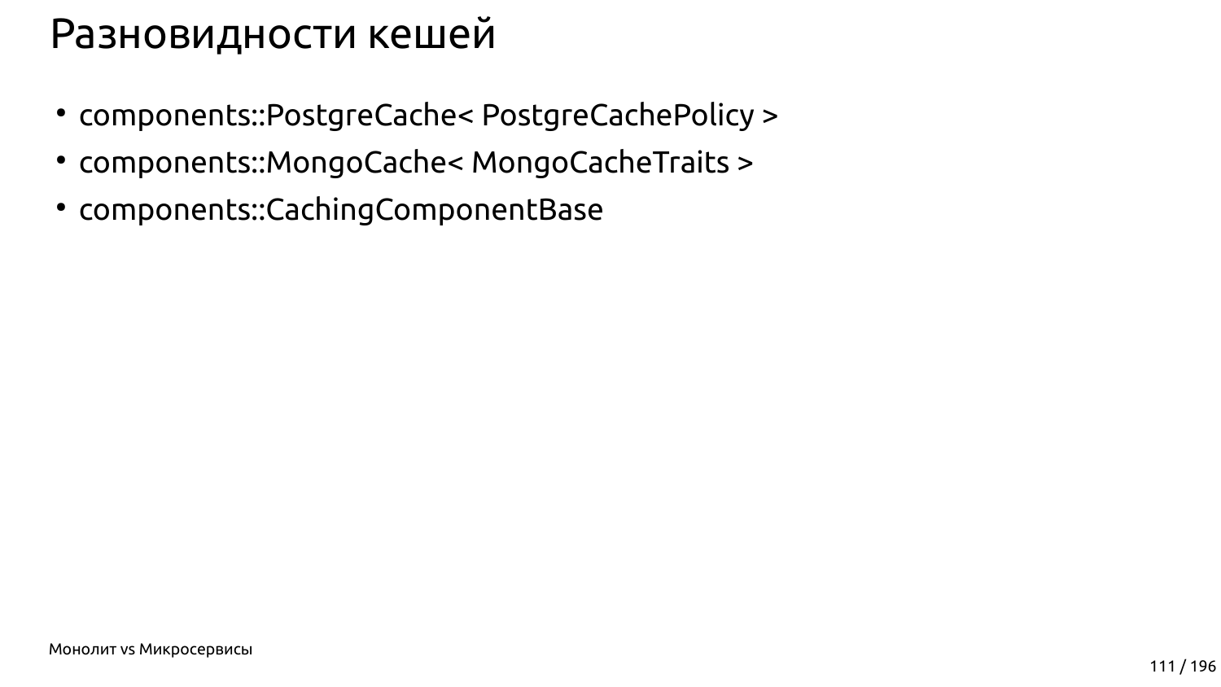# Разновидности кешей

- components::PostgreCache< PostgreCachePolicy >
- components::MongoCache< MongoCacheTraits >
- components::CachingComponentBase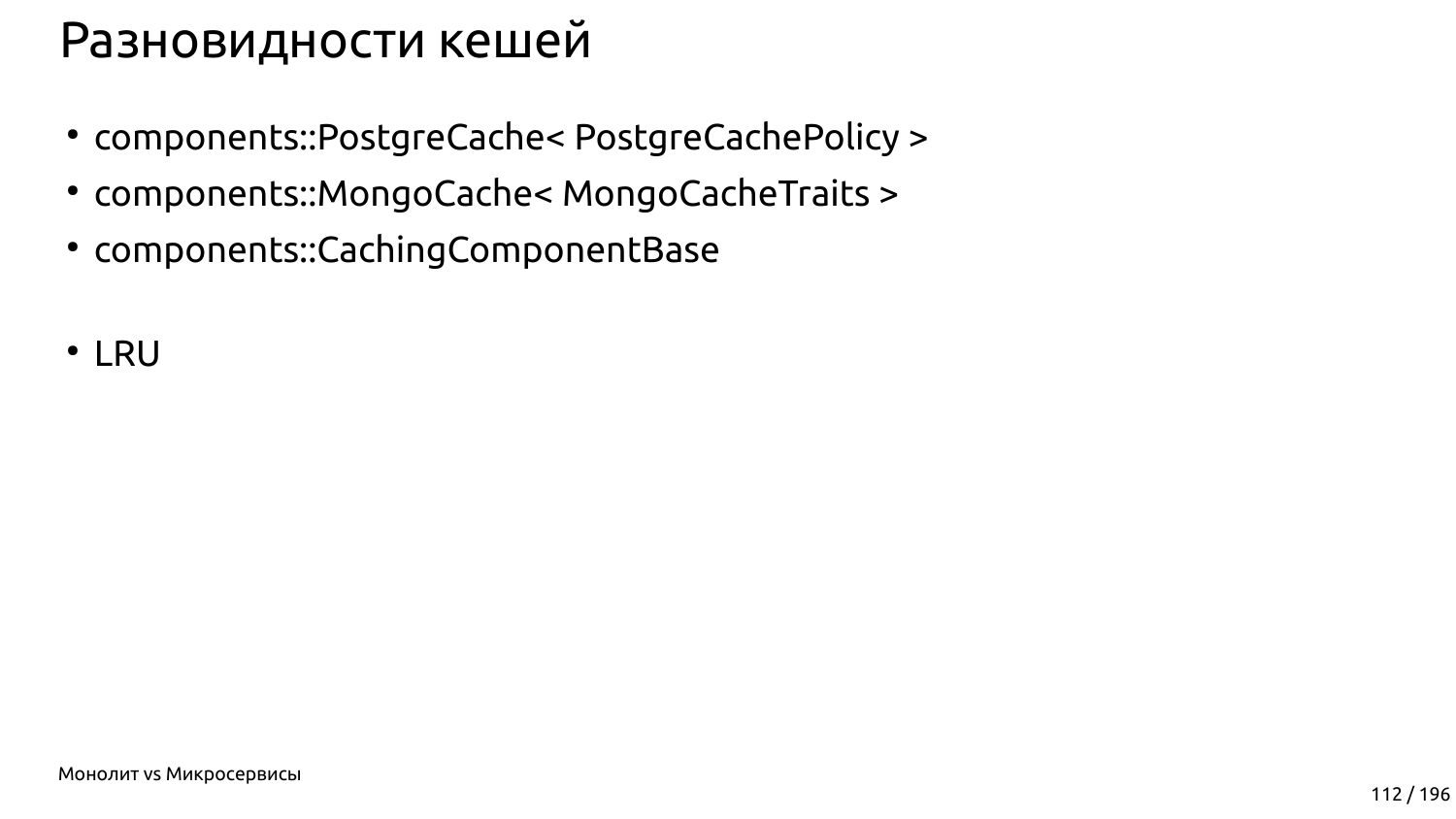# Разновидности кешей

- components::PostgreCache< PostgreCachePolicy >
- components::MongoCache< MongoCacheTraits >
- components::CachingComponentBase

- LRU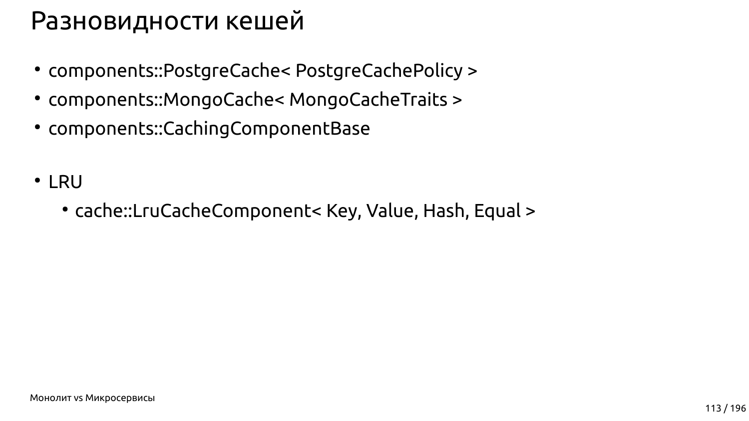# Разновидности кешей

- components::PostgreCache< PostgreCachePolicy >
- components::MongoCache< MongoCacheTraits >
- components::CachingComponentBase

- LRU
  - cache::LruCacheComponent< Key, Value, Hash, Equal >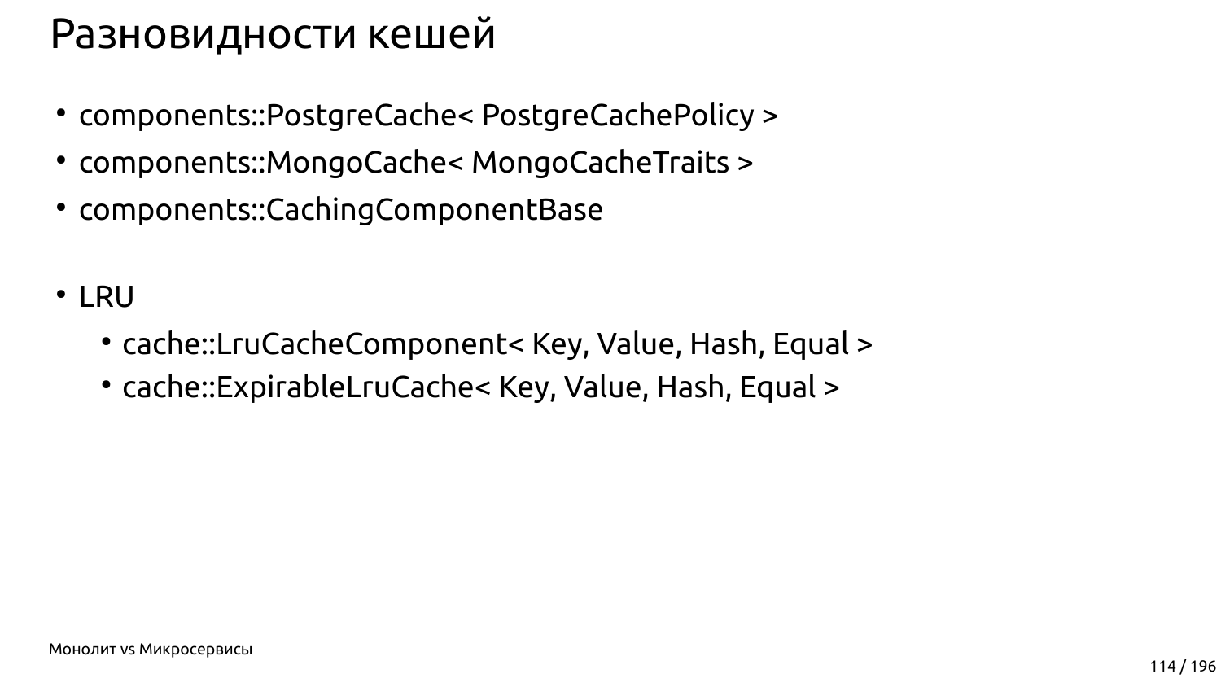# Разновидности кешей

- components::PostgreCache< PostgreCachePolicy >
- components::MongoCache< MongoCacheTraits >
- components::CachingComponentBase

- LRU
  - cache::LruCacheComponent< Key, Value, Hash, Equal >
  - cache::ExpirableLruCache< Key, Value, Hash, Equal >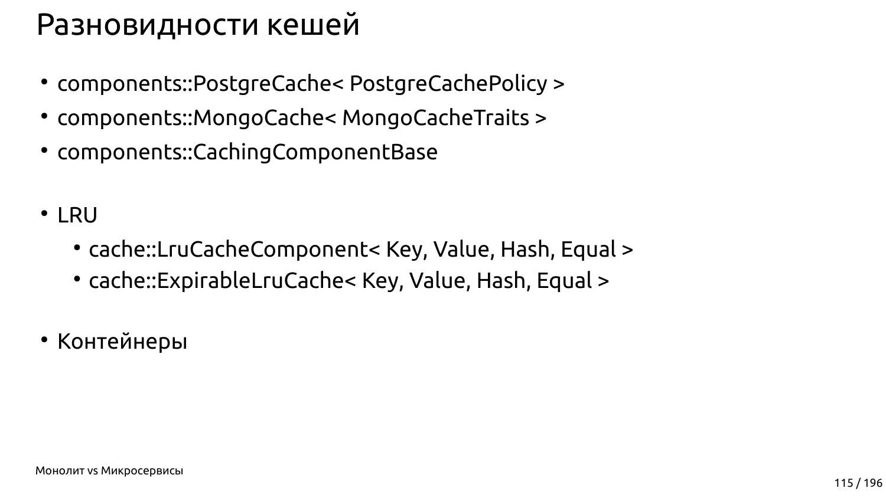# Разновидности кешей

- components::PostgreCache< PostgreCachePolicy >
- components::MongoCache< MongoCacheTraits >
- components::CachingComponentBase

- LRU
  - cache::LruCacheComponent< Key, Value, Hash, Equal >
  - cache::ExpirableLruCache< Key, Value, Hash, Equal >

- Контейнеры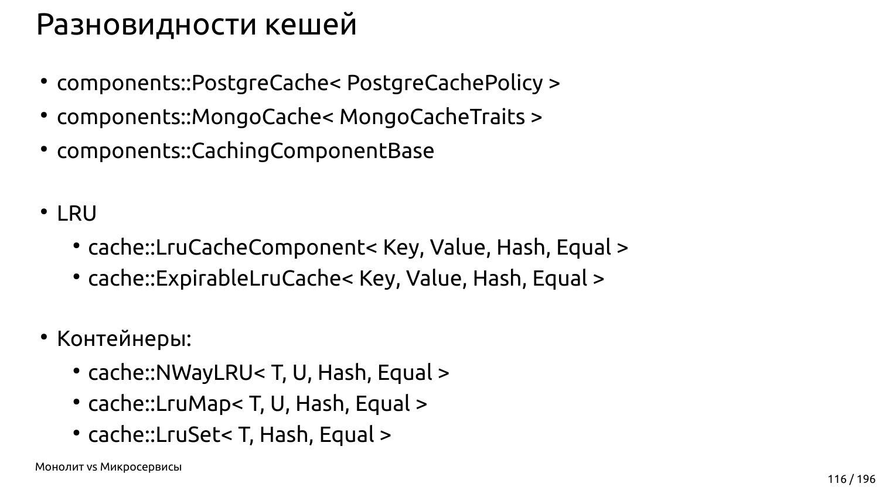# Разновидности кешей

- components::PostgreCache< PostgreCachePolicy >
- components::MongoCache< MongoCacheTraits >
- components::CachingComponentBase

- LRU
  - cache::LruCacheComponent< Key, Value, Hash, Equal >
  - cache::ExpirableLruCache< Key, Value, Hash, Equal >

- Контейнеры:
  - cache::NWayLRU< T, U, Hash, Equal >
  - cache::LruMap< T, U, Hash, Equal >
  - cache::LruSet< T, Hash, Equal >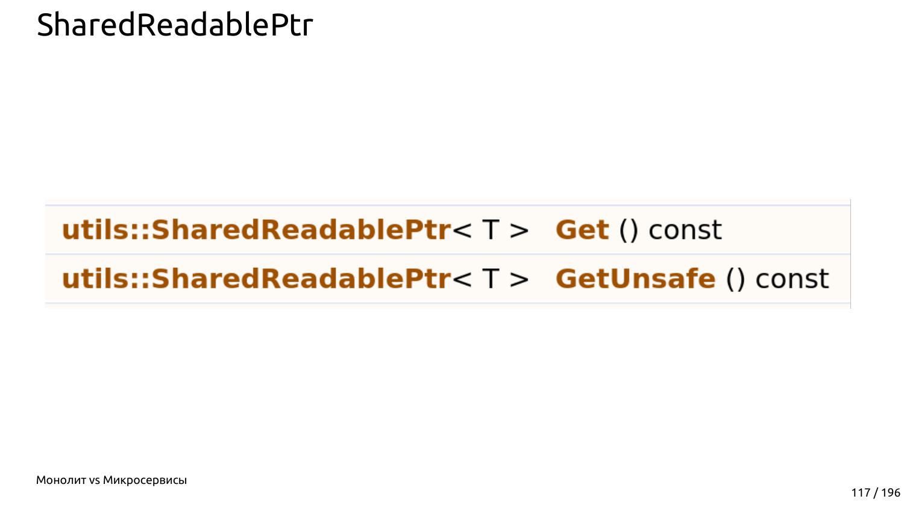# SharedReadablePtr

| | |
|---|---|
| **utils::SharedReadablePtr**< T > | **Get** () const |
| **utils::SharedReadablePtr**< T > | **GetUnsafe** () const |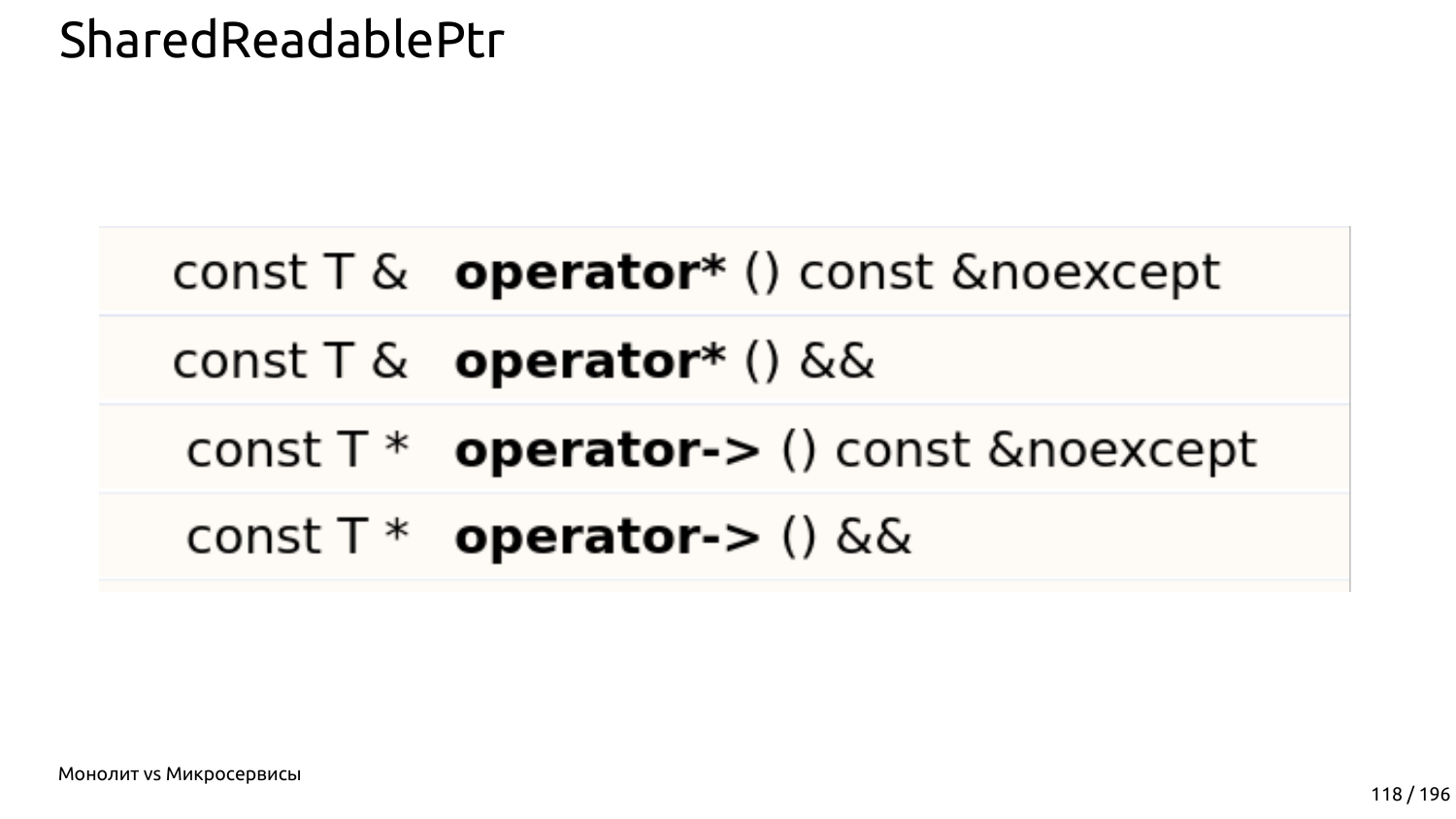# SharedReadablePtr

| | |
|---|---|
| const T & | **operator*** () const &noexcept |
| const T & | **operator*** () && |
| const T * | **operator->** () const &noexcept |
| const T * | **operator->** () && |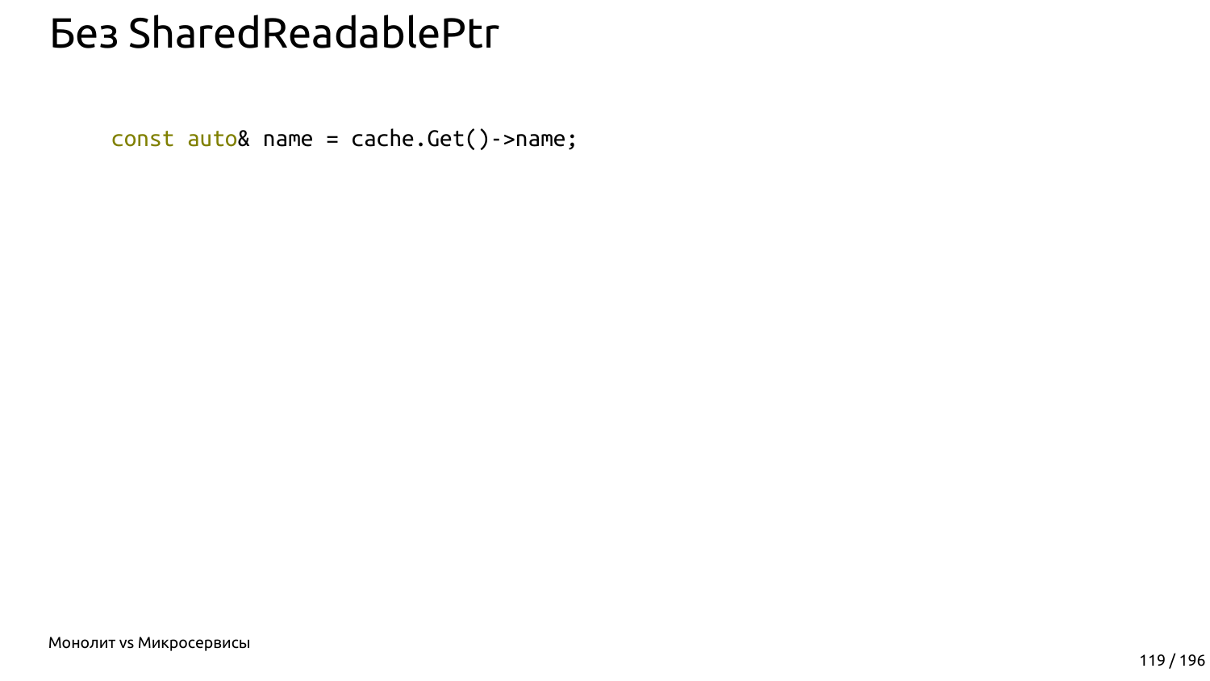# Без SharedReadablePtr

```
const auto& name = cache.Get()->name;
```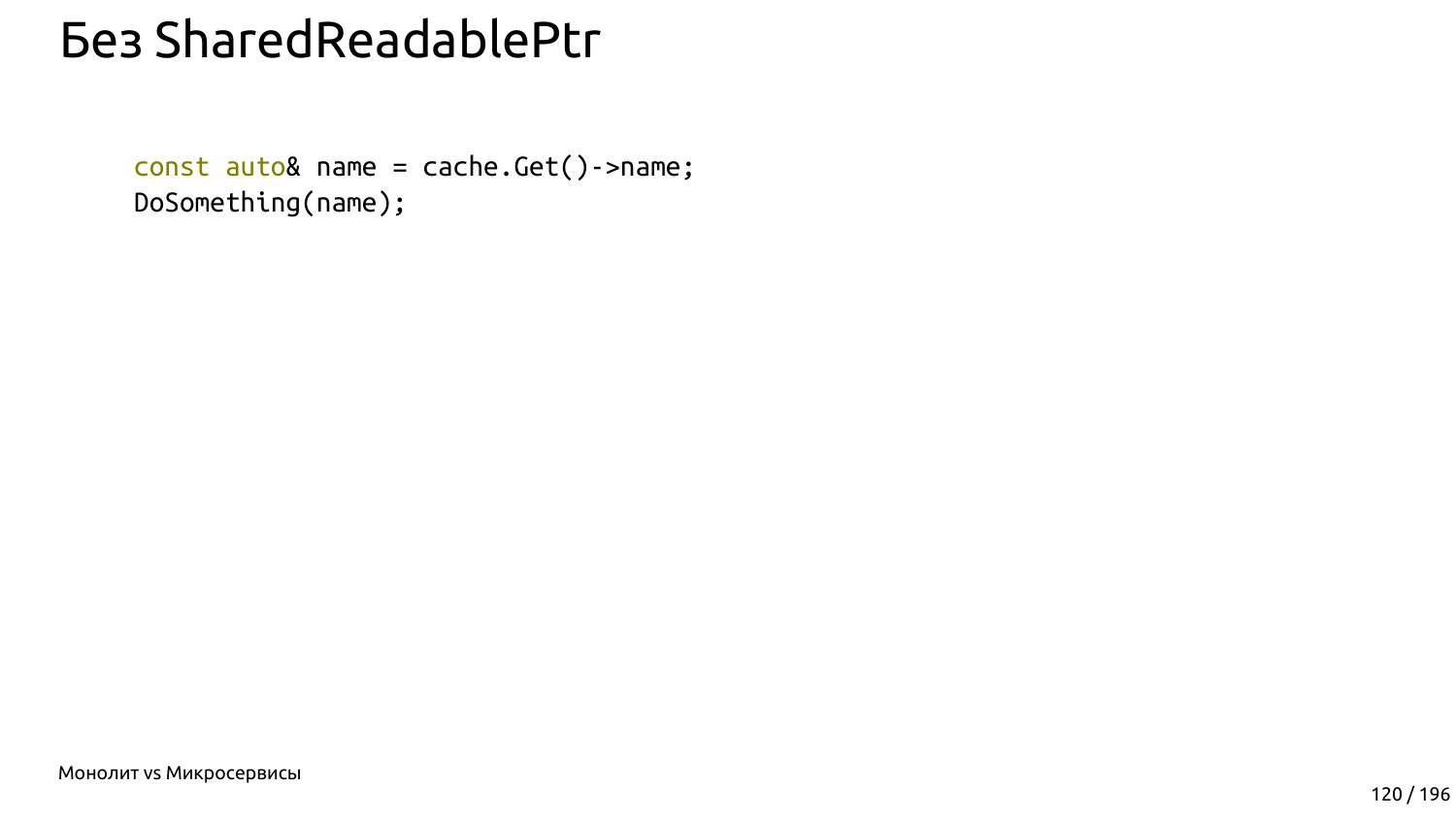# Без SharedReadablePtr

```
const auto& name = cache.Get()->name;
DoSomething(name);
```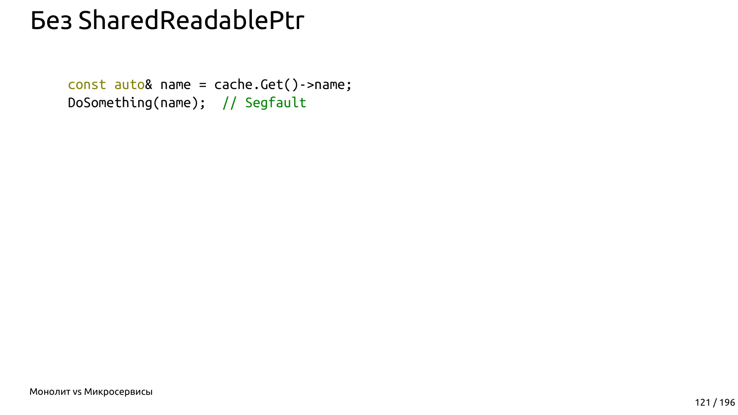# Без SharedReadablePtr

```
const auto& name = cache.Get()->name;
DoSomething(name);  // Segfault
```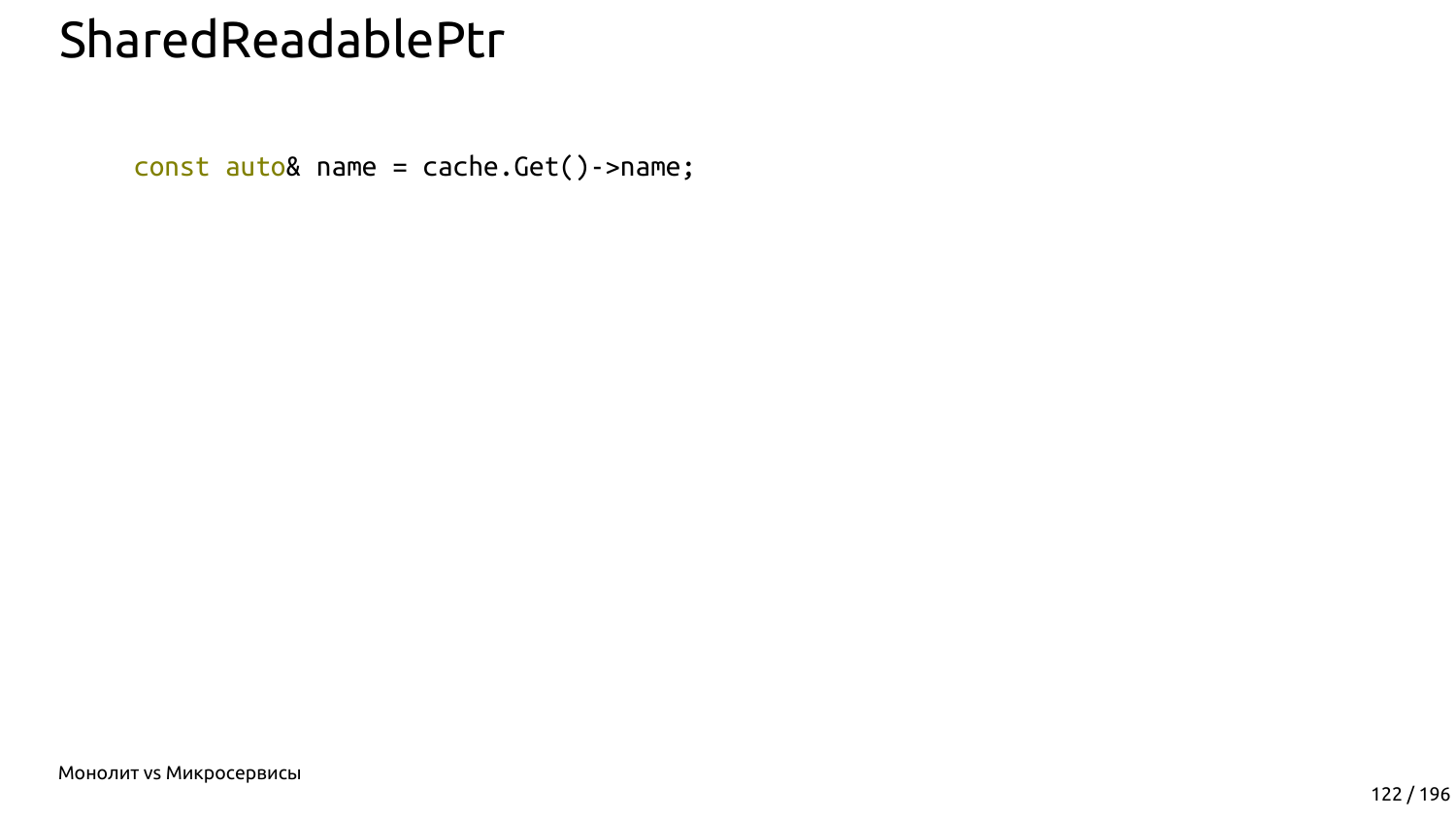# SharedReadablePtr

```
const auto& name = cache.Get()->name;
```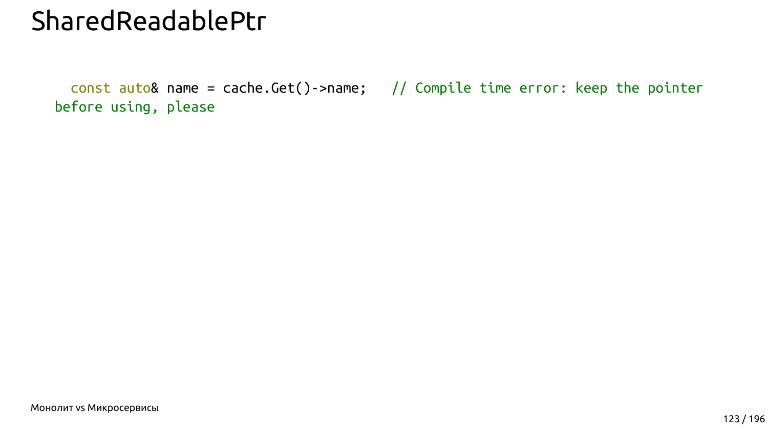# SharedReadablePtr

```
  const auto& name = cache.Get()->name;   // Compile time error: keep the pointer
before using, please
```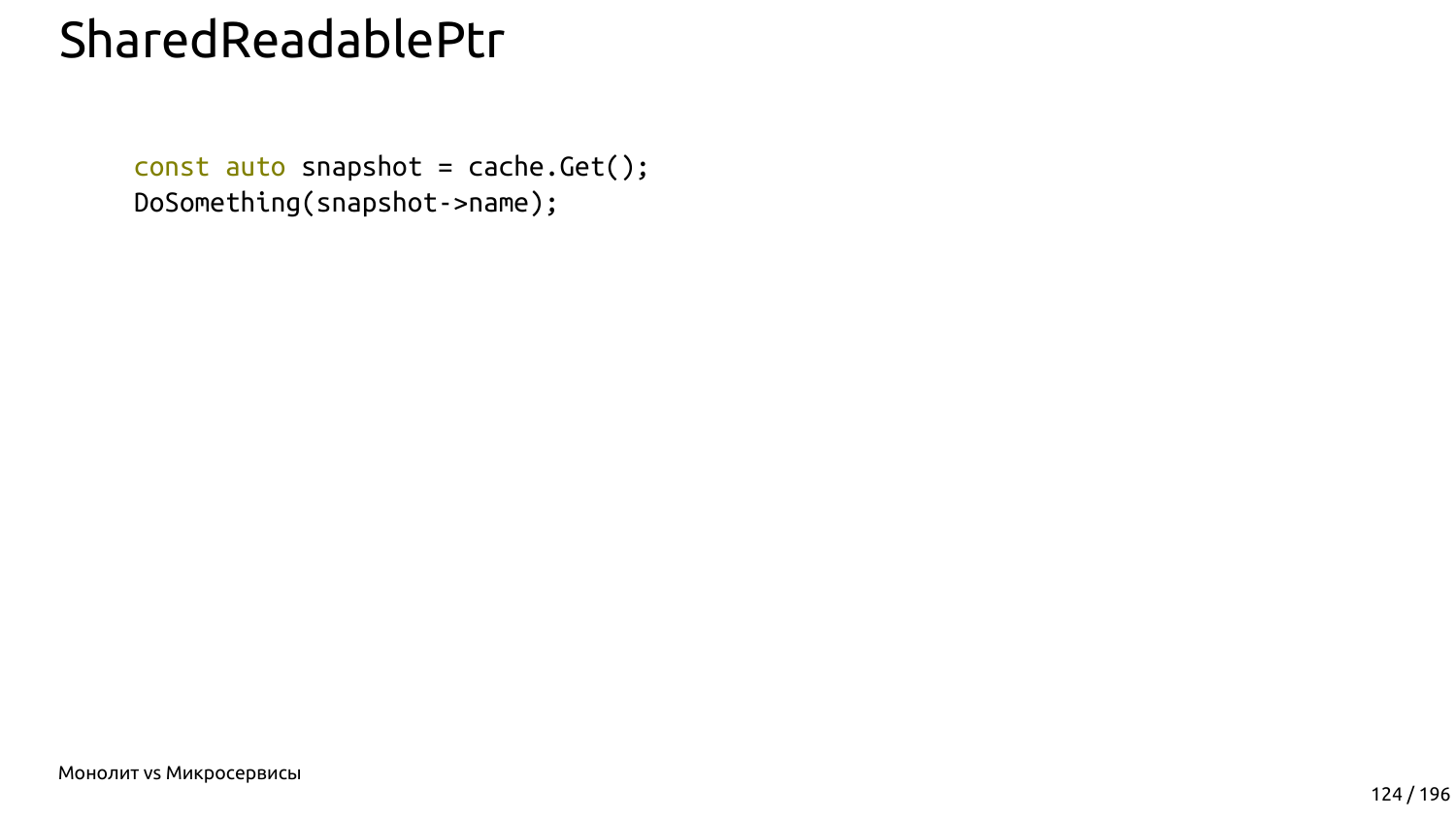# SharedReadablePtr

```
const auto snapshot = cache.Get();
DoSomething(snapshot->name);
```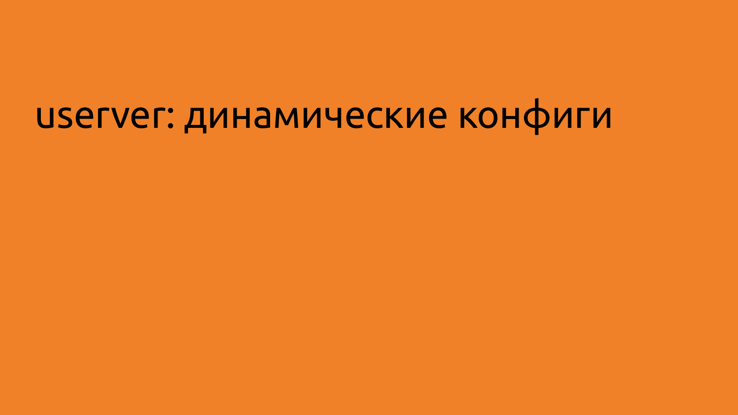# userver: динамические конфиги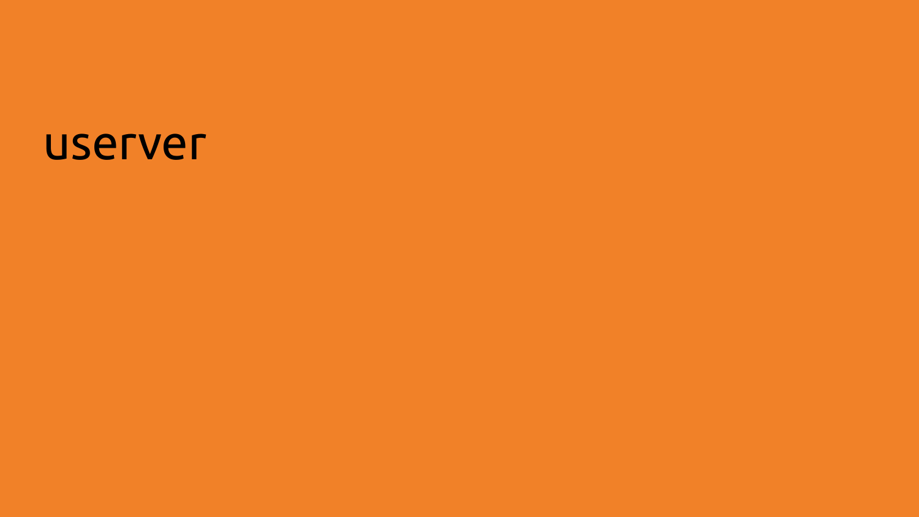# userver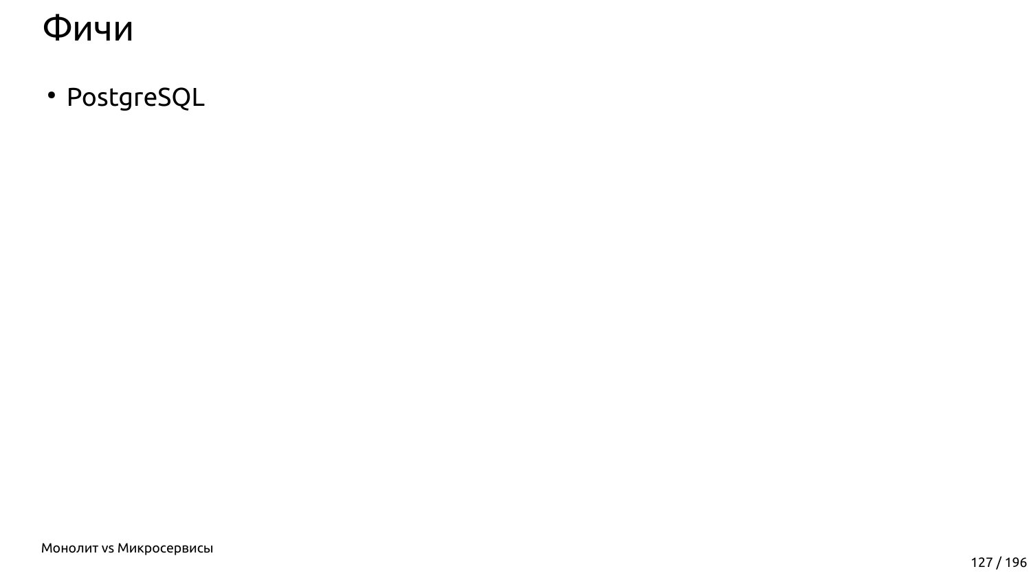# Фичи

- PostgreSQL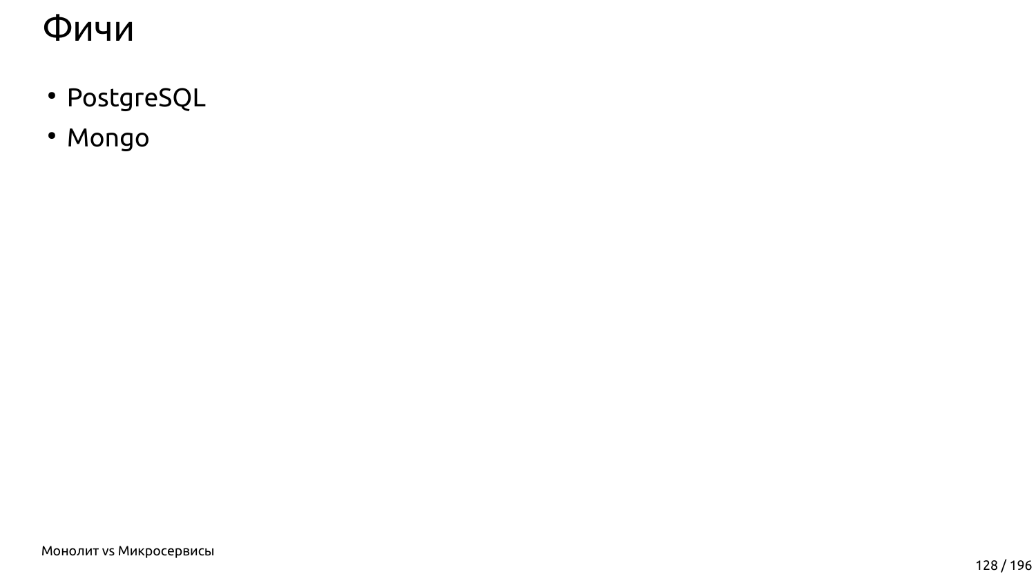# Фичи

- PostgreSQL
- Mongo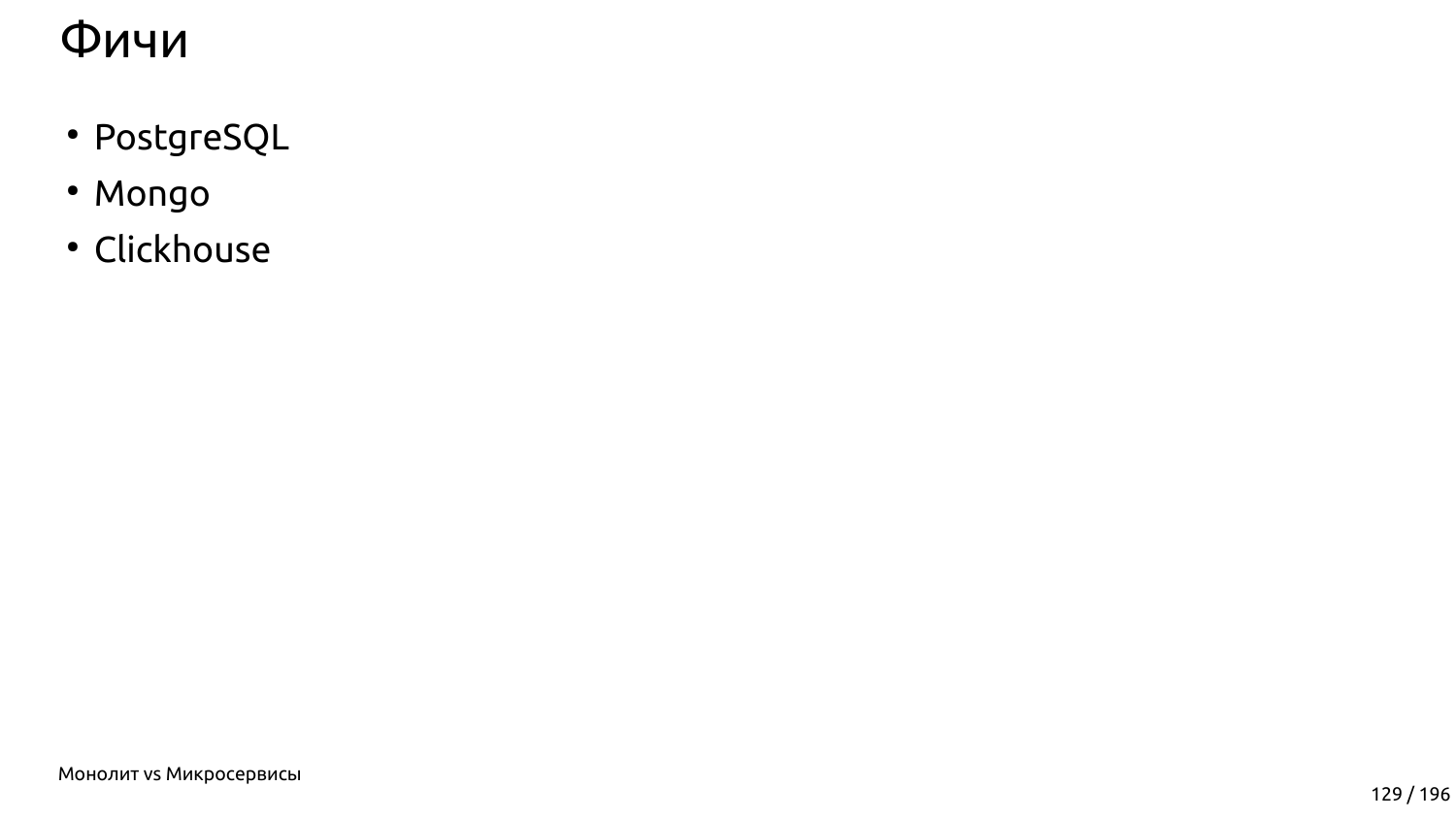# Фичи

- PostgreSQL
- Mongo
- Clickhouse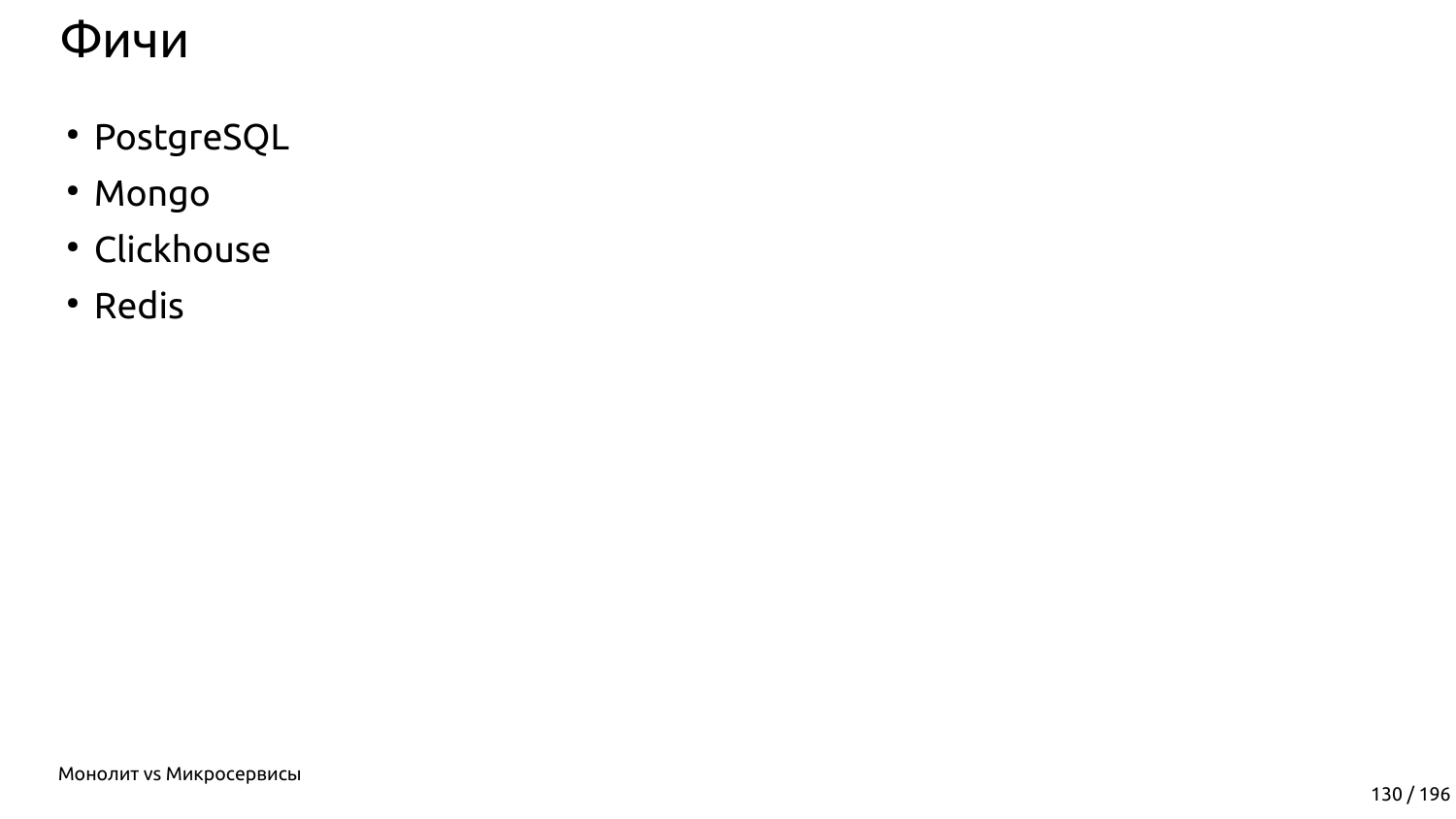# Фичи

- PostgreSQL
- Mongo
- Clickhouse
- Redis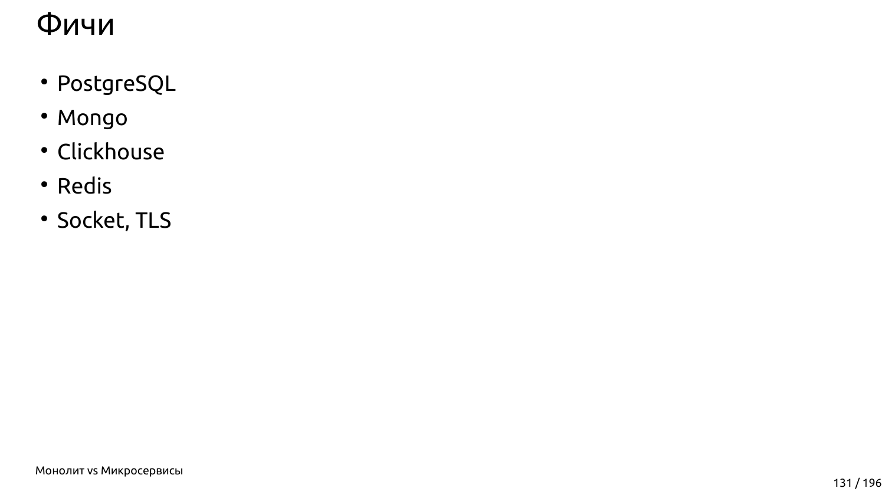# Фичи

- PostgreSQL
- Mongo
- Clickhouse
- Redis
- Socket, TLS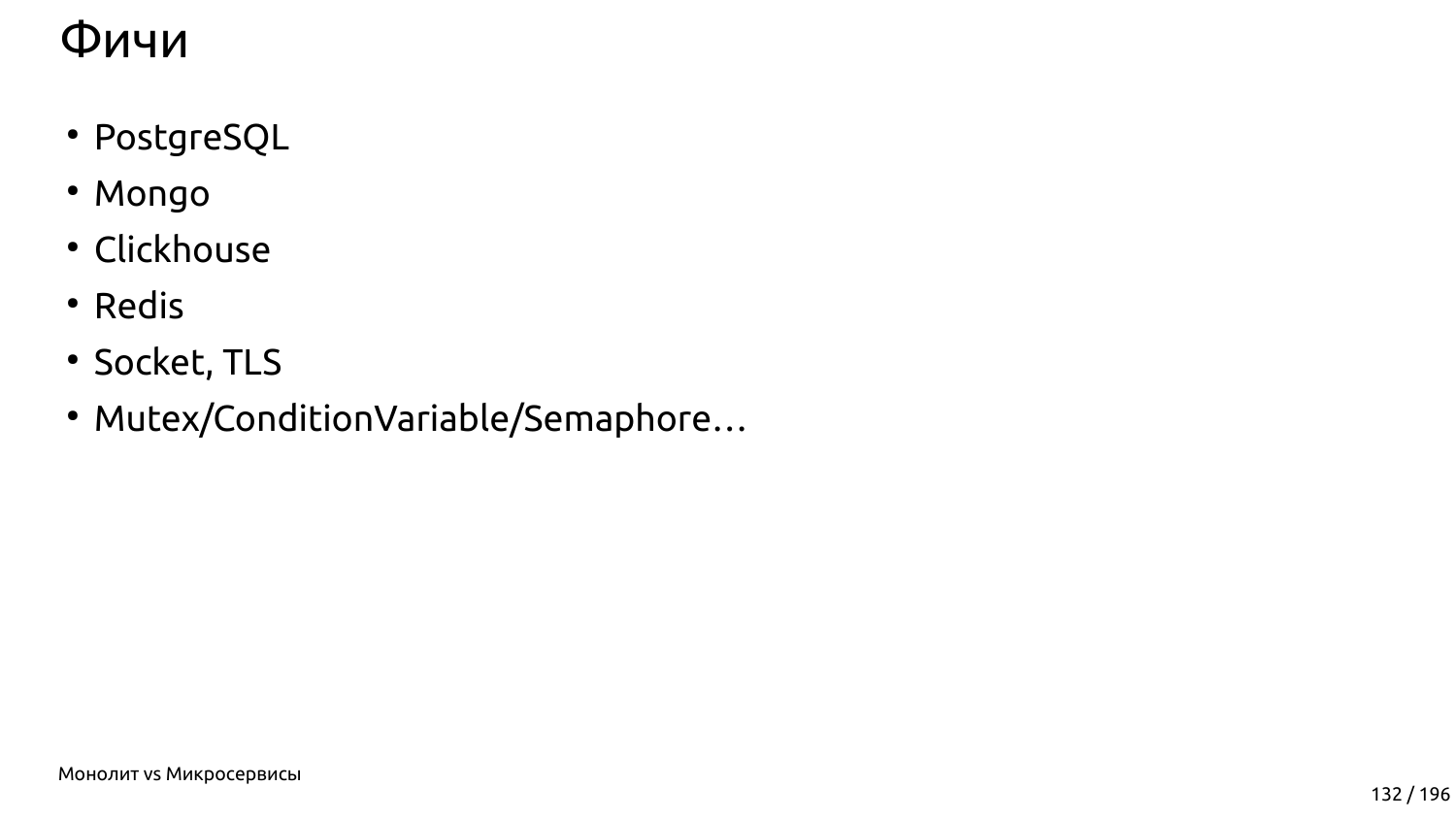# Фичи

- PostgreSQL
- Mongo
- Clickhouse
- Redis
- Socket, TLS
- Mutex/ConditionVariable/Semaphore…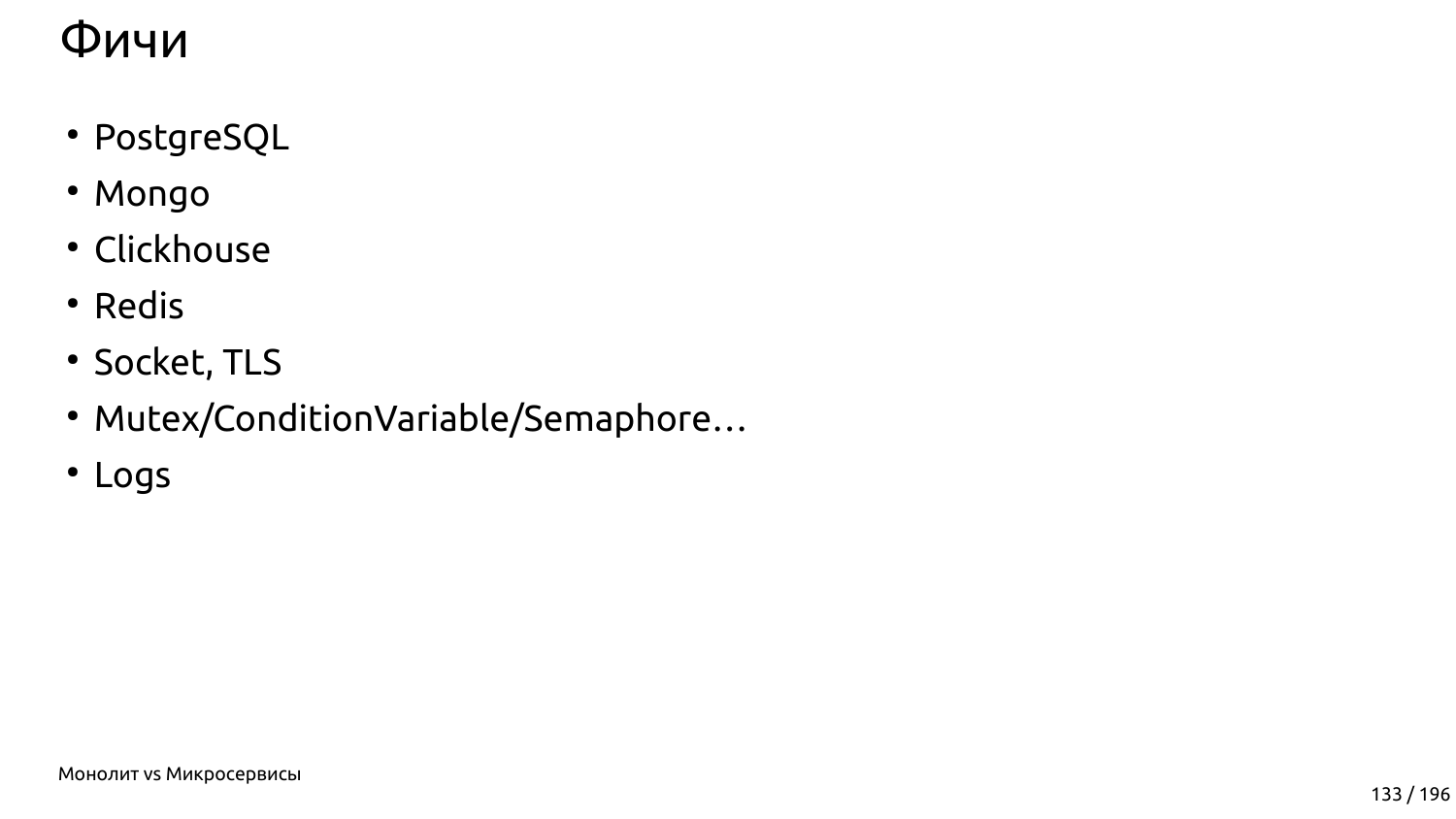# Фичи

- PostgreSQL
- Mongo
- Clickhouse
- Redis
- Socket, TLS
- Mutex/ConditionVariable/Semaphore…
- Logs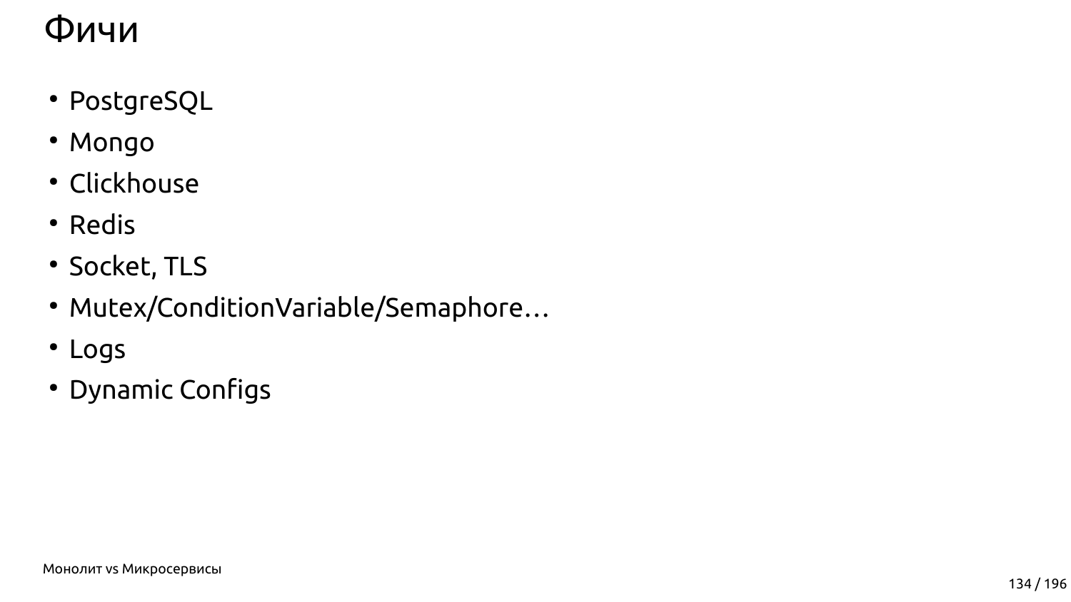# Фичи

- PostgreSQL
- Mongo
- Clickhouse
- Redis
- Socket, TLS
- Mutex/ConditionVariable/Semaphore…
- Logs
- Dynamic Configs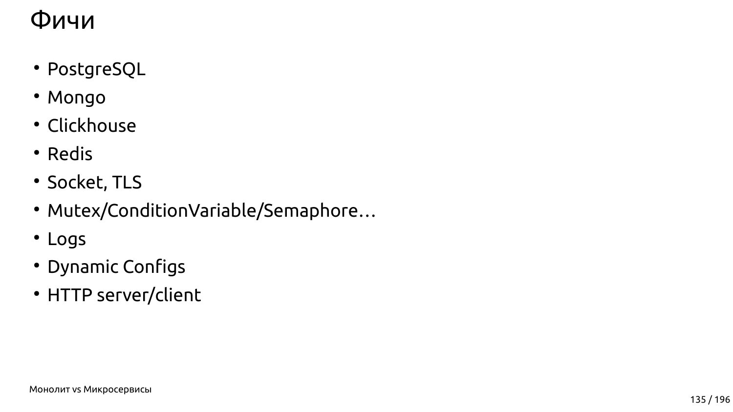# Фичи

- PostgreSQL
- Mongo
- Clickhouse
- Redis
- Socket, TLS
- Mutex/ConditionVariable/Semaphore…
- Logs
- Dynamic Configs
- HTTP server/client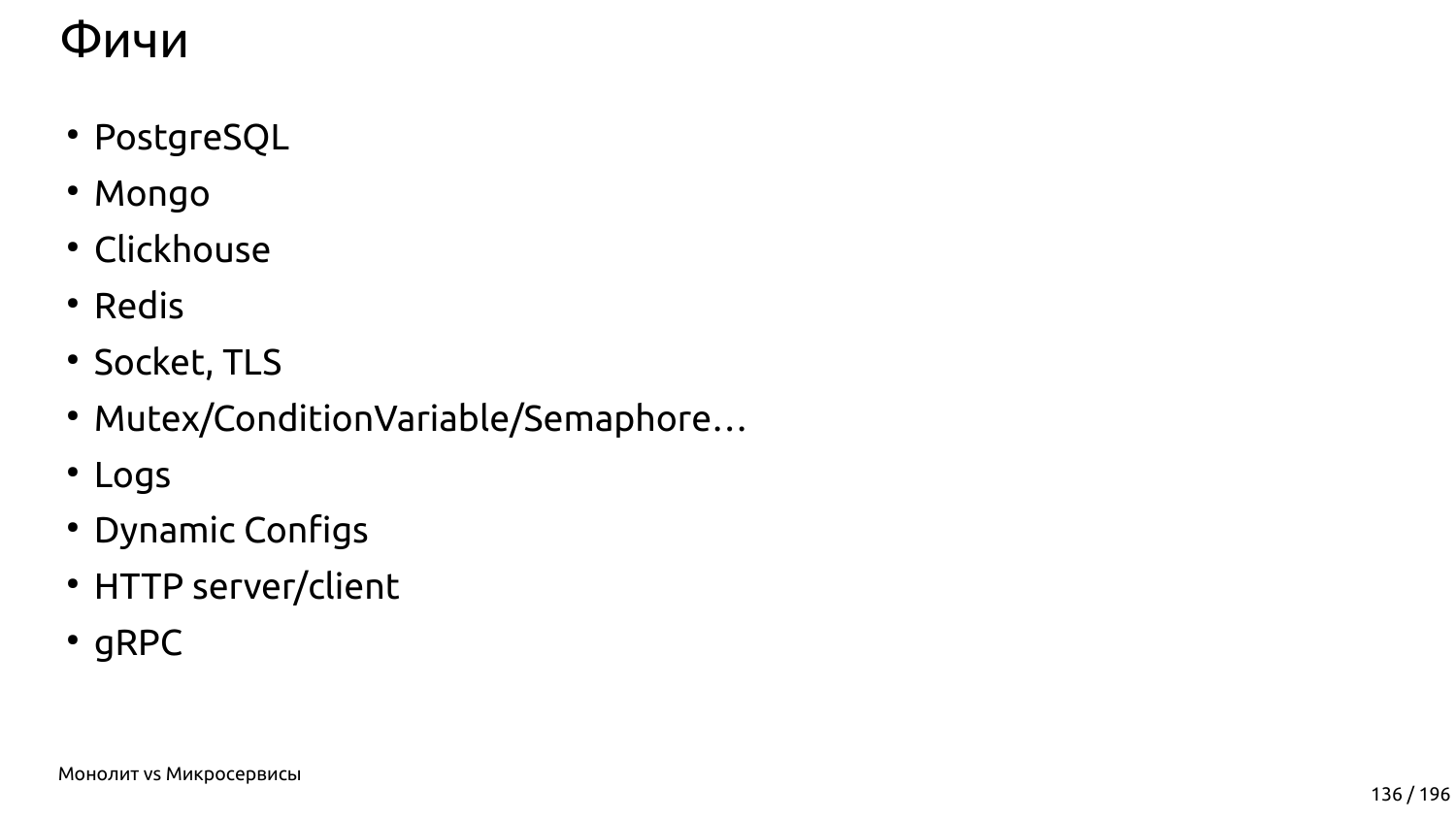# Фичи

- PostgreSQL
- Mongo
- Clickhouse
- Redis
- Socket, TLS
- Mutex/ConditionVariable/Semaphore…
- Logs
- Dynamic Configs
- HTTP server/client
- gRPC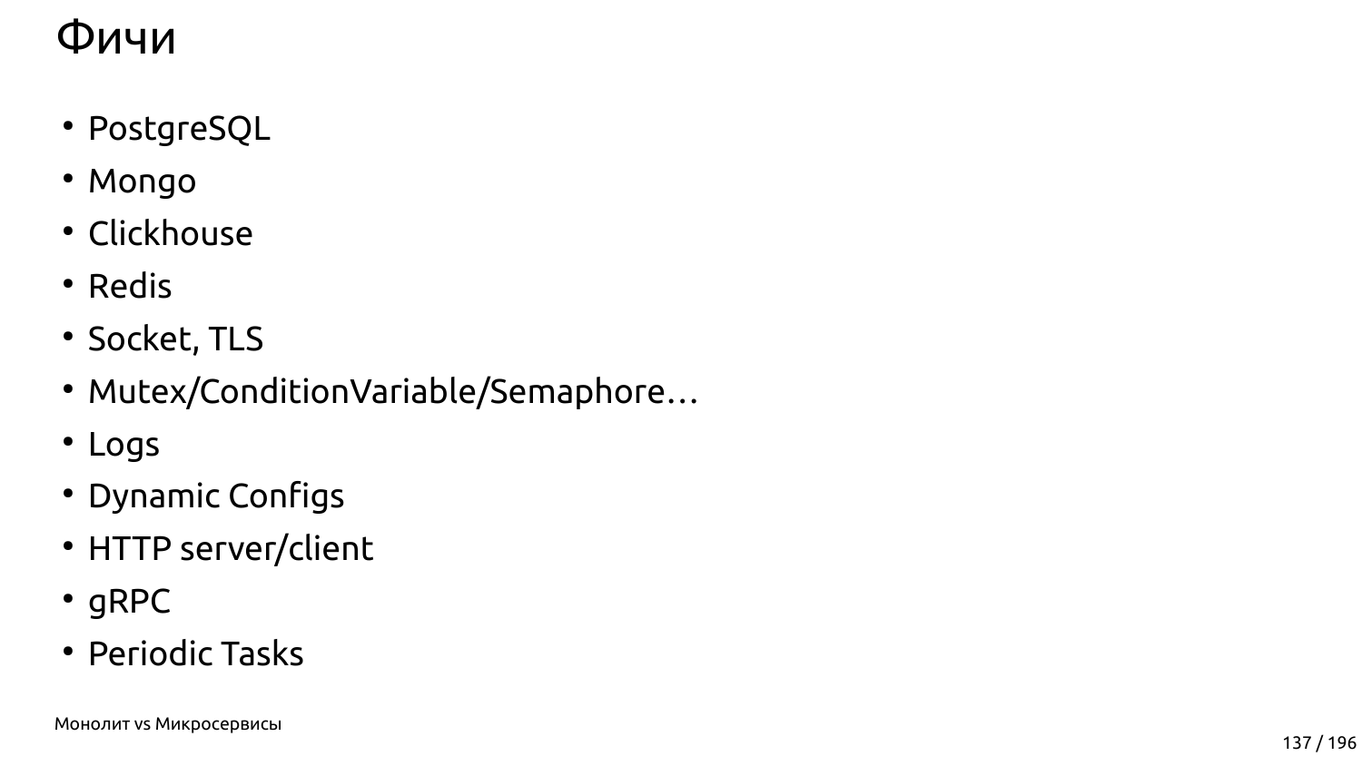# Фичи

- PostgreSQL
- Mongo
- Clickhouse
- Redis
- Socket, TLS
- Mutex/ConditionVariable/Semaphore…
- Logs
- Dynamic Configs
- HTTP server/client
- gRPC
- Periodic Tasks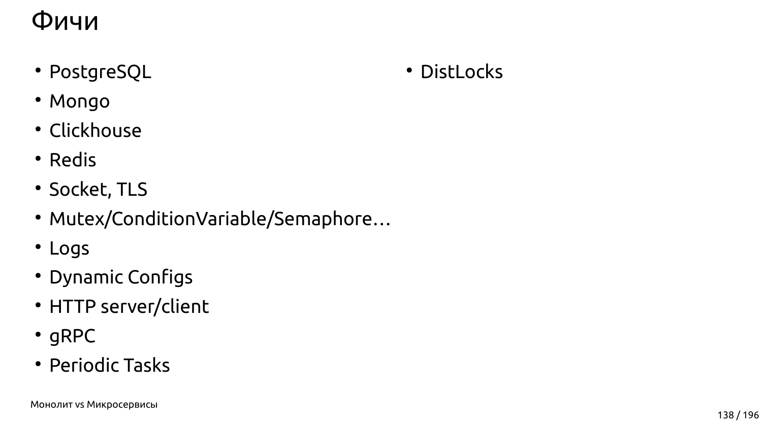# Фичи

- PostgreSQL
- Mongo
- Clickhouse
- Redis
- Socket, TLS
- Mutex/ConditionVariable/Semaphore…
- Logs
- Dynamic Configs
- HTTP server/client
- gRPC
- Periodic Tasks
- DistLocks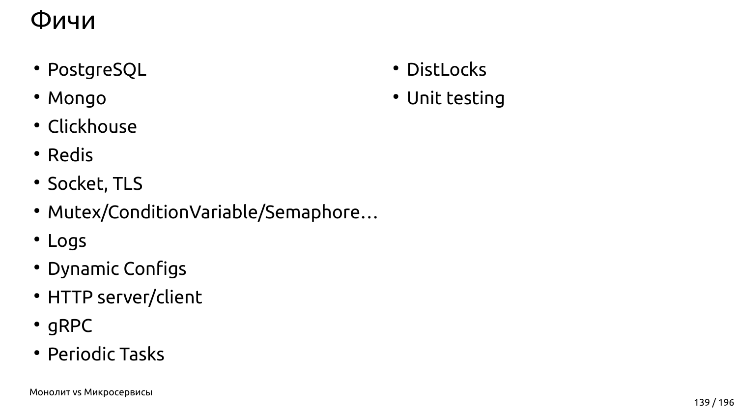# Фичи

- PostgreSQL
- Mongo
- Clickhouse
- Redis
- Socket, TLS
- Mutex/ConditionVariable/Semaphore…
- Logs
- Dynamic Configs
- HTTP server/client
- gRPC
- Periodic Tasks
- DistLocks
- Unit testing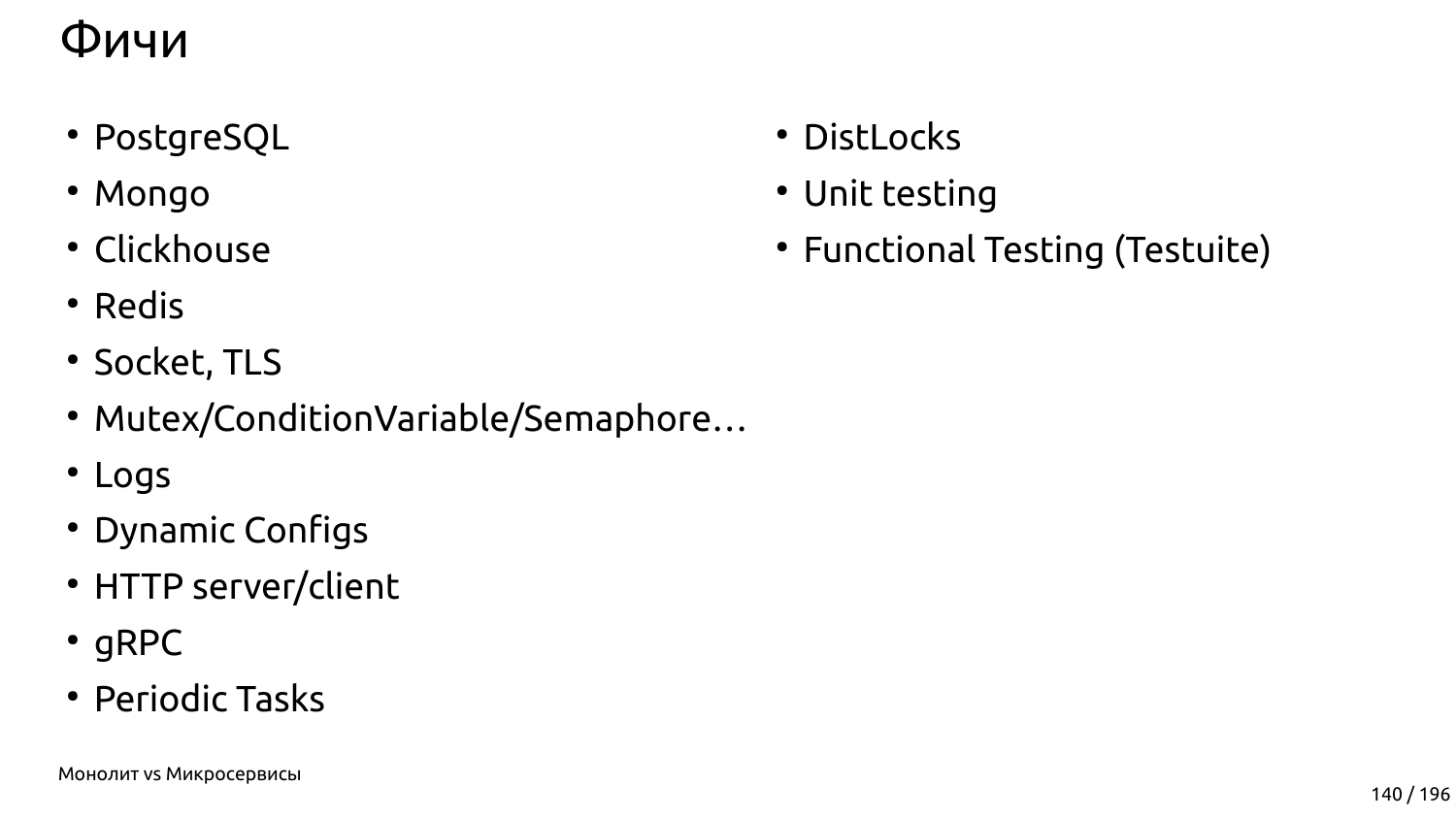# Фичи

- PostgreSQL
- Mongo
- Clickhouse
- Redis
- Socket, TLS
- Mutex/ConditionVariable/Semaphore…
- Logs
- Dynamic Configs
- HTTP server/client
- gRPC
- Periodic Tasks
- DistLocks
- Unit testing
- Functional Testing (Testuite)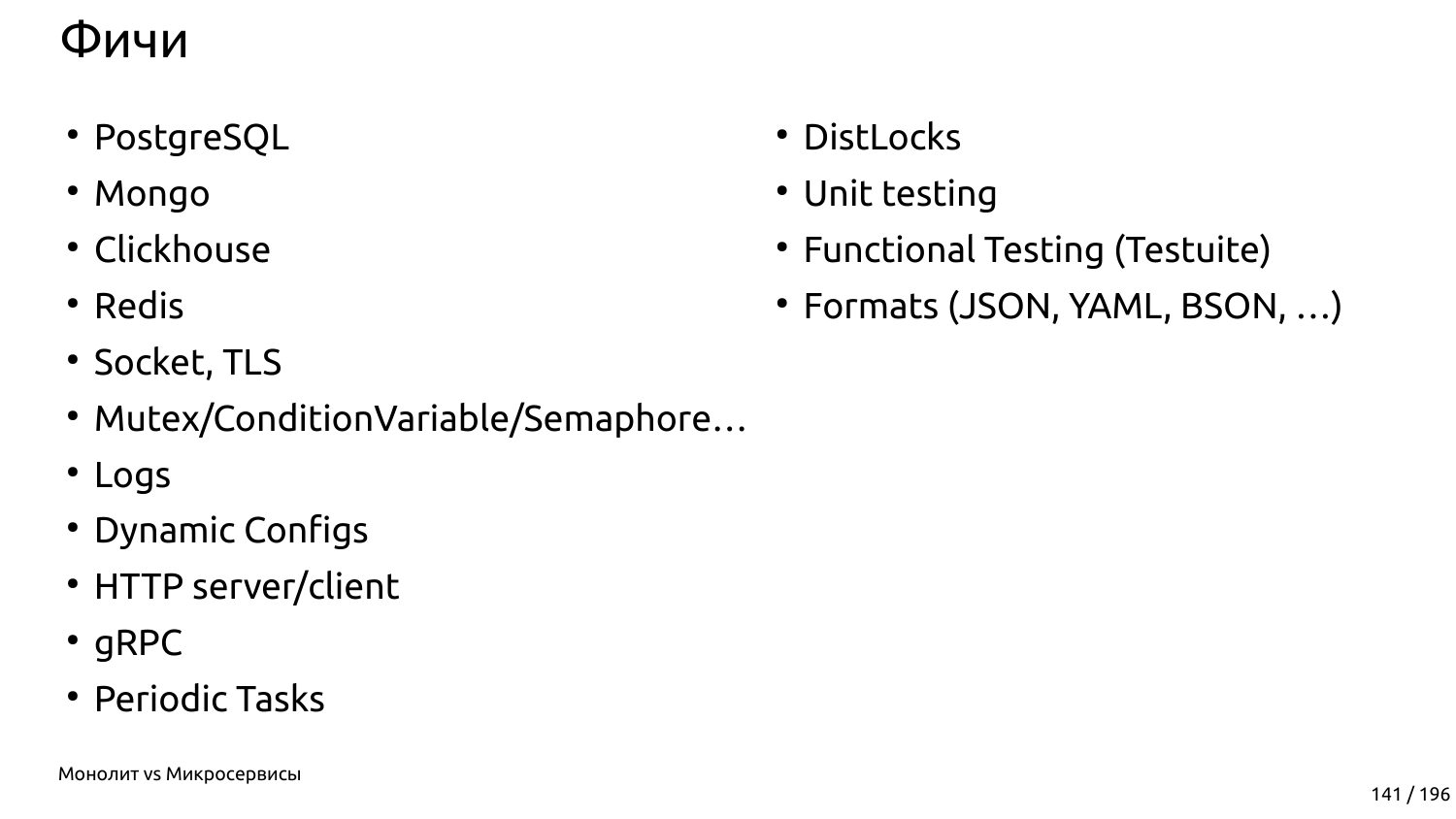# Фичи

- PostgreSQL
- Mongo
- Clickhouse
- Redis
- Socket, TLS
- Mutex/ConditionVariable/Semaphore…
- Logs
- Dynamic Configs
- HTTP server/client
- gRPC
- Periodic Tasks
- DistLocks
- Unit testing
- Functional Testing (Testuite)
- Formats (JSON, YAML, BSON, …)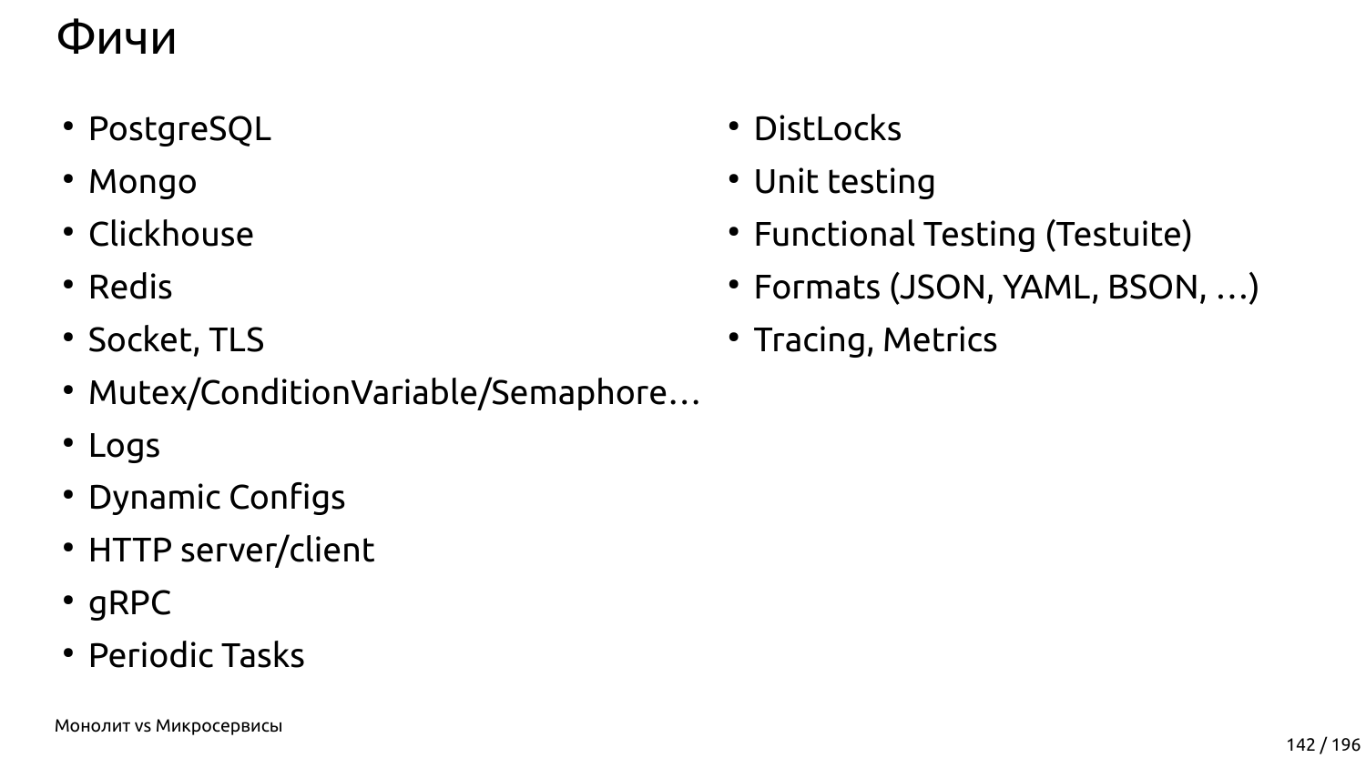# Фичи

- PostgreSQL
- Mongo
- Clickhouse
- Redis
- Socket, TLS
- Mutex/ConditionVariable/Semaphore…
- Logs
- Dynamic Configs
- HTTP server/client
- gRPC
- Periodic Tasks
- DistLocks
- Unit testing
- Functional Testing (Testuite)
- Formats (JSON, YAML, BSON, …)
- Tracing, Metrics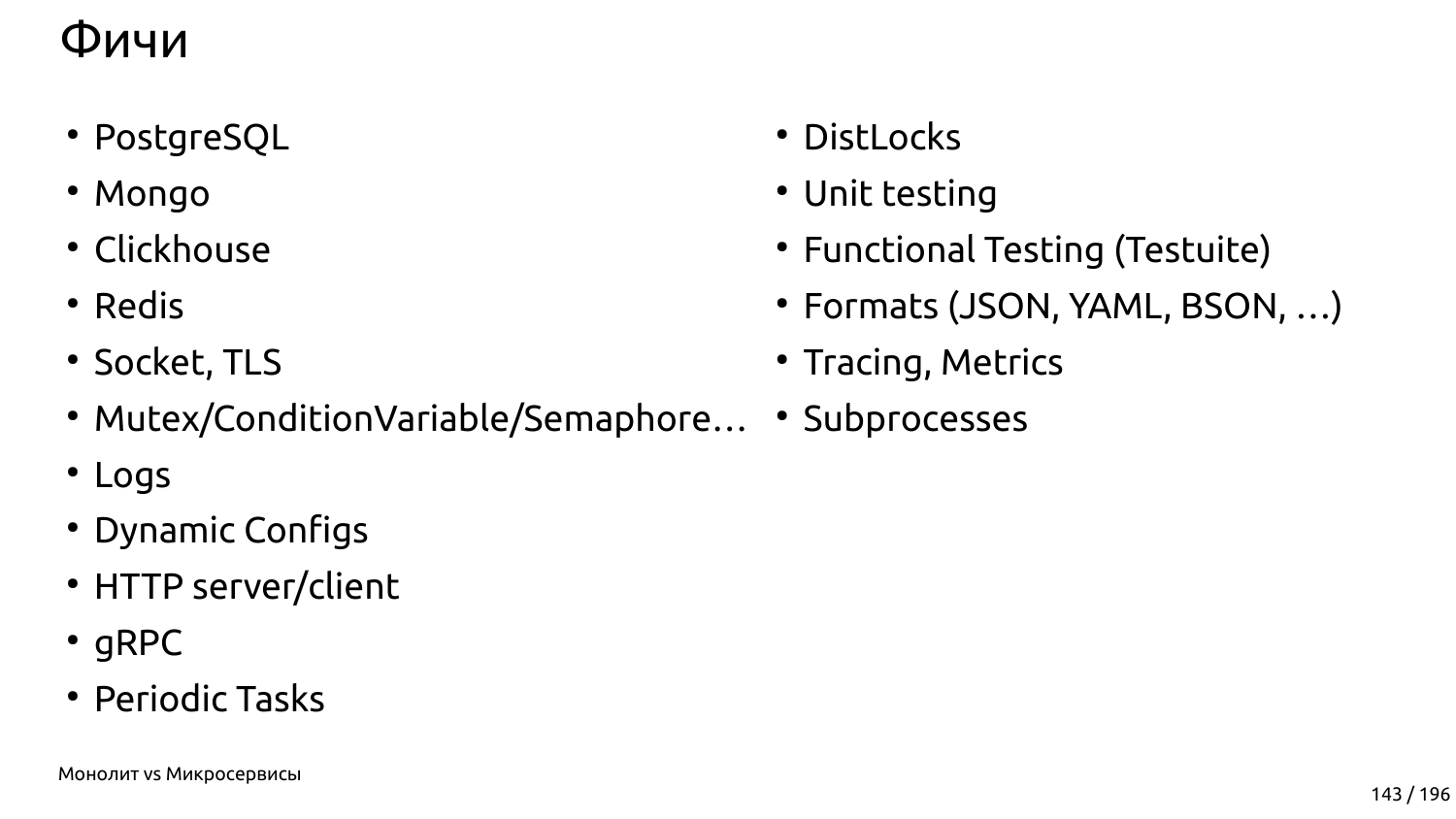# Фичи

- PostgreSQL
- Mongo
- Clickhouse
- Redis
- Socket, TLS
- Mutex/ConditionVariable/Semaphore…
- Logs
- Dynamic Configs
- HTTP server/client
- gRPC
- Periodic Tasks
- DistLocks
- Unit testing
- Functional Testing (Testuite)
- Formats (JSON, YAML, BSON, …)
- Tracing, Metrics
- Subprocesses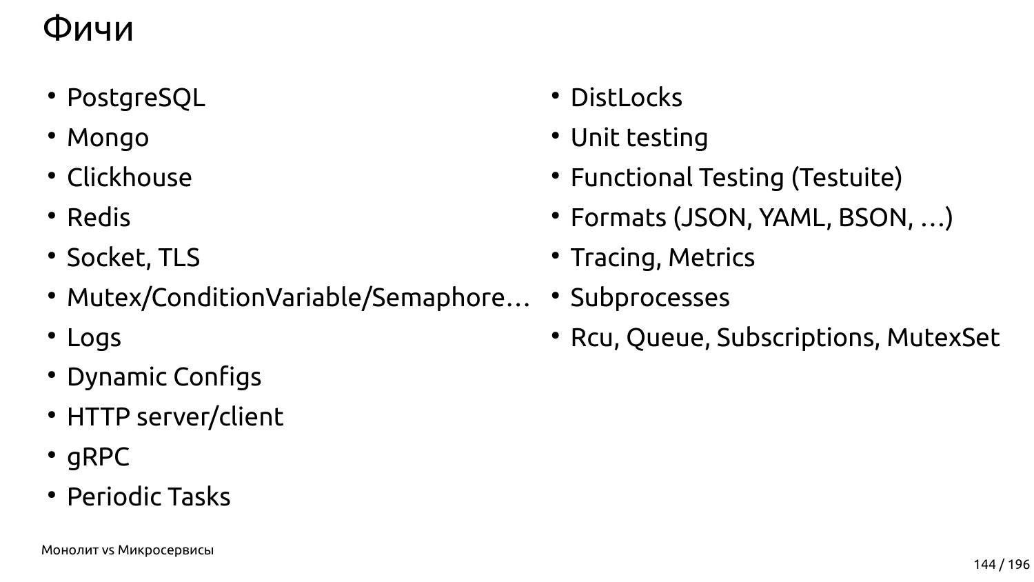# Фичи

- PostgreSQL
- Mongo
- Clickhouse
- Redis
- Socket, TLS
- Mutex/ConditionVariable/Semaphore…
- Logs
- Dynamic Configs
- HTTP server/client
- gRPC
- Periodic Tasks
- DistLocks
- Unit testing
- Functional Testing (Testuite)
- Formats (JSON, YAML, BSON, …)
- Tracing, Metrics
- Subprocesses
- Rcu, Queue, Subscriptions, MutexSet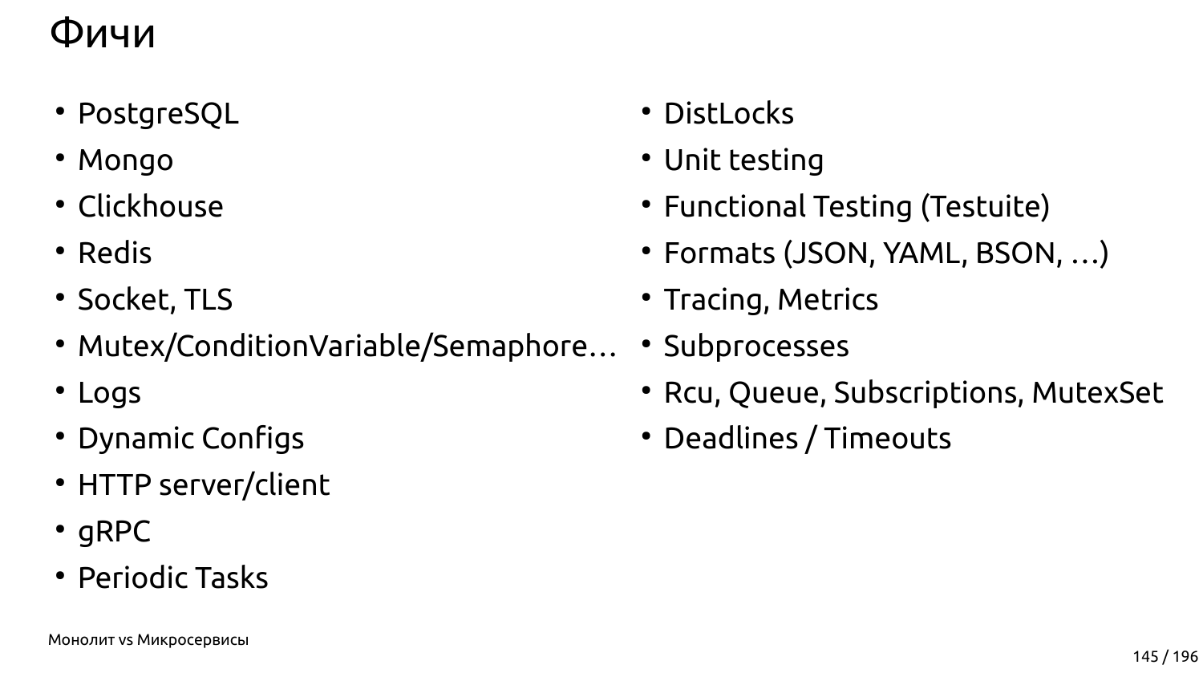# Фичи

- PostgreSQL
- Mongo
- Clickhouse
- Redis
- Socket, TLS
- Mutex/ConditionVariable/Semaphore…
- Logs
- Dynamic Configs
- HTTP server/client
- gRPC
- Periodic Tasks
- DistLocks
- Unit testing
- Functional Testing (Testuite)
- Formats (JSON, YAML, BSON, …)
- Tracing, Metrics
- Subprocesses
- Rcu, Queue, Subscriptions, MutexSet
- Deadlines / Timeouts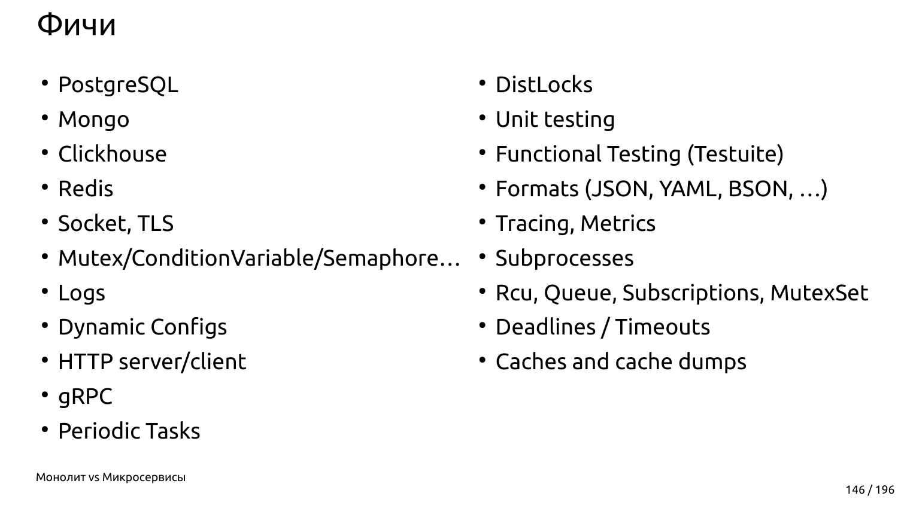# Фичи

- PostgreSQL
- Mongo
- Clickhouse
- Redis
- Socket, TLS
- Mutex/ConditionVariable/Semaphore…
- Logs
- Dynamic Configs
- HTTP server/client
- gRPC
- Periodic Tasks
- DistLocks
- Unit testing
- Functional Testing (Testuite)
- Formats (JSON, YAML, BSON, …)
- Tracing, Metrics
- Subprocesses
- Rcu, Queue, Subscriptions, MutexSet
- Deadlines / Timeouts
- Caches and cache dumps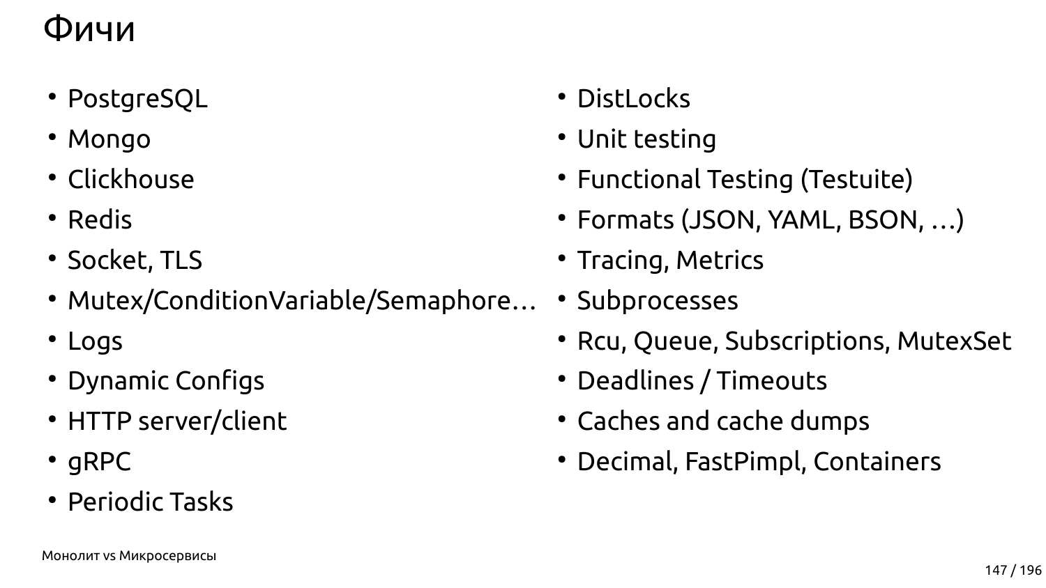# Фичи

- PostgreSQL
- Mongo
- Clickhouse
- Redis
- Socket, TLS
- Mutex/ConditionVariable/Semaphore…
- Logs
- Dynamic Configs
- HTTP server/client
- gRPC
- Periodic Tasks
- DistLocks
- Unit testing
- Functional Testing (Testuite)
- Formats (JSON, YAML, BSON, …)
- Tracing, Metrics
- Subprocesses
- Rcu, Queue, Subscriptions, MutexSet
- Deadlines / Timeouts
- Caches and cache dumps
- Decimal, FastPimpl, Containers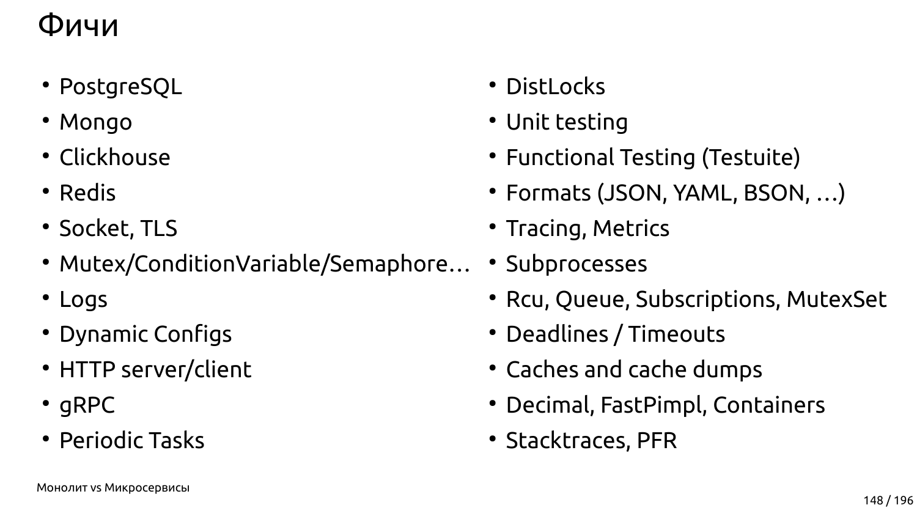# Фичи

- PostgreSQL
- Mongo
- Clickhouse
- Redis
- Socket, TLS
- Mutex/ConditionVariable/Semaphore…
- Logs
- Dynamic Configs
- HTTP server/client
- gRPC
- Periodic Tasks
- DistLocks
- Unit testing
- Functional Testing (Testuite)
- Formats (JSON, YAML, BSON, …)
- Tracing, Metrics
- Subprocesses
- Rcu, Queue, Subscriptions, MutexSet
- Deadlines / Timeouts
- Caches and cache dumps
- Decimal, FastPimpl, Containers
- Stacktraces, PFR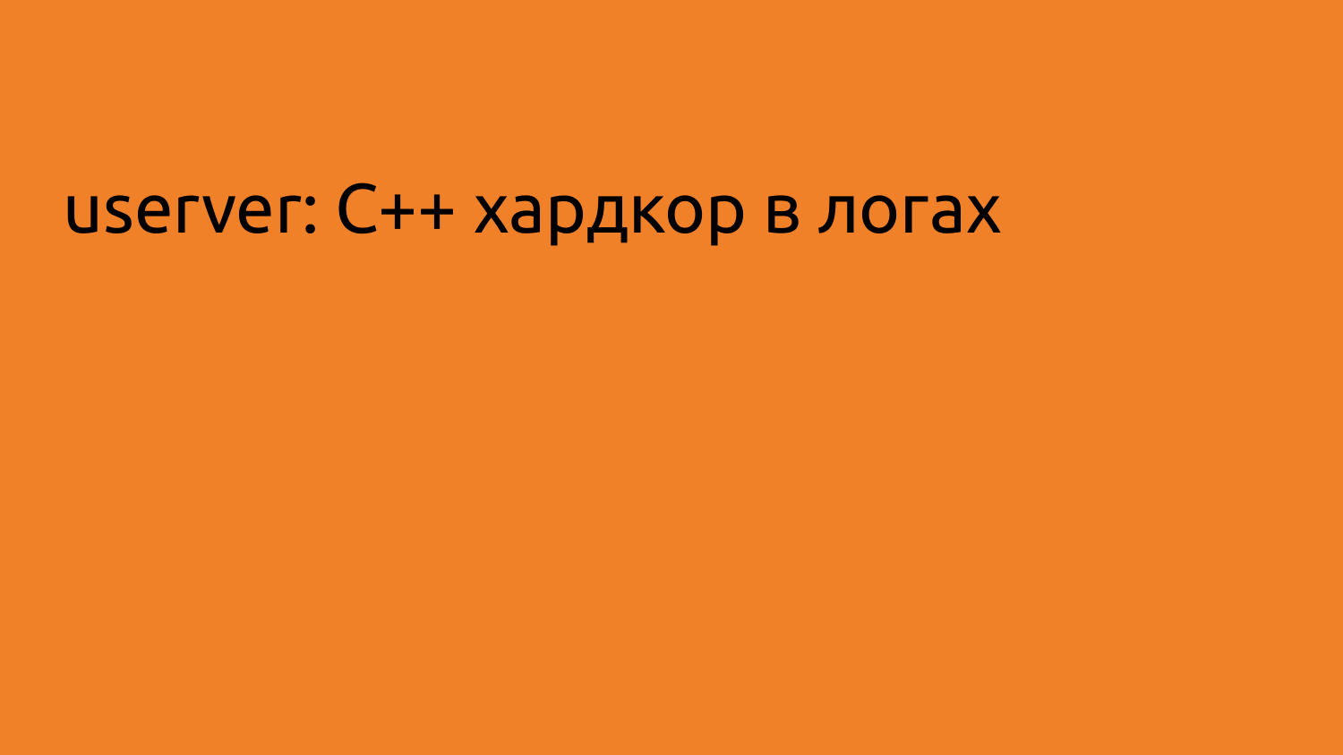# userver: C++ хардкор в логах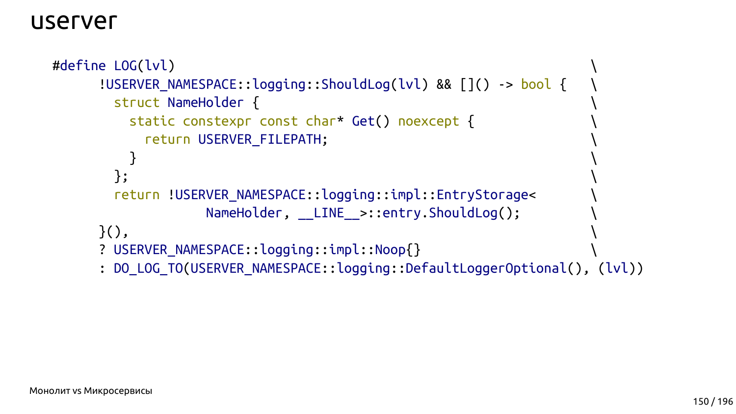# userver

```cpp
#define LOG(lvl)                                                        \
      !USERVER_NAMESPACE::logging::ShouldLog(lvl) && []() -> bool {    \
        struct NameHolder {                                             \
          static constexpr const char* Get() noexcept {                \
            return USERVER_FILEPATH;                                    \
          }                                                             \
        };                                                              \
        return !USERVER_NAMESPACE::logging::impl::EntryStorage<        \
                    NameHolder, __LINE__>::entry.ShouldLog();           \
      }(),                                                              \
      ? USERVER_NAMESPACE::logging::impl::Noop{}                        \
      : DO_LOG_TO(USERVER_NAMESPACE::logging::DefaultLoggerOptional(), (lvl))
```

Монолит vs Микросервисы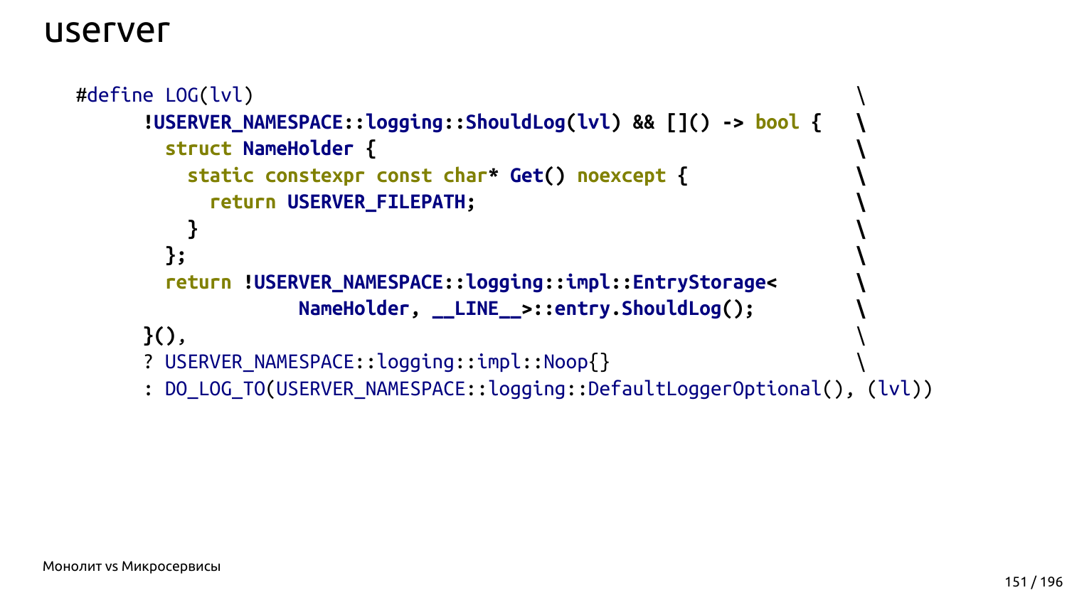# userver

```
#define LOG(lvl)                                                    \
      !USERVER_NAMESPACE::logging::ShouldLog(lvl) && []() -> bool {   \
        struct NameHolder {                                           \
          static constexpr const char* Get() noexcept {              \
            return USERVER_FILEPATH;                                  \
          }                                                           \
        };                                                            \
        return !USERVER_NAMESPACE::logging::impl::EntryStorage<      \
                    NameHolder, __LINE__>::entry.ShouldLog();         \
      }(),                                                            \
      ? USERVER_NAMESPACE::logging::impl::Noop{}                      \
      : DO_LOG_TO(USERVER_NAMESPACE::logging::DefaultLoggerOptional(), (lvl))
```

Монолит vs Микросервисы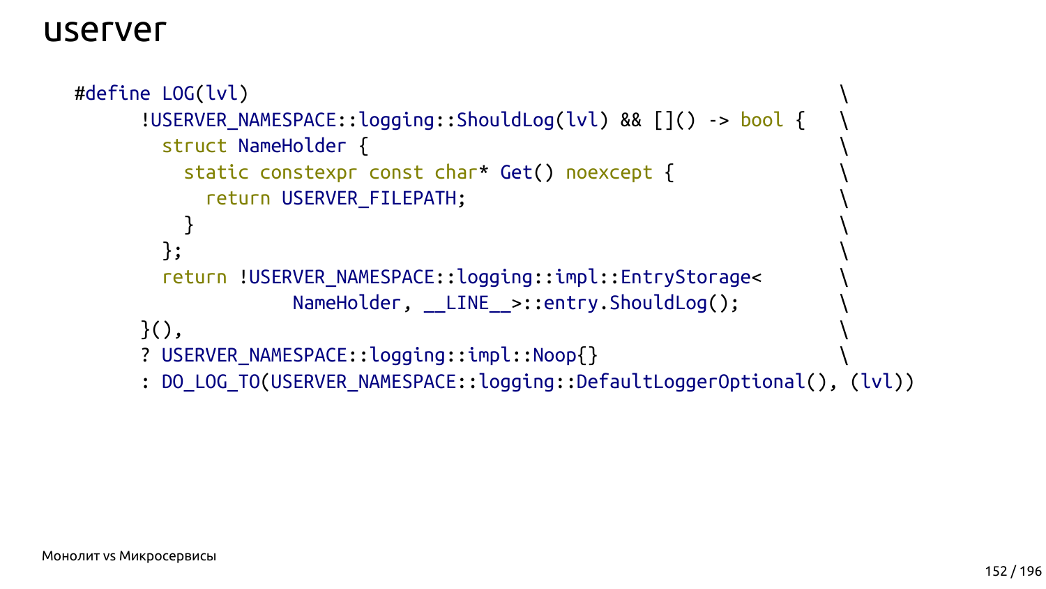# userver

```
#define LOG(lvl)                                                    \
      !USERVER_NAMESPACE::logging::ShouldLog(lvl) && []() -> bool {   \
        struct NameHolder {                                         \
          static constexpr const char* Get() noexcept {             \
            return USERVER_FILEPATH;                                \
          }                                                         \
        };                                                          \
        return !USERVER_NAMESPACE::logging::impl::EntryStorage<      \
                    NameHolder, __LINE__>::entry.ShouldLog();        \
      }(),                                                          \
      ? USERVER_NAMESPACE::logging::impl::Noop{}                    \
      : DO_LOG_TO(USERVER_NAMESPACE::logging::DefaultLoggerOptional(), (lvl))
```

Монолит vs Микросервисы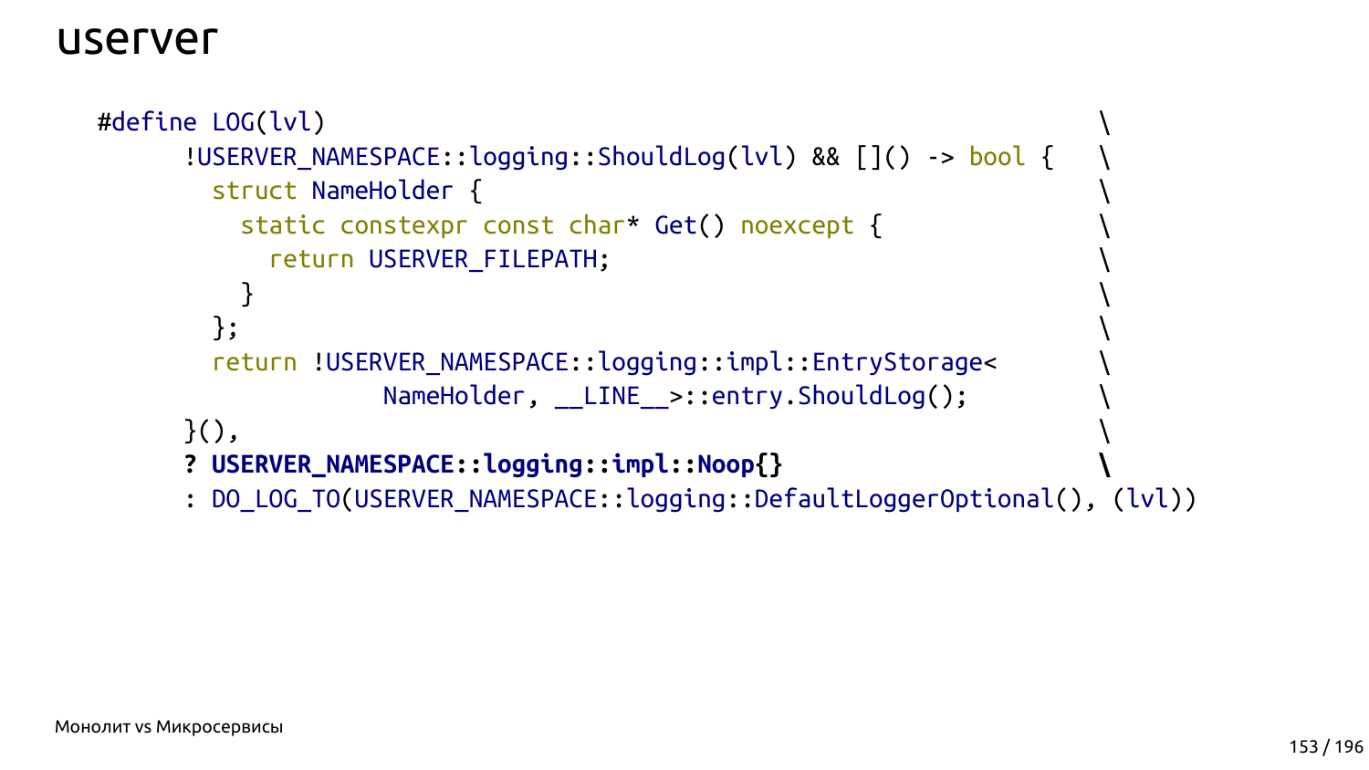# userver

```
#define LOG(lvl)                                                       \
      !USERVER_NAMESPACE::logging::ShouldLog(lvl) && []() -> bool {    \
        struct NameHolder {                                            \
          static constexpr const char* Get() noexcept {                \
            return USERVER_FILEPATH;                                   \
          }                                                            \
        };                                                             \
        return !USERVER_NAMESPACE::logging::impl::EntryStorage<        \
                    NameHolder, __LINE__>::entry.ShouldLog();          \
      }(),                                                             \
      ? USERVER_NAMESPACE::logging::impl::Noop{}                       \
      : DO_LOG_TO(USERVER_NAMESPACE::logging::DefaultLoggerOptional(), (lvl))
```

Монолит vs Микросервисы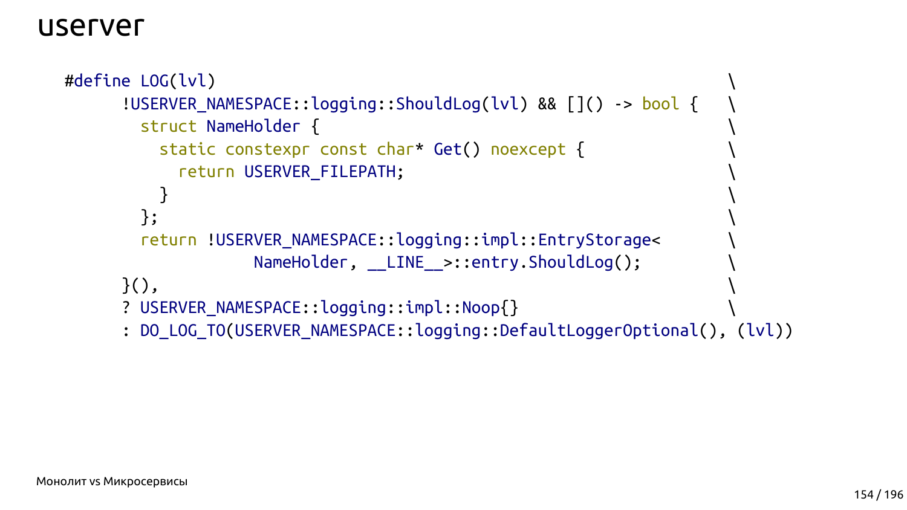# userver

```
#define LOG(lvl)                                                      \
      !USERVER_NAMESPACE::logging::ShouldLog(lvl) && []() -> bool {   \
        struct NameHolder {                                           \
          static constexpr const char* Get() noexcept {               \
            return USERVER_FILEPATH;                                  \
          }                                                           \
        };                                                            \
        return !USERVER_NAMESPACE::logging::impl::EntryStorage<       \
                    NameHolder, __LINE__>::entry.ShouldLog();         \
      }(),                                                            \
      ? USERVER_NAMESPACE::logging::impl::Noop{}                      \
      : DO_LOG_TO(USERVER_NAMESPACE::logging::DefaultLoggerOptional(), (lvl))
```

Монолит vs Микросервисы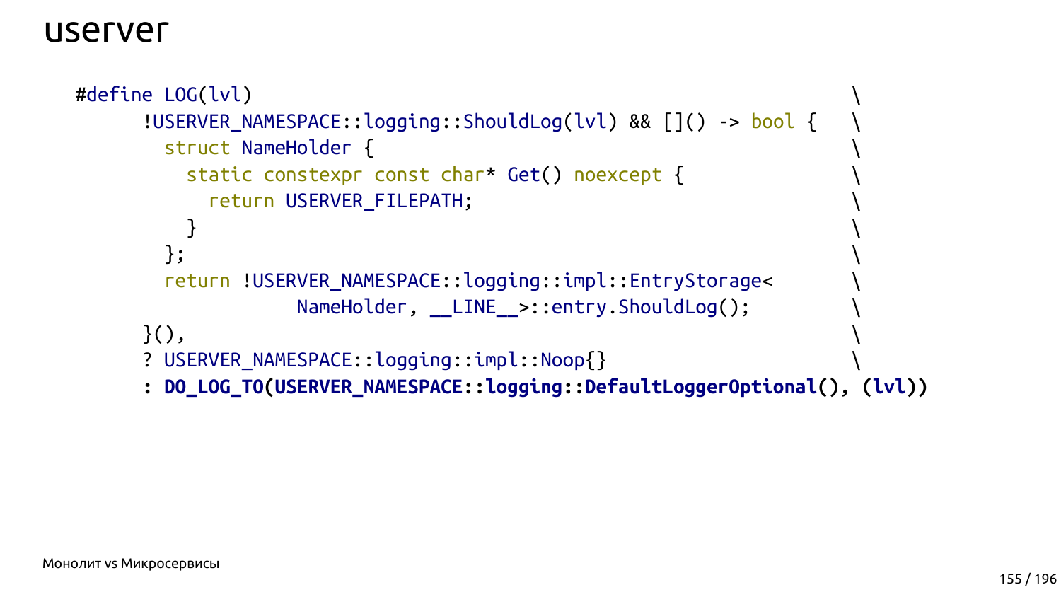# userver

```
#define LOG(lvl)                                                    \
      !USERVER_NAMESPACE::logging::ShouldLog(lvl) && []() -> bool {   \
        struct NameHolder {                                         \
          static constexpr const char* Get() noexcept {             \
            return USERVER_FILEPATH;                                \
          }                                                         \
        };                                                          \
        return !USERVER_NAMESPACE::logging::impl::EntryStorage<      \
                    NameHolder, __LINE__>::entry.ShouldLog();        \
      }(),                                                          \
      ? USERVER_NAMESPACE::logging::impl::Noop{}                    \
      : DO_LOG_TO(USERVER_NAMESPACE::logging::DefaultLoggerOptional(), (lvl))
```

Монолит vs Микросервисы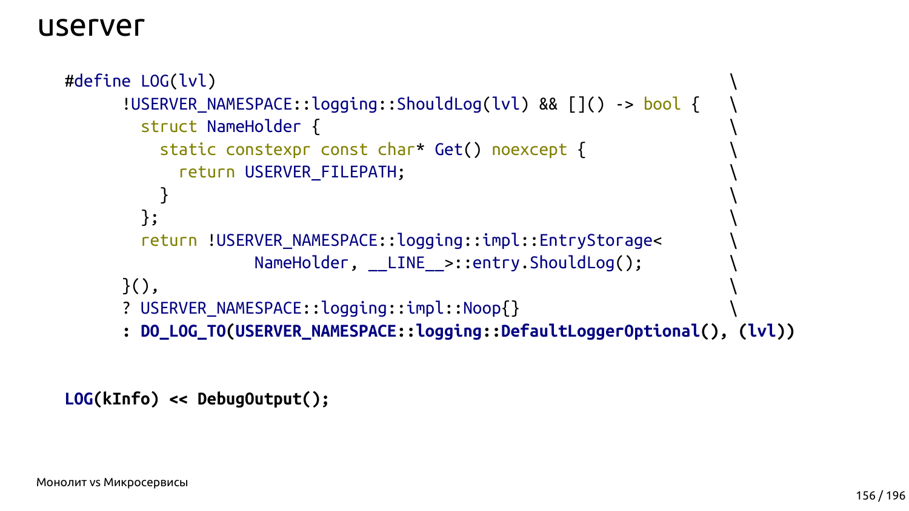# userver

```cpp
#define LOG(lvl)                                                      \
      !USERVER_NAMESPACE::logging::ShouldLog(lvl) && []() -> bool {   \
        struct NameHolder {                                           \
          static constexpr const char* Get() noexcept {               \
            return USERVER_FILEPATH;                                  \
          }                                                           \
        };                                                            \
        return !USERVER_NAMESPACE::logging::impl::EntryStorage<       \
                    NameHolder, __LINE__>::entry.ShouldLog();         \
      }(),                                                            \
      ? USERVER_NAMESPACE::logging::impl::Noop{}                      \
      : DO_LOG_TO(USERVER_NAMESPACE::logging::DefaultLoggerOptional(), (lvl))


LOG(kInfo) << DebugOutput();
```

Монолит vs Микросервисы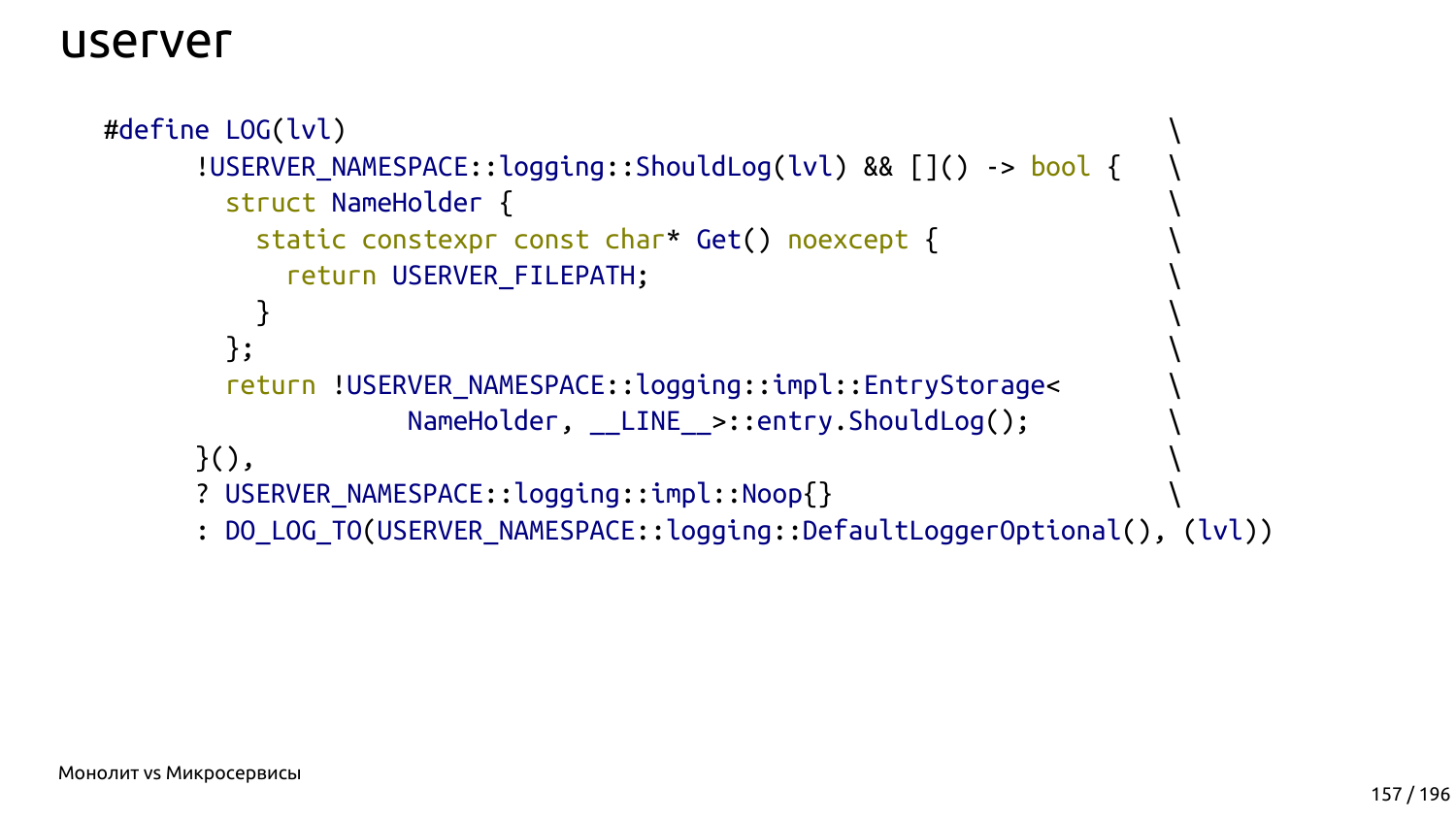# userver

```
#define LOG(lvl)                                                       \
      !USERVER_NAMESPACE::logging::ShouldLog(lvl) && []() -> bool {    \
        struct NameHolder {                                            \
          static constexpr const char* Get() noexcept {               \
            return USERVER_FILEPATH;                                   \
          }                                                            \
        };                                                             \
        return !USERVER_NAMESPACE::logging::impl::EntryStorage<        \
                    NameHolder, __LINE__>::entry.ShouldLog();          \
      }(),                                                             \
      ? USERVER_NAMESPACE::logging::impl::Noop{}                       \
      : DO_LOG_TO(USERVER_NAMESPACE::logging::DefaultLoggerOptional(), (lvl))
```

Монолит vs Микросервисы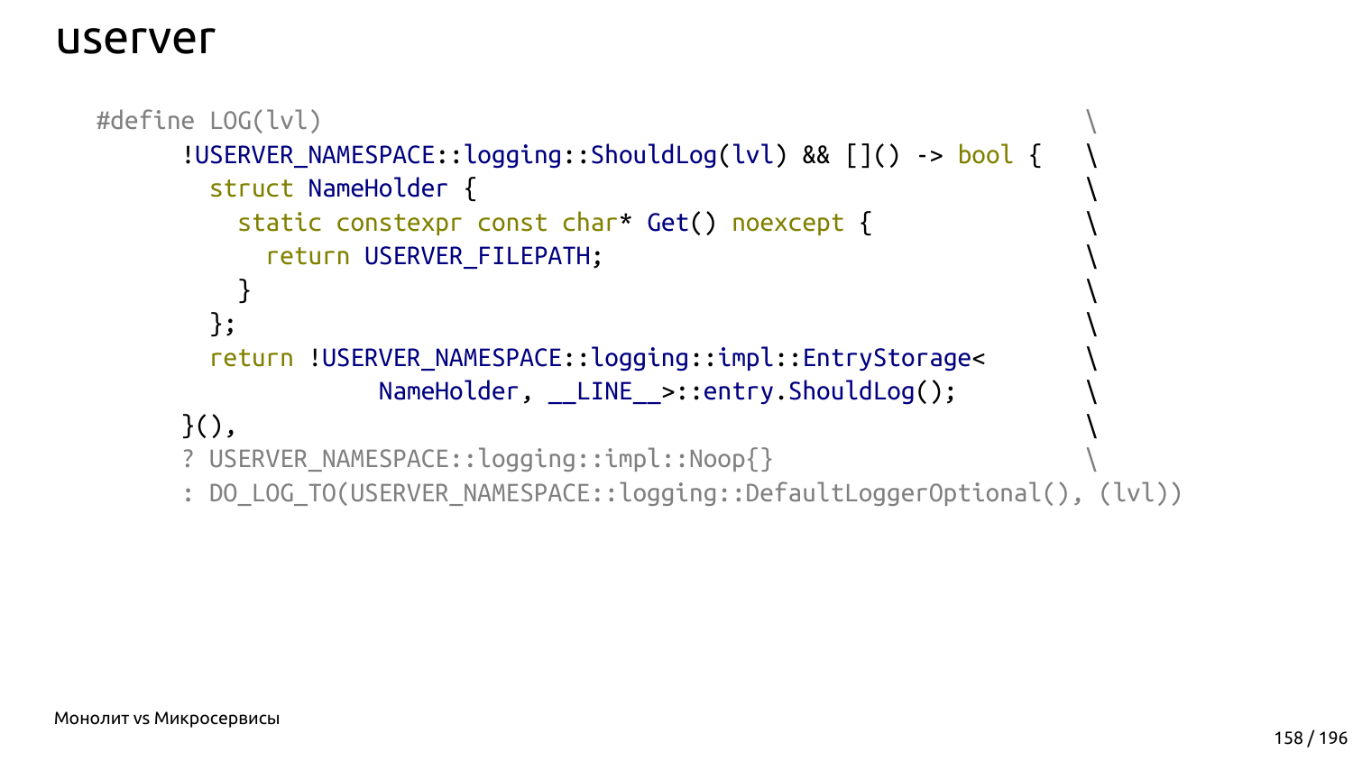# userver

```
#define LOG(lvl)                                                    \
      !USERVER_NAMESPACE::logging::ShouldLog(lvl) && []() -> bool {   \
        struct NameHolder {                                         \
          static constexpr const char* Get() noexcept {             \
            return USERVER_FILEPATH;                                \
          }                                                         \
        };                                                          \
        return !USERVER_NAMESPACE::logging::impl::EntryStorage<     \
                    NameHolder, __LINE__>::entry.ShouldLog();       \
      }(),                                                          \
      ? USERVER_NAMESPACE::logging::impl::Noop{}                    \
      : DO_LOG_TO(USERVER_NAMESPACE::logging::DefaultLoggerOptional(), (lvl))
```

Монолит vs Микросервисы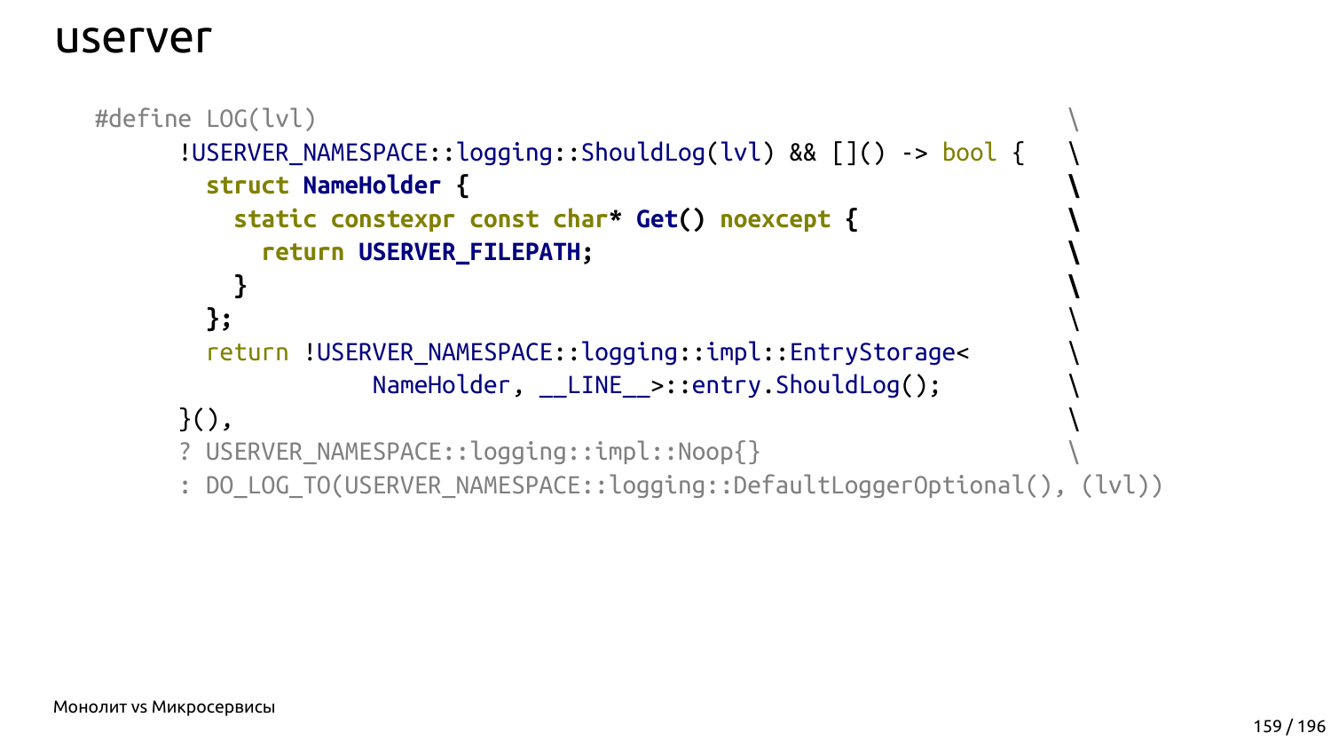# userver

```
#define LOG(lvl)                                                          \
      !USERVER_NAMESPACE::logging::ShouldLog(lvl) && []() -> bool {       \
        struct NameHolder {                                               \
          static constexpr const char* Get() noexcept {                   \
            return USERVER_FILEPATH;                                      \
          }                                                               \
        };                                                                \
        return !USERVER_NAMESPACE::logging::impl::EntryStorage<           \
                    NameHolder, __LINE__>::entry.ShouldLog();             \
      }(),                                                                \
      ? USERVER_NAMESPACE::logging::impl::Noop{}                          \
      : DO_LOG_TO(USERVER_NAMESPACE::logging::DefaultLoggerOptional(), (lvl))
```

Монолит vs Микросервисы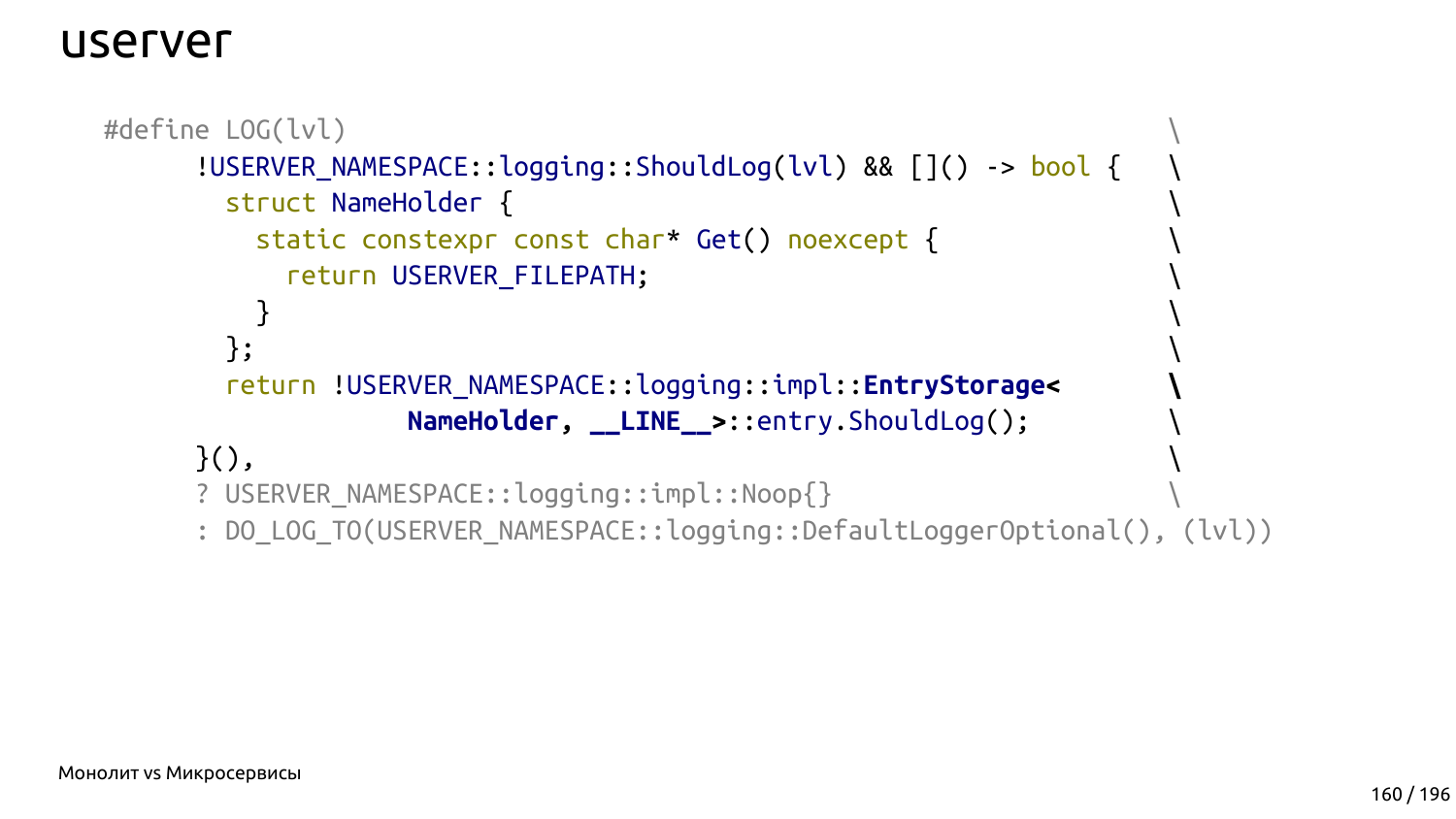# userver

```
#define LOG(lvl)                                                    \
      !USERVER_NAMESPACE::logging::ShouldLog(lvl) && []() -> bool {   \
        struct NameHolder {                                         \
          static constexpr const char* Get() noexcept {             \
            return USERVER_FILEPATH;                                \
          }                                                         \
        };                                                          \
        return !USERVER_NAMESPACE::logging::impl::EntryStorage<     \
                    NameHolder, __LINE__>::entry.ShouldLog();       \
      }(),                                                          \
      ? USERVER_NAMESPACE::logging::impl::Noop{}                    \
      : DO_LOG_TO(USERVER_NAMESPACE::logging::DefaultLoggerOptional(), (lvl))
```

Монолит vs Микросервисы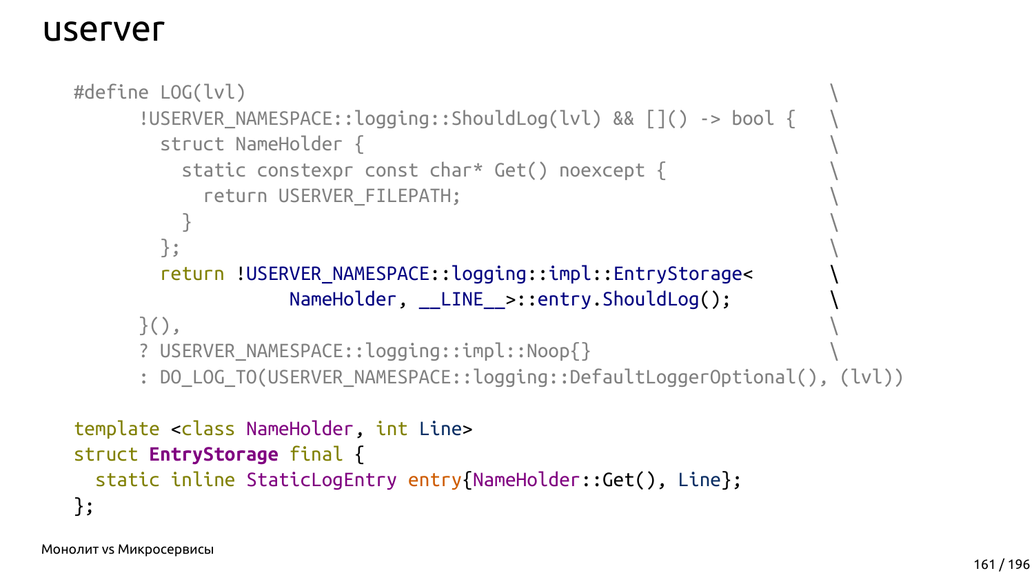# userver

```cpp
#define LOG(lvl)                                                      \
      !USERVER_NAMESPACE::logging::ShouldLog(lvl) && []() -> bool {   \
        struct NameHolder {                                           \
          static constexpr const char* Get() noexcept {               \
            return USERVER_FILEPATH;                                  \
          }                                                           \
        };                                                            \
        return !USERVER_NAMESPACE::logging::impl::EntryStorage<       \
                    NameHolder, __LINE__>::entry.ShouldLog();         \
      }(),                                                            \
      ? USERVER_NAMESPACE::logging::impl::Noop{}                      \
      : DO_LOG_TO(USERVER_NAMESPACE::logging::DefaultLoggerOptional(), (lvl))

template <class NameHolder, int Line>
struct EntryStorage final {
  static inline StaticLogEntry entry{NameHolder::Get(), Line};
};
```

Монолит vs Микросервисы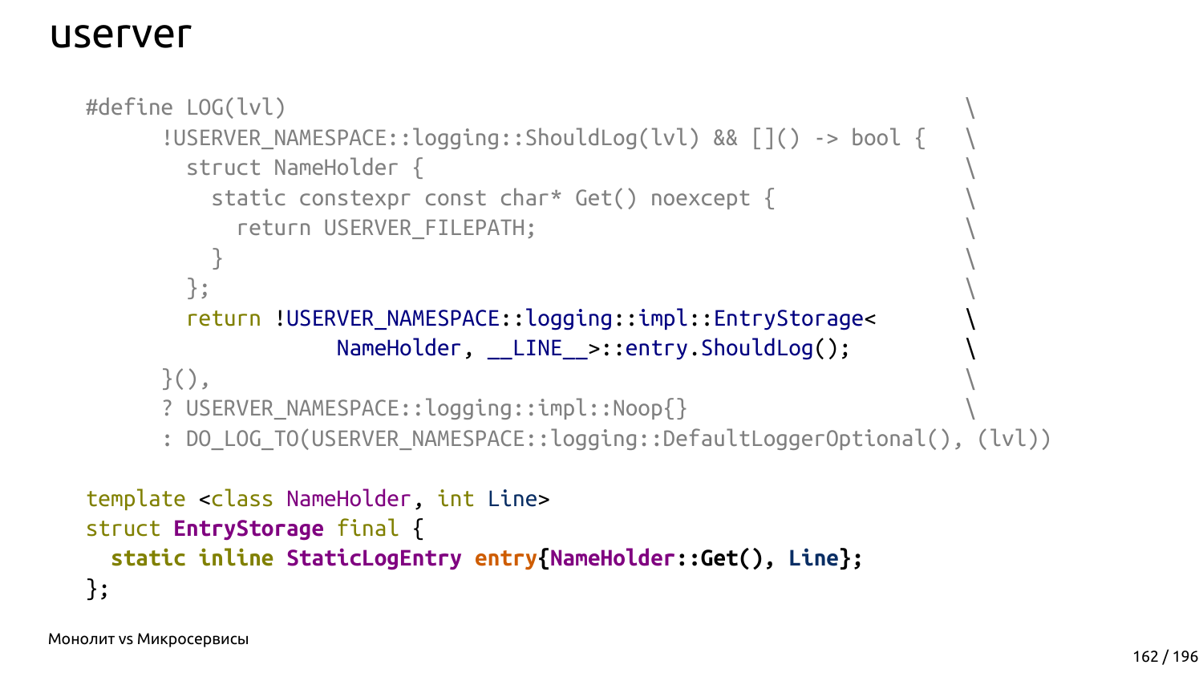# userver

```cpp
#define LOG(lvl)                                                        \
      !USERVER_NAMESPACE::logging::ShouldLog(lvl) && []() -> bool {    \
        struct NameHolder {                                             \
          static constexpr const char* Get() noexcept {                 \
            return USERVER_FILEPATH;                                    \
          }                                                             \
        };                                                              \
        return !USERVER_NAMESPACE::logging::impl::EntryStorage<         \
                    NameHolder, __LINE__>::entry.ShouldLog();           \
      }(),                                                              \
      ? USERVER_NAMESPACE::logging::impl::Noop{}                        \
      : DO_LOG_TO(USERVER_NAMESPACE::logging::DefaultLoggerOptional(), (lvl))

template <class NameHolder, int Line>
struct EntryStorage final {
  static inline StaticLogEntry entry{NameHolder::Get(), Line};
};
```

Монолит vs Микросервисы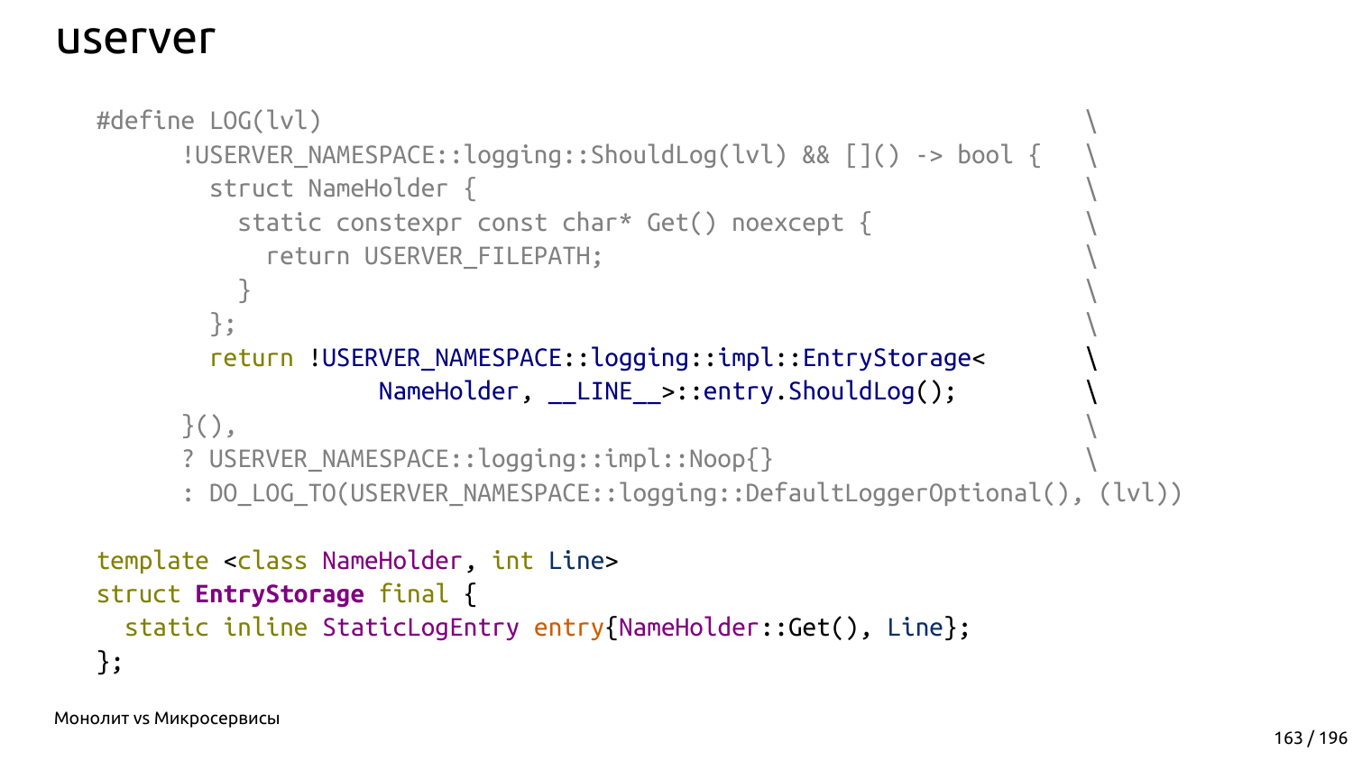# userver

```cpp
#define LOG(lvl)                                                     \
      !USERVER_NAMESPACE::logging::ShouldLog(lvl) && []() -> bool {   \
        struct NameHolder {                                          \
          static constexpr const char* Get() noexcept {              \
            return USERVER_FILEPATH;                                 \
          }                                                          \
        };                                                           \
        return !USERVER_NAMESPACE::logging::impl::EntryStorage<      \
                    NameHolder, __LINE__>::entry.ShouldLog();        \
      }(),                                                           \
      ? USERVER_NAMESPACE::logging::impl::Noop{}                     \
      : DO_LOG_TO(USERVER_NAMESPACE::logging::DefaultLoggerOptional(), (lvl))

template <class NameHolder, int Line>
struct EntryStorage final {
  static inline StaticLogEntry entry{NameHolder::Get(), Line};
};
```

Монолит vs Микросервисы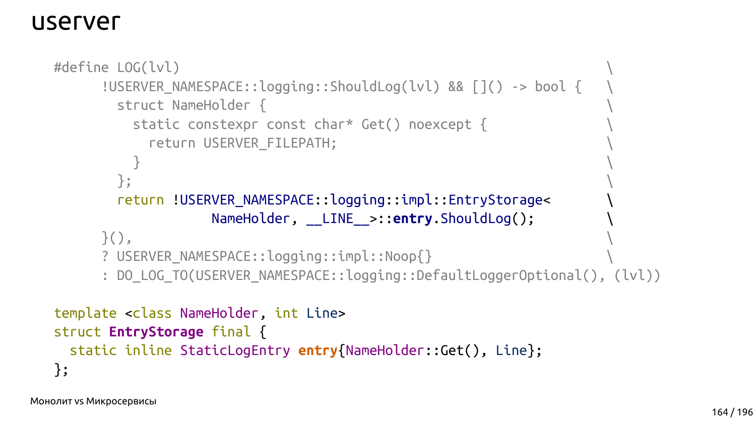# userver

```cpp
#define LOG(lvl)                                                  \
      !USERVER_NAMESPACE::logging::ShouldLog(lvl) && []() -> bool {   \
        struct NameHolder {                                       \
          static constexpr const char* Get() noexcept {           \
            return USERVER_FILEPATH;                              \
          }                                                       \
        };                                                        \
        return !USERVER_NAMESPACE::logging::impl::EntryStorage<    \
                    NameHolder, __LINE__>::entry.ShouldLog();      \
      }(),                                                        \
      ? USERVER_NAMESPACE::logging::impl::Noop{}                  \
      : DO_LOG_TO(USERVER_NAMESPACE::logging::DefaultLoggerOptional(), (lvl))

template <class NameHolder, int Line>
struct EntryStorage final {
  static inline StaticLogEntry entry{NameHolder::Get(), Line};
};
```

Монолит vs Микросервисы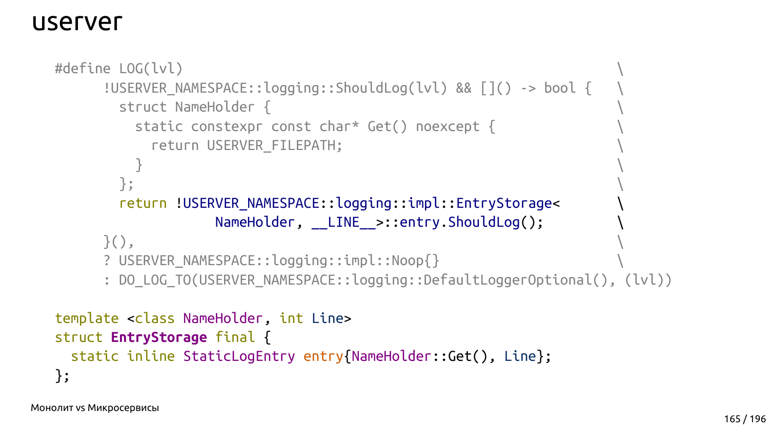# userver

```cpp
#define LOG(lvl)                                                    \
      !USERVER_NAMESPACE::logging::ShouldLog(lvl) && []() -> bool {   \
        struct NameHolder {                                           \
          static constexpr const char* Get() noexcept {               \
            return USERVER_FILEPATH;                                  \
          }                                                           \
        };                                                            \
        return !USERVER_NAMESPACE::logging::impl::EntryStorage<       \
                    NameHolder, __LINE__>::entry.ShouldLog();         \
      }(),                                                            \
      ? USERVER_NAMESPACE::logging::impl::Noop{}                      \
      : DO_LOG_TO(USERVER_NAMESPACE::logging::DefaultLoggerOptional(), (lvl))

template <class NameHolder, int Line>
struct EntryStorage final {
  static inline StaticLogEntry entry{NameHolder::Get(), Line};
};
```

Монолит vs Микросервисы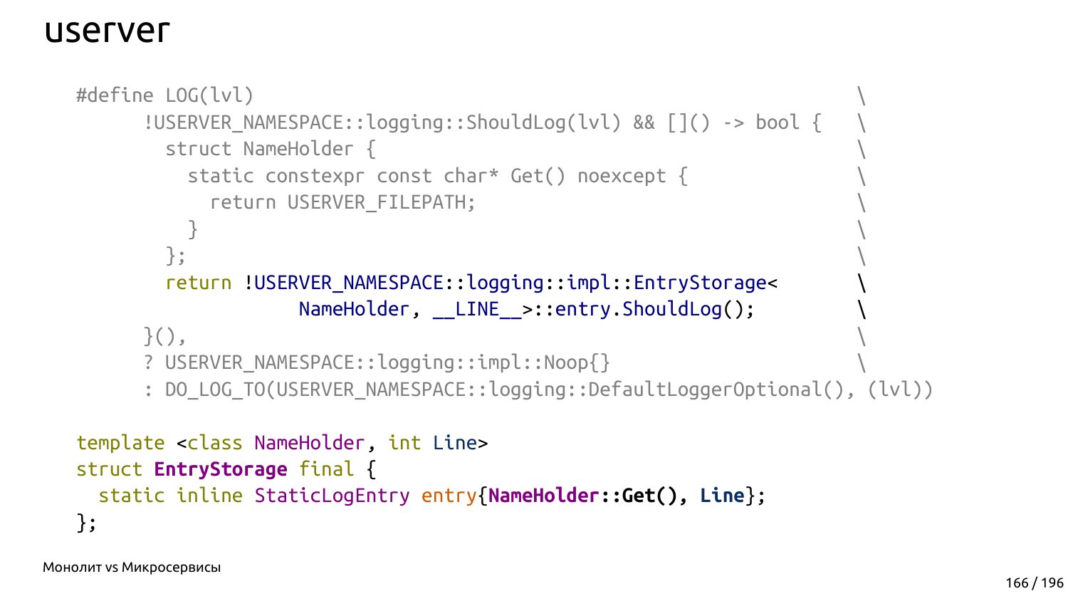# userver

```cpp
#define LOG(lvl)                                                        \
      !USERVER_NAMESPACE::logging::ShouldLog(lvl) && []() -> bool {    \
        struct NameHolder {                                             \
          static constexpr const char* Get() noexcept {                 \
            return USERVER_FILEPATH;                                    \
          }                                                             \
        };                                                              \
        return !USERVER_NAMESPACE::logging::impl::EntryStorage<        \
                    NameHolder, __LINE__>::entry.ShouldLog();           \
      }(),                                                              \
      ? USERVER_NAMESPACE::logging::impl::Noop{}                        \
      : DO_LOG_TO(USERVER_NAMESPACE::logging::DefaultLoggerOptional(), (lvl))

template <class NameHolder, int Line>
struct EntryStorage final {
  static inline StaticLogEntry entry{NameHolder::Get(), Line};
};
```

Монолит vs Микросервисы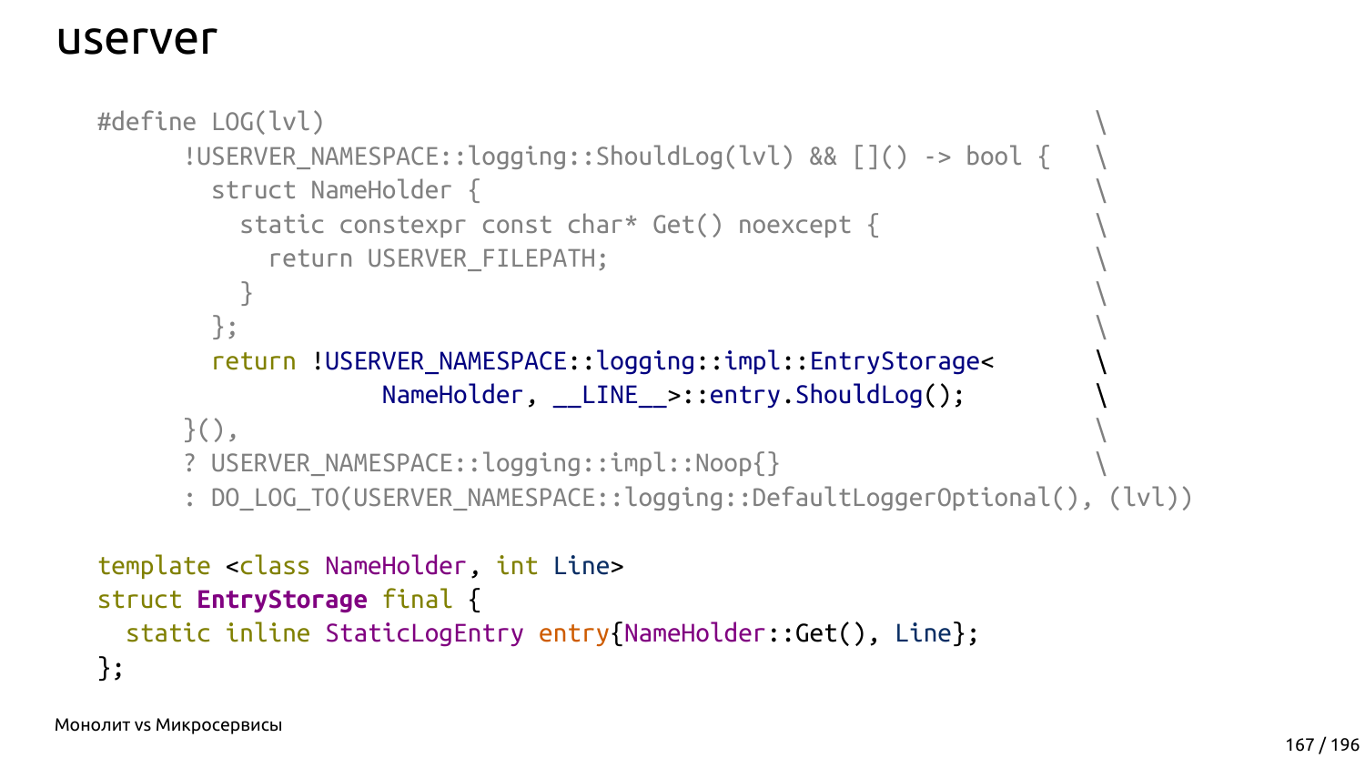# userver

```
#define LOG(lvl)                                                       \
      !USERVER_NAMESPACE::logging::ShouldLog(lvl) && []() -> bool {    \
        struct NameHolder {                                            \
          static constexpr const char* Get() noexcept {                \
            return USERVER_FILEPATH;                                   \
          }                                                            \
        };                                                             \
        return !USERVER_NAMESPACE::logging::impl::EntryStorage<        \
                    NameHolder, __LINE__>::entry.ShouldLog();          \
      }(),                                                             \
      ? USERVER_NAMESPACE::logging::impl::Noop{}                       \
      : DO_LOG_TO(USERVER_NAMESPACE::logging::DefaultLoggerOptional(), (lvl))

template <class NameHolder, int Line>
struct EntryStorage final {
  static inline StaticLogEntry entry{NameHolder::Get(), Line};
};
```

Монолит vs Микросервисы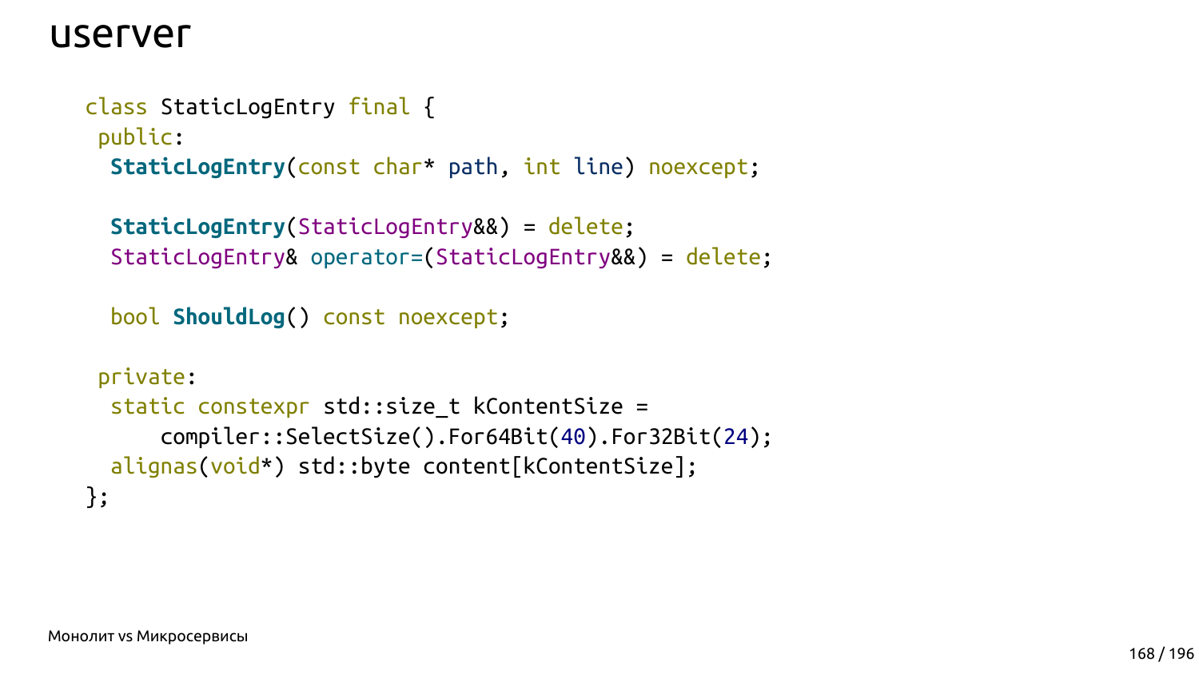# userver

```
class StaticLogEntry final {
 public:
  StaticLogEntry(const char* path, int line) noexcept;

  StaticLogEntry(StaticLogEntry&&) = delete;
  StaticLogEntry& operator=(StaticLogEntry&&) = delete;

  bool ShouldLog() const noexcept;

 private:
  static constexpr std::size_t kContentSize =
      compiler::SelectSize().For64Bit(40).For32Bit(24);
  alignas(void*) std::byte content[kContentSize];
};
```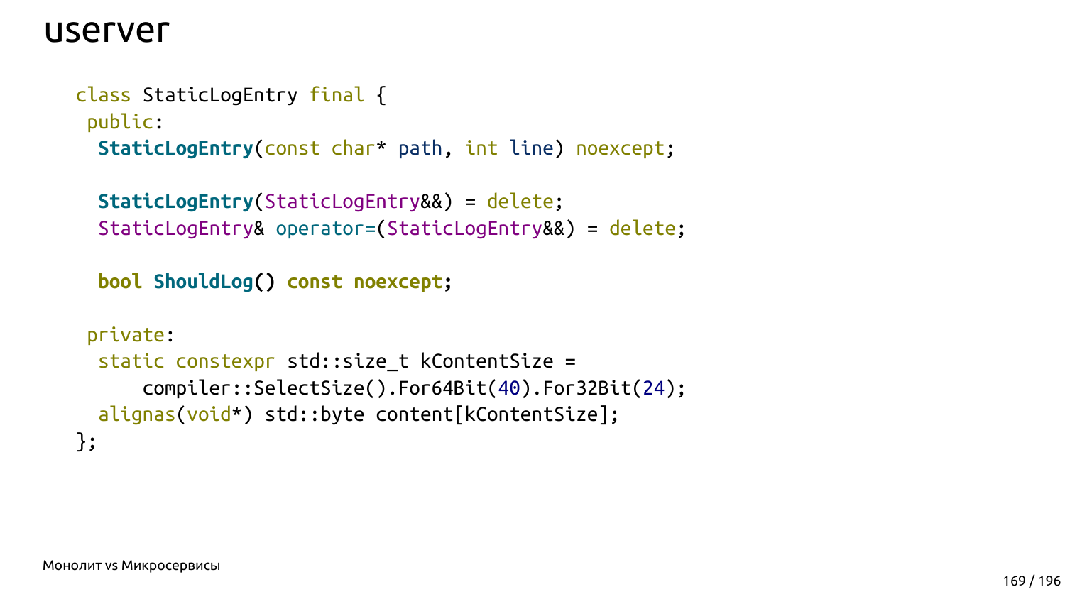# userver

```cpp
class StaticLogEntry final {
 public:
  StaticLogEntry(const char* path, int line) noexcept;

  StaticLogEntry(StaticLogEntry&&) = delete;
  StaticLogEntry& operator=(StaticLogEntry&&) = delete;

  bool ShouldLog() const noexcept;

 private:
  static constexpr std::size_t kContentSize =
      compiler::SelectSize().For64Bit(40).For32Bit(24);
  alignas(void*) std::byte content[kContentSize];
};
```

Монолит vs Микросервисы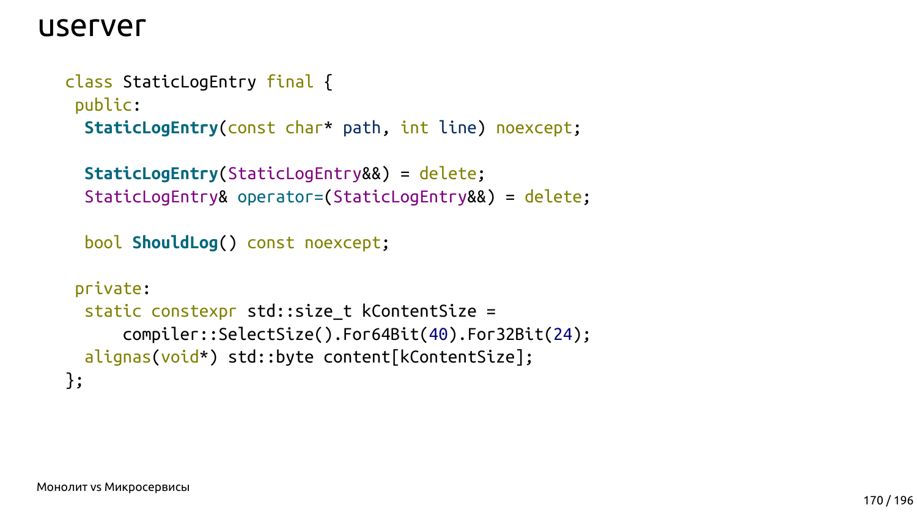# userver

```
class StaticLogEntry final {
 public:
  StaticLogEntry(const char* path, int line) noexcept;

  StaticLogEntry(StaticLogEntry&&) = delete;
  StaticLogEntry& operator=(StaticLogEntry&&) = delete;

  bool ShouldLog() const noexcept;

 private:
  static constexpr std::size_t kContentSize =
      compiler::SelectSize().For64Bit(40).For32Bit(24);
  alignas(void*) std::byte content[kContentSize];
};
```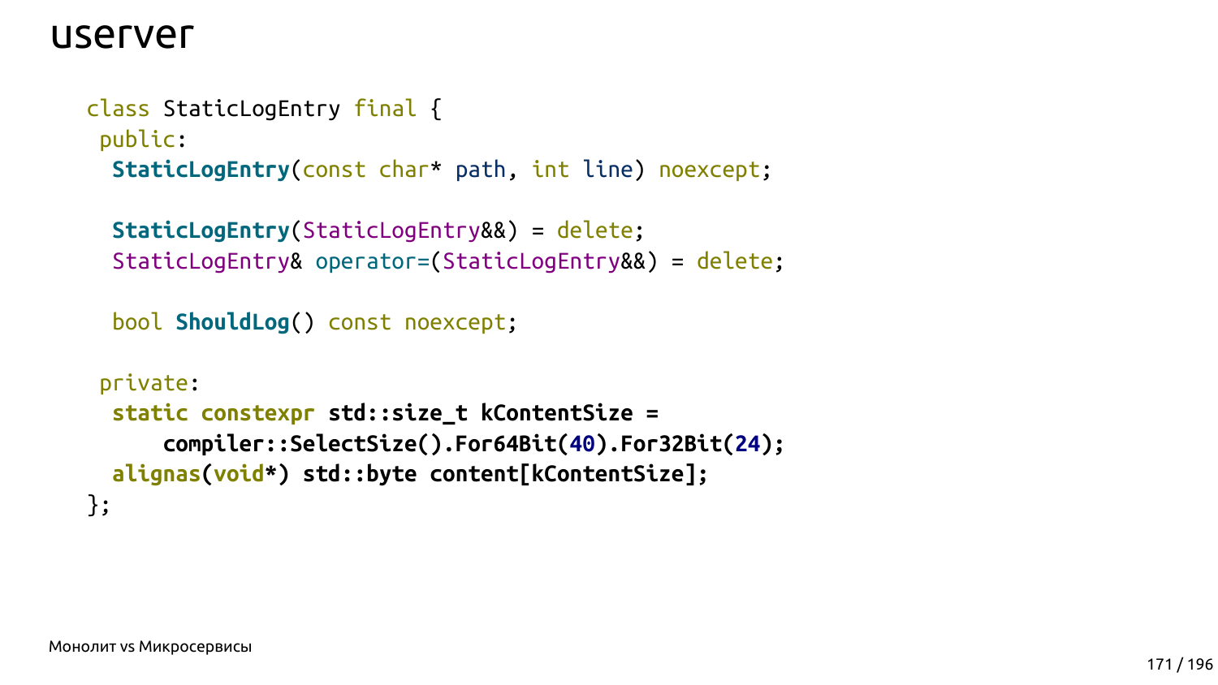# userver

```
class StaticLogEntry final {
 public:
  StaticLogEntry(const char* path, int line) noexcept;

  StaticLogEntry(StaticLogEntry&&) = delete;
  StaticLogEntry& operator=(StaticLogEntry&&) = delete;

  bool ShouldLog() const noexcept;

 private:
  static constexpr std::size_t kContentSize =
      compiler::SelectSize().For64Bit(40).For32Bit(24);
  alignas(void*) std::byte content[kContentSize];
};
```

Монолит vs Микросервисы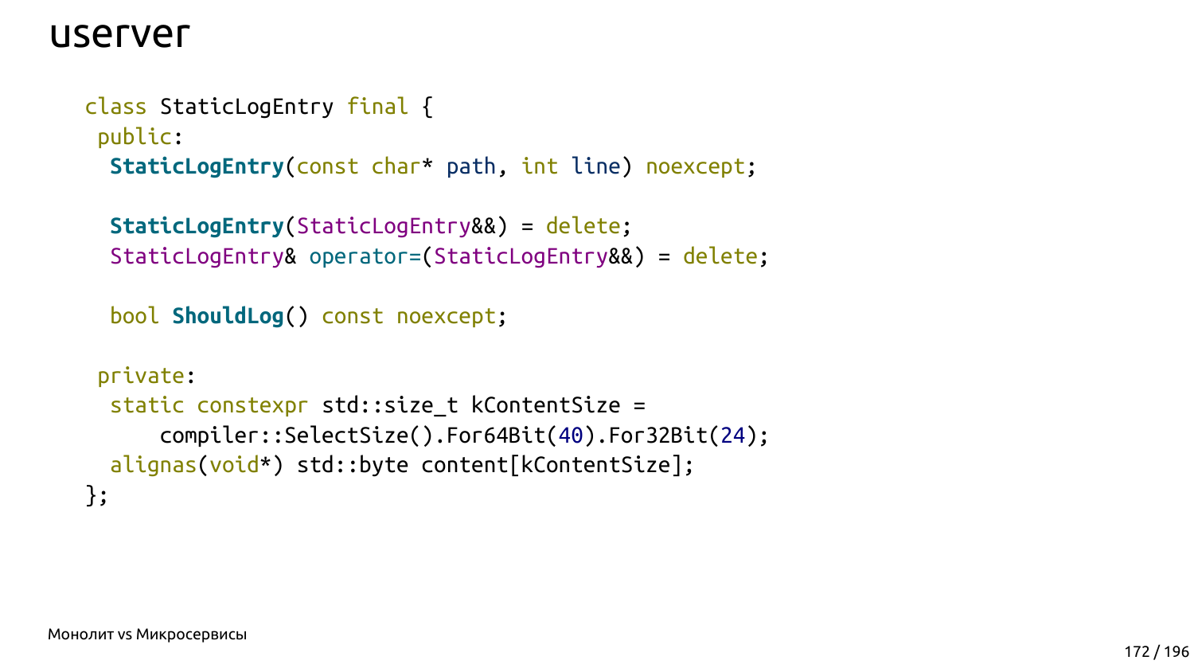# userver

```
class StaticLogEntry final {
 public:
  StaticLogEntry(const char* path, int line) noexcept;

  StaticLogEntry(StaticLogEntry&&) = delete;
  StaticLogEntry& operator=(StaticLogEntry&&) = delete;

  bool ShouldLog() const noexcept;

 private:
  static constexpr std::size_t kContentSize =
      compiler::SelectSize().For64Bit(40).For32Bit(24);
  alignas(void*) std::byte content[kContentSize];
};
```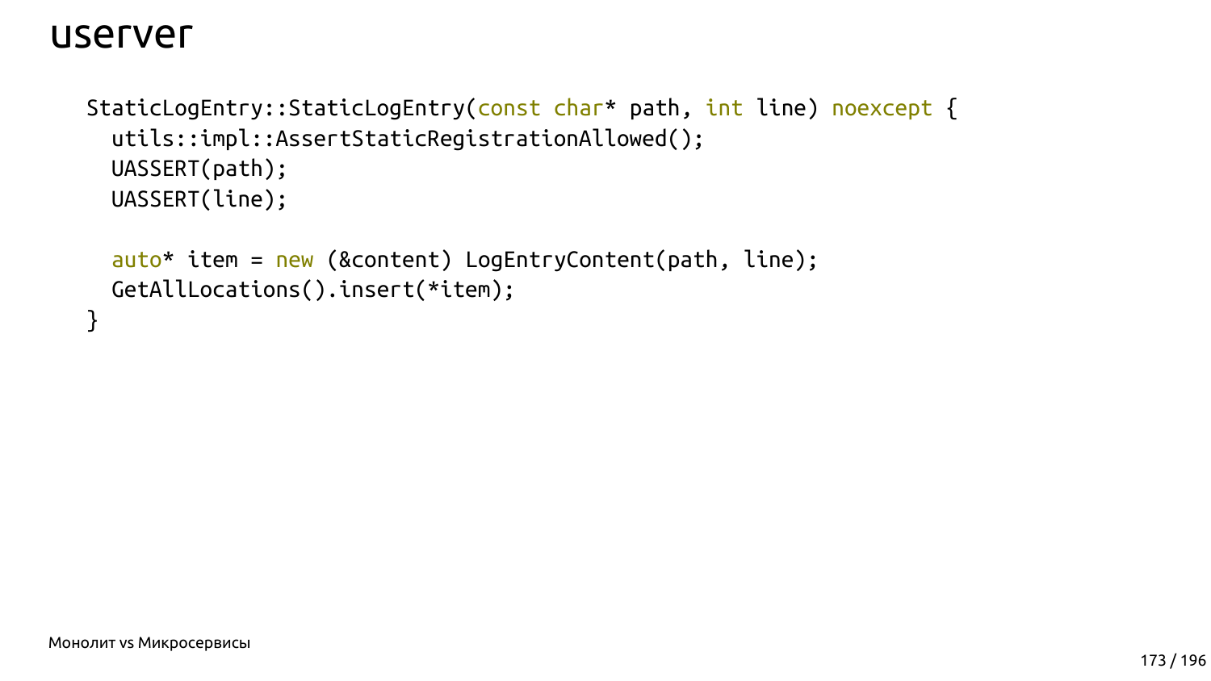# userver

```
StaticLogEntry::StaticLogEntry(const char* path, int line) noexcept {
  utils::impl::AssertStaticRegistrationAllowed();
  UASSERT(path);
  UASSERT(line);

  auto* item = new (&content) LogEntryContent(path, line);
  GetAllLocations().insert(*item);
}
```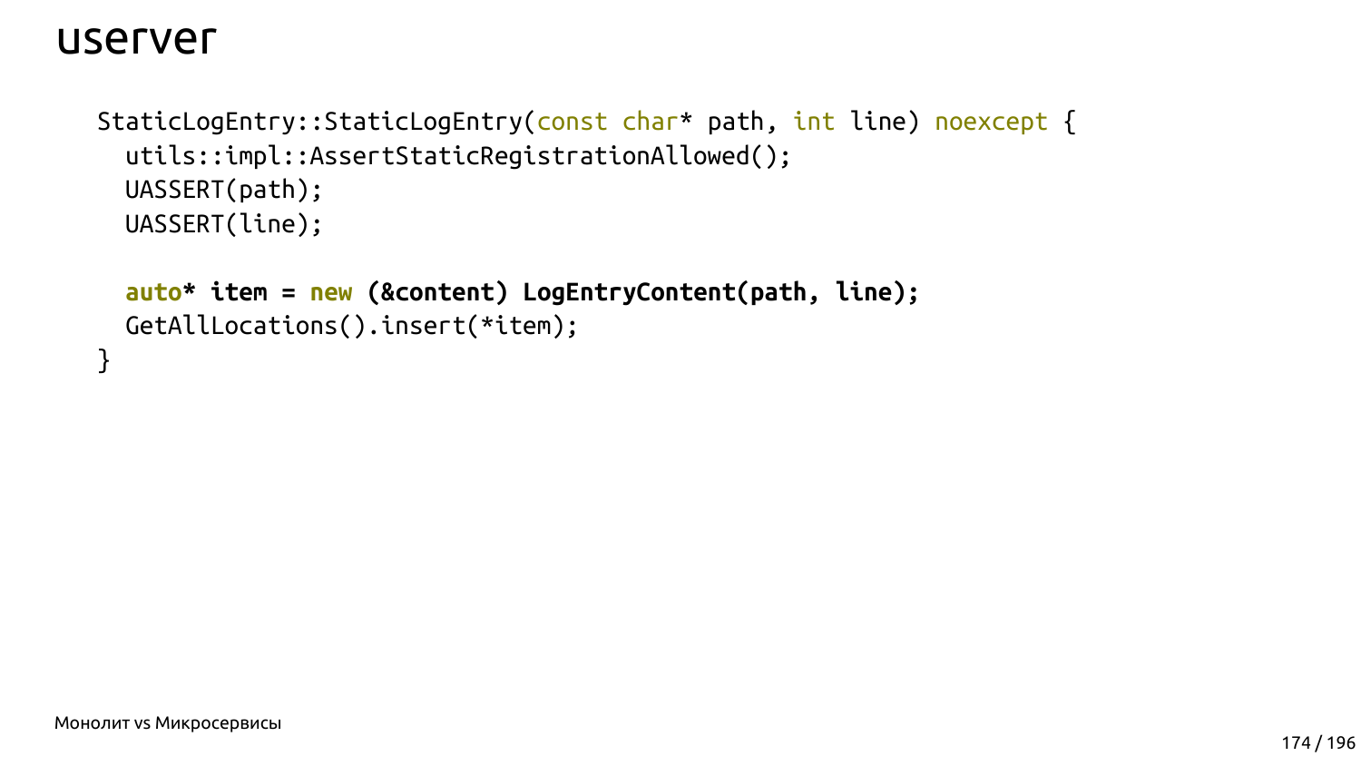# userver

```
StaticLogEntry::StaticLogEntry(const char* path, int line) noexcept {
  utils::impl::AssertStaticRegistrationAllowed();
  UASSERT(path);
  UASSERT(line);

  auto* item = new (&content) LogEntryContent(path, line);
  GetAllLocations().insert(*item);
}
```

Монолит vs Микросервисы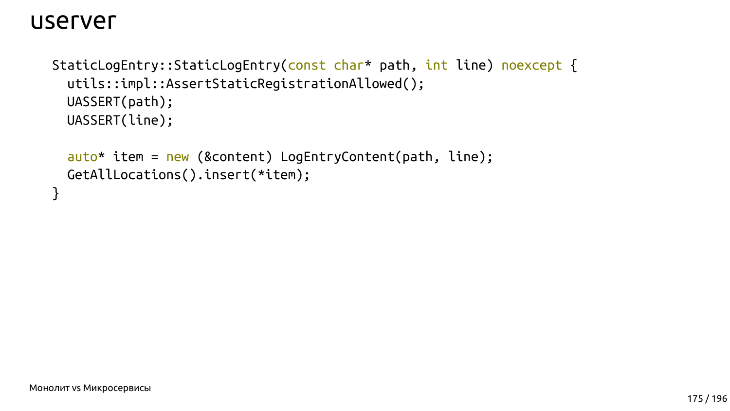# userver

```
StaticLogEntry::StaticLogEntry(const char* path, int line) noexcept {
  utils::impl::AssertStaticRegistrationAllowed();
  UASSERT(path);
  UASSERT(line);

  auto* item = new (&content) LogEntryContent(path, line);
  GetAllLocations().insert(*item);
}
```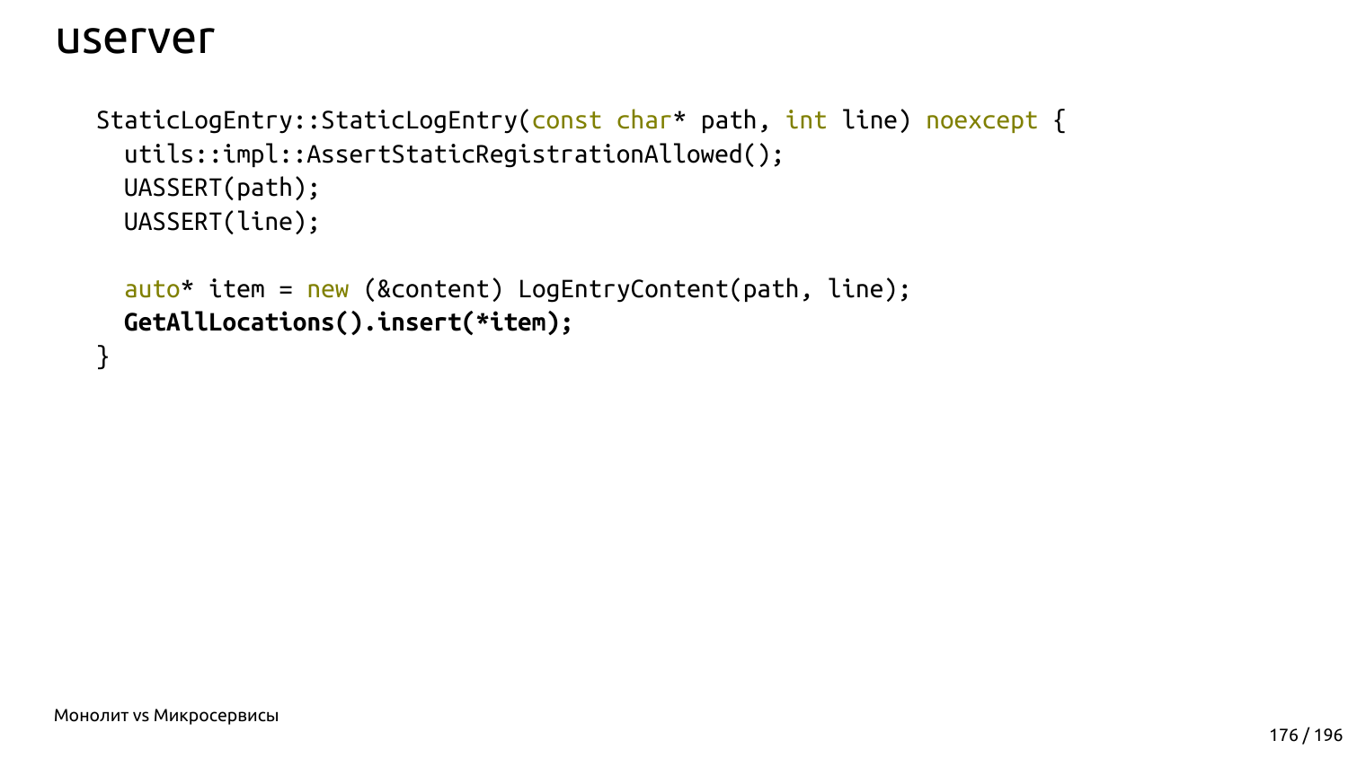# userver

```
StaticLogEntry::StaticLogEntry(const char* path, int line) noexcept {
  utils::impl::AssertStaticRegistrationAllowed();
  UASSERT(path);
  UASSERT(line);

  auto* item = new (&content) LogEntryContent(path, line);
  GetAllLocations().insert(*item);
}
```

Монолит vs Микросервисы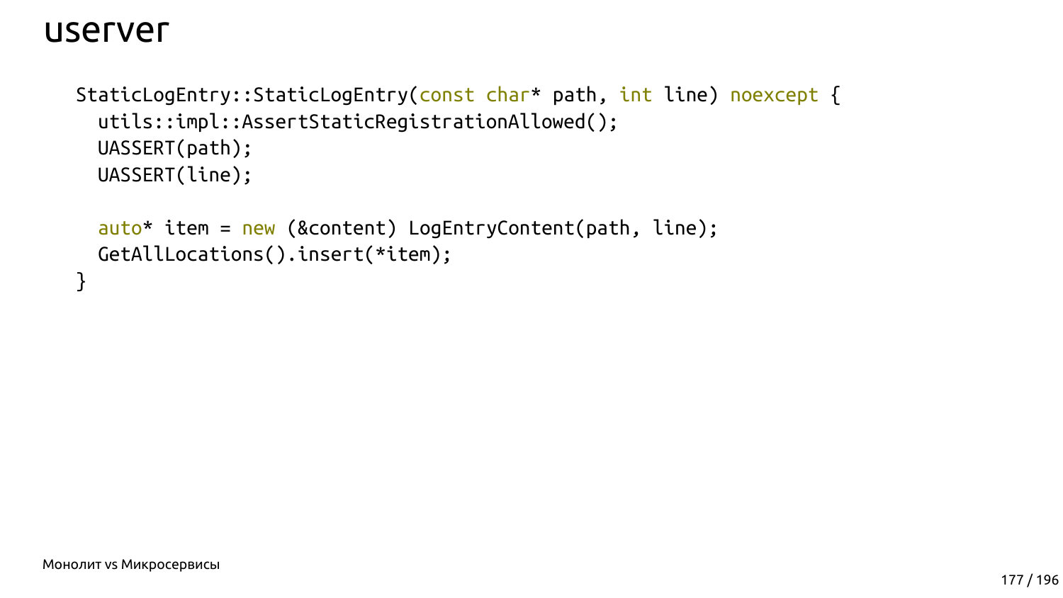# userver

```
StaticLogEntry::StaticLogEntry(const char* path, int line) noexcept {
  utils::impl::AssertStaticRegistrationAllowed();
  UASSERT(path);
  UASSERT(line);

  auto* item = new (&content) LogEntryContent(path, line);
  GetAllLocations().insert(*item);
}
```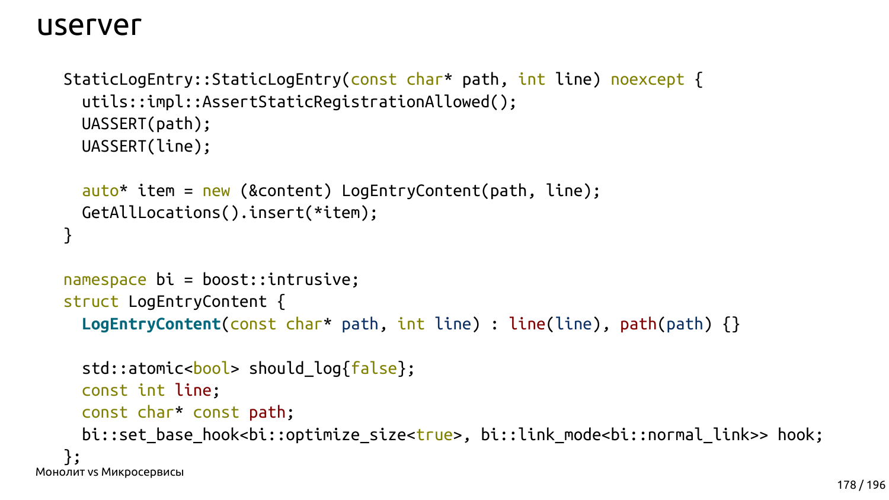# userver

```cpp
StaticLogEntry::StaticLogEntry(const char* path, int line) noexcept {
  utils::impl::AssertStaticRegistrationAllowed();
  UASSERT(path);
  UASSERT(line);

  auto* item = new (&content) LogEntryContent(path, line);
  GetAllLocations().insert(*item);
}

namespace bi = boost::intrusive;
struct LogEntryContent {
  LogEntryContent(const char* path, int line) : line(line), path(path) {}

  std::atomic<bool> should_log{false};
  const int line;
  const char* const path;
  bi::set_base_hook<bi::optimize_size<true>, bi::link_mode<bi::normal_link>> hook;
};
```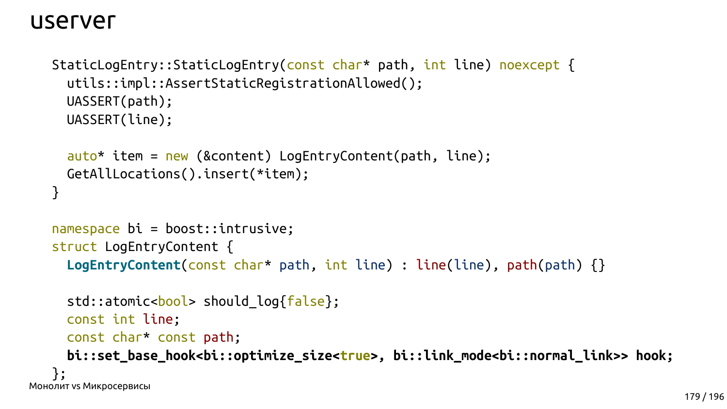# userver

```cpp
StaticLogEntry::StaticLogEntry(const char* path, int line) noexcept {
  utils::impl::AssertStaticRegistrationAllowed();
  UASSERT(path);
  UASSERT(line);

  auto* item = new (&content) LogEntryContent(path, line);
  GetAllLocations().insert(*item);
}

namespace bi = boost::intrusive;
struct LogEntryContent {
  LogEntryContent(const char* path, int line) : line(line), path(path) {}

  std::atomic<bool> should_log{false};
  const int line;
  const char* const path;
  bi::set_base_hook<bi::optimize_size<true>, bi::link_mode<bi::normal_link>> hook;
};
```

Монолит vs Микросервисы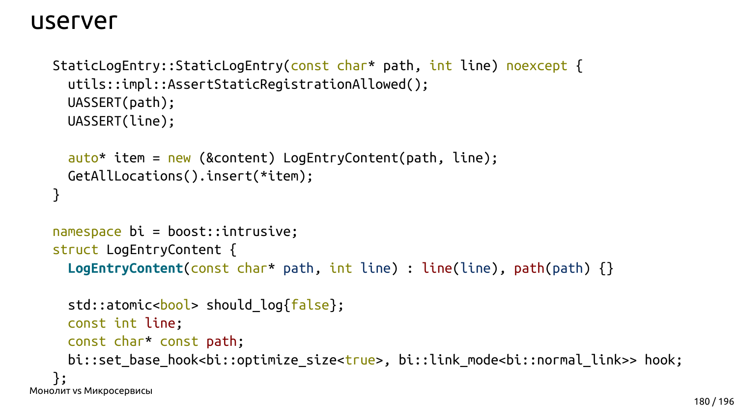# userver

```cpp
StaticLogEntry::StaticLogEntry(const char* path, int line) noexcept {
  utils::impl::AssertStaticRegistrationAllowed();
  UASSERT(path);
  UASSERT(line);

  auto* item = new (&content) LogEntryContent(path, line);
  GetAllLocations().insert(*item);
}

namespace bi = boost::intrusive;
struct LogEntryContent {
  LogEntryContent(const char* path, int line) : line(line), path(path) {}

  std::atomic<bool> should_log{false};
  const int line;
  const char* const path;
  bi::set_base_hook<bi::optimize_size<true>, bi::link_mode<bi::normal_link>> hook;
};
```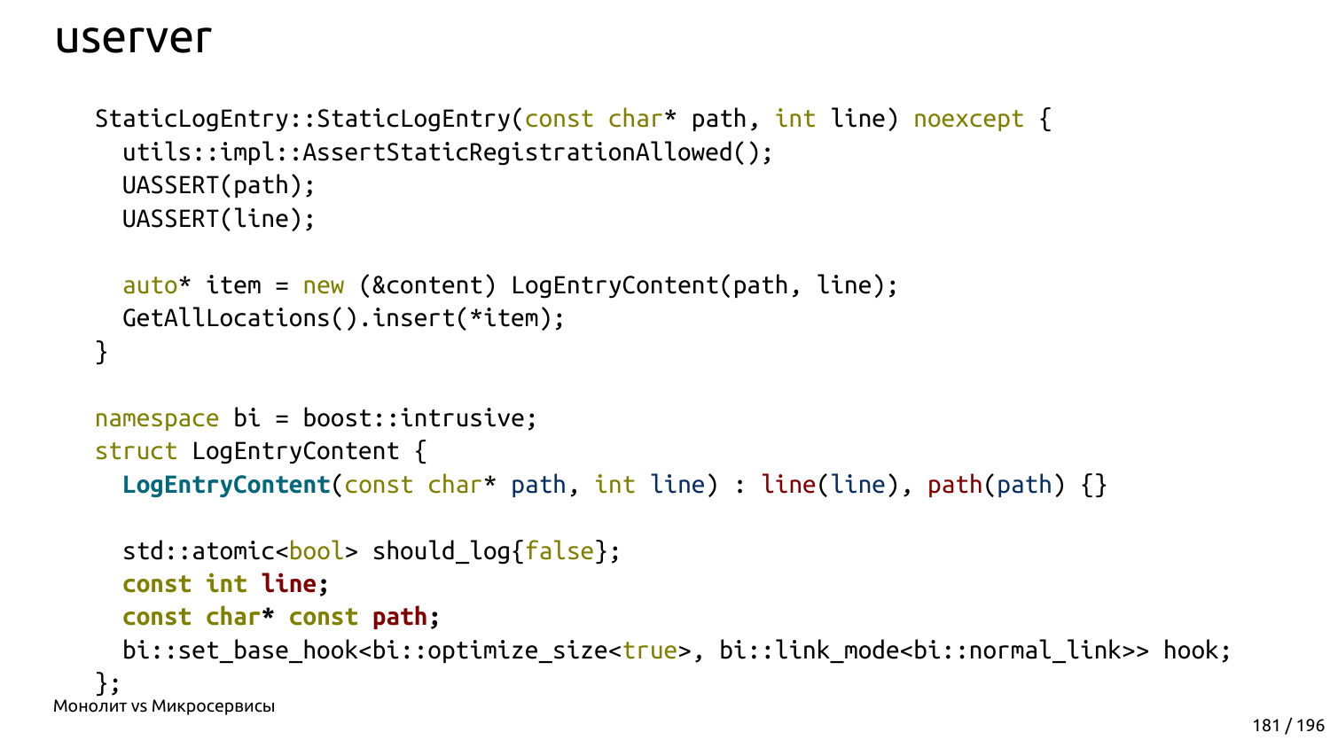# userver

```cpp
StaticLogEntry::StaticLogEntry(const char* path, int line) noexcept {
  utils::impl::AssertStaticRegistrationAllowed();
  UASSERT(path);
  UASSERT(line);

  auto* item = new (&content) LogEntryContent(path, line);
  GetAllLocations().insert(*item);
}

namespace bi = boost::intrusive;
struct LogEntryContent {
  LogEntryContent(const char* path, int line) : line(line), path(path) {}

  std::atomic<bool> should_log{false};
  const int line;
  const char* const path;
  bi::set_base_hook<bi::optimize_size<true>, bi::link_mode<bi::normal_link>> hook;
};
```

Монолит vs Микросервисы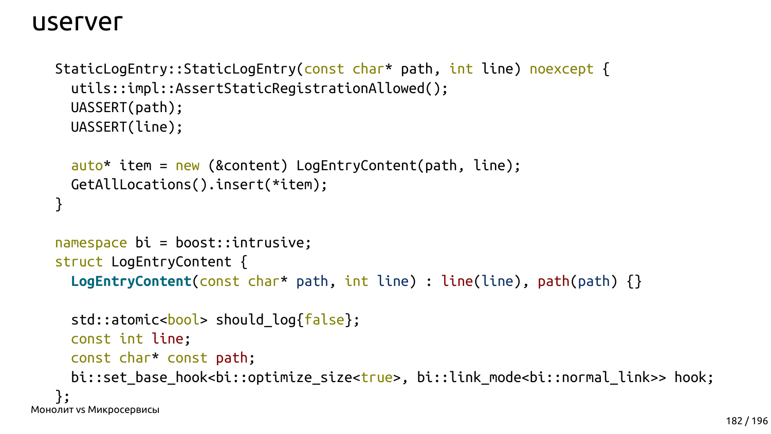# userver

```
StaticLogEntry::StaticLogEntry(const char* path, int line) noexcept {
  utils::impl::AssertStaticRegistrationAllowed();
  UASSERT(path);
  UASSERT(line);

  auto* item = new (&content) LogEntryContent(path, line);
  GetAllLocations().insert(*item);
}

namespace bi = boost::intrusive;
struct LogEntryContent {
  LogEntryContent(const char* path, int line) : line(line), path(path) {}

  std::atomic<bool> should_log{false};
  const int line;
  const char* const path;
  bi::set_base_hook<bi::optimize_size<true>, bi::link_mode<bi::normal_link>> hook;
};
```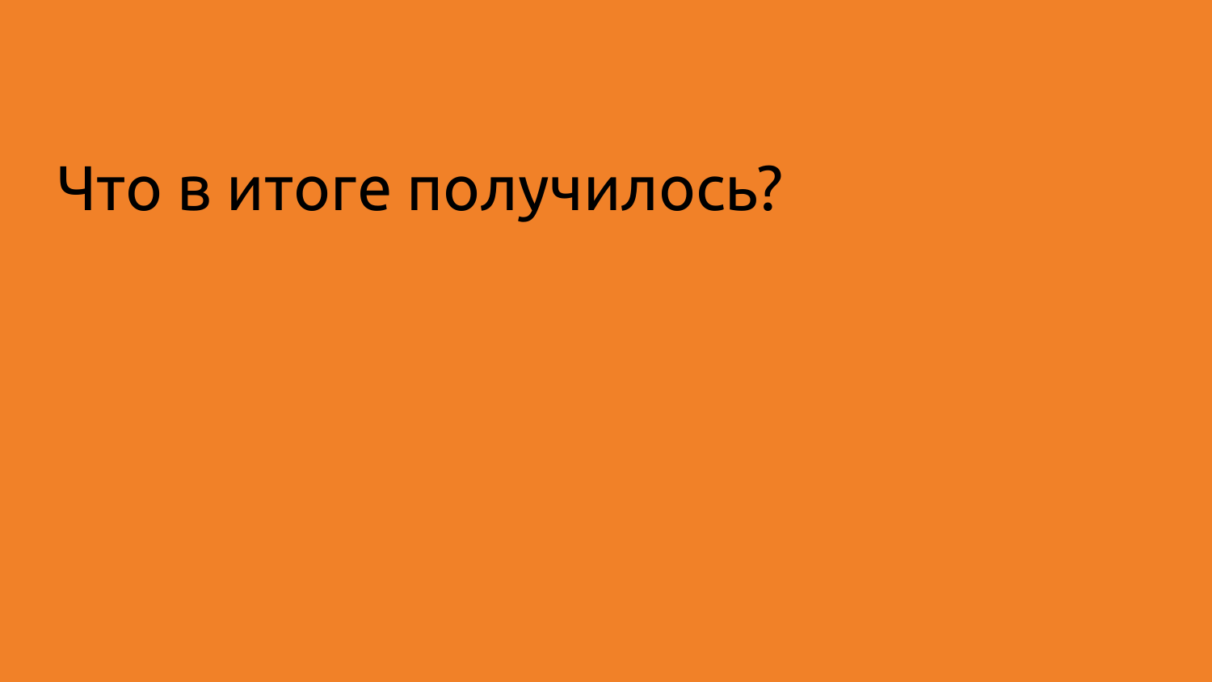# Что в итоге получилось?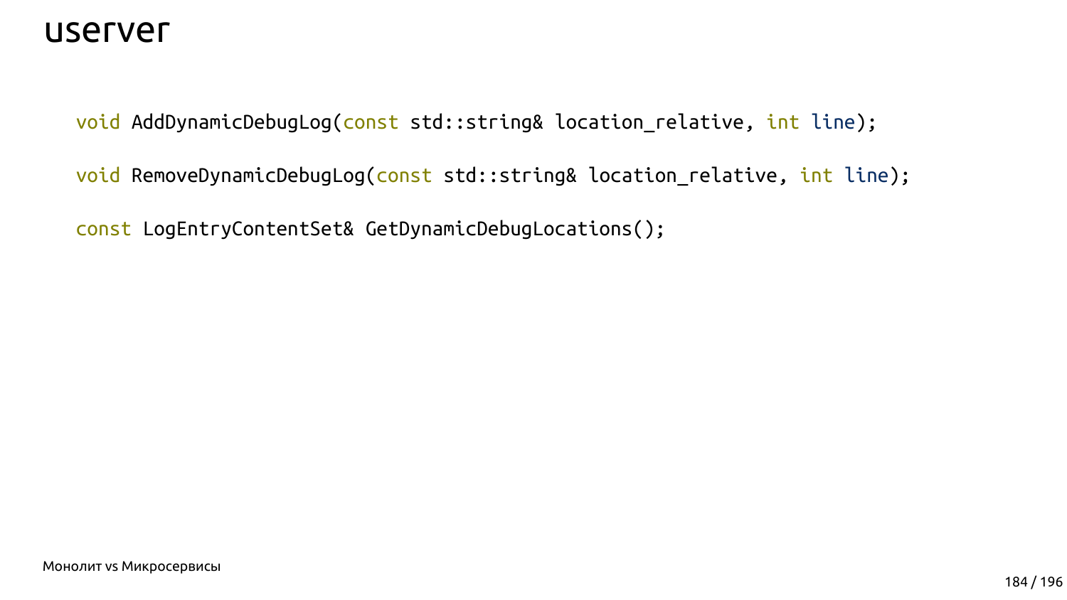# userver

```cpp
void AddDynamicDebugLog(const std::string& location_relative, int line);

void RemoveDynamicDebugLog(const std::string& location_relative, int line);

const LogEntryContentSet& GetDynamicDebugLocations();
```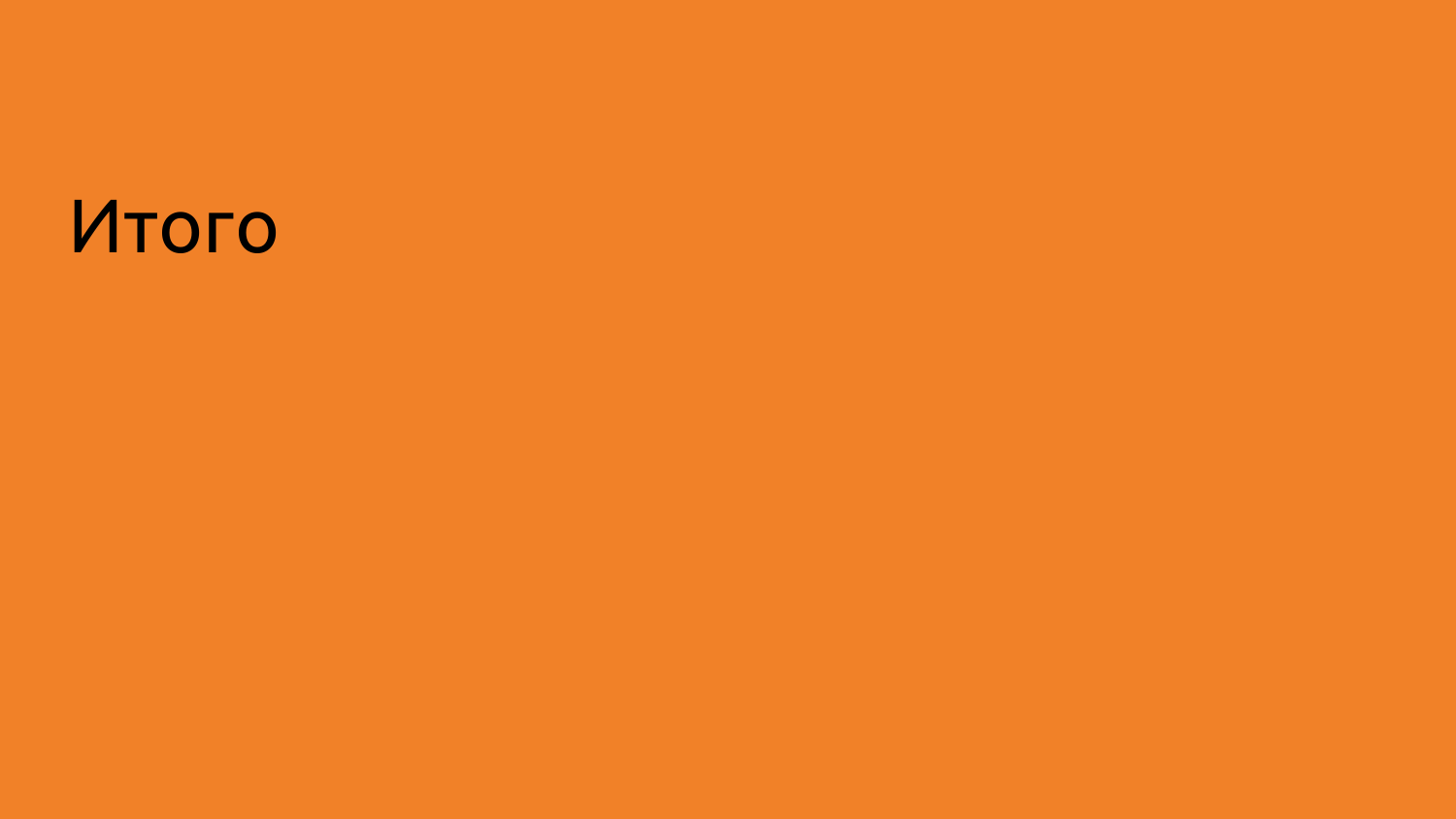# Итого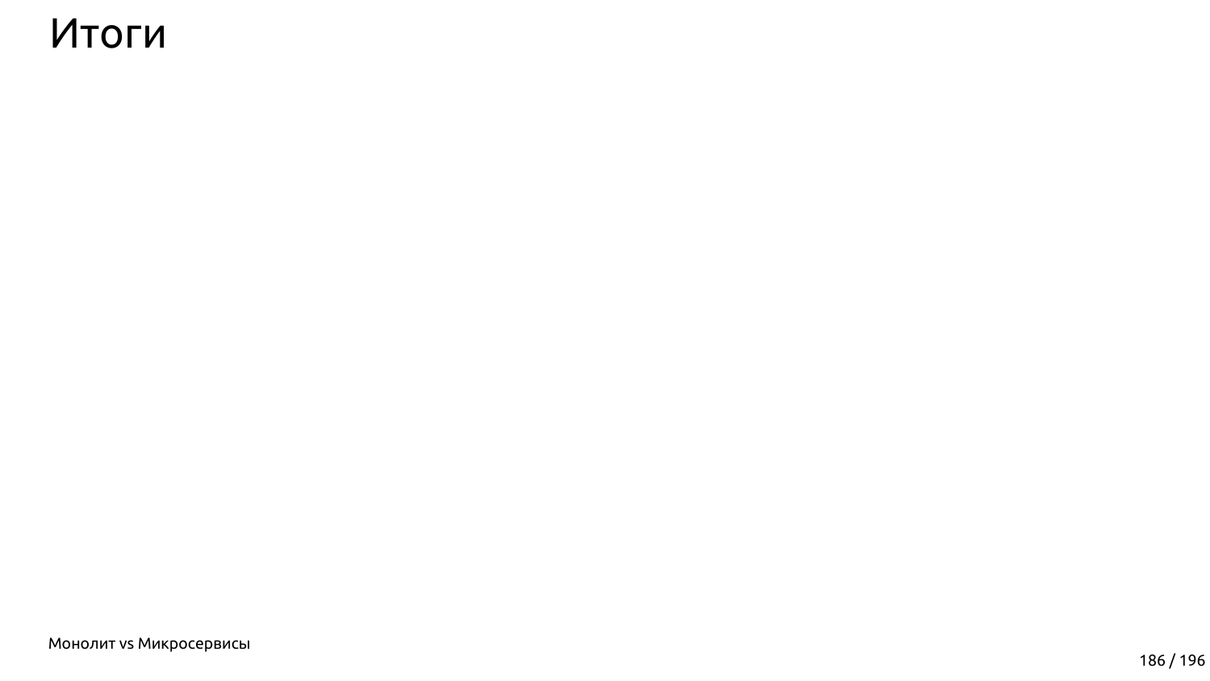# Итоги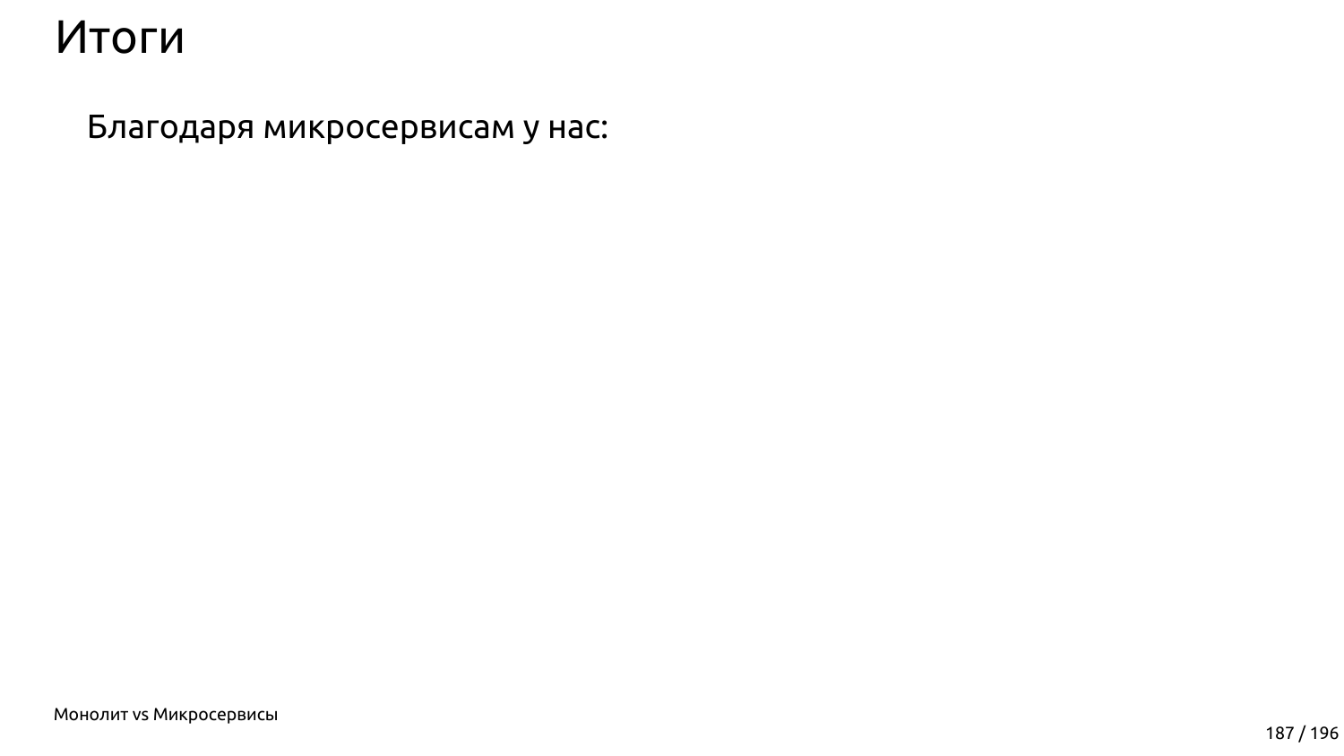# Итоги

Благодаря микросервисам у нас: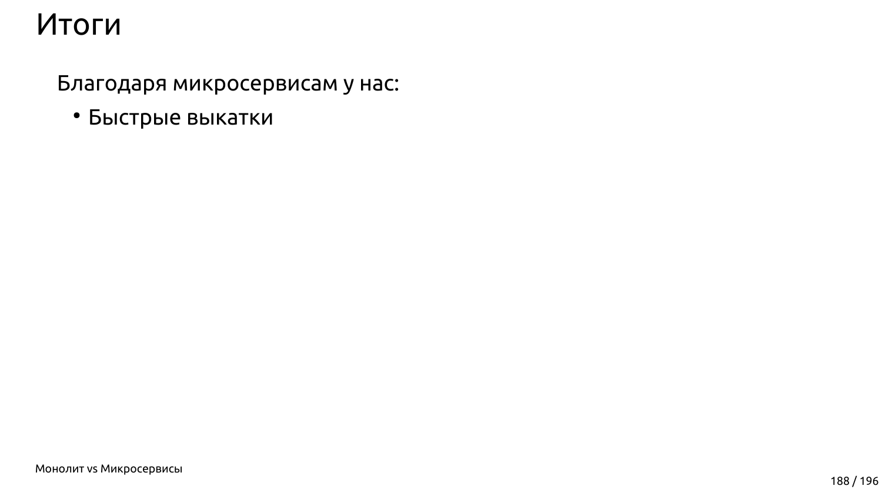# Итоги

Благодаря микросервисам у нас:

- Быстрые выкатки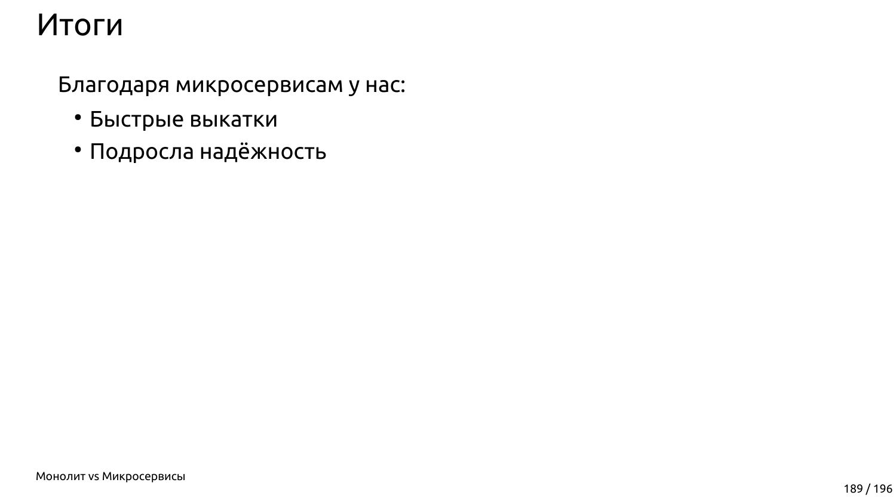# Итоги

Благодаря микросервисам у нас:

- Быстрые выкатки
- Подросла надёжность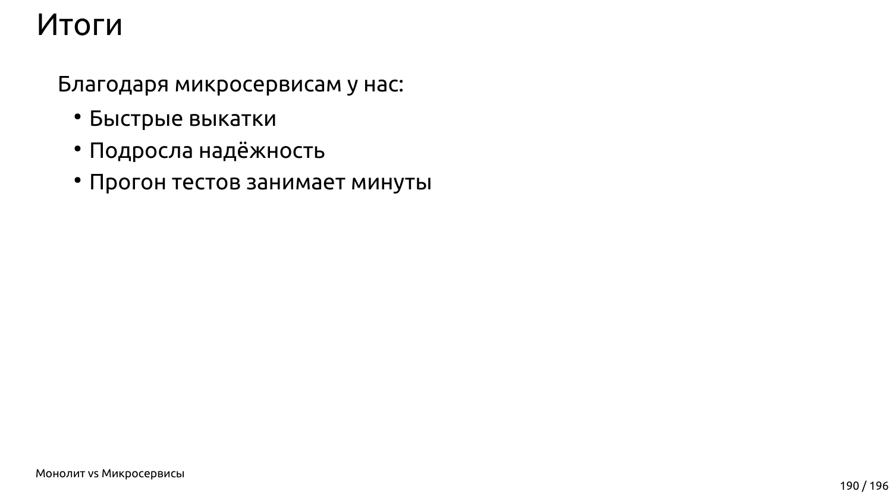# Итоги

Благодаря микросервисам у нас:

- Быстрые выкатки
- Подросла надёжность
- Прогон тестов занимает минуты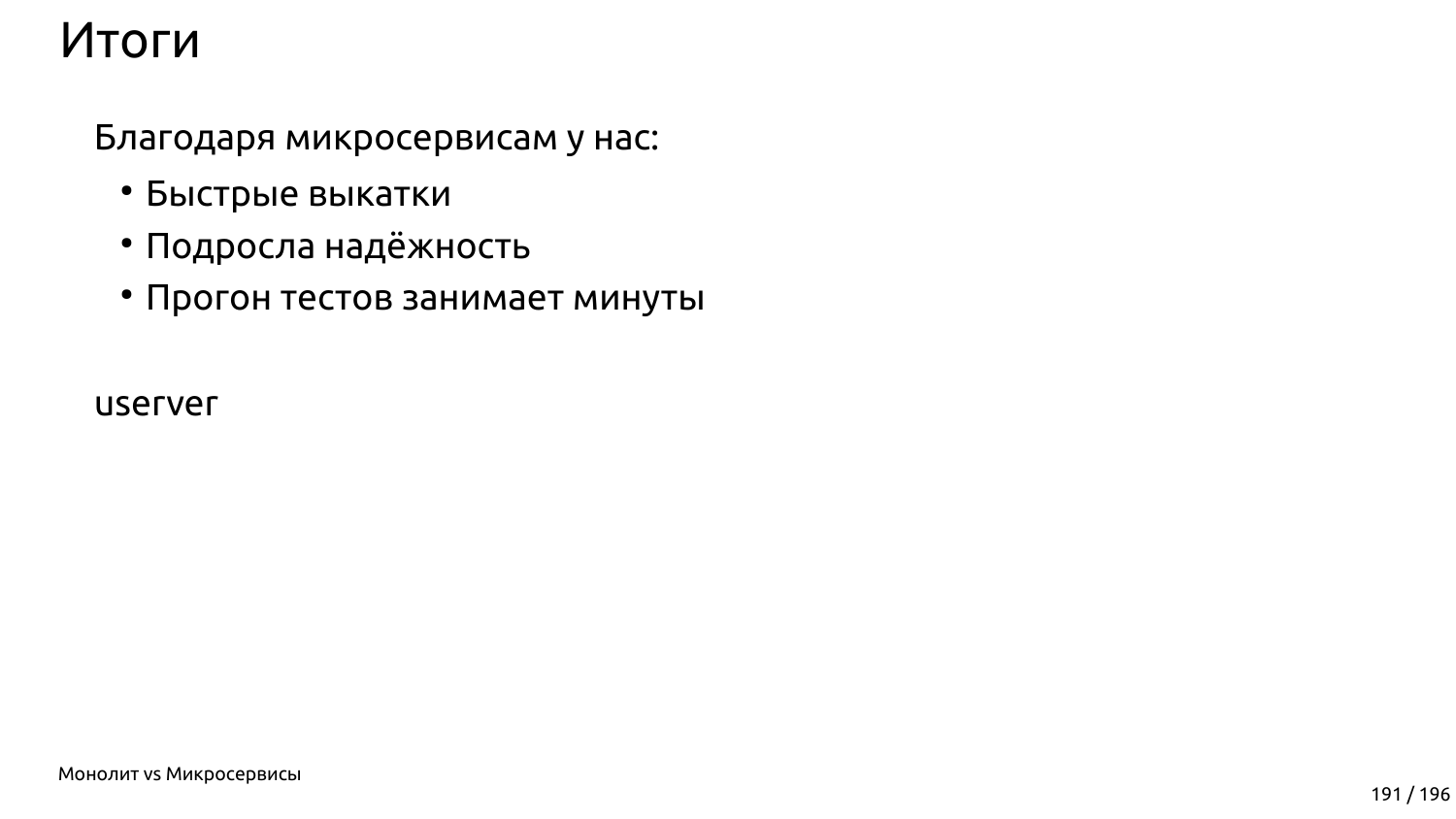# Итоги

Благодаря микросервисам у нас:

- Быстрые выкатки
- Подросла надёжность
- Прогон тестов занимает минуты

userver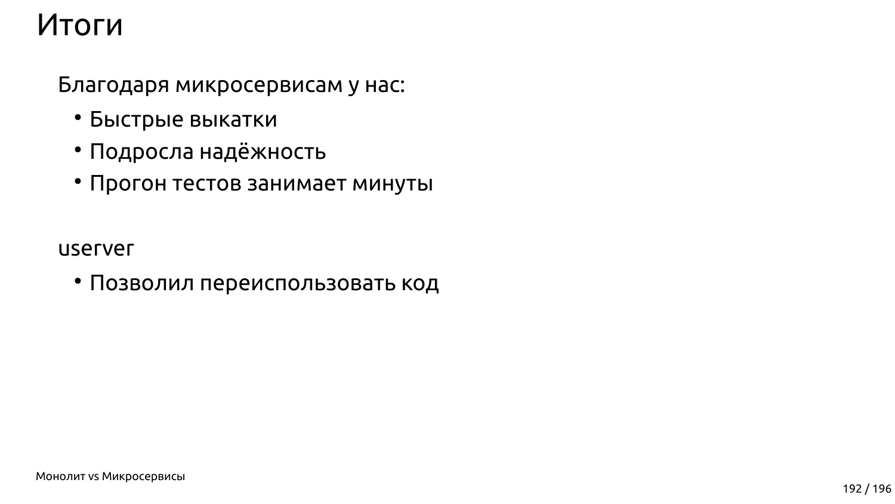# Итоги

Благодаря микросервисам у нас:

- Быстрые выкатки
- Подросла надёжность
- Прогон тестов занимает минуты

userver

- Позволил переиспользовать код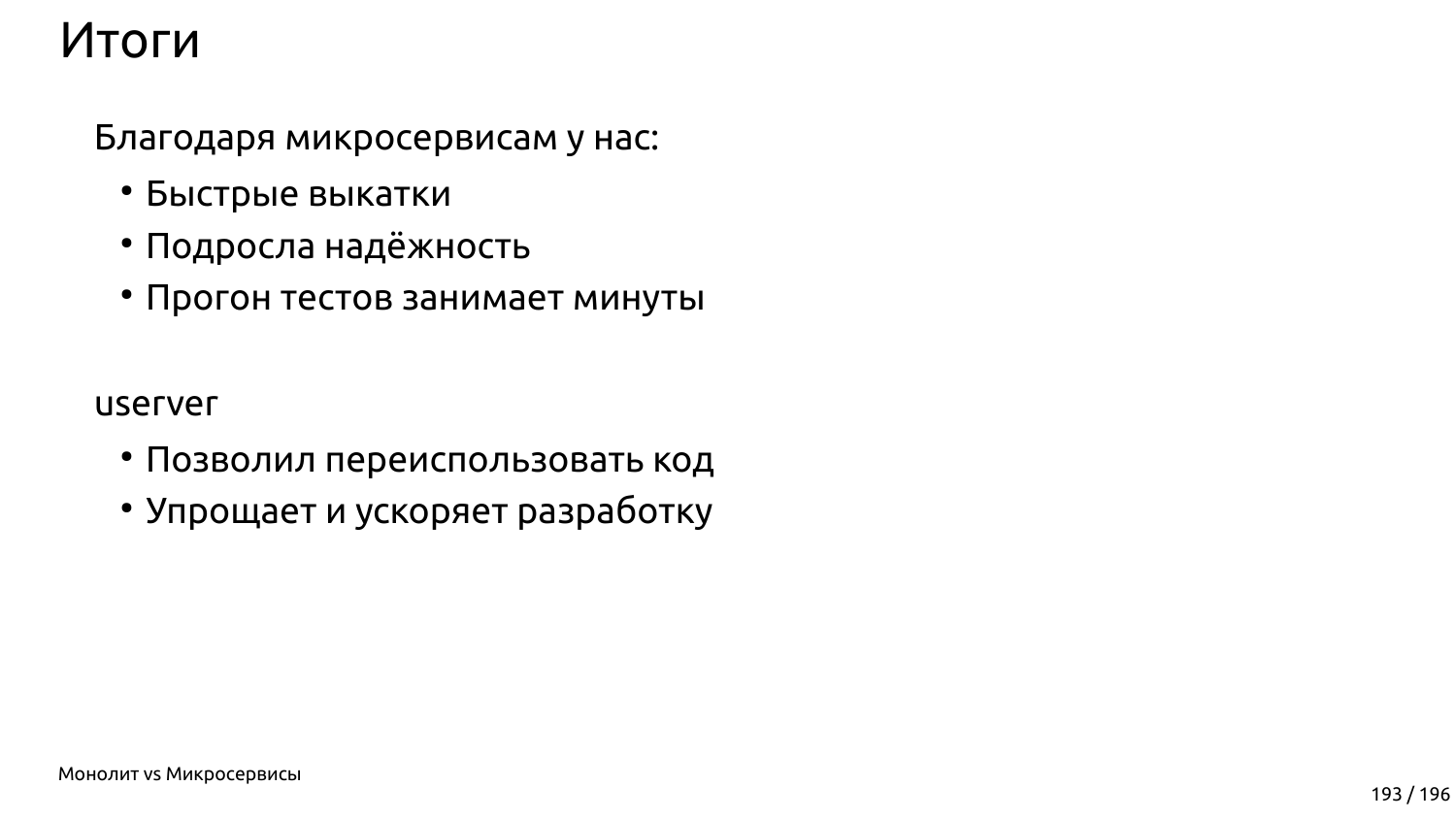# Итоги

Благодаря микросервисам у нас:

- Быстрые выкатки
- Подросла надёжность
- Прогон тестов занимает минуты

userver

- Позволил переиспользовать код
- Упрощает и ускоряет разработку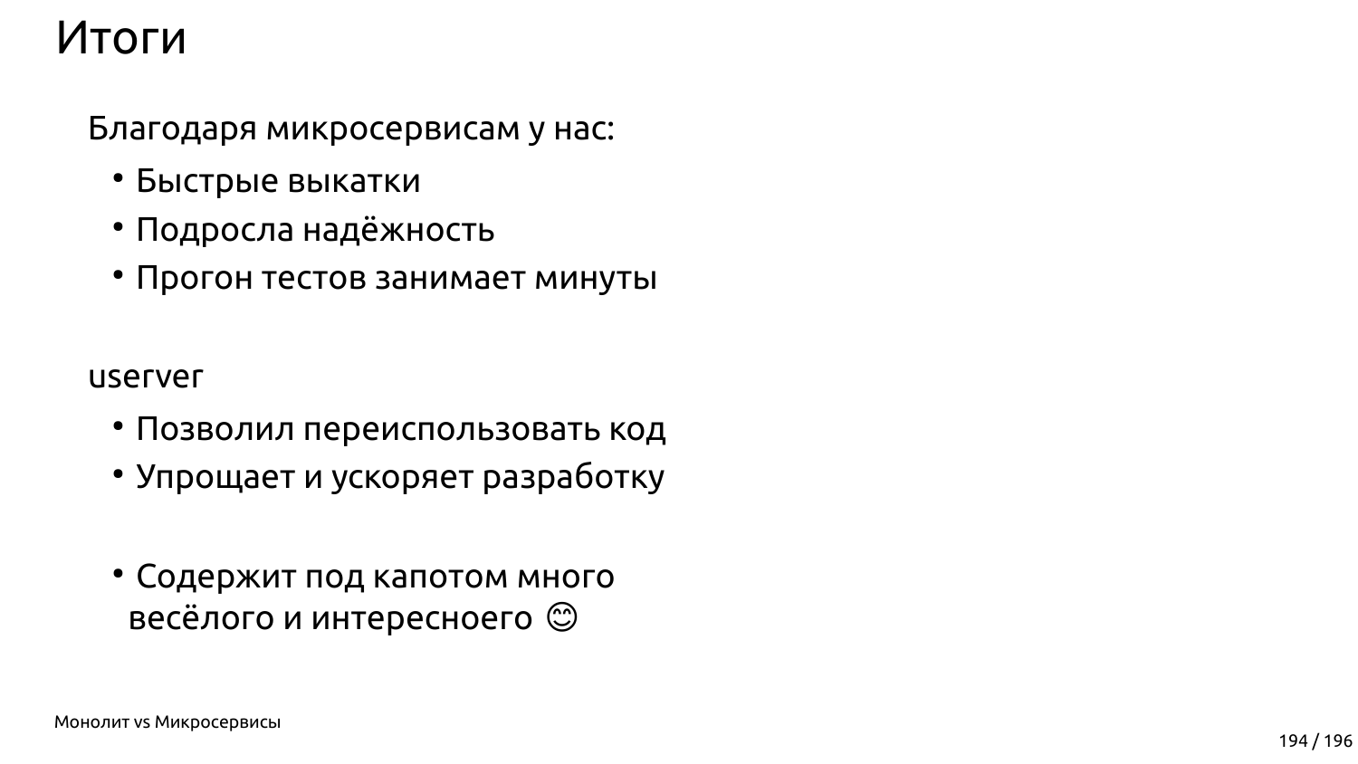# Итоги

Благодаря микросервисам у нас:

- Быстрые выкатки
- Подросла надёжность
- Прогон тестов занимает минуты

userver

- Позволил переиспользовать код
- Упрощает и ускоряет разработку

- Содержит под капотом много весёлого и интересноего 😊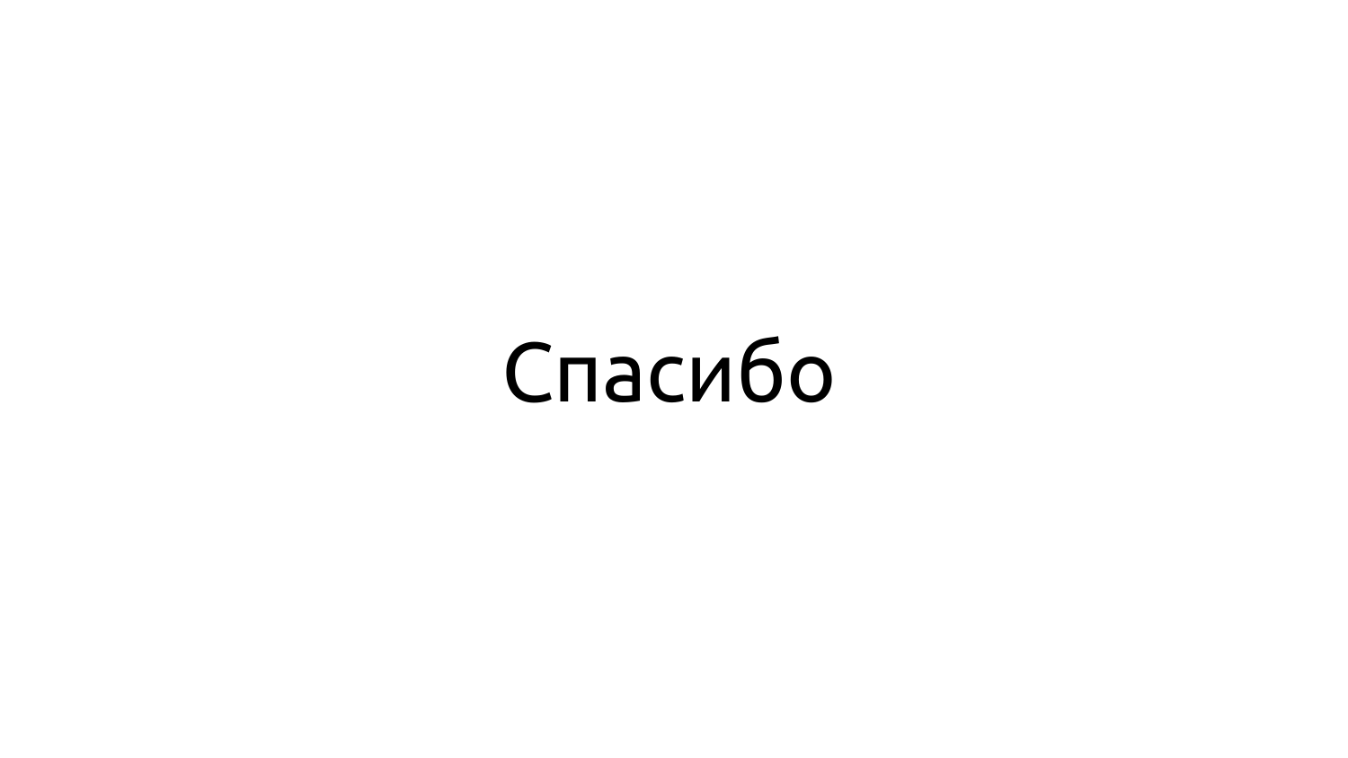Спасибо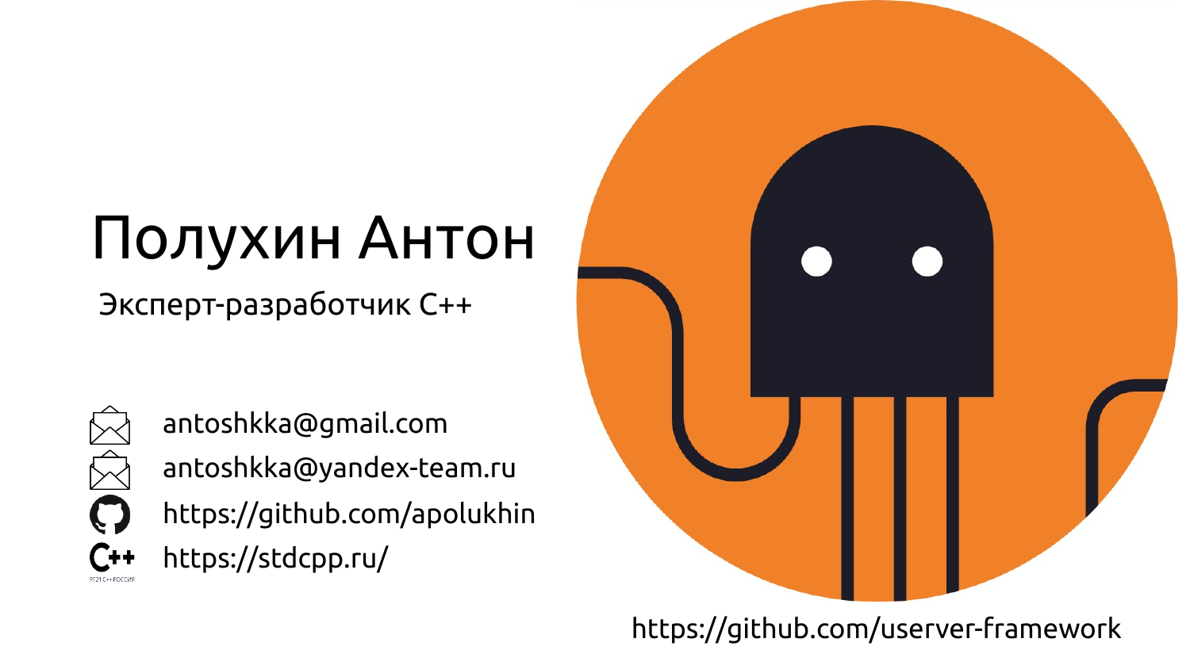# Полухин Антон

Эксперт-разработчик C++

- antoshkka@gmail.com
- antoshkka@yandex-team.ru
- https://github.com/apolukhin
- https://stdcpp.ru/

https://github.com/userver-framework